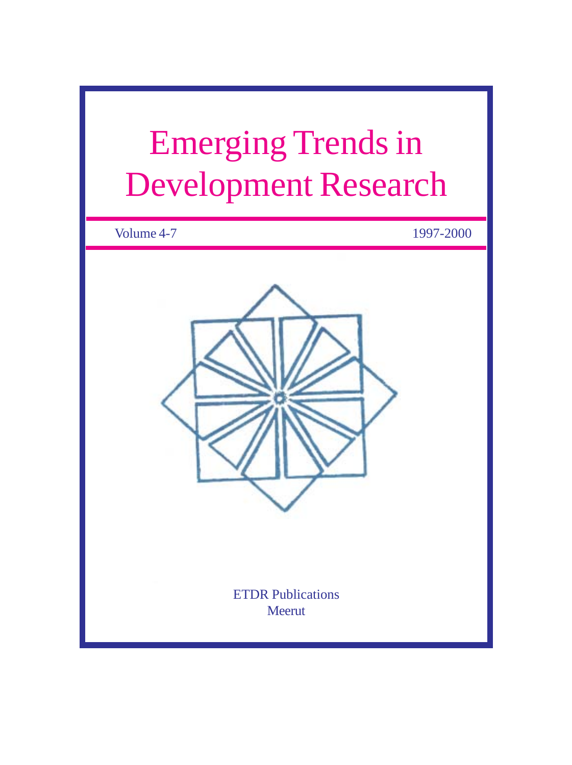# Emerging Trends in Development Research

Volume 4-7 1997-2000

ETDR Publications
Meerut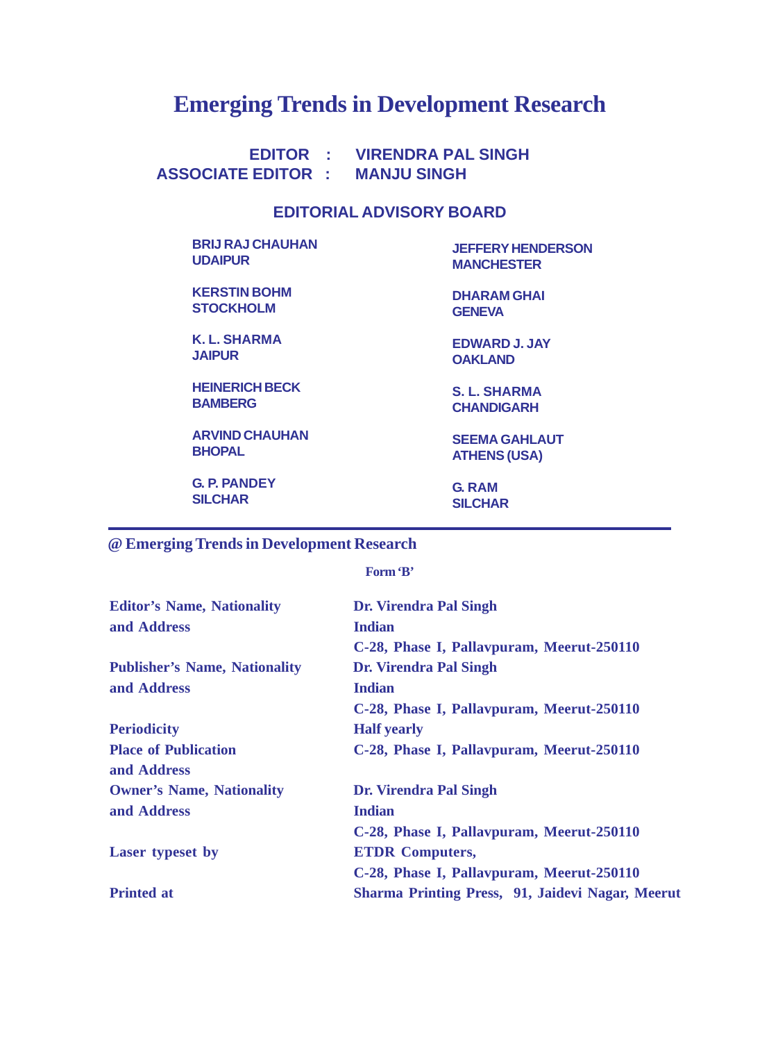# Emerging Trends in Development Research

**EDITOR : VIRENDRA PAL SINGH**
**ASSOCIATE EDITOR : MANJU SINGH**

## EDITORIAL ADVISORY BOARD

**BRIJ RAJ CHAUHAN**
**UDAIPUR**

**KERSTIN BOHM**
**STOCKHOLM**

**K. L. SHARMA**
**JAIPUR**

**HEINERICH BECK**
**BAMBERG**

**ARVIND CHAUHAN**
**BHOPAL**

**G. P. PANDEY**
**SILCHAR**

**JEFFERY HENDERSON**
**MANCHESTER**

**DHARAM GHAI**
**GENEVA**

**EDWARD J. JAY**
**OAKLAND**

**S. L. SHARMA**
**CHANDIGARH**

**SEEMA GAHLAUT**
**ATHENS (USA)**

**G. RAM**
**SILCHAR**

---

**@ Emerging Trends in Development Research**

**Form 'B'**

| | |
|---|---|
| **Editor's Name, Nationality and Address** | **Dr. Virendra Pal Singh**<br>**Indian**<br>**C-28, Phase I, Pallavpuram, Meerut-250110** |
| **Publisher's Name, Nationality and Address** | **Dr. Virendra Pal Singh**<br>**Indian**<br>**C-28, Phase I, Pallavpuram, Meerut-250110** |
| **Periodicity** | **Half yearly** |
| **Place of Publication and Address** | **C-28, Phase I, Pallavpuram, Meerut-250110** |
| **Owner's Name, Nationality and Address** | **Dr. Virendra Pal Singh**<br>**Indian**<br>**C-28, Phase I, Pallavpuram, Meerut-250110** |
| **Laser typeset by** | **ETDR Computers,**<br>**C-28, Phase I, Pallavpuram, Meerut-250110** |
| **Printed at** | **Sharma Printing Press, 91, Jaidevi Nagar, Meerut** |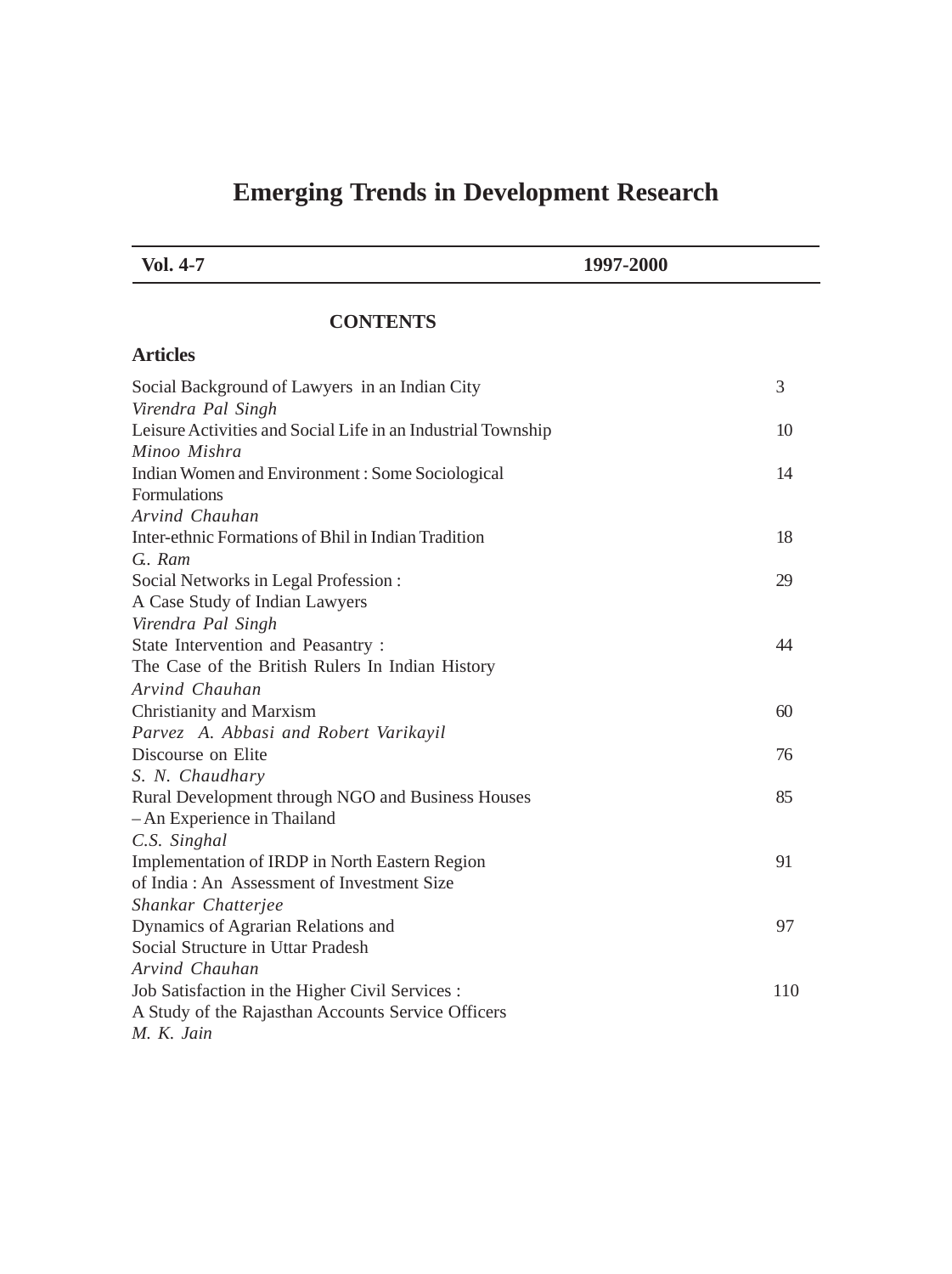# Emerging Trends in Development Research

**Vol. 4-7** **1997-2000**

## CONTENTS

### Articles

| | |
|---|---|
| Social Background of Lawyers in an Indian City<br>*Virendra Pal Singh* | 3 |
| Leisure Activities and Social Life in an Industrial Township<br>*Minoo Mishra* | 10 |
| Indian Women and Environment : Some Sociological Formulations<br>*Arvind Chauhan* | 14 |
| Inter-ethnic Formations of Bhil in Indian Tradition<br>*G.. Ram* | 18 |
| Social Networks in Legal Profession :<br>A Case Study of Indian Lawyers<br>*Virendra Pal Singh* | 29 |
| State Intervention and Peasantry :<br>The Case of the British Rulers In Indian History<br>*Arvind Chauhan* | 44 |
| Christianity and Marxism<br>*Parvez A. Abbasi and Robert Varikayil* | 60 |
| Discourse on Elite<br>*S. N. Chaudhary* | 76 |
| Rural Development through NGO and Business Houses<br>– An Experience in Thailand<br>*C.S. Singhal* | 85 |
| Implementation of IRDP in North Eastern Region<br>of India : An Assessment of Investment Size<br>*Shankar Chatterjee* | 91 |
| Dynamics of Agrarian Relations and<br>Social Structure in Uttar Pradesh<br>*Arvind Chauhan* | 97 |
| Job Satisfaction in the Higher Civil Services :<br>A Study of the Rajasthan Accounts Service Officers<br>*M. K. Jain* | 110 |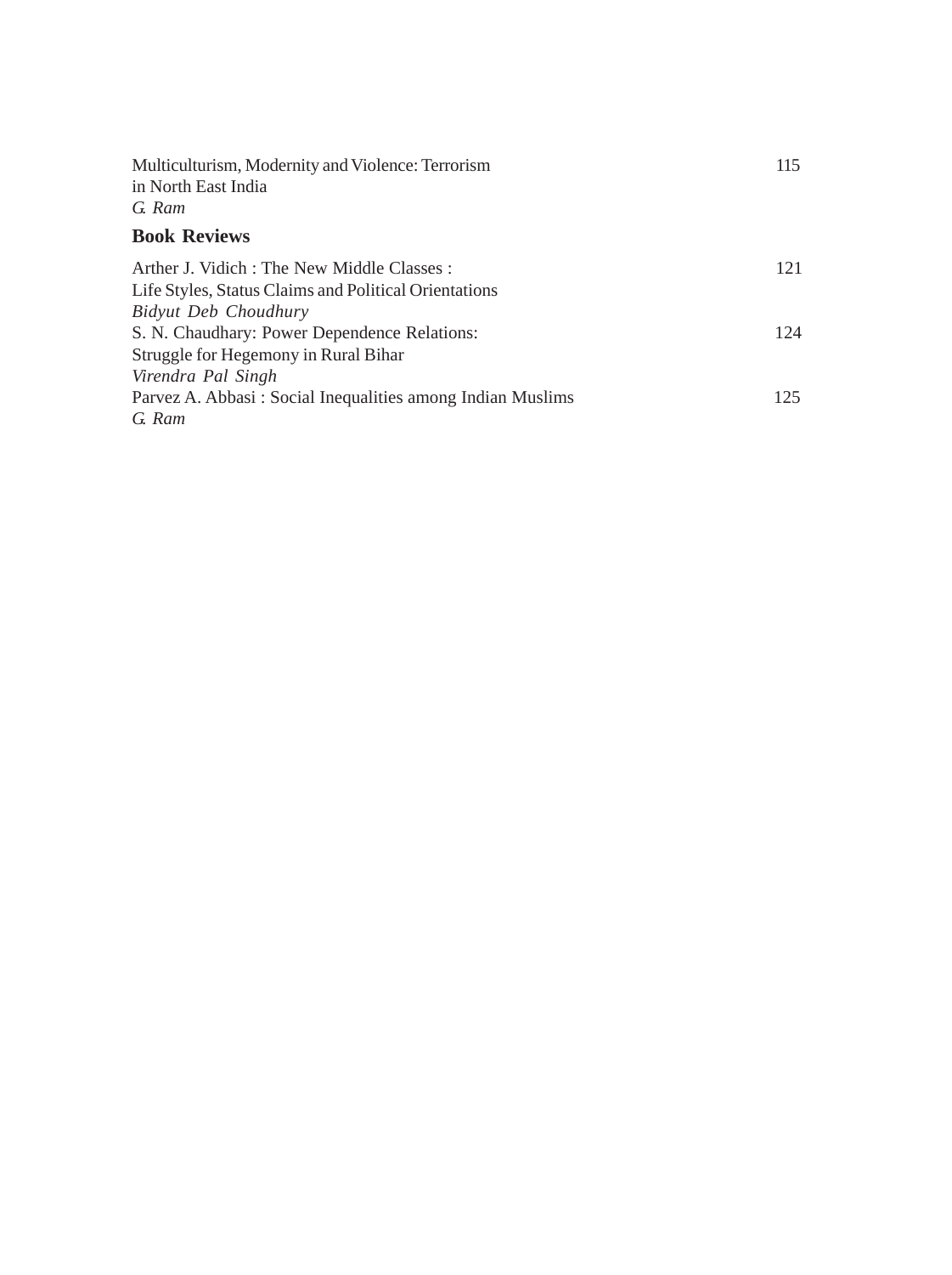Multiculturism, Modernity and Violence: Terrorism in North East India 115
*G. Ram*

## Book Reviews

Arther J. Vidich : The New Middle Classes : Life Styles, Status Claims and Political Orientations 121
*Bidyut Deb Choudhury*

S. N. Chaudhary: Power Dependence Relations: Struggle for Hegemony in Rural Bihar 124
*Virendra Pal Singh*

Parvez A. Abbasi : Social Inequalities among Indian Muslims 125
*G. Ram*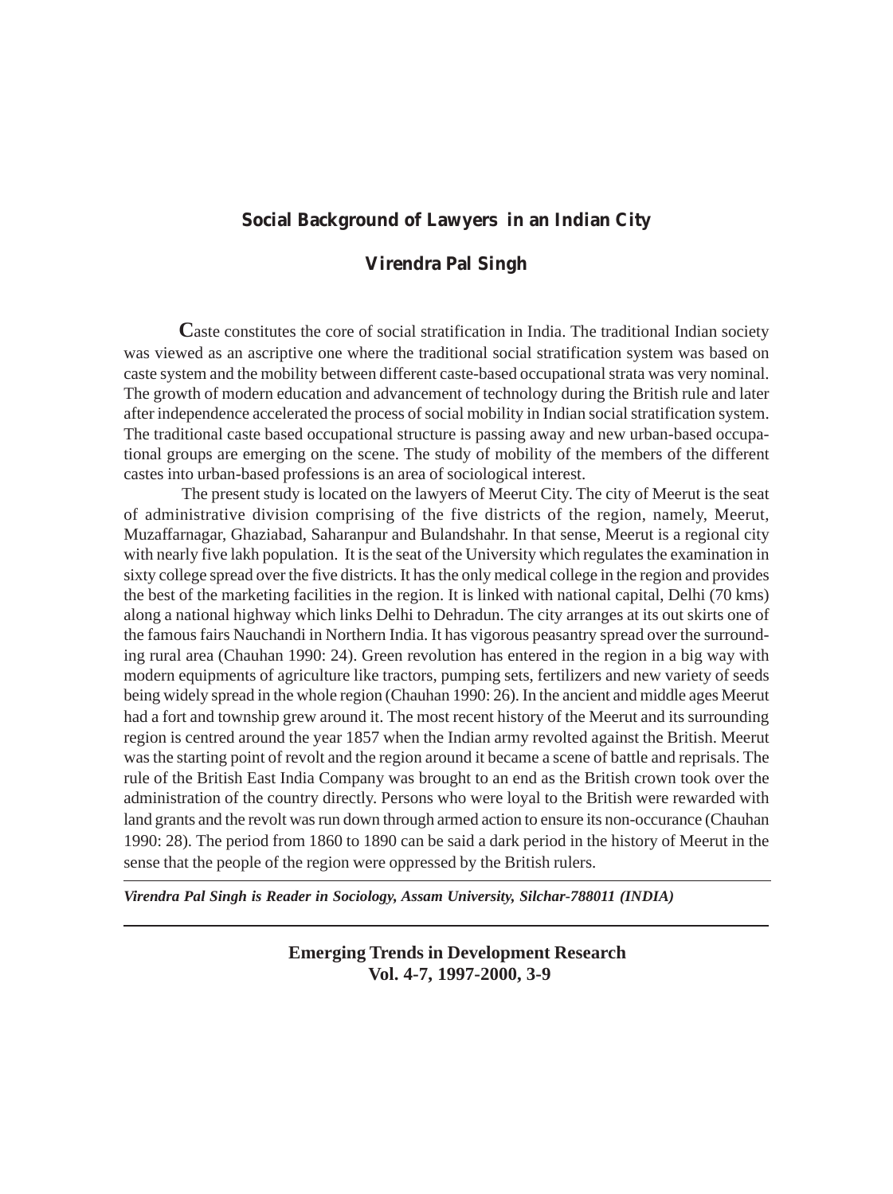# Social Background of Lawyers in an Indian City

## Virendra Pal Singh

Caste constitutes the core of social stratification in India. The traditional Indian society was viewed as an ascriptive one where the traditional social stratification system was based on caste system and the mobility between different caste-based occupational strata was very nominal. The growth of modern education and advancement of technology during the British rule and later after independence accelerated the process of social mobility in Indian social stratification system. The traditional caste based occupational structure is passing away and new urban-based occupational groups are emerging on the scene. The study of mobility of the members of the different castes into urban-based professions is an area of sociological interest.

The present study is located on the lawyers of Meerut City. The city of Meerut is the seat of administrative division comprising of the five districts of the region, namely, Meerut, Muzaffarnagar, Ghaziabad, Saharanpur and Bulandshahr. In that sense, Meerut is a regional city with nearly five lakh population. It is the seat of the University which regulates the examination in sixty college spread over the five districts. It has the only medical college in the region and provides the best of the marketing facilities in the region. It is linked with national capital, Delhi (70 kms) along a national highway which links Delhi to Dehradun. The city arranges at its out skirts one of the famous fairs Nauchandi in Northern India. It has vigorous peasantry spread over the surrounding rural area (Chauhan 1990: 24). Green revolution has entered in the region in a big way with modern equipments of agriculture like tractors, pumping sets, fertilizers and new variety of seeds being widely spread in the whole region (Chauhan 1990: 26). In the ancient and middle ages Meerut had a fort and township grew around it. The most recent history of the Meerut and its surrounding region is centred around the year 1857 when the Indian army revolted against the British. Meerut was the starting point of revolt and the region around it became a scene of battle and reprisals. The rule of the British East India Company was brought to an end as the British crown took over the administration of the country directly. Persons who were loyal to the British were rewarded with land grants and the revolt was run down through armed action to ensure its non-occurance (Chauhan 1990: 28). The period from 1860 to 1890 can be said a dark period in the history of Meerut in the sense that the people of the region were oppressed by the British rulers.

---

*Virendra Pal Singh is Reader in Sociology, Assam University, Silchar-788011 (INDIA)*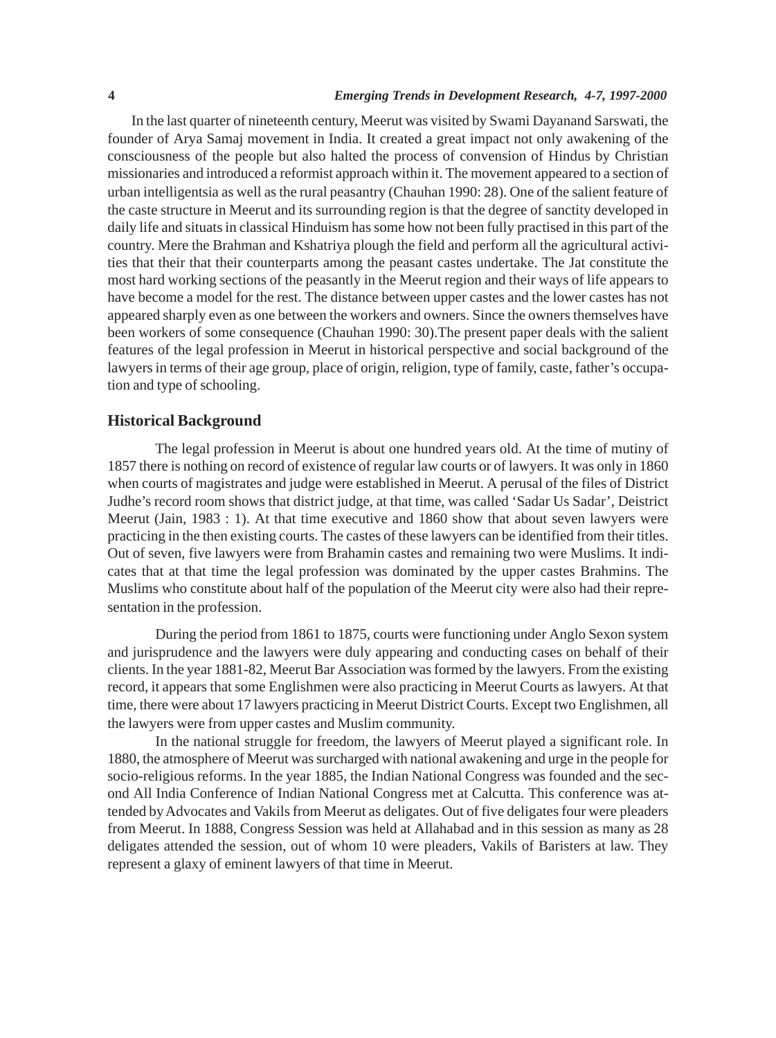In the last quarter of nineteenth century, Meerut was visited by Swami Dayanand Sarswati, the founder of Arya Samaj movement in India. It created a great impact not only awakening of the consciousness of the people but also halted the process of convension of Hindus by Christian missionaries and introduced a reformist approach within it. The movement appeared to a section of urban intelligentsia as well as the rural peasantry (Chauhan 1990: 28). One of the salient feature of the caste structure in Meerut and its surrounding region is that the degree of sanctity developed in daily life and situats in classical Hinduism has some how not been fully practised in this part of the country. Mere the Brahman and Kshatriya plough the field and perform all the agricultural activities that their that their counterparts among the peasant castes undertake. The Jat constitute the most hard working sections of the peasantly in the Meerut region and their ways of life appears to have become a model for the rest. The distance between upper castes and the lower castes has not appeared sharply even as one between the workers and owners. Since the owners themselves have been workers of some consequence (Chauhan 1990: 30).The present paper deals with the salient features of the legal profession in Meerut in historical perspective and social background of the lawyers in terms of their age group, place of origin, religion, type of family, caste, father's occupation and type of schooling.

## Historical Background

The legal profession in Meerut is about one hundred years old. At the time of mutiny of 1857 there is nothing on record of existence of regular law courts or of lawyers. It was only in 1860 when courts of magistrates and judge were established in Meerut. A perusal of the files of District Judhe's record room shows that district judge, at that time, was called 'Sadar Us Sadar', Deistrict Meerut (Jain, 1983 : 1). At that time executive and 1860 show that about seven lawyers were practicing in the then existing courts. The castes of these lawyers can be identified from their titles. Out of seven, five lawyers were from Brahamin castes and remaining two were Muslims. It indicates that at that time the legal profession was dominated by the upper castes Brahmins. The Muslims who constitute about half of the population of the Meerut city were also had their representation in the profession.

During the period from 1861 to 1875, courts were functioning under Anglo Sexon system and jurisprudence and the lawyers were duly appearing and conducting cases on behalf of their clients. In the year 1881-82, Meerut Bar Association was formed by the lawyers. From the existing record, it appears that some Englishmen were also practicing in Meerut Courts as lawyers. At that time, there were about 17 lawyers practicing in Meerut District Courts. Except two Englishmen, all the lawyers were from upper castes and Muslim community.

In the national struggle for freedom, the lawyers of Meerut played a significant role. In 1880, the atmosphere of Meerut was surcharged with national awakening and urge in the people for socio-religious reforms. In the year 1885, the Indian National Congress was founded and the second All India Conference of Indian National Congress met at Calcutta. This conference was attended by Advocates and Vakils from Meerut as deligates. Out of five deligates four were pleaders from Meerut. In 1888, Congress Session was held at Allahabad and in this session as many as 28 deligates attended the session, out of whom 10 were pleaders, Vakils of Baristers at law. They represent a glaxy of eminent lawyers of that time in Meerut.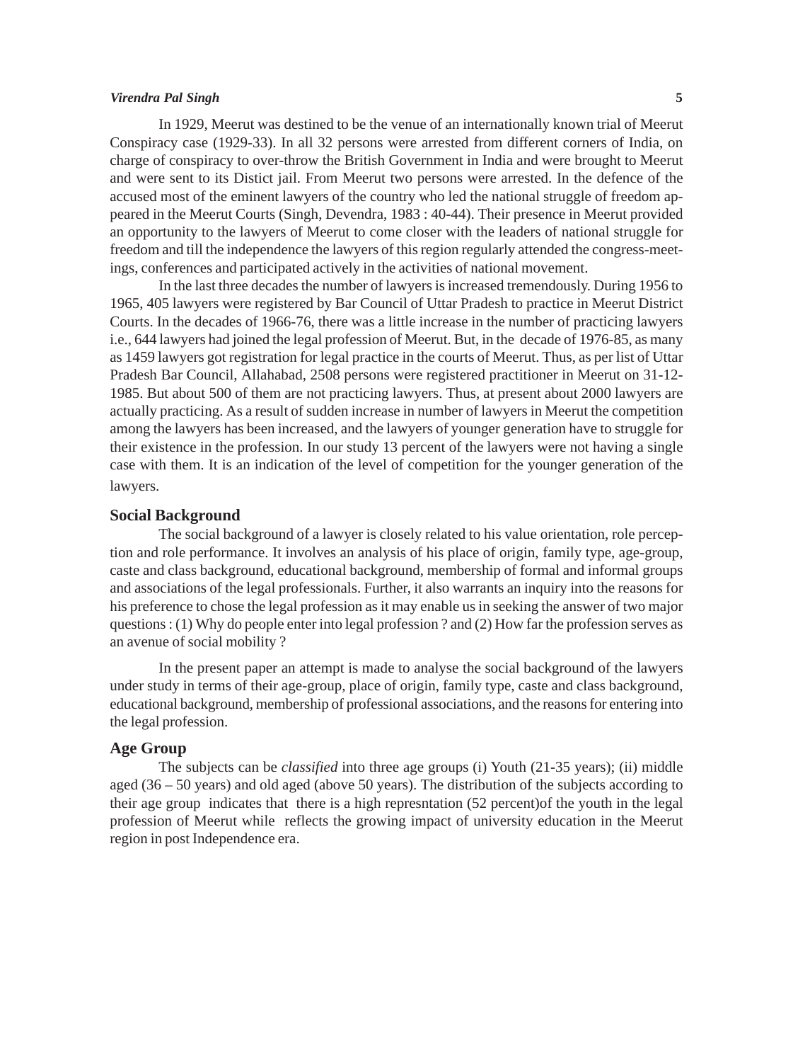In 1929, Meerut was destined to be the venue of an internationally known trial of Meerut Conspiracy case (1929-33). In all 32 persons were arrested from different corners of India, on charge of conspiracy to over-throw the British Government in India and were brought to Meerut and were sent to its Distict jail. From Meerut two persons were arrested. In the defence of the accused most of the eminent lawyers of the country who led the national struggle of freedom appeared in the Meerut Courts (Singh, Devendra, 1983 : 40-44). Their presence in Meerut provided an opportunity to the lawyers of Meerut to come closer with the leaders of national struggle for freedom and till the independence the lawyers of this region regularly attended the congress-meetings, conferences and participated actively in the activities of national movement.

In the last three decades the number of lawyers is increased tremendously. During 1956 to 1965, 405 lawyers were registered by Bar Council of Uttar Pradesh to practice in Meerut District Courts. In the decades of 1966-76, there was a little increase in the number of practicing lawyers i.e., 644 lawyers had joined the legal profession of Meerut. But, in the decade of 1976-85, as many as 1459 lawyers got registration for legal practice in the courts of Meerut. Thus, as per list of Uttar Pradesh Bar Council, Allahabad, 2508 persons were registered practitioner in Meerut on 31-12-1985. But about 500 of them are not practicing lawyers. Thus, at present about 2000 lawyers are actually practicing. As a result of sudden increase in number of lawyers in Meerut the competition among the lawyers has been increased, and the lawyers of younger generation have to struggle for their existence in the profession. In our study 13 percent of the lawyers were not having a single case with them. It is an indication of the level of competition for the younger generation of the lawyers.

## Social Background

The social background of a lawyer is closely related to his value orientation, role perception and role performance. It involves an analysis of his place of origin, family type, age-group, caste and class background, educational background, membership of formal and informal groups and associations of the legal professionals. Further, it also warrants an inquiry into the reasons for his preference to chose the legal profession as it may enable us in seeking the answer of two major questions : (1) Why do people enter into legal profession ? and (2) How far the profession serves as an avenue of social mobility ?

In the present paper an attempt is made to analyse the social background of the lawyers under study in terms of their age-group, place of origin, family type, caste and class background, educational background, membership of professional associations, and the reasons for entering into the legal profession.

## Age Group

The subjects can be *classified* into three age groups (i) Youth (21-35 years); (ii) middle aged (36 – 50 years) and old aged (above 50 years). The distribution of the subjects according to their age group indicates that there is a high represntation (52 percent)of the youth in the legal profession of Meerut while reflects the growing impact of university education in the Meerut region in post Independence era.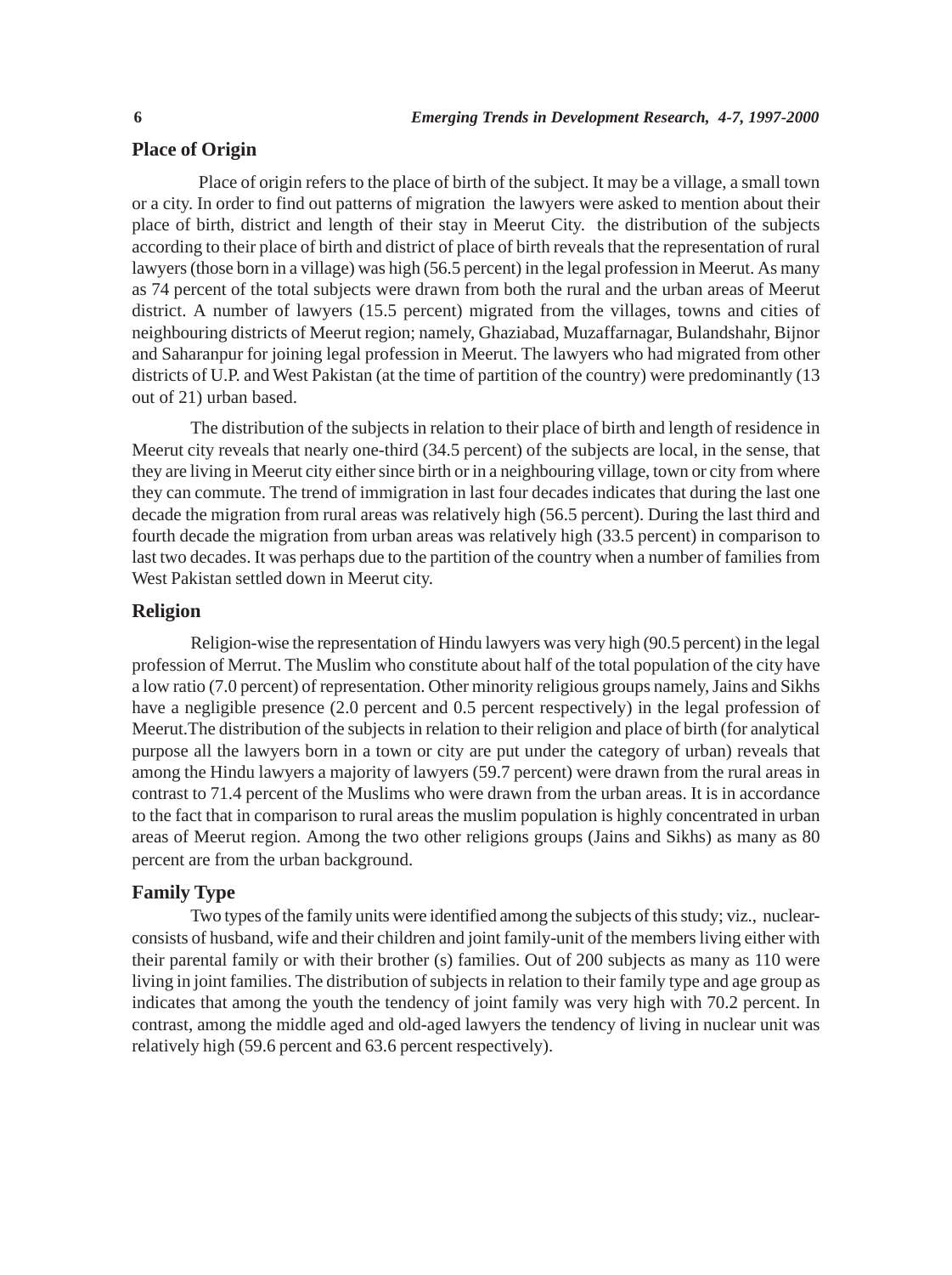## Place of Origin

Place of origin refers to the place of birth of the subject. It may be a village, a small town or a city. In order to find out patterns of migration the lawyers were asked to mention about their place of birth, district and length of their stay in Meerut City. the distribution of the subjects according to their place of birth and district of place of birth reveals that the representation of rural lawyers (those born in a village) was high (56.5 percent) in the legal profession in Meerut. As many as 74 percent of the total subjects were drawn from both the rural and the urban areas of Meerut district. A number of lawyers (15.5 percent) migrated from the villages, towns and cities of neighbouring districts of Meerut region; namely, Ghaziabad, Muzaffarnagar, Bulandshahr, Bijnor and Saharanpur for joining legal profession in Meerut. The lawyers who had migrated from other districts of U.P. and West Pakistan (at the time of partition of the country) were predominantly (13 out of 21) urban based.

The distribution of the subjects in relation to their place of birth and length of residence in Meerut city reveals that nearly one-third (34.5 percent) of the subjects are local, in the sense, that they are living in Meerut city either since birth or in a neighbouring village, town or city from where they can commute. The trend of immigration in last four decades indicates that during the last one decade the migration from rural areas was relatively high (56.5 percent). During the last third and fourth decade the migration from urban areas was relatively high (33.5 percent) in comparison to last two decades. It was perhaps due to the partition of the country when a number of families from West Pakistan settled down in Meerut city.

## Religion

Religion-wise the representation of Hindu lawyers was very high (90.5 percent) in the legal profession of Merrut. The Muslim who constitute about half of the total population of the city have a low ratio (7.0 percent) of representation. Other minority religious groups namely, Jains and Sikhs have a negligible presence (2.0 percent and 0.5 percent respectively) in the legal profession of Meerut.The distribution of the subjects in relation to their religion and place of birth (for analytical purpose all the lawyers born in a town or city are put under the category of urban) reveals that among the Hindu lawyers a majority of lawyers (59.7 percent) were drawn from the rural areas in contrast to 71.4 percent of the Muslims who were drawn from the urban areas. It is in accordance to the fact that in comparison to rural areas the muslim population is highly concentrated in urban areas of Meerut region. Among the two other religions groups (Jains and Sikhs) as many as 80 percent are from the urban background.

## Family Type

Two types of the family units were identified among the subjects of this study; viz., nuclear-consists of husband, wife and their children and joint family-unit of the members living either with their parental family or with their brother (s) families. Out of 200 subjects as many as 110 were living in joint families. The distribution of subjects in relation to their family type and age group as indicates that among the youth the tendency of joint family was very high with 70.2 percent. In contrast, among the middle aged and old-aged lawyers the tendency of living in nuclear unit was relatively high (59.6 percent and 63.6 percent respectively).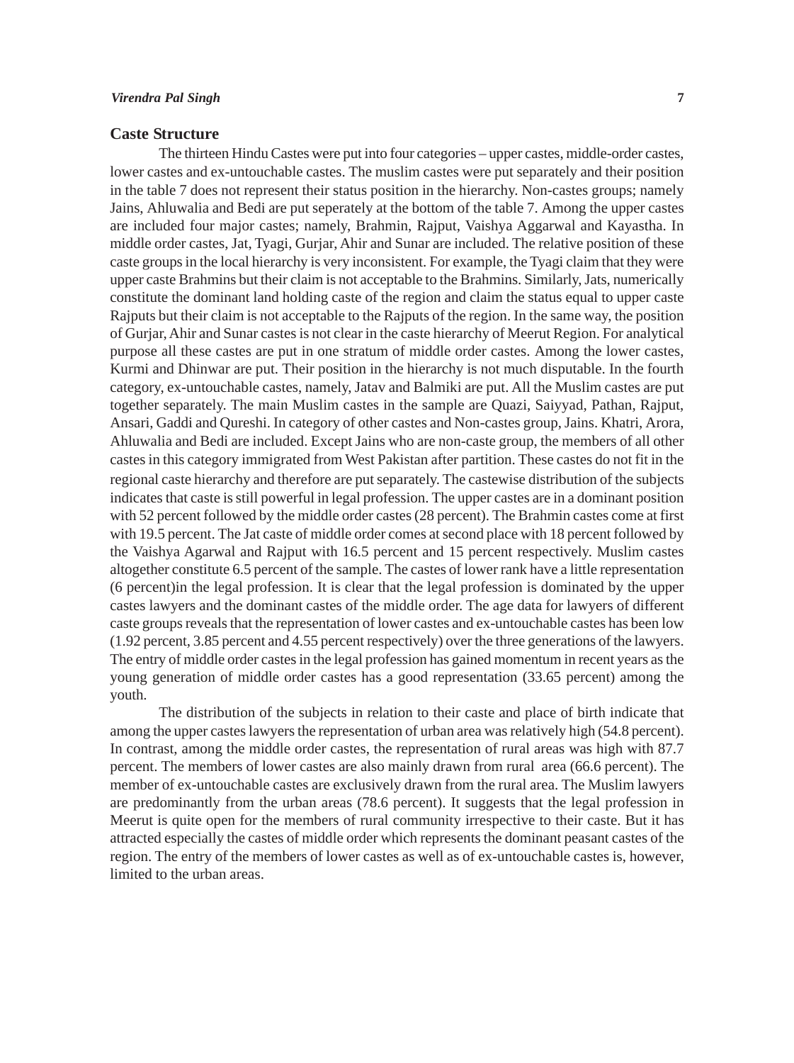## Caste Structure

The thirteen Hindu Castes were put into four categories – upper castes, middle-order castes, lower castes and ex-untouchable castes. The muslim castes were put separately and their position in the table 7 does not represent their status position in the hierarchy. Non-castes groups; namely Jains, Ahluwalia and Bedi are put seperately at the bottom of the table 7. Among the upper castes are included four major castes; namely, Brahmin, Rajput, Vaishya Aggarwal and Kayastha. In middle order castes, Jat, Tyagi, Gurjar, Ahir and Sunar are included. The relative position of these caste groups in the local hierarchy is very inconsistent. For example, the Tyagi claim that they were upper caste Brahmins but their claim is not acceptable to the Brahmins. Similarly, Jats, numerically constitute the dominant land holding caste of the region and claim the status equal to upper caste Rajputs but their claim is not acceptable to the Rajputs of the region. In the same way, the position of Gurjar, Ahir and Sunar castes is not clear in the caste hierarchy of Meerut Region. For analytical purpose all these castes are put in one stratum of middle order castes. Among the lower castes, Kurmi and Dhinwar are put. Their position in the hierarchy is not much disputable. In the fourth category, ex-untouchable castes, namely, Jatav and Balmiki are put. All the Muslim castes are put together separately. The main Muslim castes in the sample are Quazi, Saiyyad, Pathan, Rajput, Ansari, Gaddi and Qureshi. In category of other castes and Non-castes group, Jains. Khatri, Arora, Ahluwalia and Bedi are included. Except Jains who are non-caste group, the members of all other castes in this category immigrated from West Pakistan after partition. These castes do not fit in the regional caste hierarchy and therefore are put separately. The castewise distribution of the subjects indicates that caste is still powerful in legal profession. The upper castes are in a dominant position with 52 percent followed by the middle order castes (28 percent). The Brahmin castes come at first with 19.5 percent. The Jat caste of middle order comes at second place with 18 percent followed by the Vaishya Agarwal and Rajput with 16.5 percent and 15 percent respectively. Muslim castes altogether constitute 6.5 percent of the sample. The castes of lower rank have a little representation (6 percent)in the legal profession. It is clear that the legal profession is dominated by the upper castes lawyers and the dominant castes of the middle order. The age data for lawyers of different caste groups reveals that the representation of lower castes and ex-untouchable castes has been low (1.92 percent, 3.85 percent and 4.55 percent respectively) over the three generations of the lawyers. The entry of middle order castes in the legal profession has gained momentum in recent years as the young generation of middle order castes has a good representation (33.65 percent) among the youth.

The distribution of the subjects in relation to their caste and place of birth indicate that among the upper castes lawyers the representation of urban area was relatively high (54.8 percent). In contrast, among the middle order castes, the representation of rural areas was high with 87.7 percent. The members of lower castes are also mainly drawn from rural area (66.6 percent). The member of ex-untouchable castes are exclusively drawn from the rural area. The Muslim lawyers are predominantly from the urban areas (78.6 percent). It suggests that the legal profession in Meerut is quite open for the members of rural community irrespective to their caste. But it has attracted especially the castes of middle order which represents the dominant peasant castes of the region. The entry of the members of lower castes as well as of ex-untouchable castes is, however, limited to the urban areas.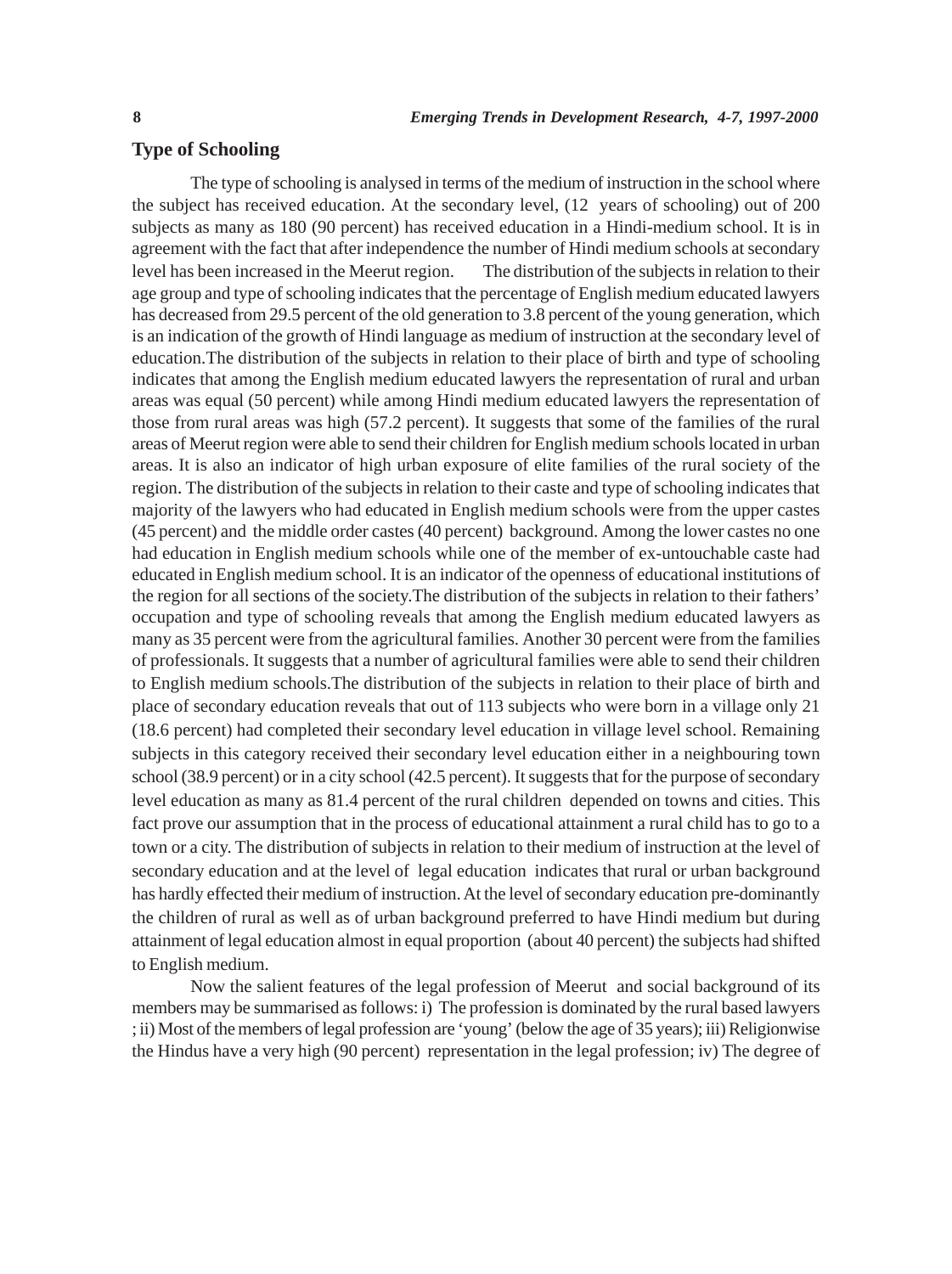## Type of Schooling

The type of schooling is analysed in terms of the medium of instruction in the school where the subject has received education. At the secondary level, (12 years of schooling) out of 200 subjects as many as 180 (90 percent) has received education in a Hindi-medium school. It is in agreement with the fact that after independence the number of Hindi medium schools at secondary level has been increased in the Meerut region. The distribution of the subjects in relation to their age group and type of schooling indicates that the percentage of English medium educated lawyers has decreased from 29.5 percent of the old generation to 3.8 percent of the young generation, which is an indication of the growth of Hindi language as medium of instruction at the secondary level of education.The distribution of the subjects in relation to their place of birth and type of schooling indicates that among the English medium educated lawyers the representation of rural and urban areas was equal (50 percent) while among Hindi medium educated lawyers the representation of those from rural areas was high (57.2 percent). It suggests that some of the families of the rural areas of Meerut region were able to send their children for English medium schools located in urban areas. It is also an indicator of high urban exposure of elite families of the rural society of the region. The distribution of the subjects in relation to their caste and type of schooling indicates that majority of the lawyers who had educated in English medium schools were from the upper castes (45 percent) and the middle order castes (40 percent) background. Among the lower castes no one had education in English medium schools while one of the member of ex-untouchable caste had educated in English medium school. It is an indicator of the openness of educational institutions of the region for all sections of the society.The distribution of the subjects in relation to their fathers' occupation and type of schooling reveals that among the English medium educated lawyers as many as 35 percent were from the agricultural families. Another 30 percent were from the families of professionals. It suggests that a number of agricultural families were able to send their children to English medium schools.The distribution of the subjects in relation to their place of birth and place of secondary education reveals that out of 113 subjects who were born in a village only 21 (18.6 percent) had completed their secondary level education in village level school. Remaining subjects in this category received their secondary level education either in a neighbouring town school (38.9 percent) or in a city school (42.5 percent). It suggests that for the purpose of secondary level education as many as 81.4 percent of the rural children depended on towns and cities. This fact prove our assumption that in the process of educational attainment a rural child has to go to a town or a city. The distribution of subjects in relation to their medium of instruction at the level of secondary education and at the level of legal education indicates that rural or urban background has hardly effected their medium of instruction. At the level of secondary education pre-dominantly the children of rural as well as of urban background preferred to have Hindi medium but during attainment of legal education almost in equal proportion (about 40 percent) the subjects had shifted to English medium.

Now the salient features of the legal profession of Meerut and social background of its members may be summarised as follows: i) The profession is dominated by the rural based lawyers ; ii) Most of the members of legal profession are 'young' (below the age of 35 years); iii) Religionwise the Hindus have a very high (90 percent) representation in the legal profession; iv) The degree of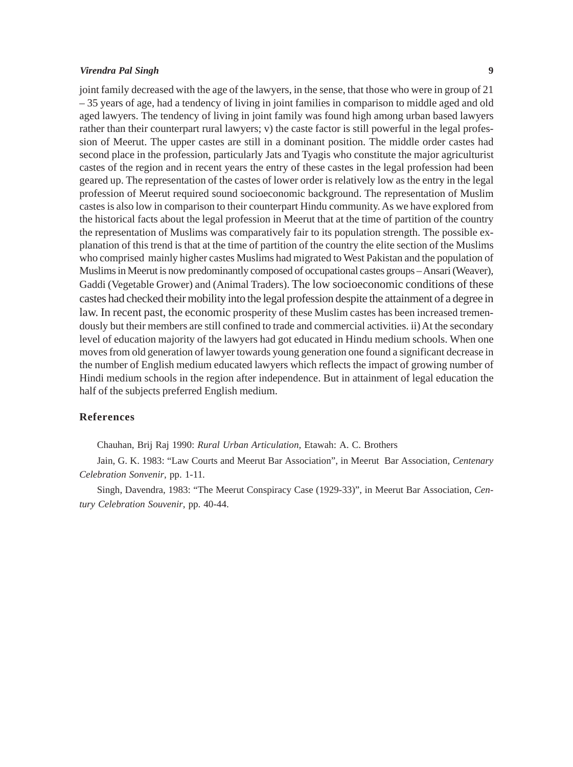joint family decreased with the age of the lawyers, in the sense, that those who were in group of 21 – 35 years of age, had a tendency of living in joint families in comparison to middle aged and old aged lawyers. The tendency of living in joint family was found high among urban based lawyers rather than their counterpart rural lawyers; v) the caste factor is still powerful in the legal profession of Meerut. The upper castes are still in a dominant position. The middle order castes had second place in the profession, particularly Jats and Tyagis who constitute the major agriculturist castes of the region and in recent years the entry of these castes in the legal profession had been geared up. The representation of the castes of lower order is relatively low as the entry in the legal profession of Meerut required sound socioeconomic background. The representation of Muslim castes is also low in comparison to their counterpart Hindu community. As we have explored from the historical facts about the legal profession in Meerut that at the time of partition of the country the representation of Muslims was comparatively fair to its population strength. The possible explanation of this trend is that at the time of partition of the country the elite section of the Muslims who comprised mainly higher castes Muslims had migrated to West Pakistan and the population of Muslims in Meerut is now predominantly composed of occupational castes groups – Ansari (Weaver), Gaddi (Vegetable Grower) and (Animal Traders). The low socioeconomic conditions of these castes had checked their mobility into the legal profession despite the attainment of a degree in law. In recent past, the economic prosperity of these Muslim castes has been increased tremendously but their members are still confined to trade and commercial activities. ii) At the secondary level of education majority of the lawyers had got educated in Hindu medium schools. When one moves from old generation of lawyer towards young generation one found a significant decrease in the number of English medium educated lawyers which reflects the impact of growing number of Hindi medium schools in the region after independence. But in attainment of legal education the half of the subjects preferred English medium.

## References

Chauhan, Brij Raj 1990: *Rural Urban Articulation*, Etawah: A. C. Brothers

Jain, G. K. 1983: "Law Courts and Meerut Bar Association", in Meerut Bar Association, *Centenary Celebration Sonvenir*, pp. 1-11.

Singh, Davendra, 1983: "The Meerut Conspiracy Case (1929-33)", in Meerut Bar Association, *Century Celebration Souvenir*, pp. 40-44.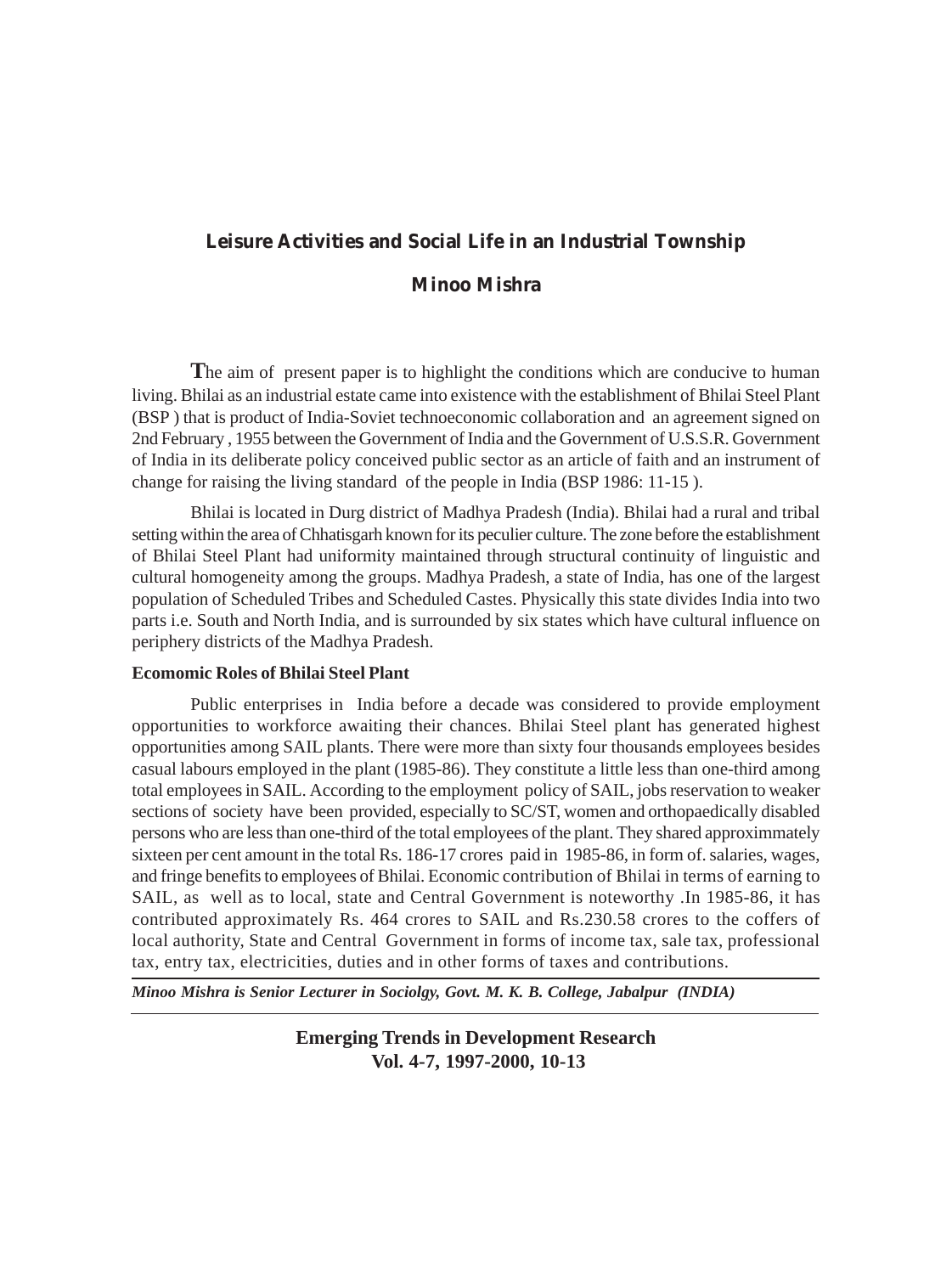# Leisure Activities and Social Life in an Industrial Township

## Minoo Mishra

The aim of present paper is to highlight the conditions which are conducive to human living. Bhilai as an industrial estate came into existence with the establishment of Bhilai Steel Plant (BSP ) that is product of India-Soviet technoeconomic collaboration and an agreement signed on 2nd February , 1955 between the Government of India and the Government of U.S.S.R. Government of India in its deliberate policy conceived public sector as an article of faith and an instrument of change for raising the living standard of the people in India (BSP 1986: 11-15 ).

Bhilai is located in Durg district of Madhya Pradesh (India). Bhilai had a rural and tribal setting within the area of Chhatisgarh known for its peculier culture. The zone before the establishment of Bhilai Steel Plant had uniformity maintained through structural continuity of linguistic and cultural homogeneity among the groups. Madhya Pradesh, a state of India, has one of the largest population of Scheduled Tribes and Scheduled Castes. Physically this state divides India into two parts i.e. South and North India, and is surrounded by six states which have cultural influence on periphery districts of the Madhya Pradesh.

### Ecomomic Roles of Bhilai Steel Plant

Public enterprises in India before a decade was considered to provide employment opportunities to workforce awaiting their chances. Bhilai Steel plant has generated highest opportunities among SAIL plants. There were more than sixty four thousands employees besides casual labours employed in the plant (1985-86). They constitute a little less than one-third among total employees in SAIL. According to the employment policy of SAIL, jobs reservation to weaker sections of society have been provided, especially to SC/ST, women and orthopaedically disabled persons who are less than one-third of the total employees of the plant. They shared approximmately sixteen per cent amount in the total Rs. 186-17 crores paid in 1985-86, in form of. salaries, wages, and fringe benefits to employees of Bhilai. Economic contribution of Bhilai in terms of earning to SAIL, as well as to local, state and Central Government is noteworthy .In 1985-86, it has contributed approximately Rs. 464 crores to SAIL and Rs.230.58 crores to the coffers of local authority, State and Central Government in forms of income tax, sale tax, professional tax, entry tax, electricities, duties and in other forms of taxes and contributions.

---

*Minoo Mishra is Senior Lecturer in Sociolgy, Govt. M. K. B. College, Jabalpur (INDIA)*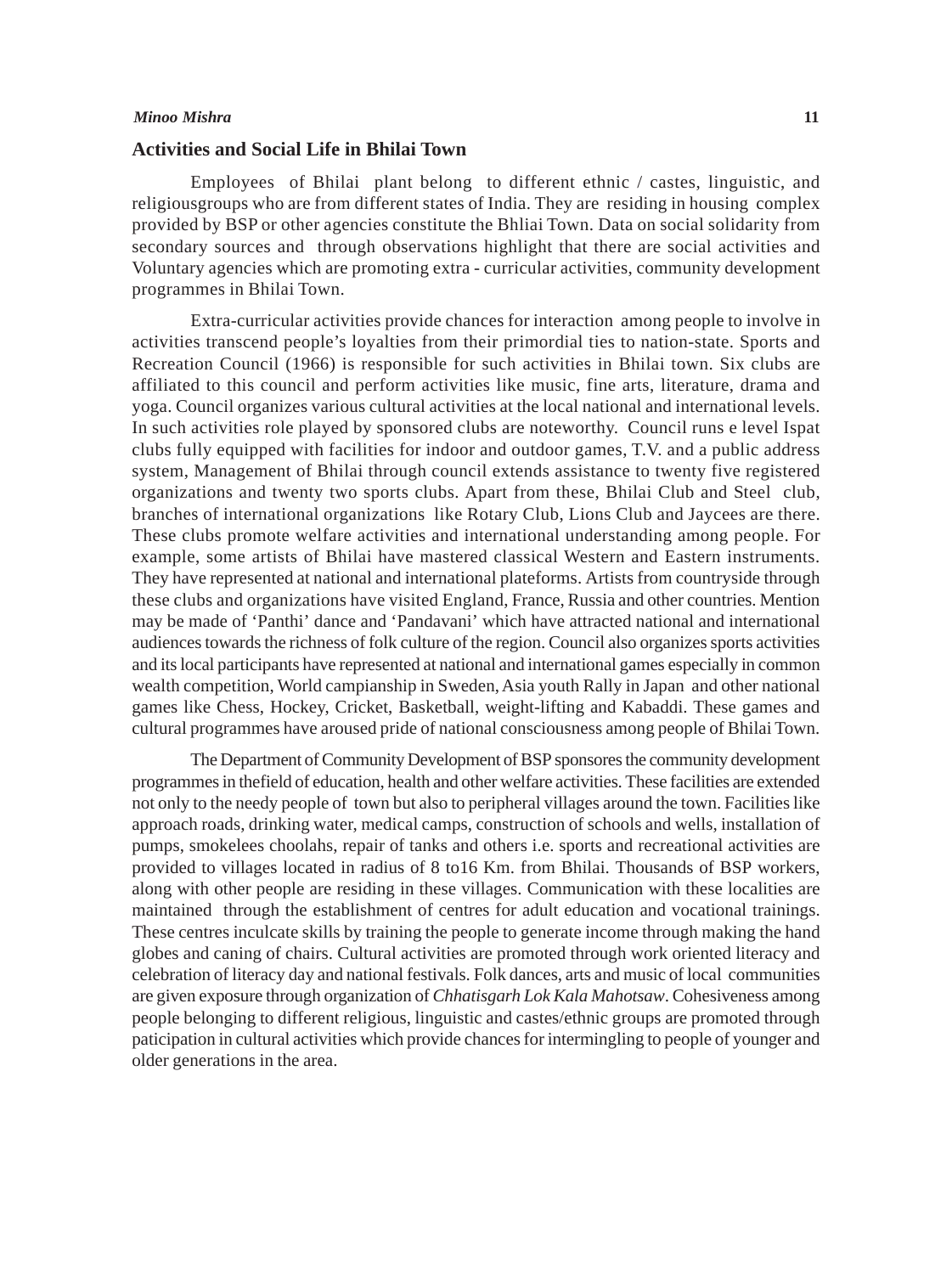## Activities and Social Life in Bhilai Town

Employees of Bhilai plant belong to different ethnic / castes, linguistic, and religiousgroups who are from different states of India. They are residing in housing complex provided by BSP or other agencies constitute the Bhliai Town. Data on social solidarity from secondary sources and through observations highlight that there are social activities and Voluntary agencies which are promoting extra - curricular activities, community development programmes in Bhilai Town.

Extra-curricular activities provide chances for interaction among people to involve in activities transcend people's loyalties from their primordial ties to nation-state. Sports and Recreation Council (1966) is responsible for such activities in Bhilai town. Six clubs are affiliated to this council and perform activities like music, fine arts, literature, drama and yoga. Council organizes various cultural activities at the local national and international levels. In such activities role played by sponsored clubs are noteworthy. Council runs e level Ispat clubs fully equipped with facilities for indoor and outdoor games, T.V. and a public address system, Management of Bhilai through council extends assistance to twenty five registered organizations and twenty two sports clubs. Apart from these, Bhilai Club and Steel club, branches of international organizations like Rotary Club, Lions Club and Jaycees are there. These clubs promote welfare activities and international understanding among people. For example, some artists of Bhilai have mastered classical Western and Eastern instruments. They have represented at national and international plateforms. Artists from countryside through these clubs and organizations have visited England, France, Russia and other countries. Mention may be made of 'Panthi' dance and 'Pandavani' which have attracted national and international audiences towards the richness of folk culture of the region. Council also organizes sports activities and its local participants have represented at national and international games especially in common wealth competition, World campianship in Sweden, Asia youth Rally in Japan and other national games like Chess, Hockey, Cricket, Basketball, weight-lifting and Kabaddi. These games and cultural programmes have aroused pride of national consciousness among people of Bhilai Town.

The Department of Community Development of BSP sponsores the community development programmes in thefield of education, health and other welfare activities. These facilities are extended not only to the needy people of town but also to peripheral villages around the town. Facilities like approach roads, drinking water, medical camps, construction of schools and wells, installation of pumps, smokelees choolahs, repair of tanks and others i.e. sports and recreational activities are provided to villages located in radius of 8 to16 Km. from Bhilai. Thousands of BSP workers, along with other people are residing in these villages. Communication with these localities are maintained through the establishment of centres for adult education and vocational trainings. These centres inculcate skills by training the people to generate income through making the hand globes and caning of chairs. Cultural activities are promoted through work oriented literacy and celebration of literacy day and national festivals. Folk dances, arts and music of local communities are given exposure through organization of *Chhatisgarh Lok Kala Mahotsaw*. Cohesiveness among people belonging to different religious, linguistic and castes/ethnic groups are promoted through paticipation in cultural activities which provide chances for intermingling to people of younger and older generations in the area.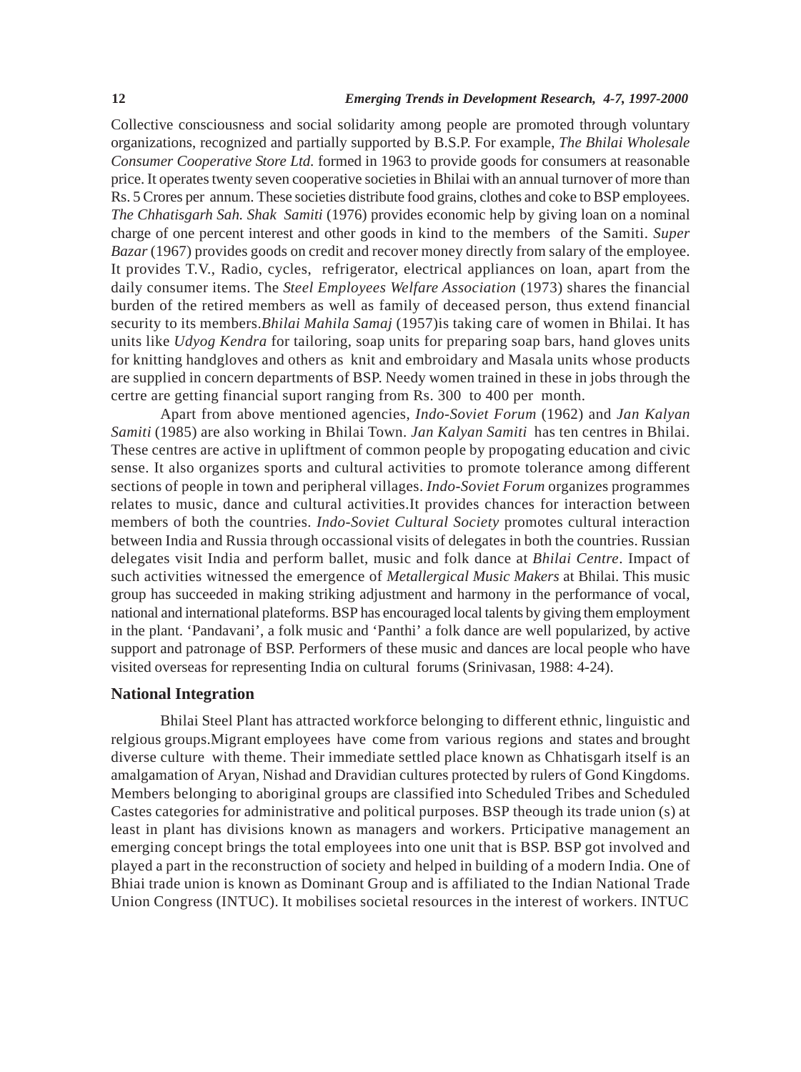Collective consciousness and social solidarity among people are promoted through voluntary organizations, recognized and partially supported by B.S.P. For example, *The Bhilai Wholesale Consumer Cooperative Store Ltd.* formed in 1963 to provide goods for consumers at reasonable price. It operates twenty seven cooperative societies in Bhilai with an annual turnover of more than Rs. 5 Crores per annum. These societies distribute food grains, clothes and coke to BSP employees. *The Chhatisgarh Sah. Shak Samiti* (1976) provides economic help by giving loan on a nominal charge of one percent interest and other goods in kind to the members of the Samiti. *Super Bazar* (1967) provides goods on credit and recover money directly from salary of the employee. It provides T.V., Radio, cycles, refrigerator, electrical appliances on loan, apart from the daily consumer items. The *Steel Employees Welfare Association* (1973) shares the financial burden of the retired members as well as family of deceased person, thus extend financial security to its members.*Bhilai Mahila Samaj* (1957)is taking care of women in Bhilai. It has units like *Udyog Kendra* for tailoring, soap units for preparing soap bars, hand gloves units for knitting handgloves and others as knit and embroidary and Masala units whose products are supplied in concern departments of BSP. Needy women trained in these in jobs through the certre are getting financial suport ranging from Rs. 300 to 400 per month.

Apart from above mentioned agencies, *Indo-Soviet Forum* (1962) and *Jan Kalyan Samiti* (1985) are also working in Bhilai Town. *Jan Kalyan Samiti* has ten centres in Bhilai. These centres are active in upliftment of common people by propogating education and civic sense. It also organizes sports and cultural activities to promote tolerance among different sections of people in town and peripheral villages. *Indo-Soviet Forum* organizes programmes relates to music, dance and cultural activities.It provides chances for interaction between members of both the countries. *Indo-Soviet Cultural Society* promotes cultural interaction between India and Russia through occassional visits of delegates in both the countries. Russian delegates visit India and perform ballet, music and folk dance at *Bhilai Centre*. Impact of such activities witnessed the emergence of *Metallergical Music Makers* at Bhilai. This music group has succeeded in making striking adjustment and harmony in the performance of vocal, national and international plateforms. BSP has encouraged local talents by giving them employment in the plant. 'Pandavani', a folk music and 'Panthi' a folk dance are well popularized, by active support and patronage of BSP. Performers of these music and dances are local people who have visited overseas for representing India on cultural forums (Srinivasan, 1988: 4-24).

## National Integration

Bhilai Steel Plant has attracted workforce belonging to different ethnic, linguistic and relgious groups.Migrant employees have come from various regions and states and brought diverse culture with theme. Their immediate settled place known as Chhatisgarh itself is an amalgamation of Aryan, Nishad and Dravidian cultures protected by rulers of Gond Kingdoms. Members belonging to aboriginal groups are classified into Scheduled Tribes and Scheduled Castes categories for administrative and political purposes. BSP theough its trade union (s) at least in plant has divisions known as managers and workers. Prticipative management an emerging concept brings the total employees into one unit that is BSP. BSP got involved and played a part in the reconstruction of society and helped in building of a modern India. One of Bhiai trade union is known as Dominant Group and is affiliated to the Indian National Trade Union Congress (INTUC). It mobilises societal resources in the interest of workers. INTUC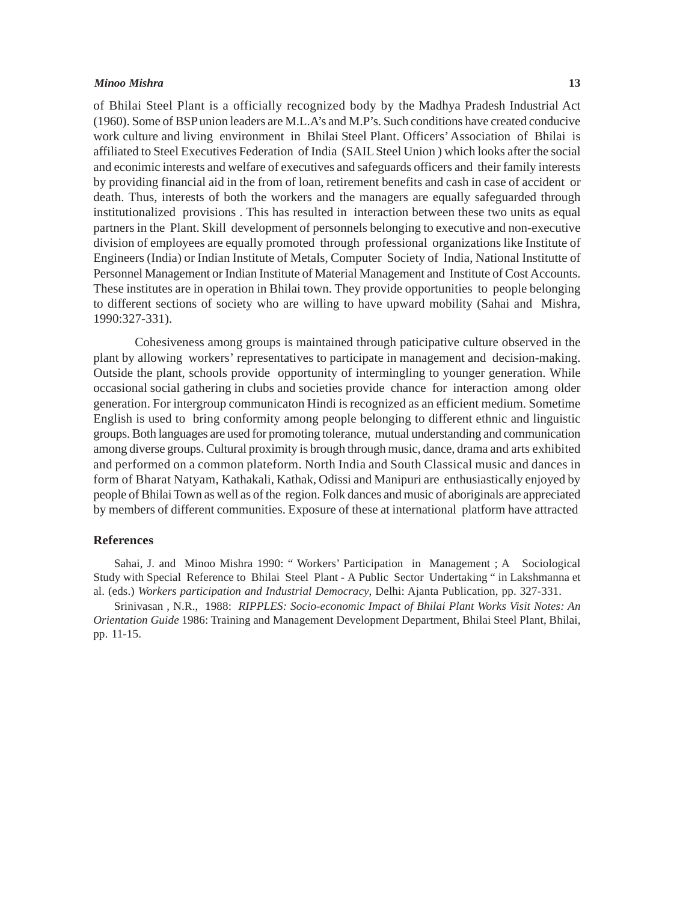of Bhilai Steel Plant is a officially recognized body by the Madhya Pradesh Industrial Act (1960). Some of BSP union leaders are M.L.A's and M.P's. Such conditions have created conducive work culture and living environment in Bhilai Steel Plant. Officers' Association of Bhilai is affiliated to Steel Executives Federation of India (SAIL Steel Union ) which looks after the social and econimic interests and welfare of executives and safeguards officers and their family interests by providing financial aid in the from of loan, retirement benefits and cash in case of accident or death. Thus, interests of both the workers and the managers are equally safeguarded through institutionalized provisions . This has resulted in interaction between these two units as equal partners in the Plant. Skill development of personnels belonging to executive and non-executive division of employees are equally promoted through professional organizations like Institute of Engineers (India) or Indian Institute of Metals, Computer Society of India, National Institutte of Personnel Management or Indian Institute of Material Management and Institute of Cost Accounts. These institutes are in operation in Bhilai town. They provide opportunities to people belonging to different sections of society who are willing to have upward mobility (Sahai and Mishra, 1990:327-331).

Cohesiveness among groups is maintained through paticipative culture observed in the plant by allowing workers' representatives to participate in management and decision-making. Outside the plant, schools provide opportunity of intermingling to younger generation. While occasional social gathering in clubs and societies provide chance for interaction among older generation. For intergroup communicaton Hindi is recognized as an efficient medium. Sometime English is used to bring conformity among people belonging to different ethnic and linguistic groups. Both languages are used for promoting tolerance, mutual understanding and communication among diverse groups. Cultural proximity is brough through music, dance, drama and arts exhibited and performed on a common plateform. North India and South Classical music and dances in form of Bharat Natyam, Kathakali, Kathak, Odissi and Manipuri are enthusiastically enjoyed by people of Bhilai Town as well as of the region. Folk dances and music of aboriginals are appreciated by members of different communities. Exposure of these at international platform have attracted

## References

Sahai, J. and Minoo Mishra 1990: " Workers' Participation in Management ; A Sociological Study with Special Reference to Bhilai Steel Plant - A Public Sector Undertaking " in Lakshmanna et al. (eds.) *Workers participation and Industrial Democracy*, Delhi: Ajanta Publication, pp. 327-331.

Srinivasan , N.R., 1988: *RIPPLES: Socio-economic Impact of Bhilai Plant Works Visit Notes: An Orientation Guide* 1986: Training and Management Development Department, Bhilai Steel Plant, Bhilai, pp. 11-15.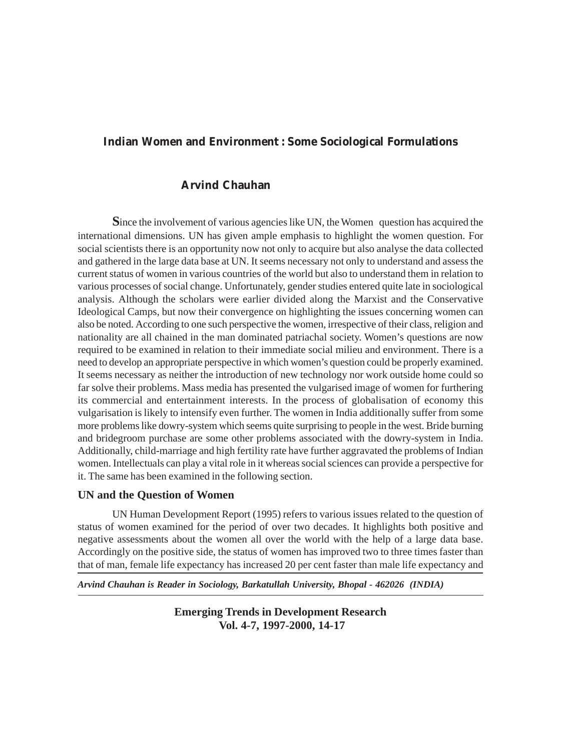# Indian Women and Environment : Some Sociological Formulations

**Arvind Chauhan**

**S**ince the involvement of various agencies like UN, the Women question has acquired the international dimensions. UN has given ample emphasis to highlight the women question. For social scientists there is an opportunity now not only to acquire but also analyse the data collected and gathered in the large data base at UN. It seems necessary not only to understand and assess the current status of women in various countries of the world but also to understand them in relation to various processes of social change. Unfortunately, gender studies entered quite late in sociological analysis. Although the scholars were earlier divided along the Marxist and the Conservative Ideological Camps, but now their convergence on highlighting the issues concerning women can also be noted. According to one such perspective the women, irrespective of their class, religion and nationality are all chained in the man dominated patriachal society. Women's questions are now required to be examined in relation to their immediate social milieu and environment. There is a need to develop an appropriate perspective in which women's question could be properly examined. It seems necessary as neither the introduction of new technology nor work outside home could so far solve their problems. Mass media has presented the vulgarised image of women for furthering its commercial and entertainment interests. In the process of globalisation of economy this vulgarisation is likely to intensify even further. The women in India additionally suffer from some more problems like dowry-system which seems quite surprising to people in the west. Bride burning and bridegroom purchase are some other problems associated with the dowry-system in India. Additionally, child-marriage and high fertility rate have further aggravated the problems of Indian women. Intellectuals can play a vital role in it whereas social sciences can provide a perspective for it. The same has been examined in the following section.

## UN and the Question of Women

UN Human Development Report (1995) refers to various issues related to the question of status of women examined for the period of over two decades. It highlights both positive and negative assessments about the women all over the world with the help of a large data base. Accordingly on the positive side, the status of women has improved two to three times faster than that of man, female life expectancy has increased 20 per cent faster than male life expectancy and

*Arvind Chauhan is Reader in Sociology, Barkatullah University, Bhopal - 462026 (INDIA)*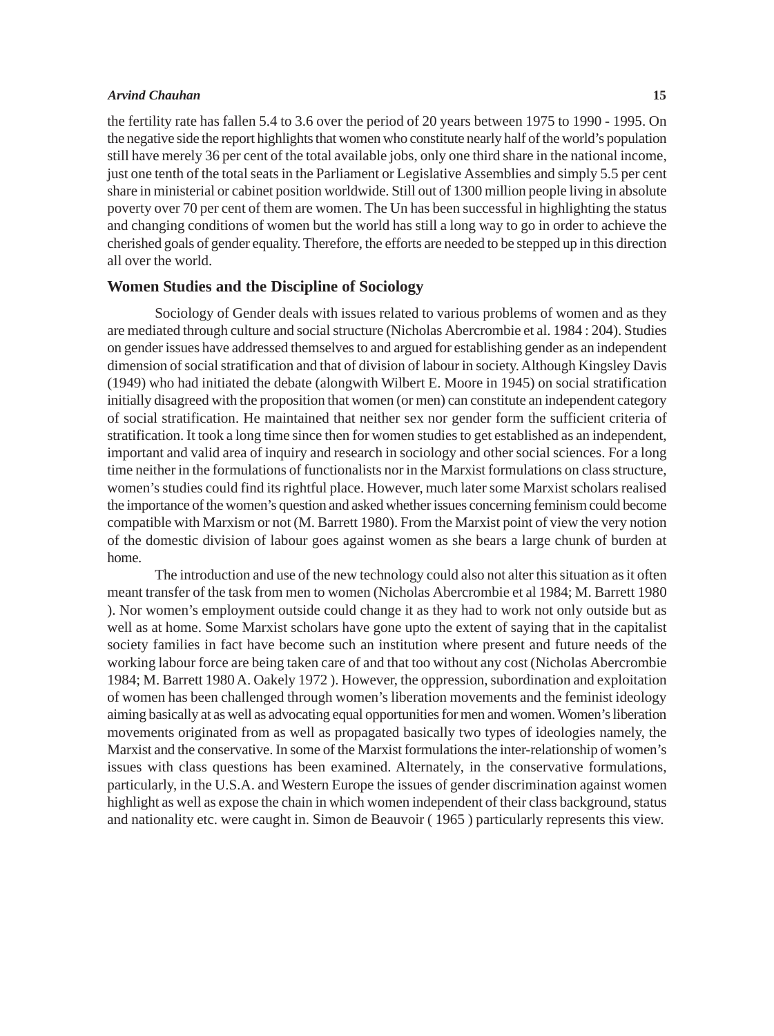the fertility rate has fallen 5.4 to 3.6 over the period of 20 years between 1975 to 1990 - 1995. On the negative side the report highlights that women who constitute nearly half of the world's population still have merely 36 per cent of the total available jobs, only one third share in the national income, just one tenth of the total seats in the Parliament or Legislative Assemblies and simply 5.5 per cent share in ministerial or cabinet position worldwide. Still out of 1300 million people living in absolute poverty over 70 per cent of them are women. The Un has been successful in highlighting the status and changing conditions of women but the world has still a long way to go in order to achieve the cherished goals of gender equality. Therefore, the efforts are needed to be stepped up in this direction all over the world.

## Women Studies and the Discipline of Sociology

Sociology of Gender deals with issues related to various problems of women and as they are mediated through culture and social structure (Nicholas Abercrombie et al. 1984 : 204). Studies on gender issues have addressed themselves to and argued for establishing gender as an independent dimension of social stratification and that of division of labour in society. Although Kingsley Davis (1949) who had initiated the debate (alongwith Wilbert E. Moore in 1945) on social stratification initially disagreed with the proposition that women (or men) can constitute an independent category of social stratification. He maintained that neither sex nor gender form the sufficient criteria of stratification. It took a long time since then for women studies to get established as an independent, important and valid area of inquiry and research in sociology and other social sciences. For a long time neither in the formulations of functionalists nor in the Marxist formulations on class structure, women's studies could find its rightful place. However, much later some Marxist scholars realised the importance of the women's question and asked whether issues concerning feminism could become compatible with Marxism or not (M. Barrett 1980). From the Marxist point of view the very notion of the domestic division of labour goes against women as she bears a large chunk of burden at home.

The introduction and use of the new technology could also not alter this situation as it often meant transfer of the task from men to women (Nicholas Abercrombie et al 1984; M. Barrett 1980 ). Nor women's employment outside could change it as they had to work not only outside but as well as at home. Some Marxist scholars have gone upto the extent of saying that in the capitalist society families in fact have become such an institution where present and future needs of the working labour force are being taken care of and that too without any cost (Nicholas Abercrombie 1984; M. Barrett 1980 A. Oakely 1972 ). However, the oppression, subordination and exploitation of women has been challenged through women's liberation movements and the feminist ideology aiming basically at as well as advocating equal opportunities for men and women. Women's liberation movements originated from as well as propagated basically two types of ideologies namely, the Marxist and the conservative. In some of the Marxist formulations the inter-relationship of women's issues with class questions has been examined. Alternately, in the conservative formulations, particularly, in the U.S.A. and Western Europe the issues of gender discrimination against women highlight as well as expose the chain in which women independent of their class background, status and nationality etc. were caught in. Simon de Beauvoir ( 1965 ) particularly represents this view.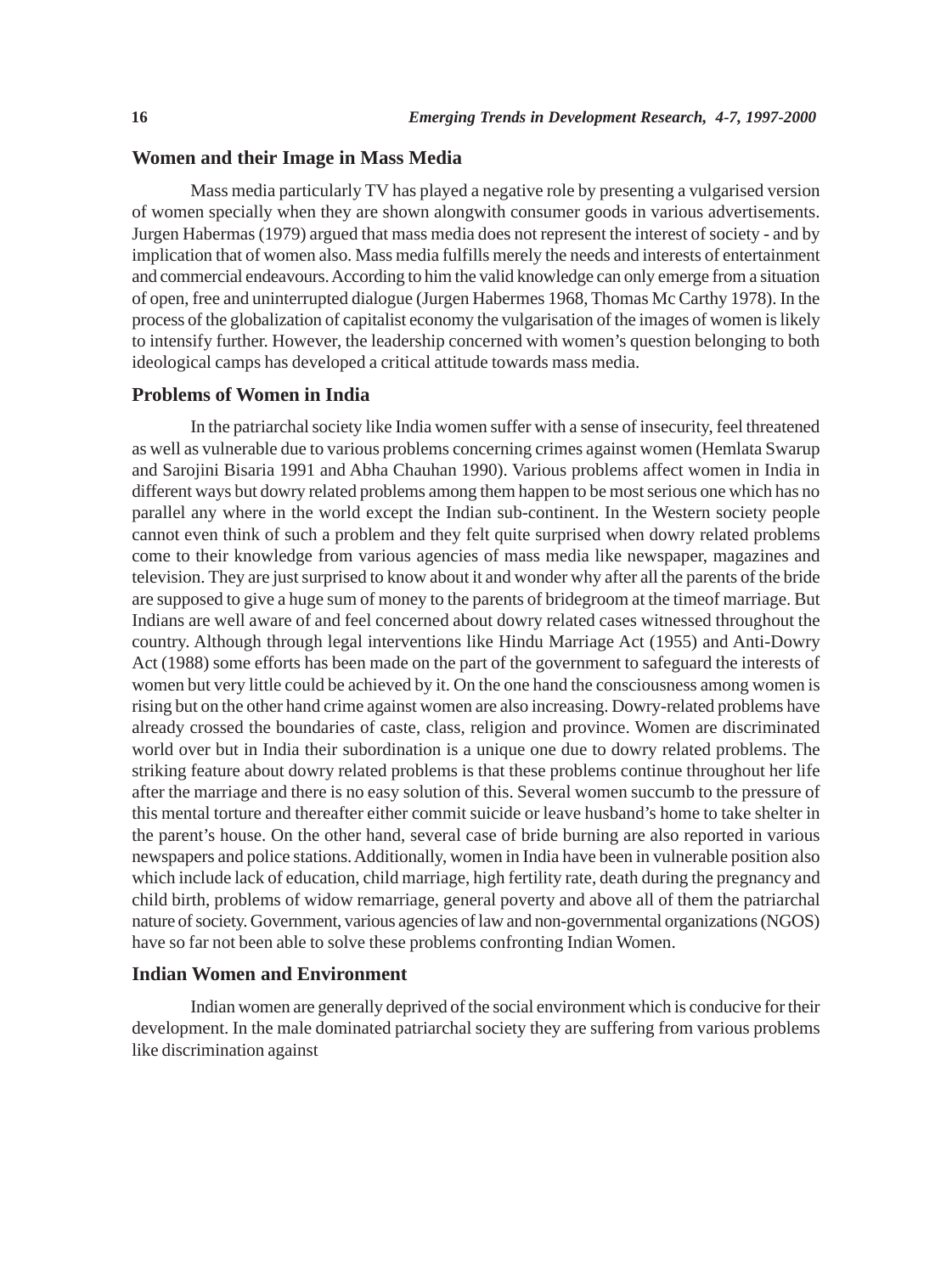## Women and their Image in Mass Media

Mass media particularly TV has played a negative role by presenting a vulgarised version of women specially when they are shown alongwith consumer goods in various advertisements. Jurgen Habermas (1979) argued that mass media does not represent the interest of society - and by implication that of women also. Mass media fulfills merely the needs and interests of entertainment and commercial endeavours. According to him the valid knowledge can only emerge from a situation of open, free and uninterrupted dialogue (Jurgen Habermes 1968, Thomas Mc Carthy 1978). In the process of the globalization of capitalist economy the vulgarisation of the images of women is likely to intensify further. However, the leadership concerned with women's question belonging to both ideological camps has developed a critical attitude towards mass media.

## Problems of Women in India

In the patriarchal society like India women suffer with a sense of insecurity, feel threatened as well as vulnerable due to various problems concerning crimes against women (Hemlata Swarup and Sarojini Bisaria 1991 and Abha Chauhan 1990). Various problems affect women in India in different ways but dowry related problems among them happen to be most serious one which has no parallel any where in the world except the Indian sub-continent. In the Western society people cannot even think of such a problem and they felt quite surprised when dowry related problems come to their knowledge from various agencies of mass media like newspaper, magazines and television. They are just surprised to know about it and wonder why after all the parents of the bride are supposed to give a huge sum of money to the parents of bridegroom at the timeof marriage. But Indians are well aware of and feel concerned about dowry related cases witnessed throughout the country. Although through legal interventions like Hindu Marriage Act (1955) and Anti-Dowry Act (1988) some efforts has been made on the part of the government to safeguard the interests of women but very little could be achieved by it. On the one hand the consciousness among women is rising but on the other hand crime against women are also increasing. Dowry-related problems have already crossed the boundaries of caste, class, religion and province. Women are discriminated world over but in India their subordination is a unique one due to dowry related problems. The striking feature about dowry related problems is that these problems continue throughout her life after the marriage and there is no easy solution of this. Several women succumb to the pressure of this mental torture and thereafter either commit suicide or leave husband's home to take shelter in the parent's house. On the other hand, several case of bride burning are also reported in various newspapers and police stations. Additionally, women in India have been in vulnerable position also which include lack of education, child marriage, high fertility rate, death during the pregnancy and child birth, problems of widow remarriage, general poverty and above all of them the patriarchal nature of society. Government, various agencies of law and non-governmental organizations (NGOS) have so far not been able to solve these problems confronting Indian Women.

## Indian Women and Environment

Indian women are generally deprived of the social environment which is conducive for their development. In the male dominated patriarchal society they are suffering from various problems like discrimination against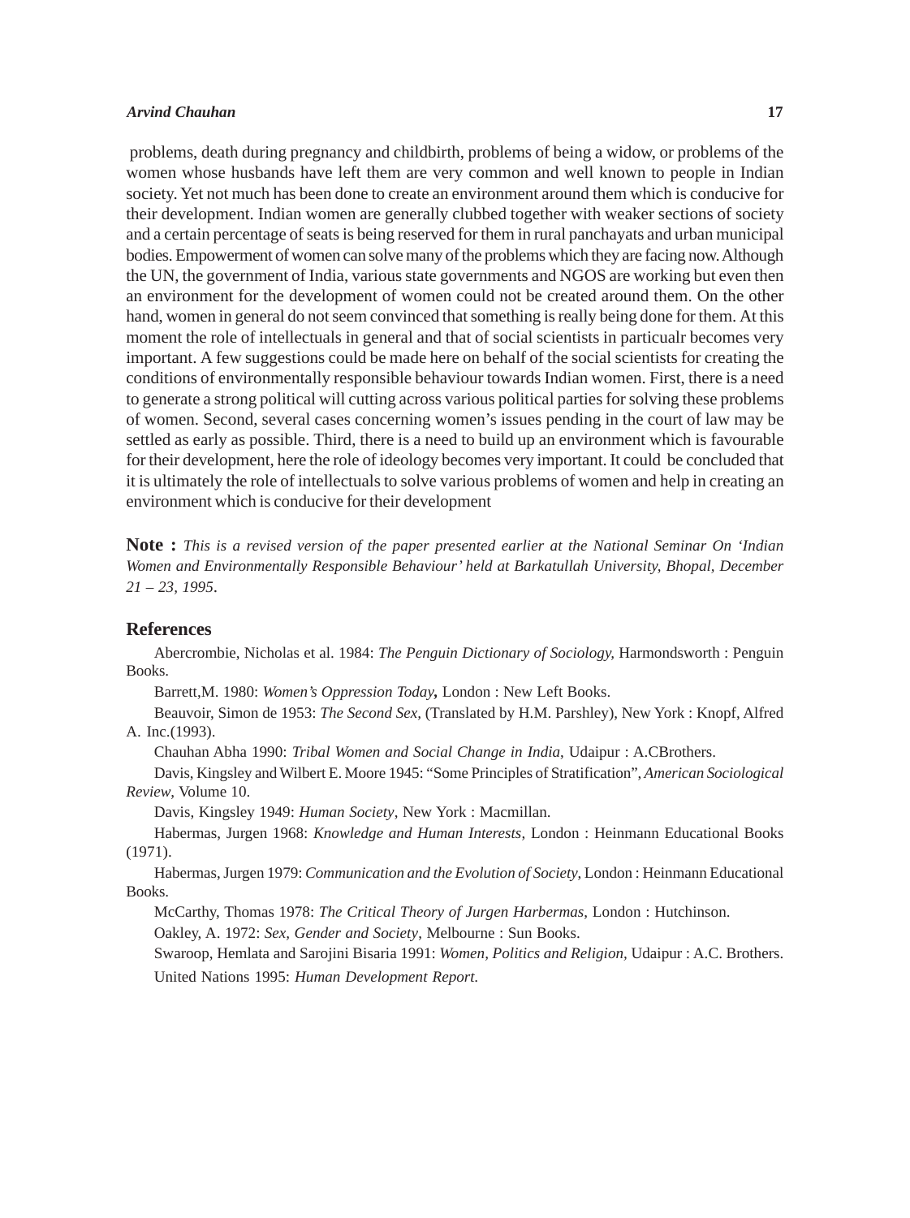problems, death during pregnancy and childbirth, problems of being a widow, or problems of the women whose husbands have left them are very common and well known to people in Indian society. Yet not much has been done to create an environment around them which is conducive for their development. Indian women are generally clubbed together with weaker sections of society and a certain percentage of seats is being reserved for them in rural panchayats and urban municipal bodies. Empowerment of women can solve many of the problems which they are facing now. Although the UN, the government of India, various state governments and NGOS are working but even then an environment for the development of women could not be created around them. On the other hand, women in general do not seem convinced that something is really being done for them. At this moment the role of intellectuals in general and that of social scientists in particualr becomes very important. A few suggestions could be made here on behalf of the social scientists for creating the conditions of environmentally responsible behaviour towards Indian women. First, there is a need to generate a strong political will cutting across various political parties for solving these problems of women. Second, several cases concerning women's issues pending in the court of law may be settled as early as possible. Third, there is a need to build up an environment which is favourable for their development, here the role of ideology becomes very important. It could be concluded that it is ultimately the role of intellectuals to solve various problems of women and help in creating an environment which is conducive for their development

**Note :** *This is a revised version of the paper presented earlier at the National Seminar On 'Indian Women and Environmentally Responsible Behaviour' held at Barkatullah University, Bhopal, December 21 – 23, 1995*.

## References

Abercrombie, Nicholas et al. 1984: *The Penguin Dictionary of Sociology,* Harmondsworth : Penguin Books.

Barrett,M. 1980: *Women's Oppression Today***,** London : New Left Books.

Beauvoir, Simon de 1953: *The Second Sex,* (Translated by H.M. Parshley), New York : Knopf, Alfred A. Inc.(1993).

Chauhan Abha 1990: *Tribal Women and Social Change in India,* Udaipur : A.CBrothers.

Davis, Kingsley and Wilbert E. Moore 1945: "Some Principles of Stratification", *American Sociological Review*, Volume 10.

Davis, Kingsley 1949: *Human Society,* New York : Macmillan.

Habermas, Jurgen 1968: *Knowledge and Human Interests*, London : Heinmann Educational Books (1971).

Habermas, Jurgen 1979: *Communication and the Evolution of Society,* London : Heinmann Educational Books.

McCarthy, Thomas 1978: *The Critical Theory of Jurgen Harbermas*, London : Hutchinson.

Oakley, A. 1972: *Sex, Gender and Society*, Melbourne : Sun Books.

Swaroop, Hemlata and Sarojini Bisaria 1991: *Women, Politics and Religion,* Udaipur : A.C. Brothers.

United Nations 1995: *Human Development Report.*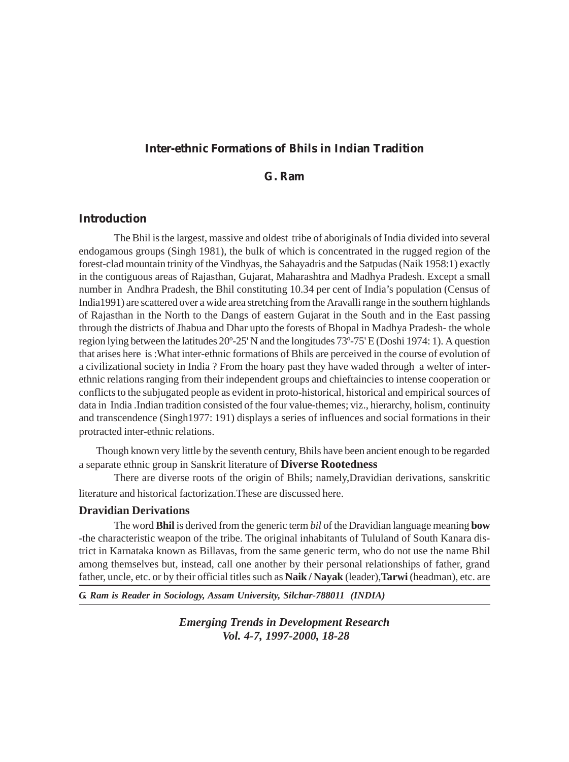# Inter-ethnic Formations of Bhils in Indian Tradition

**G. Ram**

## Introduction

The Bhil is the largest, massive and oldest tribe of aboriginals of India divided into several endogamous groups (Singh 1981), the bulk of which is concentrated in the rugged region of the forest-clad mountain trinity of the Vindhyas, the Sahayadris and the Satpudas (Naik 1958:1) exactly in the contiguous areas of Rajasthan, Gujarat, Maharashtra and Madhya Pradesh. Except a small number in Andhra Pradesh, the Bhil constituting 10.34 per cent of India's population (Census of India1991) are scattered over a wide area stretching from the Aravalli range in the southern highlands of Rajasthan in the North to the Dangs of eastern Gujarat in the South and in the East passing through the districts of Jhabua and Dhar upto the forests of Bhopal in Madhya Pradesh- the whole region lying between the latitudes 20º-25' N and the longitudes 73º-75' E (Doshi 1974: 1). A question that arises here is :What inter-ethnic formations of Bhils are perceived in the course of evolution of a civilizational society in India ? From the hoary past they have waded through a welter of inter-ethnic relations ranging from their independent groups and chieftaincies to intense cooperation or conflicts to the subjugated people as evident in proto-historical, historical and empirical sources of data in India .Indian tradition consisted of the four value-themes; viz., hierarchy, holism, continuity and transcendence (Singh1977: 191) displays a series of influences and social formations in their protracted inter-ethnic relations.

Though known very little by the seventh century, Bhils have been ancient enough to be regarded a separate ethnic group in Sanskrit literature of **Diverse Rootedness**

There are diverse roots of the origin of Bhils; namely,Dravidian derivations, sanskritic literature and historical factorization.These are discussed here.

### Dravidian Derivations

The word **Bhil** is derived from the generic term *bil* of the Dravidian language meaning **bow** -the characteristic weapon of the tribe. The original inhabitants of Tululand of South Kanara district in Karnataka known as Billavas, from the same generic term, who do not use the name Bhil among themselves but, instead, call one another by their personal relationships of father, grand father, uncle, etc. or by their official titles such as **Naik / Nayak** (leader),**Tarwi** (headman), etc. are

***G. Ram is Reader in Sociology, Assam University, Silchar-788011 (INDIA)***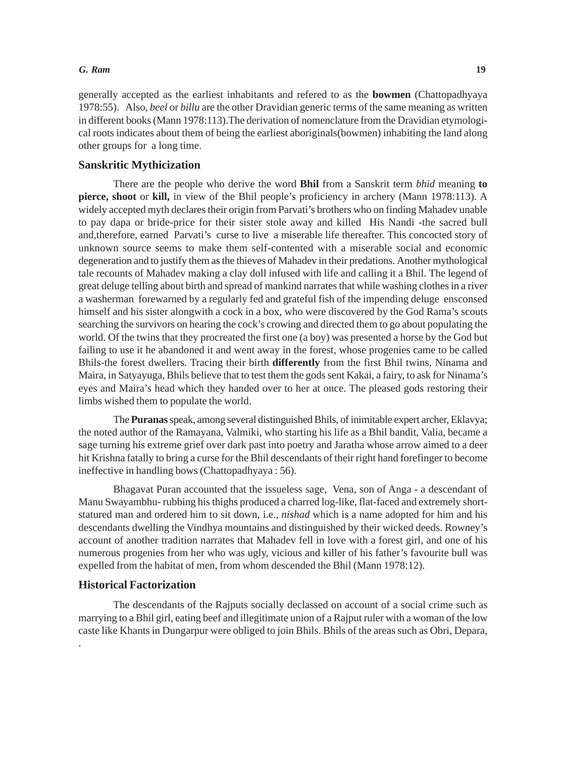generally accepted as the earliest inhabitants and refered to as the **bowmen** (Chattopadhyaya 1978:55). Also, *beel* or *billu* are the other Dravidian generic terms of the same meaning as written in different books (Mann 1978:113).The derivation of nomenclature from the Dravidian etymological roots indicates about them of being the earliest aboriginals(bowmen) inhabiting the land along other groups for a long time.

## Sanskritic Mythicization

There are the people who derive the word **Bhil** from a Sanskrit term *bhid* meaning **to pierce, shoot** or **kill,** in view of the Bhil people's proficiency in archery (Mann 1978:113). A widely accepted myth declares their origin from Parvati's brothers who on finding Mahadev unable to pay dapa or bride-price for their sister stole away and killed His Nandi -the sacred bull and,therefore, earned Parvati's curse to live a miserable life thereafter. This concocted story of unknown source seems to make them self-contented with a miserable social and economic degeneration and to justify them as the thieves of Mahadev in their predations. Another mythological tale recounts of Mahadev making a clay doll infused with life and calling it a Bhil. The legend of great deluge telling about birth and spread of mankind narrates that while washing clothes in a river a washerman forewarned by a regularly fed and grateful fish of the impending deluge ensconsed himself and his sister alongwith a cock in a box, who were discovered by the God Rama's scouts searching the survivors on hearing the cock's crowing and directed them to go about populating the world. Of the twins that they procreated the first one (a boy) was presented a horse by the God but failing to use it he abandoned it and went away in the forest, whose progenies came to be called Bhils-the forest dwellers. Tracing their birth **differently** from the first Bhil twins, Ninama and Maira, in Satyayuga, Bhils believe that to test them the gods sent Kakai, a fairy, to ask for Ninama's eyes and Maira's head which they handed over to her at once. The pleased gods restoring their limbs wished them to populate the world.

The **Puranas** speak, among several distinguished Bhils, of inimitable expert archer, Eklavya; the noted author of the Ramayana, Valmiki, who starting his life as a Bhil bandit, Valia, became a sage turning his extreme grief over dark past into poetry and Jaratha whose arrow aimed to a deer hit Krishna fatally to bring a curse for the Bhil descendants of their right hand forefinger to become ineffective in handling bows (Chattopadhyaya : 56).

Bhagavat Puran accounted that the issueless sage, Vena, son of Anga - a descendant of Manu Swayambhu- rubbing his thighs produced a charred log-like, flat-faced and extremely short-statured man and ordered him to sit down, i.e., *nishad* which is a name adopted for him and his descendants dwelling the Vindhya mountains and distinguished by their wicked deeds. Rowney's account of another tradition narrates that Mahadev fell in love with a forest girl, and one of his numerous progenies from her who was ugly, vicious and killer of his father's favourite bull was expelled from the habitat of men, from whom descended the Bhil (Mann 1978:12).

## Historical Factorization

The descendants of the Rajputs socially declassed on account of a social crime such as marrying to a Bhil girl, eating beef and illegitimate union of a Rajput ruler with a woman of the low caste like Khants in Dungarpur were obliged to join Bhils. Bhils of the areas such as Obri, Depara,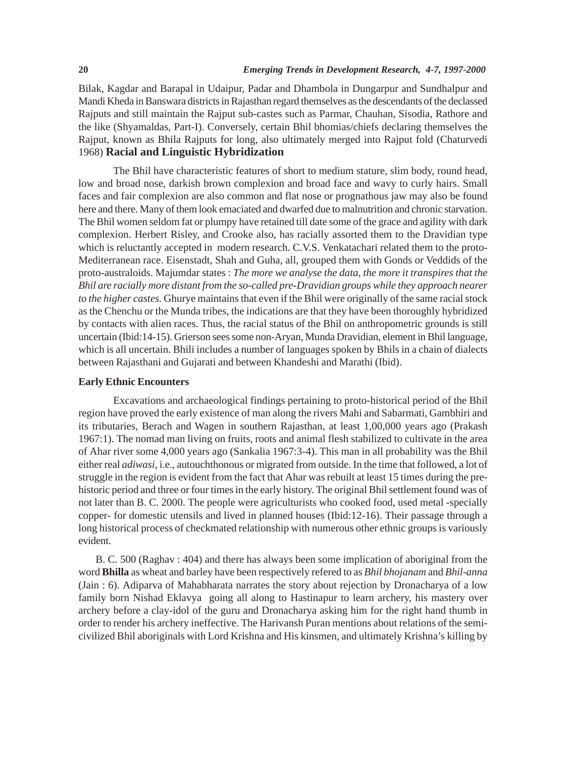Bilak, Kagdar and Barapal in Udaipur, Padar and Dhambola in Dungarpur and Sundhalpur and Mandi Kheda in Banswara districts in Rajasthan regard themselves as the descendants of the declassed Rajputs and still maintain the Rajput sub-castes such as Parmar, Chauhan, Sisodia, Rathore and the like (Shyamaldas, Part-I). Conversely, certain Bhil bhomias/chiefs declaring themselves the Rajput, known as Bhila Rajputs for long, also ultimately merged into Rajput fold (Chaturvedi 1968)

## Racial and Linguistic Hybridization

The Bhil have characteristic features of short to medium stature, slim body, round head, low and broad nose, darkish brown complexion and broad face and wavy to curly hairs. Small faces and fair complexion are also common and flat nose or prognathous jaw may also be found here and there. Many of them look emaciated and dwarfed due to malnutrition and chronic starvation. The Bhil women seldom fat or plumpy have retained till date some of the grace and agility with dark complexion. Herbert Risley, and Crooke also, has racially assorted them to the Dravidian type which is reluctantly accepted in modern research. C.V.S. Venkatachari related them to the proto-Mediterranean race. Eisenstadt, Shah and Guha, all, grouped them with Gonds or Veddids of the proto-australoids. Majumdar states : *The more we analyse the data, the more it transpires that the Bhil are racially more distant from the so-called pre-Dravidian groups while they approach nearer to the higher castes.* Ghurye maintains that even if the Bhil were originally of the same racial stock as the Chenchu or the Munda tribes, the indications are that they have been thoroughly hybridized by contacts with alien races. Thus, the racial status of the Bhil on anthropometric grounds is still uncertain (Ibid:14-15). Grierson sees some non-Aryan, Munda Dravidian, element in Bhil language, which is all uncertain. Bhili includes a number of languages spoken by Bhils in a chain of dialects between Rajasthani and Gujarati and between Khandeshi and Marathi (Ibid).

### Early Ethnic Encounters

Excavations and archaeological findings pertaining to proto-historical period of the Bhil region have proved the early existence of man along the rivers Mahi and Sabarmati, Gambhiri and its tributaries, Berach and Wagen in southern Rajasthan, at least 1,00,000 years ago (Prakash 1967:1). The nomad man living on fruits, roots and animal flesh stabilized to cultivate in the area of Ahar river some 4,000 years ago (Sankalia 1967:3-4). This man in all probability was the Bhil either real *adiwasi*, i.e., autouchthonous or migrated from outside. In the time that followed, a lot of struggle in the region is evident from the fact that Ahar was rebuilt at least 15 times during the pre-historic period and three or four times in the early history. The original Bhil settlement found was of not later than B. C. 2000. The people were agriculturists who cooked food, used metal -specially copper- for domestic utensils and lived in planned houses (Ibid:12-16). Their passage through a long historical process of checkmated relationship with numerous other ethnic groups is variously evident.

B. C. 500 (Raghav : 404) and there has always been some implication of aboriginal from the word **Bhilla** as wheat and barley have been respectively refered to as *Bhil bhojanam* and *Bhil-anna* (Jain : 6). Adiparva of Mahabharata narrates the story about rejection by Dronacharya of a low family born Nishad Eklavya going all along to Hastinapur to learn archery, his mastery over archery before a clay-idol of the guru and Dronacharya asking him for the right hand thumb in order to render his archery ineffective. The Harivansh Puran mentions about relations of the semi-civilized Bhil aboriginals with Lord Krishna and His kinsmen, and ultimately Krishna's killing by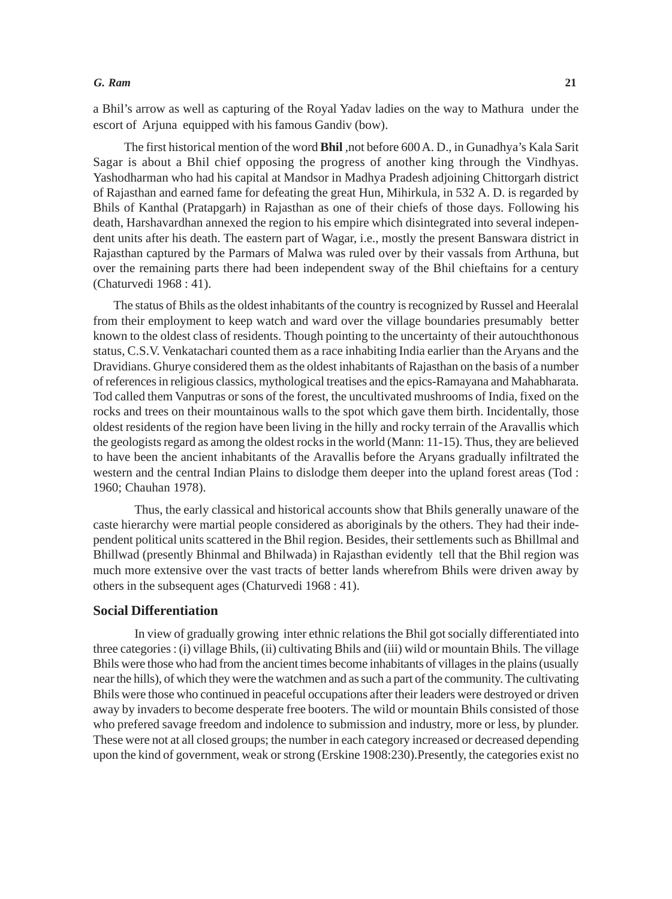a Bhil's arrow as well as capturing of the Royal Yadav ladies on the way to Mathura under the escort of Arjuna equipped with his famous Gandiv (bow).

The first historical mention of the word **Bhil** ,not before 600 A. D., in Gunadhya's Kala Sarit Sagar is about a Bhil chief opposing the progress of another king through the Vindhyas. Yashodharman who had his capital at Mandsor in Madhya Pradesh adjoining Chittorgarh district of Rajasthan and earned fame for defeating the great Hun, Mihirkula, in 532 A. D. is regarded by Bhils of Kanthal (Pratapgarh) in Rajasthan as one of their chiefs of those days. Following his death, Harshavardhan annexed the region to his empire which disintegrated into several independent units after his death. The eastern part of Wagar, i.e., mostly the present Banswara district in Rajasthan captured by the Parmars of Malwa was ruled over by their vassals from Arthuna, but over the remaining parts there had been independent sway of the Bhil chieftains for a century (Chaturvedi 1968 : 41).

The status of Bhils as the oldest inhabitants of the country is recognized by Russel and Heeralal from their employment to keep watch and ward over the village boundaries presumably better known to the oldest class of residents. Though pointing to the uncertainty of their autouchthonous status, C.S.V. Venkatachari counted them as a race inhabiting India earlier than the Aryans and the Dravidians. Ghurye considered them as the oldest inhabitants of Rajasthan on the basis of a number of references in religious classics, mythological treatises and the epics-Ramayana and Mahabharata. Tod called them Vanputras or sons of the forest, the uncultivated mushrooms of India, fixed on the rocks and trees on their mountainous walls to the spot which gave them birth. Incidentally, those oldest residents of the region have been living in the hilly and rocky terrain of the Aravallis which the geologists regard as among the oldest rocks in the world (Mann: 11-15). Thus, they are believed to have been the ancient inhabitants of the Aravallis before the Aryans gradually infiltrated the western and the central Indian Plains to dislodge them deeper into the upland forest areas (Tod : 1960; Chauhan 1978).

Thus, the early classical and historical accounts show that Bhils generally unaware of the caste hierarchy were martial people considered as aboriginals by the others. They had their independent political units scattered in the Bhil region. Besides, their settlements such as Bhillmal and Bhillwad (presently Bhinmal and Bhilwada) in Rajasthan evidently tell that the Bhil region was much more extensive over the vast tracts of better lands wherefrom Bhils were driven away by others in the subsequent ages (Chaturvedi 1968 : 41).

## Social Differentiation

In view of gradually growing inter ethnic relations the Bhil got socially differentiated into three categories : (i) village Bhils, (ii) cultivating Bhils and (iii) wild or mountain Bhils. The village Bhils were those who had from the ancient times become inhabitants of villages in the plains (usually near the hills), of which they were the watchmen and as such a part of the community. The cultivating Bhils were those who continued in peaceful occupations after their leaders were destroyed or driven away by invaders to become desperate free booters. The wild or mountain Bhils consisted of those who prefered savage freedom and indolence to submission and industry, more or less, by plunder. These were not at all closed groups; the number in each category increased or decreased depending upon the kind of government, weak or strong (Erskine 1908:230).Presently, the categories exist no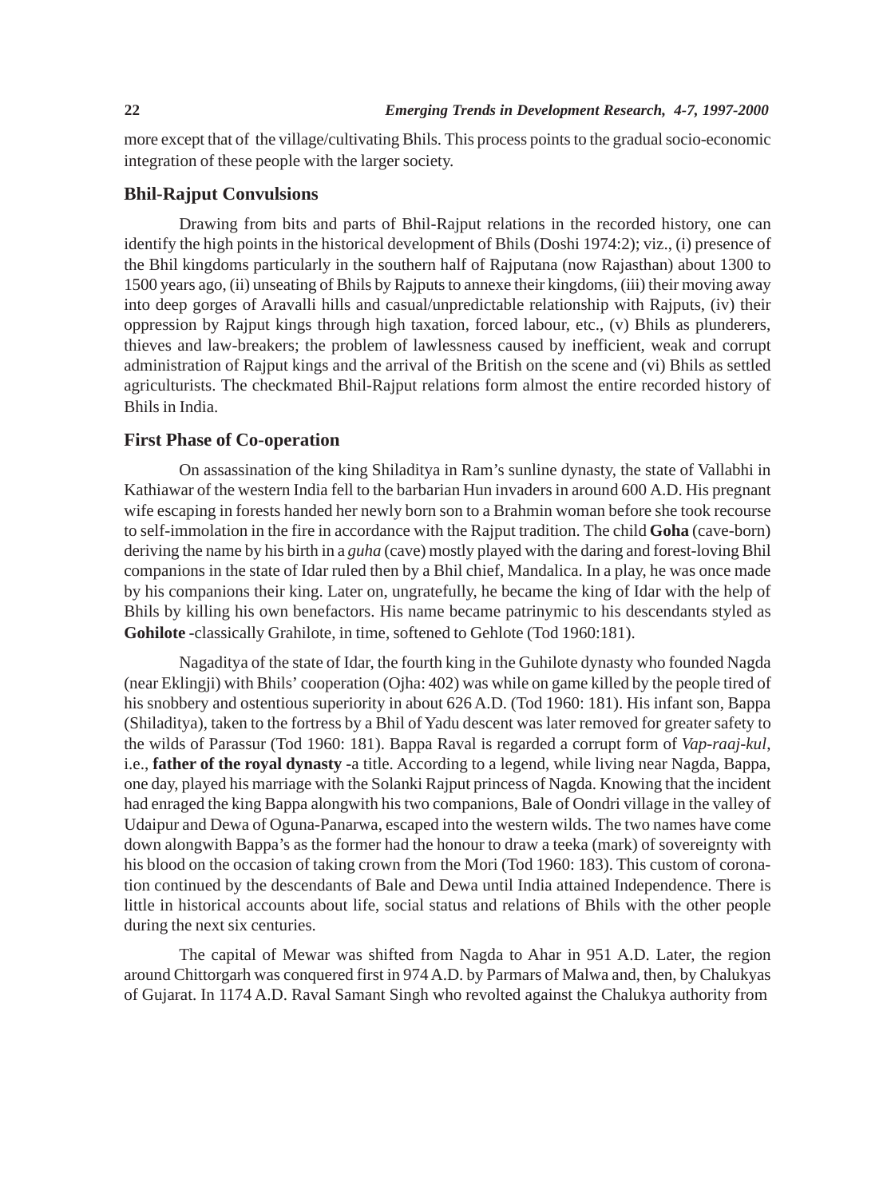more except that of the village/cultivating Bhils. This process points to the gradual socio-economic integration of these people with the larger society.

### Bhil-Rajput Convulsions

Drawing from bits and parts of Bhil-Rajput relations in the recorded history, one can identify the high points in the historical development of Bhils (Doshi 1974:2); viz., (i) presence of the Bhil kingdoms particularly in the southern half of Rajputana (now Rajasthan) about 1300 to 1500 years ago, (ii) unseating of Bhils by Rajputs to annexe their kingdoms, (iii) their moving away into deep gorges of Aravalli hills and casual/unpredictable relationship with Rajputs, (iv) their oppression by Rajput kings through high taxation, forced labour, etc., (v) Bhils as plunderers, thieves and law-breakers; the problem of lawlessness caused by inefficient, weak and corrupt administration of Rajput kings and the arrival of the British on the scene and (vi) Bhils as settled agriculturists. The checkmated Bhil-Rajput relations form almost the entire recorded history of Bhils in India.

### First Phase of Co-operation

On assassination of the king Shiladitya in Ram's sunline dynasty, the state of Vallabhi in Kathiawar of the western India fell to the barbarian Hun invaders in around 600 A.D. His pregnant wife escaping in forests handed her newly born son to a Brahmin woman before she took recourse to self-immolation in the fire in accordance with the Rajput tradition. The child **Goha** (cave-born) deriving the name by his birth in a *guha* (cave) mostly played with the daring and forest-loving Bhil companions in the state of Idar ruled then by a Bhil chief, Mandalica. In a play, he was once made by his companions their king. Later on, ungratefully, he became the king of Idar with the help of Bhils by killing his own benefactors. His name became patrinymic to his descendants styled as **Gohilote** -classically Grahilote, in time, softened to Gehlote (Tod 1960:181).

Nagaditya of the state of Idar, the fourth king in the Guhilote dynasty who founded Nagda (near Eklingji) with Bhils' cooperation (Ojha: 402) was while on game killed by the people tired of his snobbery and ostentious superiority in about 626 A.D. (Tod 1960: 181). His infant son, Bappa (Shiladitya), taken to the fortress by a Bhil of Yadu descent was later removed for greater safety to the wilds of Parassur (Tod 1960: 181). Bappa Raval is regarded a corrupt form of *Vap-raaj-kul*, i.e., **father of the royal dynasty** -a title. According to a legend, while living near Nagda, Bappa, one day, played his marriage with the Solanki Rajput princess of Nagda. Knowing that the incident had enraged the king Bappa alongwith his two companions, Bale of Oondri village in the valley of Udaipur and Dewa of Oguna-Panarwa, escaped into the western wilds. The two names have come down alongwith Bappa's as the former had the honour to draw a teeka (mark) of sovereignty with his blood on the occasion of taking crown from the Mori (Tod 1960: 183). This custom of coronation continued by the descendants of Bale and Dewa until India attained Independence. There is little in historical accounts about life, social status and relations of Bhils with the other people during the next six centuries.

The capital of Mewar was shifted from Nagda to Ahar in 951 A.D. Later, the region around Chittorgarh was conquered first in 974 A.D. by Parmars of Malwa and, then, by Chalukyas of Gujarat. In 1174 A.D. Raval Samant Singh who revolted against the Chalukya authority from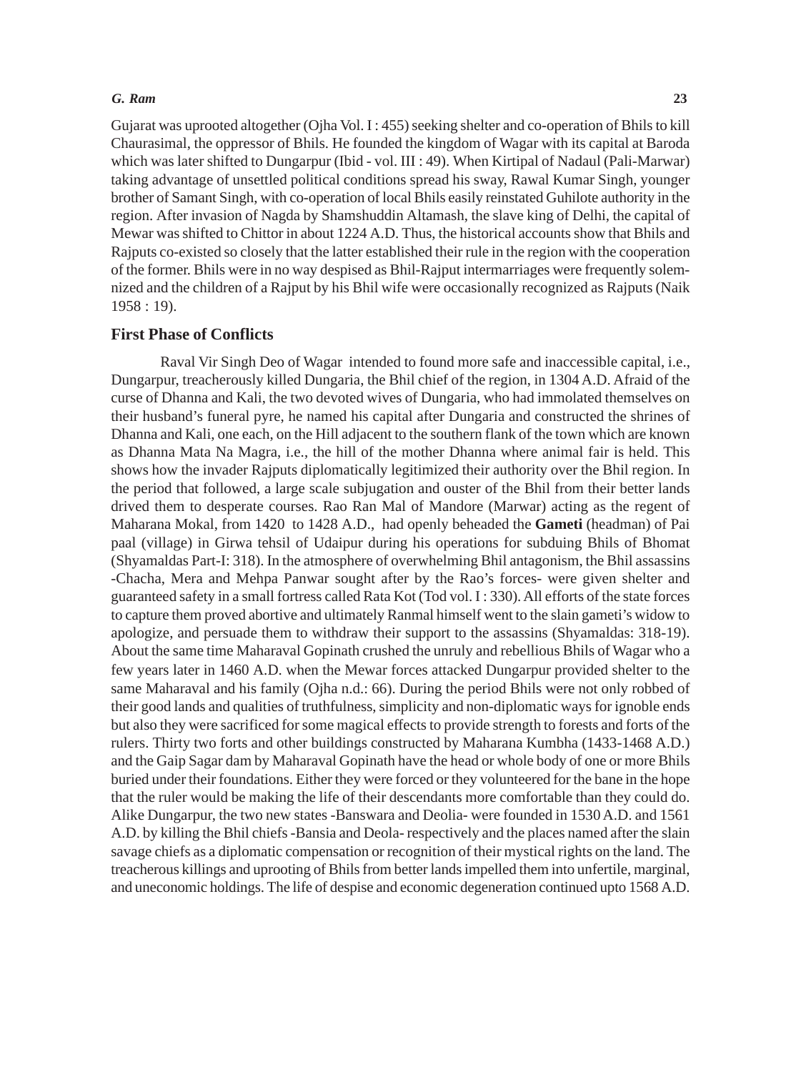Gujarat was uprooted altogether (Ojha Vol. I : 455) seeking shelter and co-operation of Bhils to kill Chaurasimal, the oppressor of Bhils. He founded the kingdom of Wagar with its capital at Baroda which was later shifted to Dungarpur (Ibid - vol. III : 49). When Kirtipal of Nadaul (Pali-Marwar) taking advantage of unsettled political conditions spread his sway, Rawal Kumar Singh, younger brother of Samant Singh, with co-operation of local Bhils easily reinstated Guhilote authority in the region. After invasion of Nagda by Shamshuddin Altamash, the slave king of Delhi, the capital of Mewar was shifted to Chittor in about 1224 A.D. Thus, the historical accounts show that Bhils and Rajputs co-existed so closely that the latter established their rule in the region with the cooperation of the former. Bhils were in no way despised as Bhil-Rajput intermarriages were frequently solemnized and the children of a Rajput by his Bhil wife were occasionally recognized as Rajputs (Naik 1958 : 19).

## First Phase of Conflicts

Raval Vir Singh Deo of Wagar intended to found more safe and inaccessible capital, i.e., Dungarpur, treacherously killed Dungaria, the Bhil chief of the region, in 1304 A.D. Afraid of the curse of Dhanna and Kali, the two devoted wives of Dungaria, who had immolated themselves on their husband's funeral pyre, he named his capital after Dungaria and constructed the shrines of Dhanna and Kali, one each, on the Hill adjacent to the southern flank of the town which are known as Dhanna Mata Na Magra, i.e., the hill of the mother Dhanna where animal fair is held. This shows how the invader Rajputs diplomatically legitimized their authority over the Bhil region. In the period that followed, a large scale subjugation and ouster of the Bhil from their better lands drived them to desperate courses. Rao Ran Mal of Mandore (Marwar) acting as the regent of Maharana Mokal, from 1420 to 1428 A.D., had openly beheaded the **Gameti** (headman) of Pai paal (village) in Girwa tehsil of Udaipur during his operations for subduing Bhils of Bhomat (Shyamaldas Part-I: 318). In the atmosphere of overwhelming Bhil antagonism, the Bhil assassins -Chacha, Mera and Mehpa Panwar sought after by the Rao's forces- were given shelter and guaranteed safety in a small fortress called Rata Kot (Tod vol. I : 330). All efforts of the state forces to capture them proved abortive and ultimately Ranmal himself went to the slain gameti's widow to apologize, and persuade them to withdraw their support to the assassins (Shyamaldas: 318-19). About the same time Maharaval Gopinath crushed the unruly and rebellious Bhils of Wagar who a few years later in 1460 A.D. when the Mewar forces attacked Dungarpur provided shelter to the same Maharaval and his family (Ojha n.d.: 66). During the period Bhils were not only robbed of their good lands and qualities of truthfulness, simplicity and non-diplomatic ways for ignoble ends but also they were sacrificed for some magical effects to provide strength to forests and forts of the rulers. Thirty two forts and other buildings constructed by Maharana Kumbha (1433-1468 A.D.) and the Gaip Sagar dam by Maharaval Gopinath have the head or whole body of one or more Bhils buried under their foundations. Either they were forced or they volunteered for the bane in the hope that the ruler would be making the life of their descendants more comfortable than they could do. Alike Dungarpur, the two new states -Banswara and Deolia- were founded in 1530 A.D. and 1561 A.D. by killing the Bhil chiefs -Bansia and Deola- respectively and the places named after the slain savage chiefs as a diplomatic compensation or recognition of their mystical rights on the land. The treacherous killings and uprooting of Bhils from better lands impelled them into unfertile, marginal, and uneconomic holdings. The life of despise and economic degeneration continued upto 1568 A.D.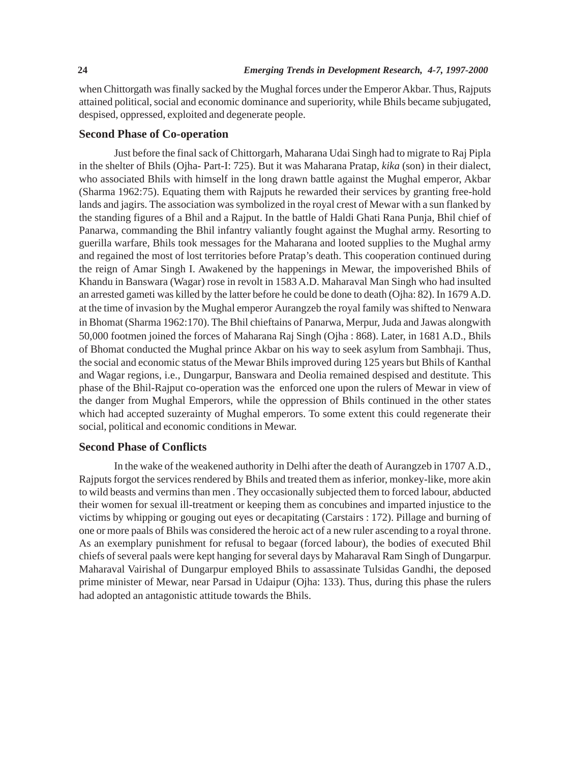when Chittorgath was finally sacked by the Mughal forces under the Emperor Akbar. Thus, Rajputs attained political, social and economic dominance and superiority, while Bhils became subjugated, despised, oppressed, exploited and degenerate people.

## Second Phase of Co-operation

Just before the final sack of Chittorgarh, Maharana Udai Singh had to migrate to Raj Pipla in the shelter of Bhils (Ojha- Part-I: 725). But it was Maharana Pratap, *kika* (son) in their dialect, who associated Bhils with himself in the long drawn battle against the Mughal emperor, Akbar (Sharma 1962:75). Equating them with Rajputs he rewarded their services by granting free-hold lands and jagirs. The association was symbolized in the royal crest of Mewar with a sun flanked by the standing figures of a Bhil and a Rajput. In the battle of Haldi Ghati Rana Punja, Bhil chief of Panarwa, commanding the Bhil infantry valiantly fought against the Mughal army. Resorting to guerilla warfare, Bhils took messages for the Maharana and looted supplies to the Mughal army and regained the most of lost territories before Pratap's death. This cooperation continued during the reign of Amar Singh I. Awakened by the happenings in Mewar, the impoverished Bhils of Khandu in Banswara (Wagar) rose in revolt in 1583 A.D. Maharaval Man Singh who had insulted an arrested gameti was killed by the latter before he could be done to death (Ojha: 82). In 1679 A.D. at the time of invasion by the Mughal emperor Aurangzeb the royal family was shifted to Nenwara in Bhomat (Sharma 1962:170). The Bhil chieftains of Panarwa, Merpur, Juda and Jawas alongwith 50,000 footmen joined the forces of Maharana Raj Singh (Ojha : 868). Later, in 1681 A.D., Bhils of Bhomat conducted the Mughal prince Akbar on his way to seek asylum from Sambhaji. Thus, the social and economic status of the Mewar Bhils improved during 125 years but Bhils of Kanthal and Wagar regions, i.e., Dungarpur, Banswara and Deolia remained despised and destitute. This phase of the Bhil-Rajput co-operation was the enforced one upon the rulers of Mewar in view of the danger from Mughal Emperors, while the oppression of Bhils continued in the other states which had accepted suzerainty of Mughal emperors. To some extent this could regenerate their social, political and economic conditions in Mewar.

## Second Phase of Conflicts

In the wake of the weakened authority in Delhi after the death of Aurangzeb in 1707 A.D., Rajputs forgot the services rendered by Bhils and treated them as inferior, monkey-like, more akin to wild beasts and vermins than men . They occasionally subjected them to forced labour, abducted their women for sexual ill-treatment or keeping them as concubines and imparted injustice to the victims by whipping or gouging out eyes or decapitating (Carstairs : 172). Pillage and burning of one or more paals of Bhils was considered the heroic act of a new ruler ascending to a royal throne. As an exemplary punishment for refusal to begaar (forced labour), the bodies of executed Bhil chiefs of several paals were kept hanging for several days by Maharaval Ram Singh of Dungarpur. Maharaval Vairishal of Dungarpur employed Bhils to assassinate Tulsidas Gandhi, the deposed prime minister of Mewar, near Parsad in Udaipur (Ojha: 133). Thus, during this phase the rulers had adopted an antagonistic attitude towards the Bhils.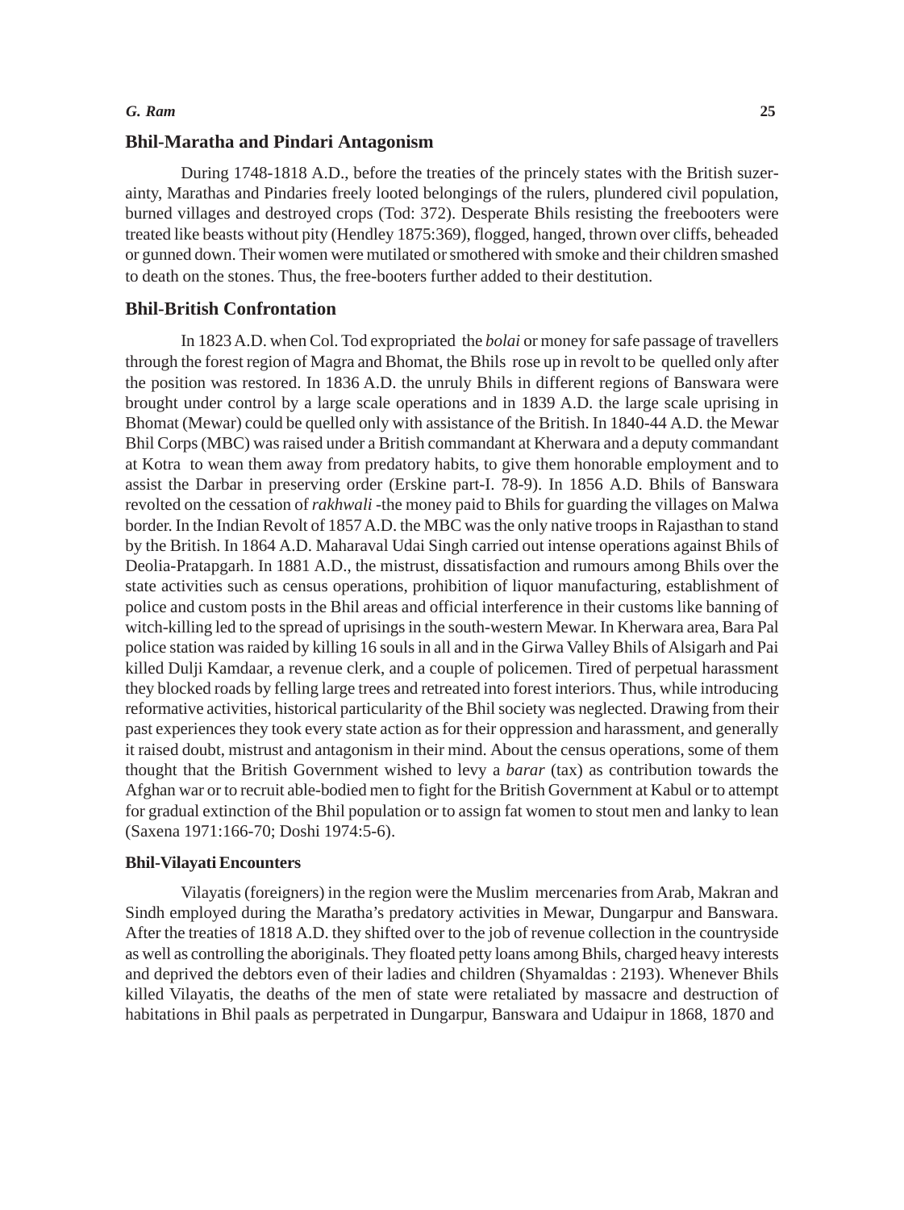## Bhil-Maratha and Pindari Antagonism

During 1748-1818 A.D., before the treaties of the princely states with the British suzerainty, Marathas and Pindaries freely looted belongings of the rulers, plundered civil population, burned villages and destroyed crops (Tod: 372). Desperate Bhils resisting the freebooters were treated like beasts without pity (Hendley 1875:369), flogged, hanged, thrown over cliffs, beheaded or gunned down. Their women were mutilated or smothered with smoke and their children smashed to death on the stones. Thus, the free-booters further added to their destitution.

## Bhil-British Confrontation

In 1823 A.D. when Col. Tod expropriated the *bolai* or money for safe passage of travellers through the forest region of Magra and Bhomat, the Bhils rose up in revolt to be quelled only after the position was restored. In 1836 A.D. the unruly Bhils in different regions of Banswara were brought under control by a large scale operations and in 1839 A.D. the large scale uprising in Bhomat (Mewar) could be quelled only with assistance of the British. In 1840-44 A.D. the Mewar Bhil Corps (MBC) was raised under a British commandant at Kherwara and a deputy commandant at Kotra to wean them away from predatory habits, to give them honorable employment and to assist the Darbar in preserving order (Erskine part-I. 78-9). In 1856 A.D. Bhils of Banswara revolted on the cessation of *rakhwali* -the money paid to Bhils for guarding the villages on Malwa border. In the Indian Revolt of 1857 A.D. the MBC was the only native troops in Rajasthan to stand by the British. In 1864 A.D. Maharaval Udai Singh carried out intense operations against Bhils of Deolia-Pratapgarh. In 1881 A.D., the mistrust, dissatisfaction and rumours among Bhils over the state activities such as census operations, prohibition of liquor manufacturing, establishment of police and custom posts in the Bhil areas and official interference in their customs like banning of witch-killing led to the spread of uprisings in the south-western Mewar. In Kherwara area, Bara Pal police station was raided by killing 16 souls in all and in the Girwa Valley Bhils of Alsigarh and Pai killed Dulji Kamdaar, a revenue clerk, and a couple of policemen. Tired of perpetual harassment they blocked roads by felling large trees and retreated into forest interiors. Thus, while introducing reformative activities, historical particularity of the Bhil society was neglected. Drawing from their past experiences they took every state action as for their oppression and harassment, and generally it raised doubt, mistrust and antagonism in their mind. About the census operations, some of them thought that the British Government wished to levy a *barar* (tax) as contribution towards the Afghan war or to recruit able-bodied men to fight for the British Government at Kabul or to attempt for gradual extinction of the Bhil population or to assign fat women to stout men and lanky to lean (Saxena 1971:166-70; Doshi 1974:5-6).

### Bhil-Vilayati Encounters

Vilayatis (foreigners) in the region were the Muslim mercenaries from Arab, Makran and Sindh employed during the Maratha's predatory activities in Mewar, Dungarpur and Banswara. After the treaties of 1818 A.D. they shifted over to the job of revenue collection in the countryside as well as controlling the aboriginals. They floated petty loans among Bhils, charged heavy interests and deprived the debtors even of their ladies and children (Shyamaldas : 2193). Whenever Bhils killed Vilayatis, the deaths of the men of state were retaliated by massacre and destruction of habitations in Bhil paals as perpetrated in Dungarpur, Banswara and Udaipur in 1868, 1870 and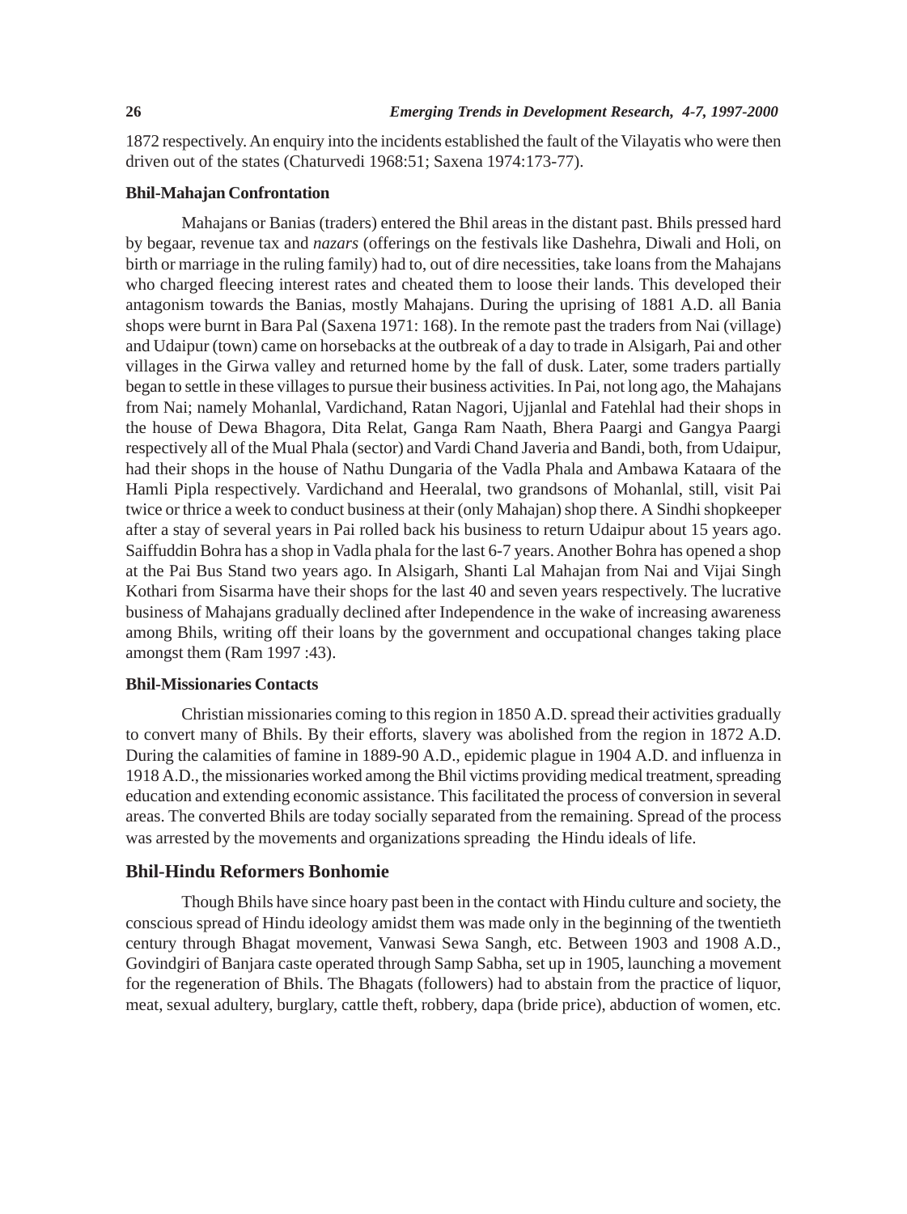1872 respectively. An enquiry into the incidents established the fault of the Vilayatis who were then driven out of the states (Chaturvedi 1968:51; Saxena 1974:173-77).

### Bhil-Mahajan Confrontation

Mahajans or Banias (traders) entered the Bhil areas in the distant past. Bhils pressed hard by begaar, revenue tax and *nazars* (offerings on the festivals like Dashehra, Diwali and Holi, on birth or marriage in the ruling family) had to, out of dire necessities, take loans from the Mahajans who charged fleecing interest rates and cheated them to loose their lands. This developed their antagonism towards the Banias, mostly Mahajans. During the uprising of 1881 A.D. all Bania shops were burnt in Bara Pal (Saxena 1971: 168). In the remote past the traders from Nai (village) and Udaipur (town) came on horsebacks at the outbreak of a day to trade in Alsigarh, Pai and other villages in the Girwa valley and returned home by the fall of dusk. Later, some traders partially began to settle in these villages to pursue their business activities. In Pai, not long ago, the Mahajans from Nai; namely Mohanlal, Vardichand, Ratan Nagori, Ujjanlal and Fatehlal had their shops in the house of Dewa Bhagora, Dita Relat, Ganga Ram Naath, Bhera Paargi and Gangya Paargi respectively all of the Mual Phala (sector) and Vardi Chand Javeria and Bandi, both, from Udaipur, had their shops in the house of Nathu Dungaria of the Vadla Phala and Ambawa Kataara of the Hamli Pipla respectively. Vardichand and Heeralal, two grandsons of Mohanlal, still, visit Pai twice or thrice a week to conduct business at their (only Mahajan) shop there. A Sindhi shopkeeper after a stay of several years in Pai rolled back his business to return Udaipur about 15 years ago. Saiffuddin Bohra has a shop in Vadla phala for the last 6-7 years. Another Bohra has opened a shop at the Pai Bus Stand two years ago. In Alsigarh, Shanti Lal Mahajan from Nai and Vijai Singh Kothari from Sisarma have their shops for the last 40 and seven years respectively. The lucrative business of Mahajans gradually declined after Independence in the wake of increasing awareness among Bhils, writing off their loans by the government and occupational changes taking place amongst them (Ram 1997 :43).

### Bhil-Missionaries Contacts

Christian missionaries coming to this region in 1850 A.D. spread their activities gradually to convert many of Bhils. By their efforts, slavery was abolished from the region in 1872 A.D. During the calamities of famine in 1889-90 A.D., epidemic plague in 1904 A.D. and influenza in 1918 A.D., the missionaries worked among the Bhil victims providing medical treatment, spreading education and extending economic assistance. This facilitated the process of conversion in several areas. The converted Bhils are today socially separated from the remaining. Spread of the process was arrested by the movements and organizations spreading the Hindu ideals of life.

### Bhil-Hindu Reformers Bonhomie

Though Bhils have since hoary past been in the contact with Hindu culture and society, the conscious spread of Hindu ideology amidst them was made only in the beginning of the twentieth century through Bhagat movement, Vanwasi Sewa Sangh, etc. Between 1903 and 1908 A.D., Govindgiri of Banjara caste operated through Samp Sabha, set up in 1905, launching a movement for the regeneration of Bhils. The Bhagats (followers) had to abstain from the practice of liquor, meat, sexual adultery, burglary, cattle theft, robbery, dapa (bride price), abduction of women, etc.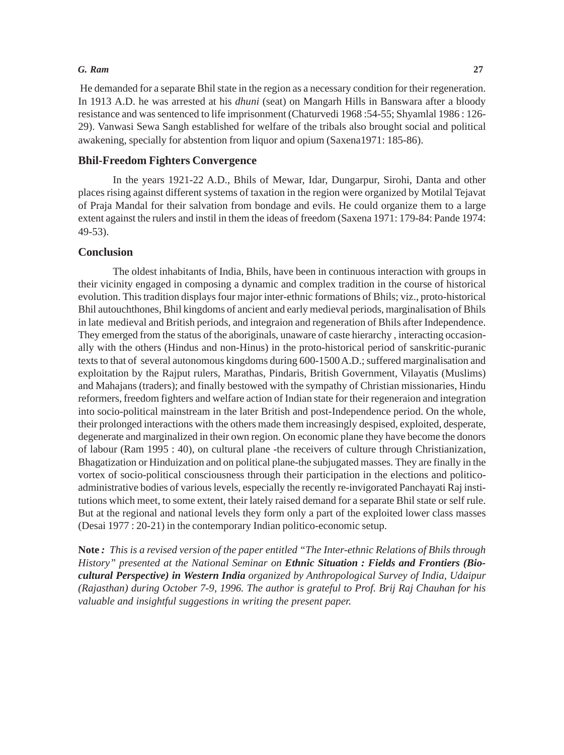He demanded for a separate Bhil state in the region as a necessary condition for their regeneration. In 1913 A.D. he was arrested at his *dhuni* (seat) on Mangarh Hills in Banswara after a bloody resistance and was sentenced to life imprisonment (Chaturvedi 1968 :54-55; Shyamlal 1986 : 126-29). Vanwasi Sewa Sangh established for welfare of the tribals also brought social and political awakening, specially for abstention from liquor and opium (Saxena1971: 185-86).

## Bhil-Freedom Fighters Convergence

In the years 1921-22 A.D., Bhils of Mewar, Idar, Dungarpur, Sirohi, Danta and other places rising against different systems of taxation in the region were organized by Motilal Tejavat of Praja Mandal for their salvation from bondage and evils. He could organize them to a large extent against the rulers and instil in them the ideas of freedom (Saxena 1971: 179-84: Pande 1974: 49-53).

## Conclusion

The oldest inhabitants of India, Bhils, have been in continuous interaction with groups in their vicinity engaged in composing a dynamic and complex tradition in the course of historical evolution. This tradition displays four major inter-ethnic formations of Bhils; viz., proto-historical Bhil autouchthones, Bhil kingdoms of ancient and early medieval periods, marginalisation of Bhils in late medieval and British periods, and integraion and regeneration of Bhils after Independence. They emerged from the status of the aboriginals, unaware of caste hierarchy , interacting occasionally with the others (Hindus and non-Hinus) in the proto-historical period of sanskritic-puranic texts to that of several autonomous kingdoms during 600-1500 A.D.; suffered marginalisation and exploitation by the Rajput rulers, Marathas, Pindaris, British Government, Vilayatis (Muslims) and Mahajans (traders); and finally bestowed with the sympathy of Christian missionaries, Hindu reformers, freedom fighters and welfare action of Indian state for their regeneraion and integration into socio-political mainstream in the later British and post-Independence period. On the whole, their prolonged interactions with the others made them increasingly despised, exploited, desperate, degenerate and marginalized in their own region. On economic plane they have become the donors of labour (Ram 1995 : 40), on cultural plane -the receivers of culture through Christianization, Bhagatization or Hinduization and on political plane-the subjugated masses. They are finally in the vortex of socio-political consciousness through their participation in the elections and politico-administrative bodies of various levels, especially the recently re-invigorated Panchayati Raj institutions which meet, to some extent, their lately raised demand for a separate Bhil state or self rule. But at the regional and national levels they form only a part of the exploited lower class masses (Desai 1977 : 20-21) in the contemporary Indian politico-economic setup.

**Note :** *This is a revised version of the paper entitled "The Inter-ethnic Relations of Bhils through History" presented at the National Seminar on* ***Ethnic Situation : Fields and Frontiers (Bio-cultural Perspective) in Western India*** *organized by Anthropological Survey of India, Udaipur (Rajasthan) during October 7-9, 1996. The author is grateful to Prof. Brij Raj Chauhan for his valuable and insightful suggestions in writing the present paper.*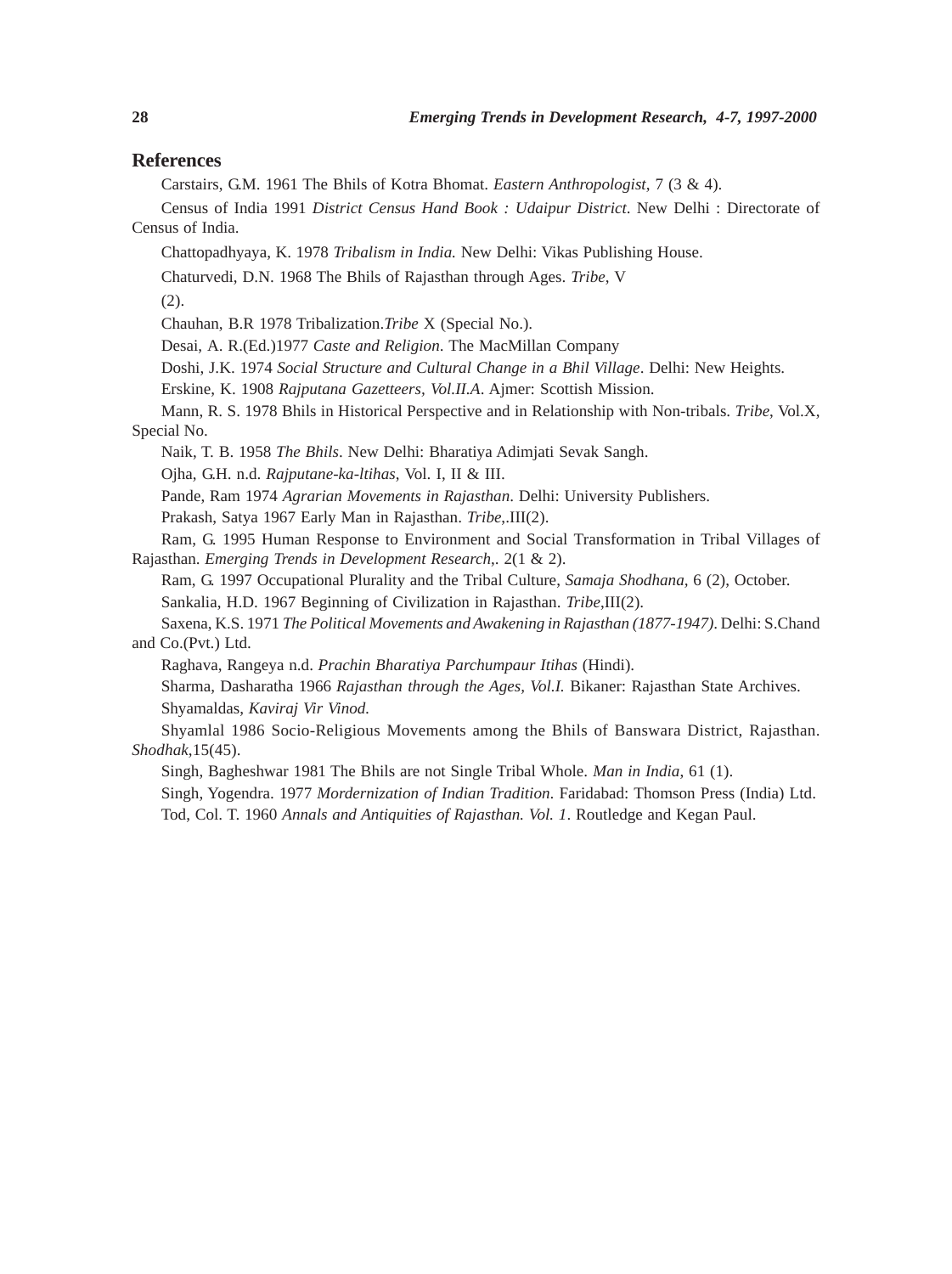## References

Carstairs, G.M. 1961 The Bhils of Kotra Bhomat. *Eastern Anthropologist*, 7 (3 & 4).

Census of India 1991 *District Census Hand Book : Udaipur District*. New Delhi : Directorate of Census of India.

Chattopadhyaya, K. 1978 *Tribalism in India.* New Delhi: Vikas Publishing House.

Chaturvedi, D.N. 1968 The Bhils of Rajasthan through Ages. *Tribe*, V (2).

Chauhan, B.R 1978 Tribalization.*Tribe* X (Special No.).

Desai, A. R.(Ed.)1977 *Caste and Religion*. The MacMillan Company

Doshi, J.K. 1974 *Social Structure and Cultural Change in a Bhil Village*. Delhi: New Heights.

Erskine, K. 1908 *Rajputana Gazetteers, Vol.II.A*. Ajmer: Scottish Mission.

Mann, R. S. 1978 Bhils in Historical Perspective and in Relationship with Non-tribals. *Tribe*, Vol.X, Special No.

Naik, T. B. 1958 *The Bhils*. New Delhi: Bharatiya Adimjati Sevak Sangh.

Ojha, G.H. n.d. *Rajputane-ka-ltihas*, Vol. I, II & III.

Pande, Ram 1974 *Agrarian Movements in Rajasthan*. Delhi: University Publishers.

Prakash, Satya 1967 Early Man in Rajasthan. *Tribe*,.III(2).

Ram, G. 1995 Human Response to Environment and Social Transformation in Tribal Villages of Rajasthan. *Emerging Trends in Development Research*,. 2(1 & 2).

Ram, G. 1997 Occupational Plurality and the Tribal Culture, *Samaja Shodhana*, 6 (2), October.

Sankalia, H.D. 1967 Beginning of Civilization in Rajasthan. *Tribe*,III(2).

Saxena, K.S. 1971 *The Political Movements and Awakening in Rajasthan (1877-1947)*. Delhi: S.Chand and Co.(Pvt.) Ltd.

Raghava, Rangeya n.d. *Prachin Bharatiya Parchumpaur Itihas* (Hindi).

Sharma, Dasharatha 1966 *Rajasthan through the Ages, Vol.I.* Bikaner: Rajasthan State Archives.

Shyamaldas, *Kaviraj Vir Vinod.*

Shyamlal 1986 Socio-Religious Movements among the Bhils of Banswara District, Rajasthan. *Shodhak*,15(45).

Singh, Bagheshwar 1981 The Bhils are not Single Tribal Whole. *Man in India*, 61 (1).

Singh, Yogendra. 1977 *Mordernization of Indian Tradition*. Faridabad: Thomson Press (India) Ltd.

Tod, Col. T. 1960 *Annals and Antiquities of Rajasthan. Vol. 1*. Routledge and Kegan Paul.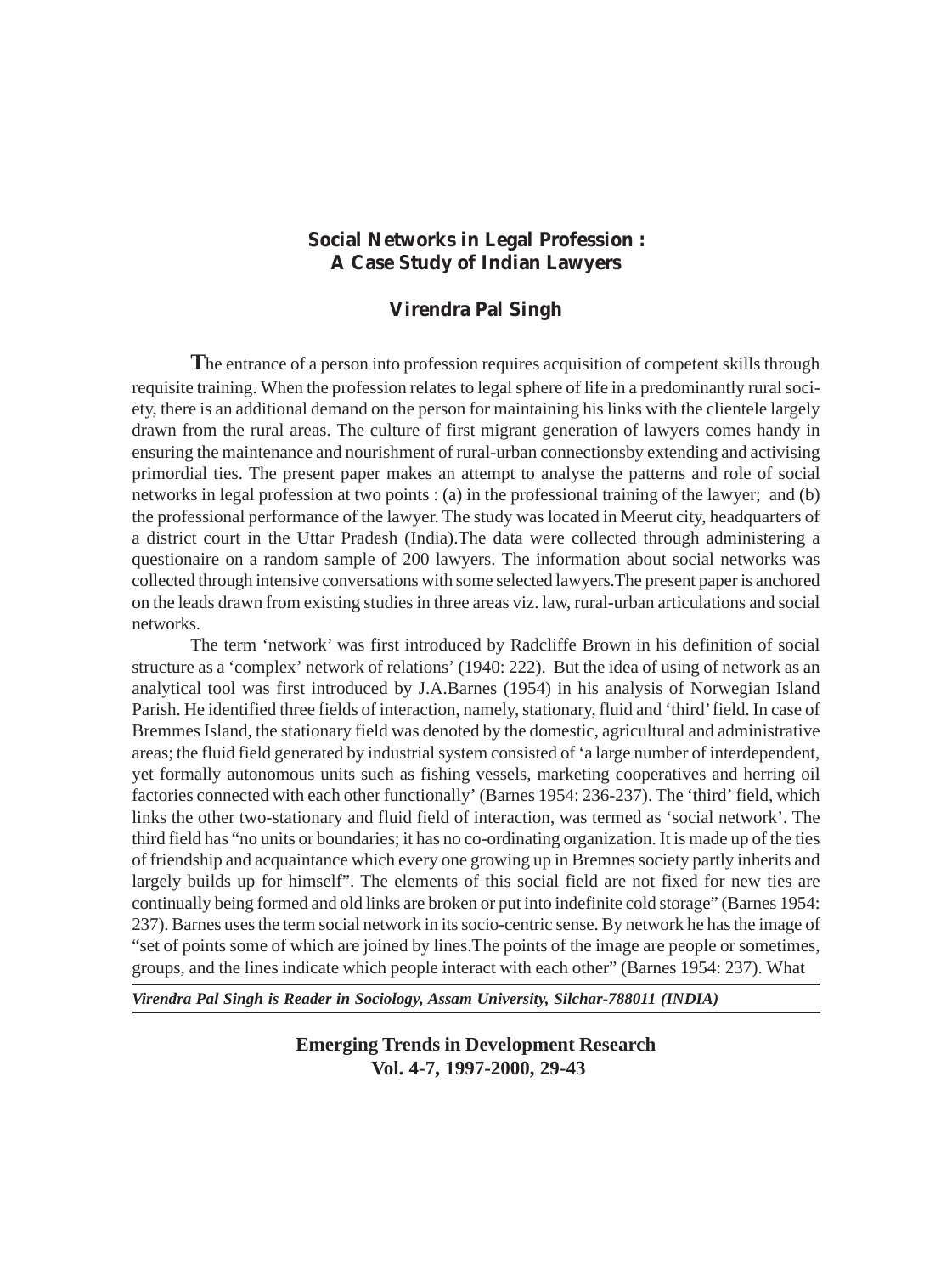# Social Networks in Legal Profession : A Case Study of Indian Lawyers

## Virendra Pal Singh

The entrance of a person into profession requires acquisition of competent skills through requisite training. When the profession relates to legal sphere of life in a predominantly rural society, there is an additional demand on the person for maintaining his links with the clientele largely drawn from the rural areas. The culture of first migrant generation of lawyers comes handy in ensuring the maintenance and nourishment of rural-urban connectionsby extending and activising primordial ties. The present paper makes an attempt to analyse the patterns and role of social networks in legal profession at two points : (a) in the professional training of the lawyer; and (b) the professional performance of the lawyer. The study was located in Meerut city, headquarters of a district court in the Uttar Pradesh (India).The data were collected through administering a questionaire on a random sample of 200 lawyers. The information about social networks was collected through intensive conversations with some selected lawyers.The present paper is anchored on the leads drawn from existing studies in three areas viz. law, rural-urban articulations and social networks.

The term 'network' was first introduced by Radcliffe Brown in his definition of social structure as a 'complex' network of relations' (1940: 222). But the idea of using of network as an analytical tool was first introduced by J.A.Barnes (1954) in his analysis of Norwegian Island Parish. He identified three fields of interaction, namely, stationary, fluid and 'third' field. In case of Bremmes Island, the stationary field was denoted by the domestic, agricultural and administrative areas; the fluid field generated by industrial system consisted of 'a large number of interdependent, yet formally autonomous units such as fishing vessels, marketing cooperatives and herring oil factories connected with each other functionally' (Barnes 1954: 236-237). The 'third' field, which links the other two-stationary and fluid field of interaction, was termed as 'social network'. The third field has "no units or boundaries; it has no co-ordinating organization. It is made up of the ties of friendship and acquaintance which every one growing up in Bremnes society partly inherits and largely builds up for himself". The elements of this social field are not fixed for new ties are continually being formed and old links are broken or put into indefinite cold storage" (Barnes 1954: 237). Barnes uses the term social network in its socio-centric sense. By network he has the image of "set of points some of which are joined by lines.The points of the image are people or sometimes, groups, and the lines indicate which people interact with each other" (Barnes 1954: 237). What

*Virendra Pal Singh is Reader in Sociology, Assam University, Silchar-788011 (INDIA)*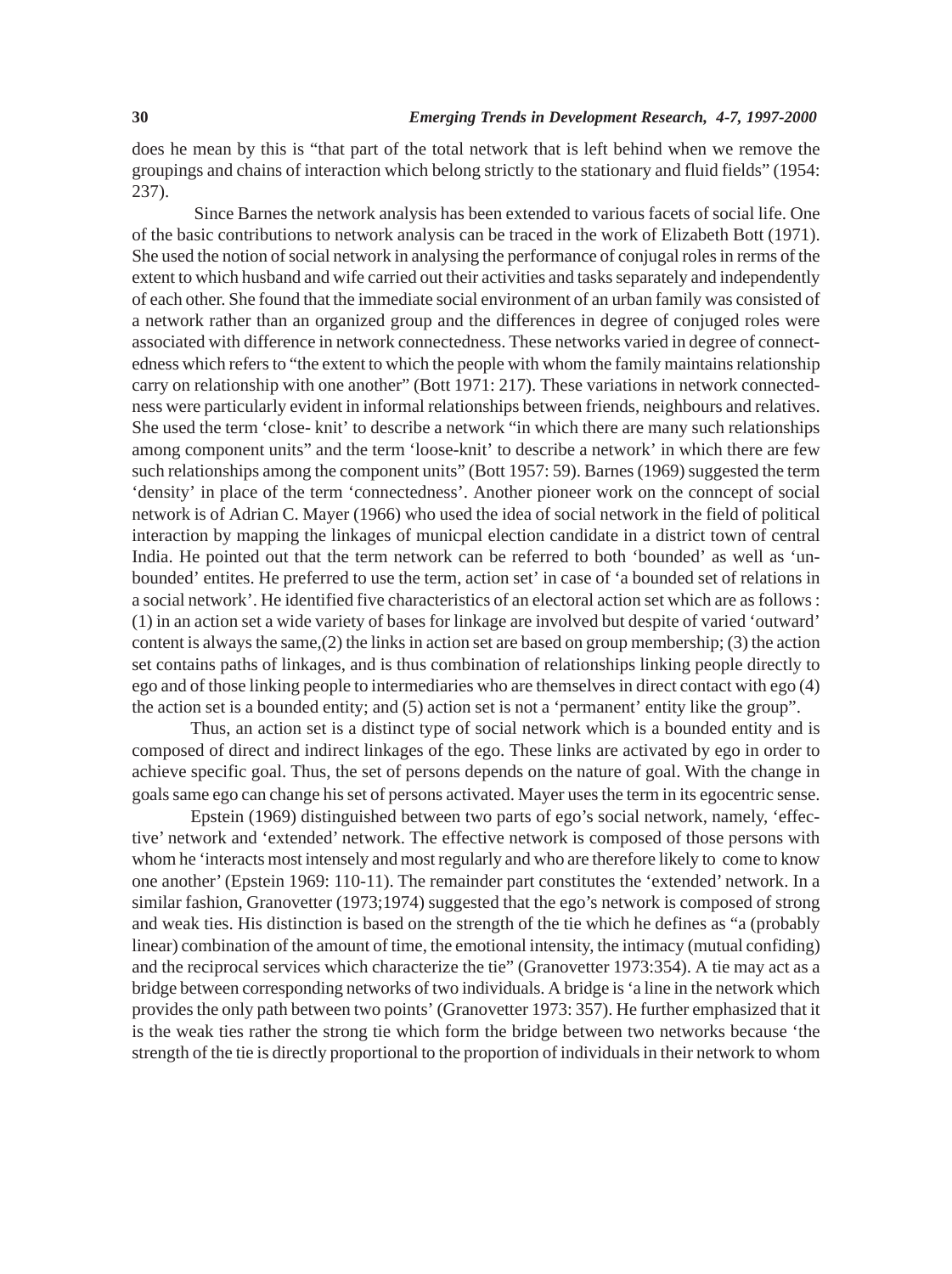does he mean by this is "that part of the total network that is left behind when we remove the groupings and chains of interaction which belong strictly to the stationary and fluid fields" (1954: 237).

Since Barnes the network analysis has been extended to various facets of social life. One of the basic contributions to network analysis can be traced in the work of Elizabeth Bott (1971). She used the notion of social network in analysing the performance of conjugal roles in rerms of the extent to which husband and wife carried out their activities and tasks separately and independently of each other. She found that the immediate social environment of an urban family was consisted of a network rather than an organized group and the differences in degree of conjuged roles were associated with difference in network connectedness. These networks varied in degree of connectedness which refers to "the extent to which the people with whom the family maintains relationship carry on relationship with one another" (Bott 1971: 217). These variations in network connectedness were particularly evident in informal relationships between friends, neighbours and relatives. She used the term 'close- knit' to describe a network "in which there are many such relationships among component units" and the term 'loose-knit' to describe a network' in which there are few such relationships among the component units" (Bott 1957: 59). Barnes (1969) suggested the term 'density' in place of the term 'connectedness'. Another pioneer work on the conncept of social network is of Adrian C. Mayer (1966) who used the idea of social network in the field of political interaction by mapping the linkages of municpal election candidate in a district town of central India. He pointed out that the term network can be referred to both 'bounded' as well as 'unbounded' entites. He preferred to use the term, action set' in case of 'a bounded set of relations in a social network'. He identified five characteristics of an electoral action set which are as follows : (1) in an action set a wide variety of bases for linkage are involved but despite of varied 'outward' content is always the same,(2) the links in action set are based on group membership; (3) the action set contains paths of linkages, and is thus combination of relationships linking people directly to ego and of those linking people to intermediaries who are themselves in direct contact with ego (4) the action set is a bounded entity; and (5) action set is not a 'permanent' entity like the group".

Thus, an action set is a distinct type of social network which is a bounded entity and is composed of direct and indirect linkages of the ego. These links are activated by ego in order to achieve specific goal. Thus, the set of persons depends on the nature of goal. With the change in goals same ego can change his set of persons activated. Mayer uses the term in its egocentric sense.

Epstein (1969) distinguished between two parts of ego's social network, namely, 'effective' network and 'extended' network. The effective network is composed of those persons with whom he 'interacts most intensely and most regularly and who are therefore likely to come to know one another' (Epstein 1969: 110-11). The remainder part constitutes the 'extended' network. In a similar fashion, Granovetter (1973;1974) suggested that the ego's network is composed of strong and weak ties. His distinction is based on the strength of the tie which he defines as "a (probably linear) combination of the amount of time, the emotional intensity, the intimacy (mutual confiding) and the reciprocal services which characterize the tie" (Granovetter 1973:354). A tie may act as a bridge between corresponding networks of two individuals. A bridge is 'a line in the network which provides the only path between two points' (Granovetter 1973: 357). He further emphasized that it is the weak ties rather the strong tie which form the bridge between two networks because 'the strength of the tie is directly proportional to the proportion of individuals in their network to whom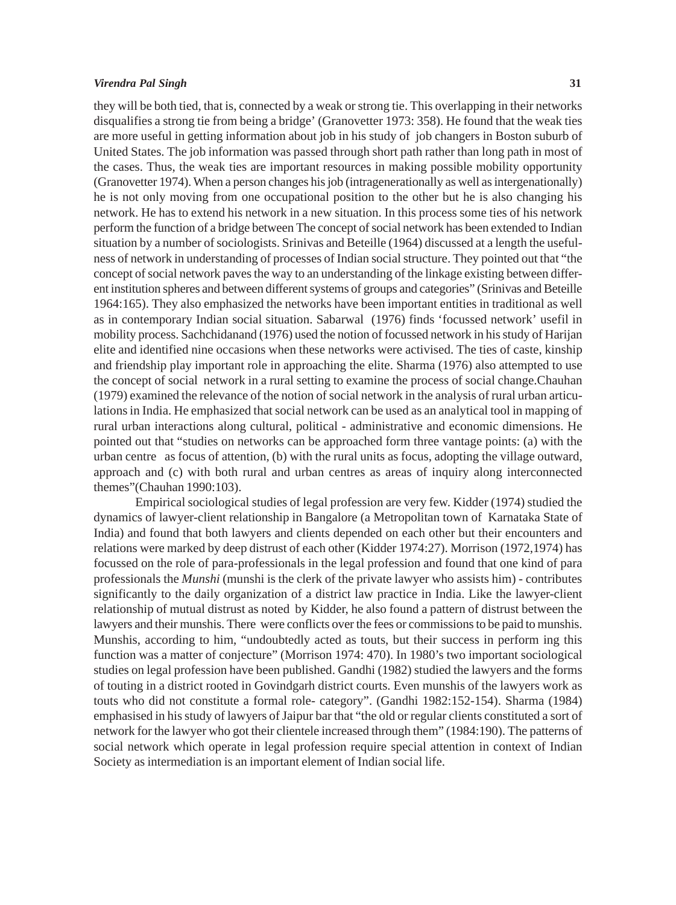they will be both tied, that is, connected by a weak or strong tie. This overlapping in their networks disqualifies a strong tie from being a bridge' (Granovetter 1973: 358). He found that the weak ties are more useful in getting information about job in his study of job changers in Boston suburb of United States. The job information was passed through short path rather than long path in most of the cases. Thus, the weak ties are important resources in making possible mobility opportunity (Granovetter 1974). When a person changes his job (intragenerationally as well as intergenationally) he is not only moving from one occupational position to the other but he is also changing his network. He has to extend his network in a new situation. In this process some ties of his network perform the function of a bridge between The concept of social network has been extended to Indian situation by a number of sociologists. Srinivas and Beteille (1964) discussed at a length the usefulness of network in understanding of processes of Indian social structure. They pointed out that "the concept of social network paves the way to an understanding of the linkage existing between different institution spheres and between different systems of groups and categories" (Srinivas and Beteille 1964:165). They also emphasized the networks have been important entities in traditional as well as in contemporary Indian social situation. Sabarwal (1976) finds 'focussed network' usefil in mobility process. Sachchidanand (1976) used the notion of focussed network in his study of Harijan elite and identified nine occasions when these networks were activised. The ties of caste, kinship and friendship play important role in approaching the elite. Sharma (1976) also attempted to use the concept of social network in a rural setting to examine the process of social change.Chauhan (1979) examined the relevance of the notion of social network in the analysis of rural urban articulations in India. He emphasized that social network can be used as an analytical tool in mapping of rural urban interactions along cultural, political - administrative and economic dimensions. He pointed out that "studies on networks can be approached form three vantage points: (a) with the urban centre as focus of attention, (b) with the rural units as focus, adopting the village outward, approach and (c) with both rural and urban centres as areas of inquiry along interconnected themes"(Chauhan 1990:103).

Empirical sociological studies of legal profession are very few. Kidder (1974) studied the dynamics of lawyer-client relationship in Bangalore (a Metropolitan town of Karnataka State of India) and found that both lawyers and clients depended on each other but their encounters and relations were marked by deep distrust of each other (Kidder 1974:27). Morrison (1972,1974) has focussed on the role of para-professionals in the legal profession and found that one kind of para professionals the *Munshi* (munshi is the clerk of the private lawyer who assists him) - contributes significantly to the daily organization of a district law practice in India. Like the lawyer-client relationship of mutual distrust as noted by Kidder, he also found a pattern of distrust between the lawyers and their munshis. There were conflicts over the fees or commissions to be paid to munshis. Munshis, according to him, "undoubtedly acted as touts, but their success in perform ing this function was a matter of conjecture" (Morrison 1974: 470). In 1980's two important sociological studies on legal profession have been published. Gandhi (1982) studied the lawyers and the forms of touting in a district rooted in Govindgarh district courts. Even munshis of the lawyers work as touts who did not constitute a formal role- category". (Gandhi 1982:152-154). Sharma (1984) emphasised in his study of lawyers of Jaipur bar that "the old or regular clients constituted a sort of network for the lawyer who got their clientele increased through them" (1984:190). The patterns of social network which operate in legal profession require special attention in context of Indian Society as intermediation is an important element of Indian social life.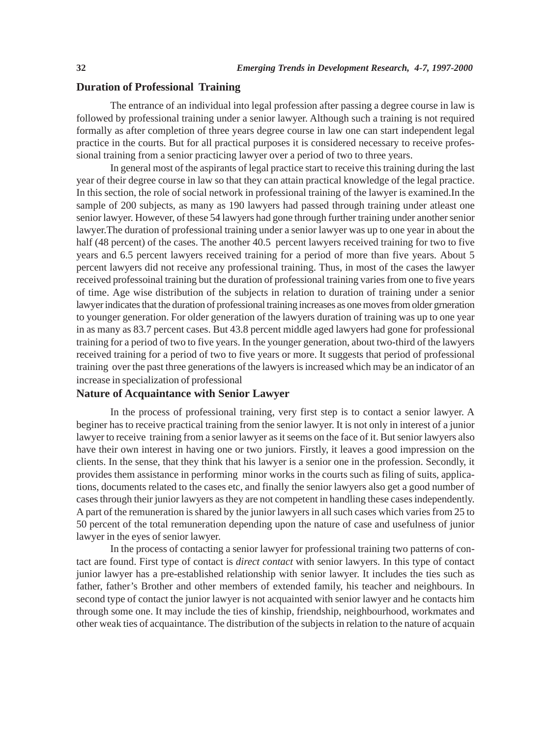## Duration of Professional Training

The entrance of an individual into legal profession after passing a degree course in law is followed by professional training under a senior lawyer. Although such a training is not required formally as after completion of three years degree course in law one can start independent legal practice in the courts. But for all practical purposes it is considered necessary to receive professional training from a senior practicing lawyer over a period of two to three years.

In general most of the aspirants of legal practice start to receive this training during the last year of their degree course in law so that they can attain practical knowledge of the legal practice. In this section, the role of social network in professional training of the lawyer is examined.In the sample of 200 subjects, as many as 190 lawyers had passed through training under atleast one senior lawyer. However, of these 54 lawyers had gone through further training under another senior lawyer.The duration of professional training under a senior lawyer was up to one year in about the half (48 percent) of the cases. The another 40.5 percent lawyers received training for two to five years and 6.5 percent lawyers received training for a period of more than five years. About 5 percent lawyers did not receive any professional training. Thus, in most of the cases the lawyer received professoinal training but the duration of professional training varies from one to five years of time. Age wise distribution of the subjects in relation to duration of training under a senior lawyer indicates that the duration of professional training increases as one moves from older grneration to younger generation. For older generation of the lawyers duration of training was up to one year in as many as 83.7 percent cases. But 43.8 percent middle aged lawyers had gone for professional training for a period of two to five years. In the younger generation, about two-third of the lawyers received training for a period of two to five years or more. It suggests that period of professional training over the past three generations of the lawyers is increased which may be an indicator of an increase in specialization of professional

## Nature of Acquaintance with Senior Lawyer

In the process of professional training, very first step is to contact a senior lawyer. A beginer has to receive practical training from the senior lawyer. It is not only in interest of a junior lawyer to receive training from a senior lawyer as it seems on the face of it. But senior lawyers also have their own interest in having one or two juniors. Firstly, it leaves a good impression on the clients. In the sense, that they think that his lawyer is a senior one in the profession. Secondly, it provides them assistance in performing minor works in the courts such as filing of suits, applications, documents related to the cases etc, and finally the senior lawyers also get a good number of cases through their junior lawyers as they are not competent in handling these cases independently. A part of the remuneration is shared by the junior lawyers in all such cases which varies from 25 to 50 percent of the total remuneration depending upon the nature of case and usefulness of junior lawyer in the eyes of senior lawyer.

In the process of contacting a senior lawyer for professional training two patterns of contact are found. First type of contact is *direct contact* with senior lawyers. In this type of contact junior lawyer has a pre-established relationship with senior lawyer. It includes the ties such as father, father's Brother and other members of extended family, his teacher and neighbours. In second type of contact the junior lawyer is not acquainted with senior lawyer and he contacts him through some one. It may include the ties of kinship, friendship, neighbourhood, workmates and other weak ties of acquaintance. The distribution of the subjects in relation to the nature of acquain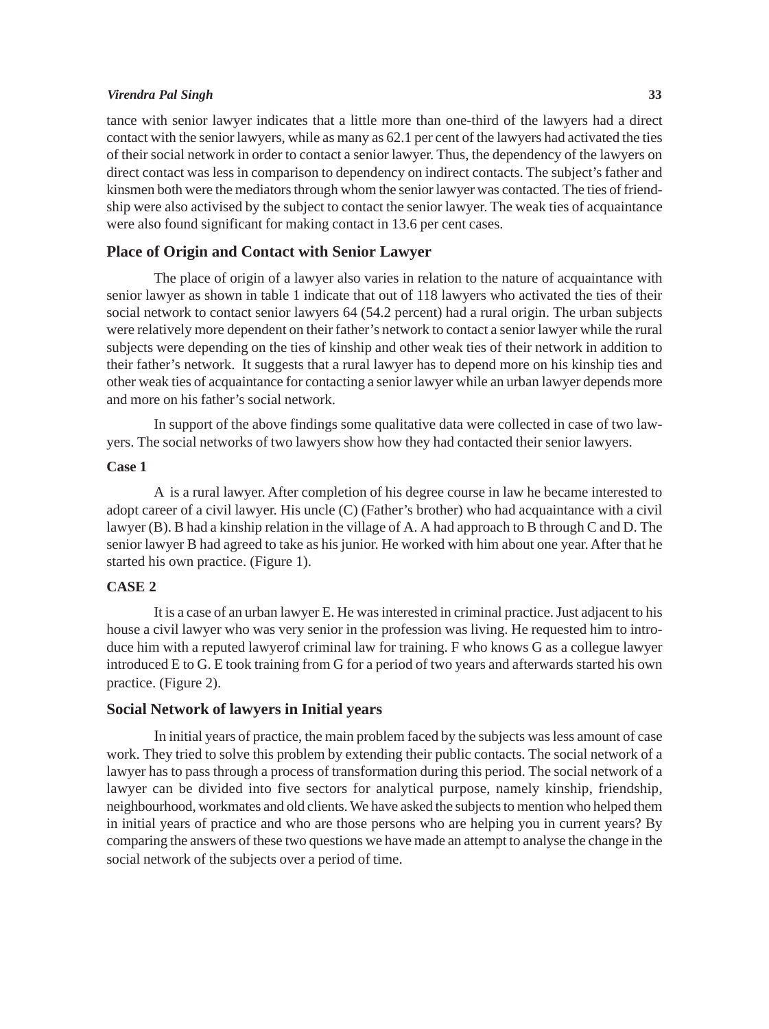tance with senior lawyer indicates that a little more than one-third of the lawyers had a direct contact with the senior lawyers, while as many as 62.1 per cent of the lawyers had activated the ties of their social network in order to contact a senior lawyer. Thus, the dependency of the lawyers on direct contact was less in comparison to dependency on indirect contacts. The subject's father and kinsmen both were the mediators through whom the senior lawyer was contacted. The ties of friendship were also activised by the subject to contact the senior lawyer. The weak ties of acquaintance were also found significant for making contact in 13.6 per cent cases.

## Place of Origin and Contact with Senior Lawyer

The place of origin of a lawyer also varies in relation to the nature of acquaintance with senior lawyer as shown in table 1 indicate that out of 118 lawyers who activated the ties of their social network to contact senior lawyers 64 (54.2 percent) had a rural origin. The urban subjects were relatively more dependent on their father's network to contact a senior lawyer while the rural subjects were depending on the ties of kinship and other weak ties of their network in addition to their father's network. It suggests that a rural lawyer has to depend more on his kinship ties and other weak ties of acquaintance for contacting a senior lawyer while an urban lawyer depends more and more on his father's social network.

In support of the above findings some qualitative data were collected in case of two lawyers. The social networks of two lawyers show how they had contacted their senior lawyers.

### Case 1

A is a rural lawyer. After completion of his degree course in law he became interested to adopt career of a civil lawyer. His uncle (C) (Father's brother) who had acquaintance with a civil lawyer (B). B had a kinship relation in the village of A. A had approach to B through C and D. The senior lawyer B had agreed to take as his junior. He worked with him about one year. After that he started his own practice. (Figure 1).

### CASE 2

It is a case of an urban lawyer E. He was interested in criminal practice. Just adjacent to his house a civil lawyer who was very senior in the profession was living. He requested him to introduce him with a reputed lawyerof criminal law for training. F who knows G as a collegue lawyer introduced E to G. E took training from G for a period of two years and afterwards started his own practice. (Figure 2).

## Social Network of lawyers in Initial years

In initial years of practice, the main problem faced by the subjects was less amount of case work. They tried to solve this problem by extending their public contacts. The social network of a lawyer has to pass through a process of transformation during this period. The social network of a lawyer can be divided into five sectors for analytical purpose, namely kinship, friendship, neighbourhood, workmates and old clients. We have asked the subjects to mention who helped them in initial years of practice and who are those persons who are helping you in current years? By comparing the answers of these two questions we have made an attempt to analyse the change in the social network of the subjects over a period of time.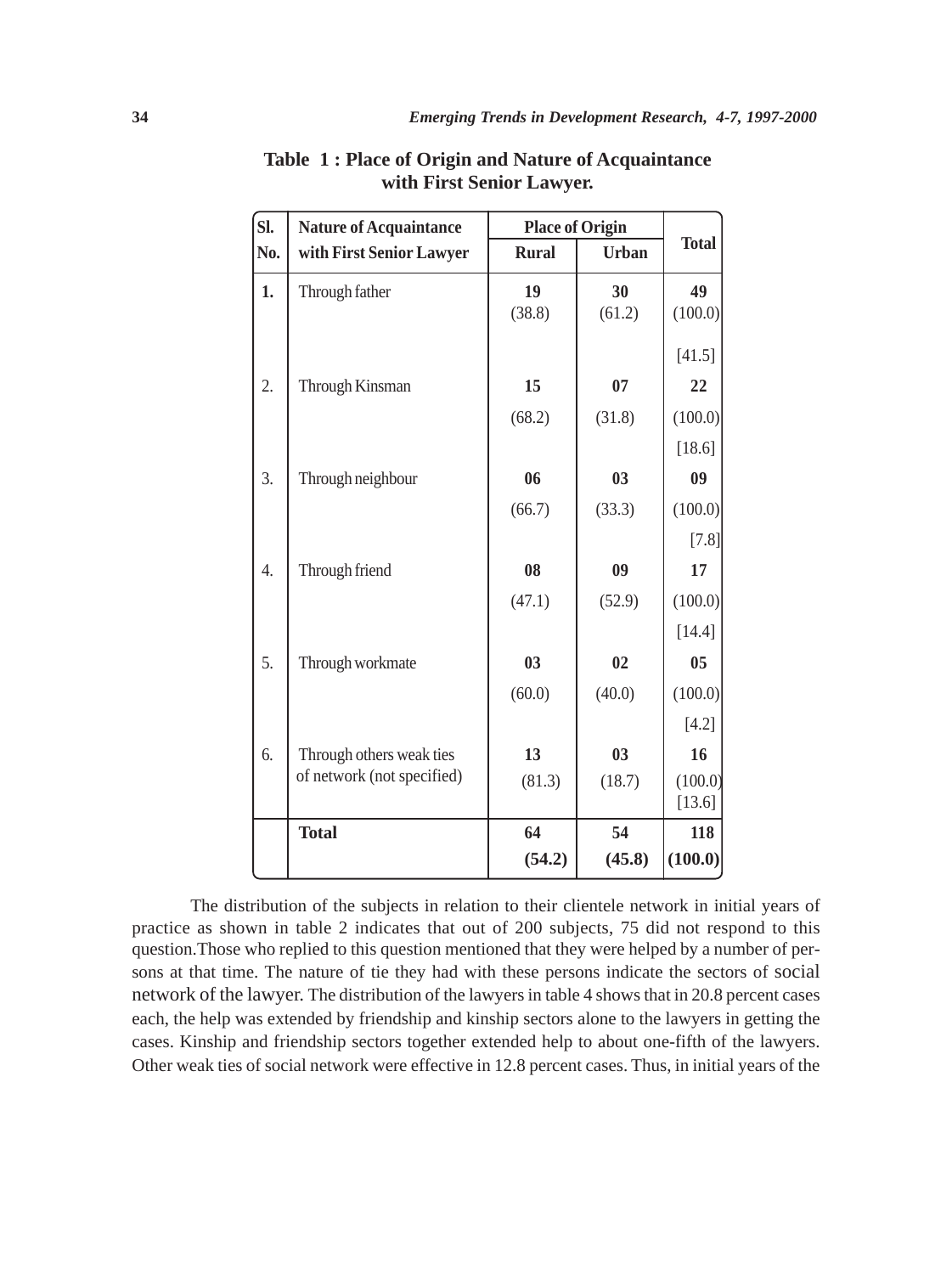**Table 1 : Place of Origin and Nature of Acquaintance with First Senior Lawyer.**

| Sl. No. | Nature of Acquaintance with First Senior Lawyer | Place of Origin | | Total |
|---|---|---|---|---|
| | | Rural | Urban | |
| 1. | Through father | **19** (38.8) | **30** (61.2) | **49** (100.0) [41.5] |
| 2. | Through Kinsman | **15** (68.2) | **07** (31.8) | **22** (100.0) [18.6] |
| 3. | Through neighbour | **06** (66.7) | **03** (33.3) | **09** (100.0) [7.8] |
| 4. | Through friend | **08** (47.1) | **09** (52.9) | **17** (100.0) [14.4] |
| 5. | Through workmate | **03** (60.0) | **02** (40.0) | **05** (100.0) [4.2] |
| 6. | Through others weak ties of network (not specified) | **13** (81.3) | **03** (18.7) | **16** (100.0) [13.6] |
| | **Total** | **64** **(54.2)** | **54** **(45.8)** | **118** **(100.0)** |

The distribution of the subjects in relation to their clientele network in initial years of practice as shown in table 2 indicates that out of 200 subjects, 75 did not respond to this question.Those who replied to this question mentioned that they were helped by a number of persons at that time. The nature of tie they had with these persons indicate the sectors of social network of the lawyer. The distribution of the lawyers in table 4 shows that in 20.8 percent cases each, the help was extended by friendship and kinship sectors alone to the lawyers in getting the cases. Kinship and friendship sectors together extended help to about one-fifth of the lawyers. Other weak ties of social network were effective in 12.8 percent cases. Thus, in initial years of the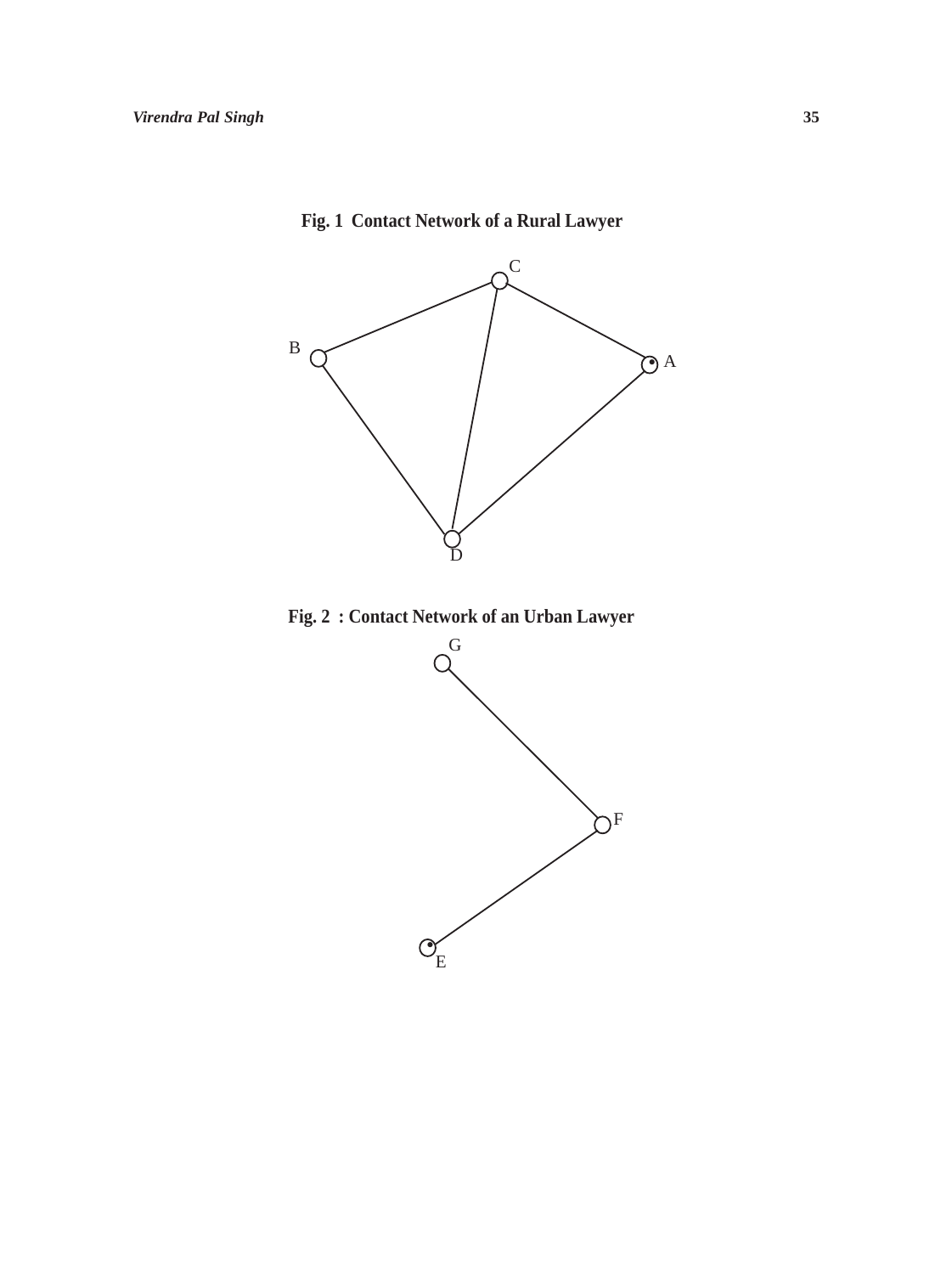**Fig. 1 Contact Network of a Rural Lawyer**

C

B

A

D

**Fig. 2 : Contact Network of an Urban Lawyer**

G

F

E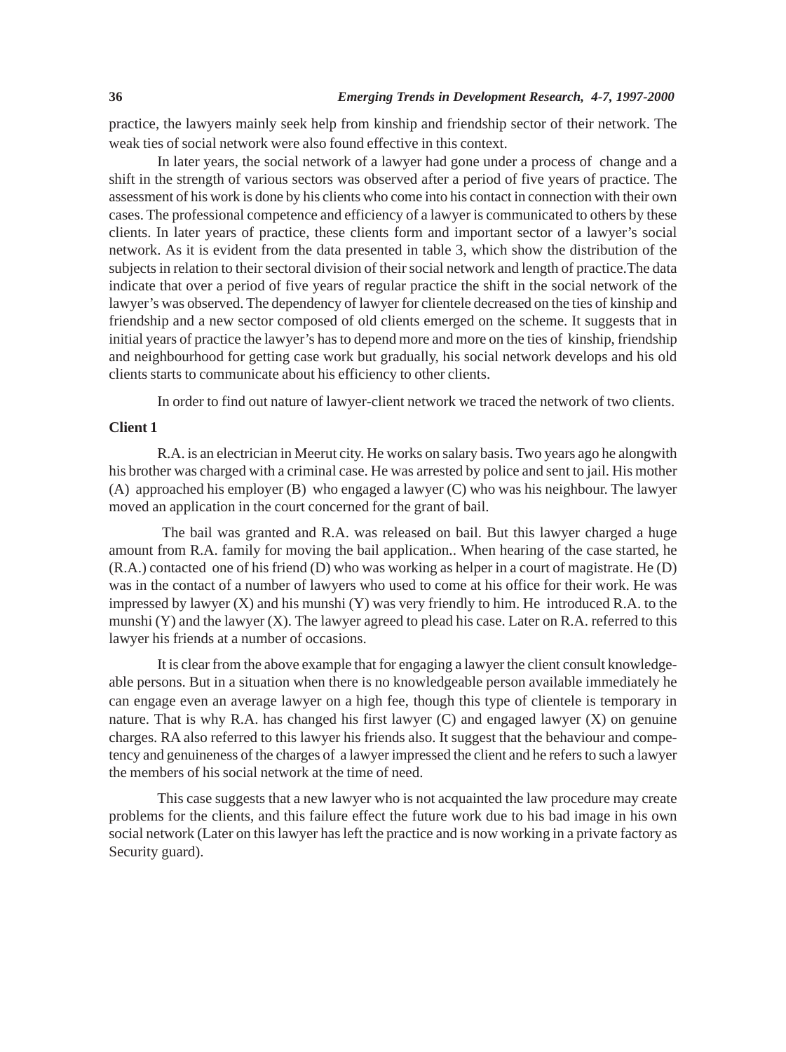practice, the lawyers mainly seek help from kinship and friendship sector of their network. The weak ties of social network were also found effective in this context.

In later years, the social network of a lawyer had gone under a process of change and a shift in the strength of various sectors was observed after a period of five years of practice. The assessment of his work is done by his clients who come into his contact in connection with their own cases. The professional competence and efficiency of a lawyer is communicated to others by these clients. In later years of practice, these clients form and important sector of a lawyer's social network. As it is evident from the data presented in table 3, which show the distribution of the subjects in relation to their sectoral division of their social network and length of practice.The data indicate that over a period of five years of regular practice the shift in the social network of the lawyer's was observed. The dependency of lawyer for clientele decreased on the ties of kinship and friendship and a new sector composed of old clients emerged on the scheme. It suggests that in initial years of practice the lawyer's has to depend more and more on the ties of kinship, friendship and neighbourhood for getting case work but gradually, his social network develops and his old clients starts to communicate about his efficiency to other clients.

In order to find out nature of lawyer-client network we traced the network of two clients.

**Client 1**

R.A. is an electrician in Meerut city. He works on salary basis. Two years ago he alongwith his brother was charged with a criminal case. He was arrested by police and sent to jail. His mother (A) approached his employer (B) who engaged a lawyer (C) who was his neighbour. The lawyer moved an application in the court concerned for the grant of bail.

The bail was granted and R.A. was released on bail. But this lawyer charged a huge amount from R.A. family for moving the bail application.. When hearing of the case started, he (R.A.) contacted one of his friend (D) who was working as helper in a court of magistrate. He (D) was in the contact of a number of lawyers who used to come at his office for their work. He was impressed by lawyer (X) and his munshi (Y) was very friendly to him. He introduced R.A. to the munshi (Y) and the lawyer (X). The lawyer agreed to plead his case. Later on R.A. referred to this lawyer his friends at a number of occasions.

It is clear from the above example that for engaging a lawyer the client consult knowledgeable persons. But in a situation when there is no knowledgeable person available immediately he can engage even an average lawyer on a high fee, though this type of clientele is temporary in nature. That is why R.A. has changed his first lawyer (C) and engaged lawyer (X) on genuine charges. RA also referred to this lawyer his friends also. It suggest that the behaviour and competency and genuineness of the charges of a lawyer impressed the client and he refers to such a lawyer the members of his social network at the time of need.

This case suggests that a new lawyer who is not acquainted the law procedure may create problems for the clients, and this failure effect the future work due to his bad image in his own social network (Later on this lawyer has left the practice and is now working in a private factory as Security guard).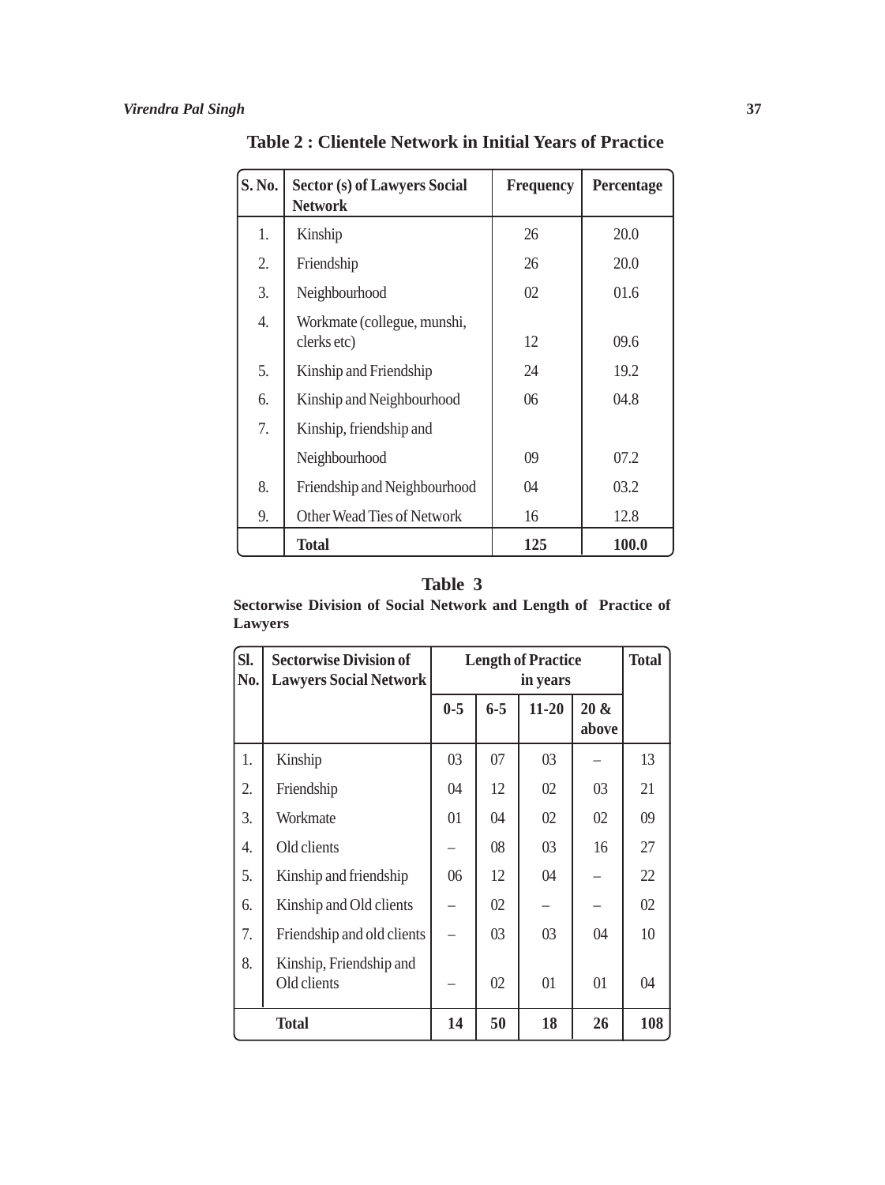**Table 2 : Clientele Network in Initial Years of Practice**

| S. No. | Sector (s) of Lawyers Social Network | Frequency | Percentage |
|---|---|---|---|
| 1. | Kinship | 26 | 20.0 |
| 2. | Friendship | 26 | 20.0 |
| 3. | Neighbourhood | 02 | 01.6 |
| 4. | Workmate (collegue, munshi, clerks etc) | 12 | 09.6 |
| 5. | Kinship and Friendship | 24 | 19.2 |
| 6. | Kinship and Neighbourhood | 06 | 04.8 |
| 7. | Kinship, friendship and Neighbourhood | 09 | 07.2 |
| 8. | Friendship and Neighbourhood | 04 | 03.2 |
| 9. | Other Wead Ties of Network | 16 | 12.8 |
| | **Total** | **125** | **100.0** |

**Table 3**

**Sectorwise Division of Social Network and Length of Practice of Lawyers**

| Sl. No. | Sectorwise Division of Lawyers Social Network | Length of Practice in years | | | | Total |
|---|---|---|---|---|---|---|
| | | 0-5 | 6-5 | 11-20 | 20 & above | |
| 1. | Kinship | 03 | 07 | 03 | – | 13 |
| 2. | Friendship | 04 | 12 | 02 | 03 | 21 |
| 3. | Workmate | 01 | 04 | 02 | 02 | 09 |
| 4. | Old clients | – | 08 | 03 | 16 | 27 |
| 5. | Kinship and friendship | 06 | 12 | 04 | – | 22 |
| 6. | Kinship and Old clients | – | 02 | – | – | 02 |
| 7. | Friendship and old clients | – | 03 | 03 | 04 | 10 |
| 8. | Kinship, Friendship and Old clients | – | 02 | 01 | 01 | 04 |
| | **Total** | **14** | **50** | **18** | **26** | **108** |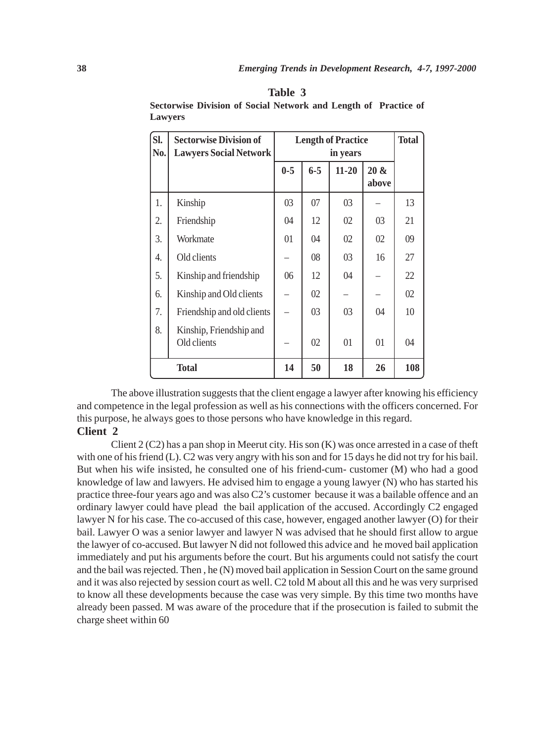**Table 3**

**Sectorwise Division of Social Network and Length of Practice of Lawyers**

| Sl. No. | Sectorwise Division of Lawyers Social Network | Length of Practice in years | | | | Total |
|---|---|---|---|---|---|---|
| | | 0-5 | 6-5 | 11-20 | 20 & above | |
| 1. | Kinship | 03 | 07 | 03 | – | 13 |
| 2. | Friendship | 04 | 12 | 02 | 03 | 21 |
| 3. | Workmate | 01 | 04 | 02 | 02 | 09 |
| 4. | Old clients | – | 08 | 03 | 16 | 27 |
| 5. | Kinship and friendship | 06 | 12 | 04 | – | 22 |
| 6. | Kinship and Old clients | – | 02 | – | – | 02 |
| 7. | Friendship and old clients | – | 03 | 03 | 04 | 10 |
| 8. | Kinship, Friendship and Old clients | – | 02 | 01 | 01 | 04 |
| | **Total** | **14** | **50** | **18** | **26** | **108** |

The above illustration suggests that the client engage a lawyer after knowing his efficiency and competence in the legal profession as well as his connections with the officers concerned. For this purpose, he always goes to those persons who have knowledge in this regard.

**Client 2**

Client 2 (C2) has a pan shop in Meerut city. His son (K) was once arrested in a case of theft with one of his friend (L). C2 was very angry with his son and for 15 days he did not try for his bail. But when his wife insisted, he consulted one of his friend-cum- customer (M) who had a good knowledge of law and lawyers. He advised him to engage a young lawyer (N) who has started his practice three-four years ago and was also C2's customer because it was a bailable offence and an ordinary lawyer could have plead the bail application of the accused. Accordingly C2 engaged lawyer N for his case. The co-accused of this case, however, engaged another lawyer (O) for their bail. Lawyer O was a senior lawyer and lawyer N was advised that he should first allow to argue the lawyer of co-accused. But lawyer N did not followed this advice and he moved bail application immediately and put his arguments before the court. But his arguments could not satisfy the court and the bail was rejected. Then , he (N) moved bail application in Session Court on the same ground and it was also rejected by session court as well. C2 told M about all this and he was very surprised to know all these developments because the case was very simple. By this time two months have already been passed. M was aware of the procedure that if the prosecution is failed to submit the charge sheet within 60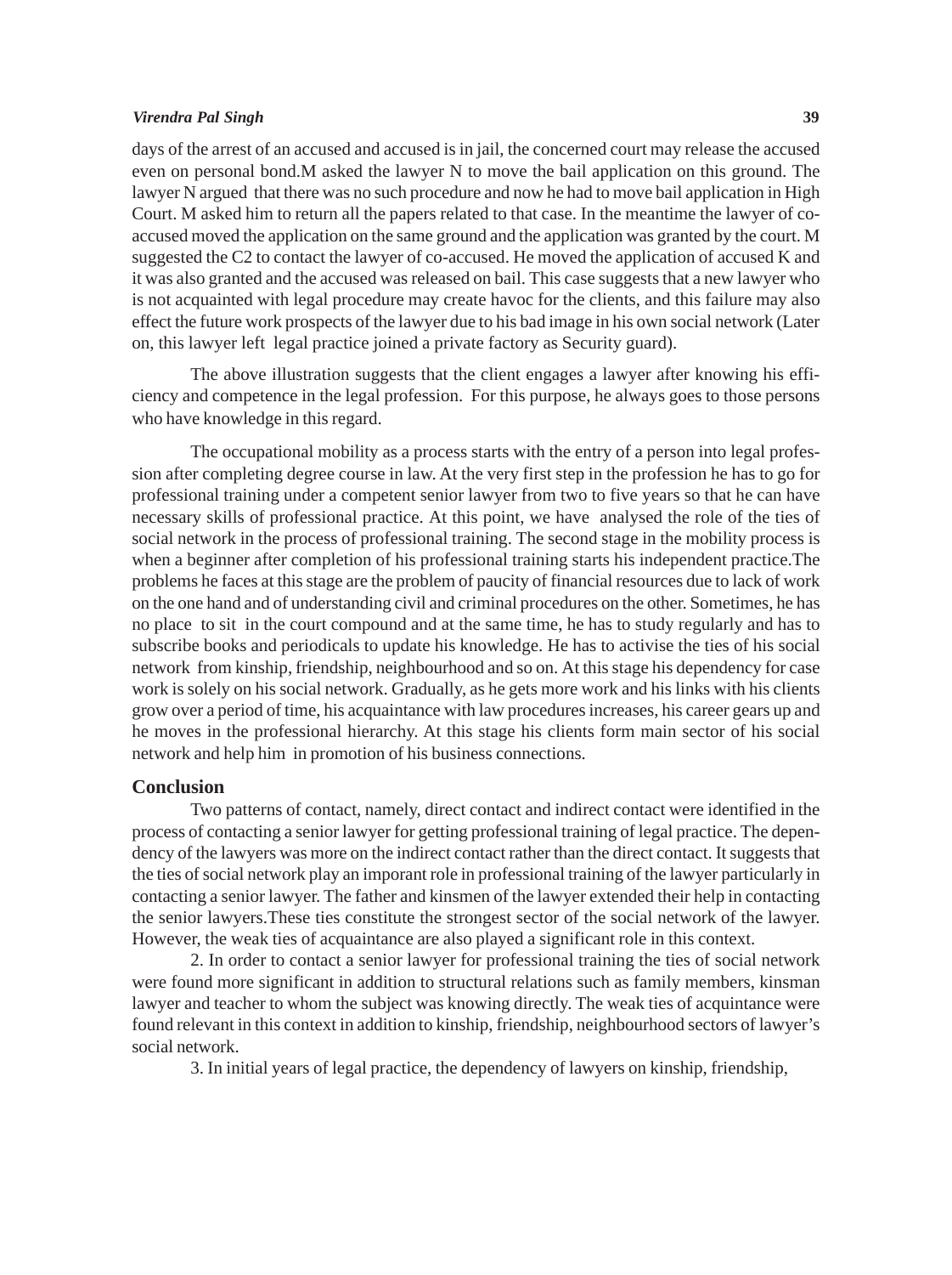days of the arrest of an accused and accused is in jail, the concerned court may release the accused even on personal bond.M asked the lawyer N to move the bail application on this ground. The lawyer N argued that there was no such procedure and now he had to move bail application in High Court. M asked him to return all the papers related to that case. In the meantime the lawyer of co-accused moved the application on the same ground and the application was granted by the court. M suggested the C2 to contact the lawyer of co-accused. He moved the application of accused K and it was also granted and the accused was released on bail. This case suggests that a new lawyer who is not acquainted with legal procedure may create havoc for the clients, and this failure may also effect the future work prospects of the lawyer due to his bad image in his own social network (Later on, this lawyer left legal practice joined a private factory as Security guard).

The above illustration suggests that the client engages a lawyer after knowing his efficiency and competence in the legal profession. For this purpose, he always goes to those persons who have knowledge in this regard.

The occupational mobility as a process starts with the entry of a person into legal profession after completing degree course in law. At the very first step in the profession he has to go for professional training under a competent senior lawyer from two to five years so that he can have necessary skills of professional practice. At this point, we have analysed the role of the ties of social network in the process of professional training. The second stage in the mobility process is when a beginner after completion of his professional training starts his independent practice.The problems he faces at this stage are the problem of paucity of financial resources due to lack of work on the one hand and of understanding civil and criminal procedures on the other. Sometimes, he has no place to sit in the court compound and at the same time, he has to study regularly and has to subscribe books and periodicals to update his knowledge. He has to activise the ties of his social network from kinship, friendship, neighbourhood and so on. At this stage his dependency for case work is solely on his social network. Gradually, as he gets more work and his links with his clients grow over a period of time, his acquaintance with law procedures increases, his career gears up and he moves in the professional hierarchy. At this stage his clients form main sector of his social network and help him in promotion of his business connections.

## Conclusion

Two patterns of contact, namely, direct contact and indirect contact were identified in the process of contacting a senior lawyer for getting professional training of legal practice. The dependency of the lawyers was more on the indirect contact rather than the direct contact. It suggests that the ties of social network play an imporant role in professional training of the lawyer particularly in contacting a senior lawyer. The father and kinsmen of the lawyer extended their help in contacting the senior lawyers.These ties constitute the strongest sector of the social network of the lawyer. However, the weak ties of acquaintance are also played a significant role in this context.

2. In order to contact a senior lawyer for professional training the ties of social network were found more significant in addition to structural relations such as family members, kinsman lawyer and teacher to whom the subject was knowing directly. The weak ties of acquintance were found relevant in this context in addition to kinship, friendship, neighbourhood sectors of lawyer's social network.

3. In initial years of legal practice, the dependency of lawyers on kinship, friendship,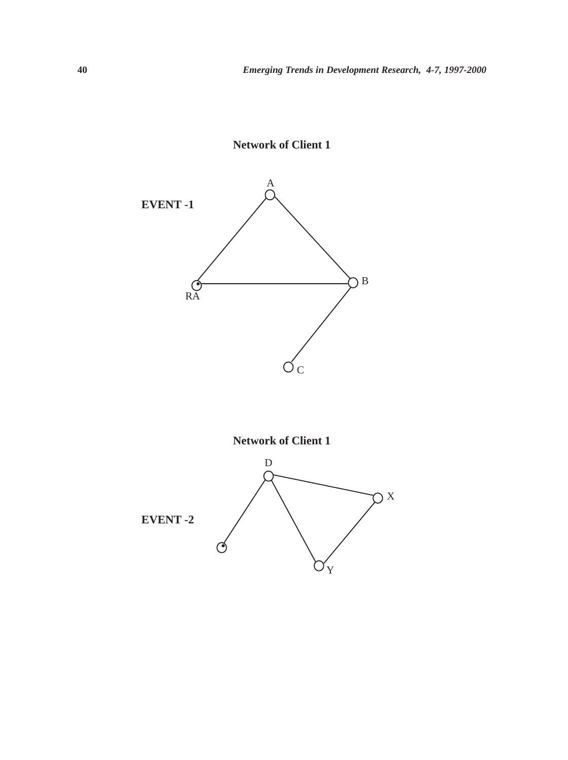**Network of Client 1**

**EVENT -1**

A

B

RA

C

**Network of Client 1**

D

X

**EVENT -2**

Y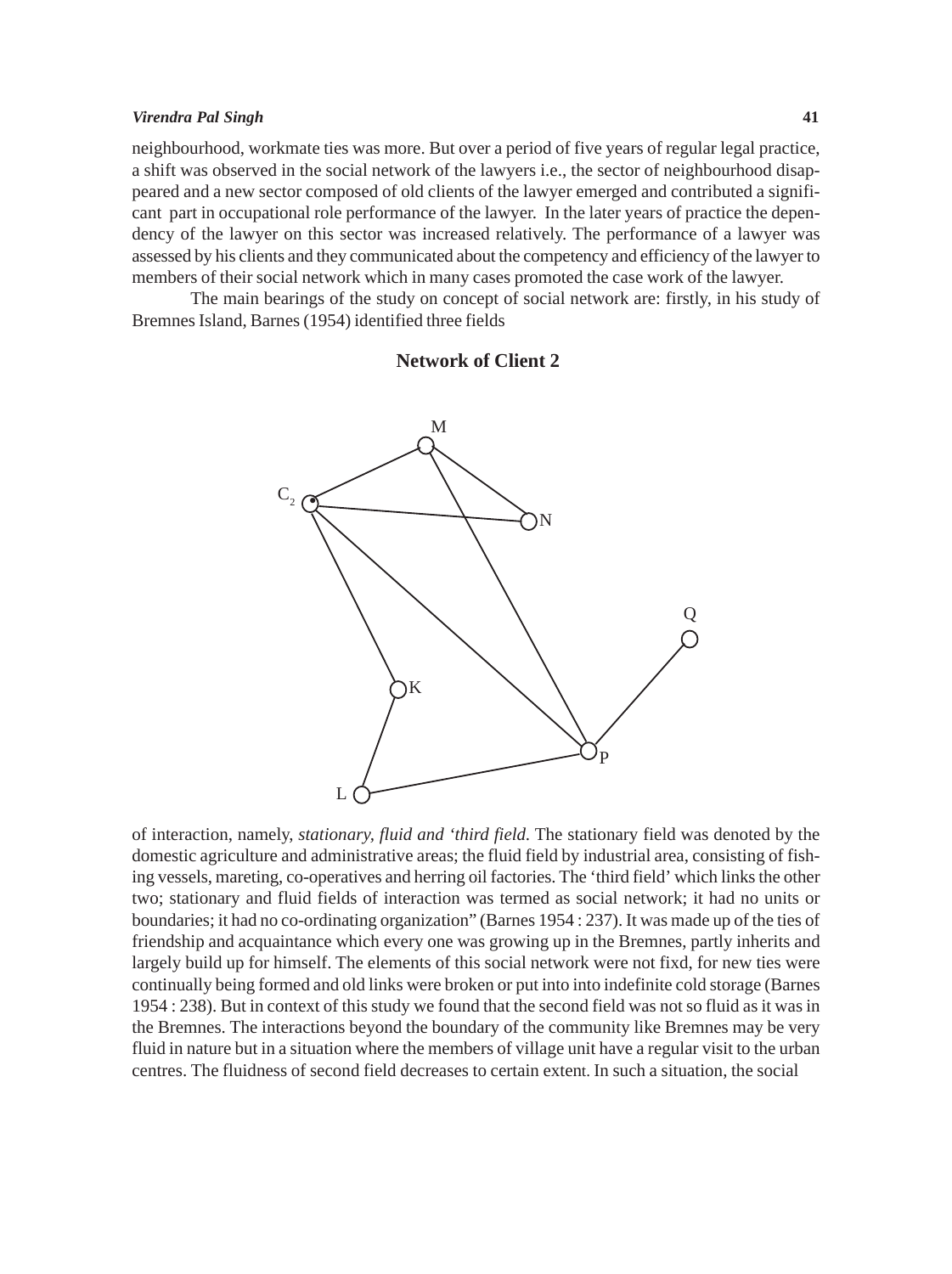neighbourhood, workmate ties was more. But over a period of five years of regular legal practice, a shift was observed in the social network of the lawyers i.e., the sector of neighbourhood disappeared and a new sector composed of old clients of the lawyer emerged and contributed a significant part in occupational role performance of the lawyer. In the later years of practice the dependency of the lawyer on this sector was increased relatively. The performance of a lawyer was assessed by his clients and they communicated about the competency and efficiency of the lawyer to members of their social network which in many cases promoted the case work of the lawyer.

The main bearings of the study on concept of social network are: firstly, in his study of Bremnes Island, Barnes (1954) identified three fields

**Network of Client 2**

of interaction, namely, *stationary, fluid and 'third field.* The stationary field was denoted by the domestic agriculture and administrative areas; the fluid field by industrial area, consisting of fishing vessels, mareting, co-operatives and herring oil factories. The 'third field' which links the other two; stationary and fluid fields of interaction was termed as social network; it had no units or boundaries; it had no co-ordinating organization" (Barnes 1954 : 237). It was made up of the ties of friendship and acquaintance which every one was growing up in the Bremnes, partly inherits and largely build up for himself. The elements of this social network were not fixd, for new ties were continually being formed and old links were broken or put into into indefinite cold storage (Barnes 1954 : 238). But in context of this study we found that the second field was not so fluid as it was in the Bremnes. The interactions beyond the boundary of the community like Bremnes may be very fluid in nature but in a situation where the members of village unit have a regular visit to the urban centres. The fluidness of second field decreases to certain extent. In such a situation, the social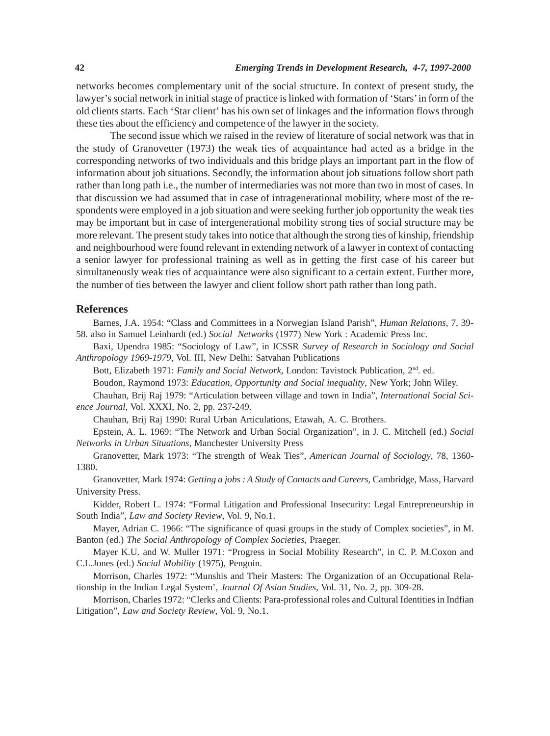networks becomes complementary unit of the social structure. In context of present study, the lawyer's social network in initial stage of practice is linked with formation of 'Stars' in form of the old clients starts. Each 'Star client' has his own set of linkages and the information flows through these ties about the efficiency and competence of the lawyer in the society.

The second issue which we raised in the review of literature of social network was that in the study of Granovetter (1973) the weak ties of acquaintance had acted as a bridge in the corresponding networks of two individuals and this bridge plays an important part in the flow of information about job situations. Secondly, the information about job situations follow short path rather than long path i.e., the number of intermediaries was not more than two in most of cases. In that discussion we had assumed that in case of intragenerational mobility, where most of the respondents were employed in a job situation and were seeking further job opportunity the weak ties may be important but in case of intergenerational mobility strong ties of social structure may be more relevant. The present study takes into notice that although the strong ties of kinship, friendship and neighbourhood were found relevant in extending network of a lawyer in context of contacting a senior lawyer for professional training as well as in getting the first case of his career but simultaneously weak ties of acquaintance were also significant to a certain extent. Further more, the number of ties between the lawyer and client follow short path rather than long path.

## References

Barnes, J.A. 1954: "Class and Committees in a Norwegian Island Parish", *Human Relations*, 7, 39-58. also in Samuel Leinhardt (ed.) *Social Networks* (1977) New York : Academic Press Inc.

Baxi, Upendra 1985: "Sociology of Law", in ICSSR *Survey of Research in Sociology and Social Anthropology 1969-1979*, Vol. III, New Delhi: Satvahan Publications

Bott, Elizabeth 1971: *Family and Social Network*, London: Tavistock Publication, 2nd. ed.

Boudon, Raymond 1973: *Education, Opportunity and Social inequality*, New York; John Wiley.

Chauhan, Brij Raj 1979: "Articulation between village and town in India", *International Social Science Journal*, Vol. XXXI, No. 2, pp. 237-249.

Chauhan, Brij Raj 1990: Rural Urban Articulations, Etawah, A. C. Brothers.

Epstein, A. L. 1969: "The Network and Urban Social Organization", in J. C. Mitchell (ed.) *Social Networks in Urban Situations*, Manchester University Press

Granovetter, Mark 1973: "The strength of Weak Ties", *American Journal of Sociology*, 78, 1360-1380.

Granovetter, Mark 1974: *Getting a jobs : A Study of Contacts and Careers*, Cambridge, Mass, Harvard University Press.

Kidder, Robert L. 1974: "Formal Litigation and Professional Insecurity: Legal Entrepreneurship in South India", *Law and Society Review*, Vol. 9, No.1.

Mayer, Adrian C. 1966: "The significance of quasi groups in the study of Complex societies", in M. Banton (ed.) *The Social Anthropology of Complex Societies*, Praeger.

Mayer K.U. and W. Muller 1971: "Progress in Social Mobility Research", in C. P. M.Coxon and C.L.Jones (ed.) *Social Mobility* (1975), Penguin.

Morrison, Charles 1972: "Munshis and Their Masters: The Organization of an Occupational Relationship in the Indian Legal System', *Journal Of Asian Studies*, Vol. 31, No. 2, pp. 309-28.

Morrison, Charles 1972: "Clerks and Clients: Para-professional roles and Cultural Identities in Indfian Litigation", *Law and Society Review*, Vol. 9, No.1.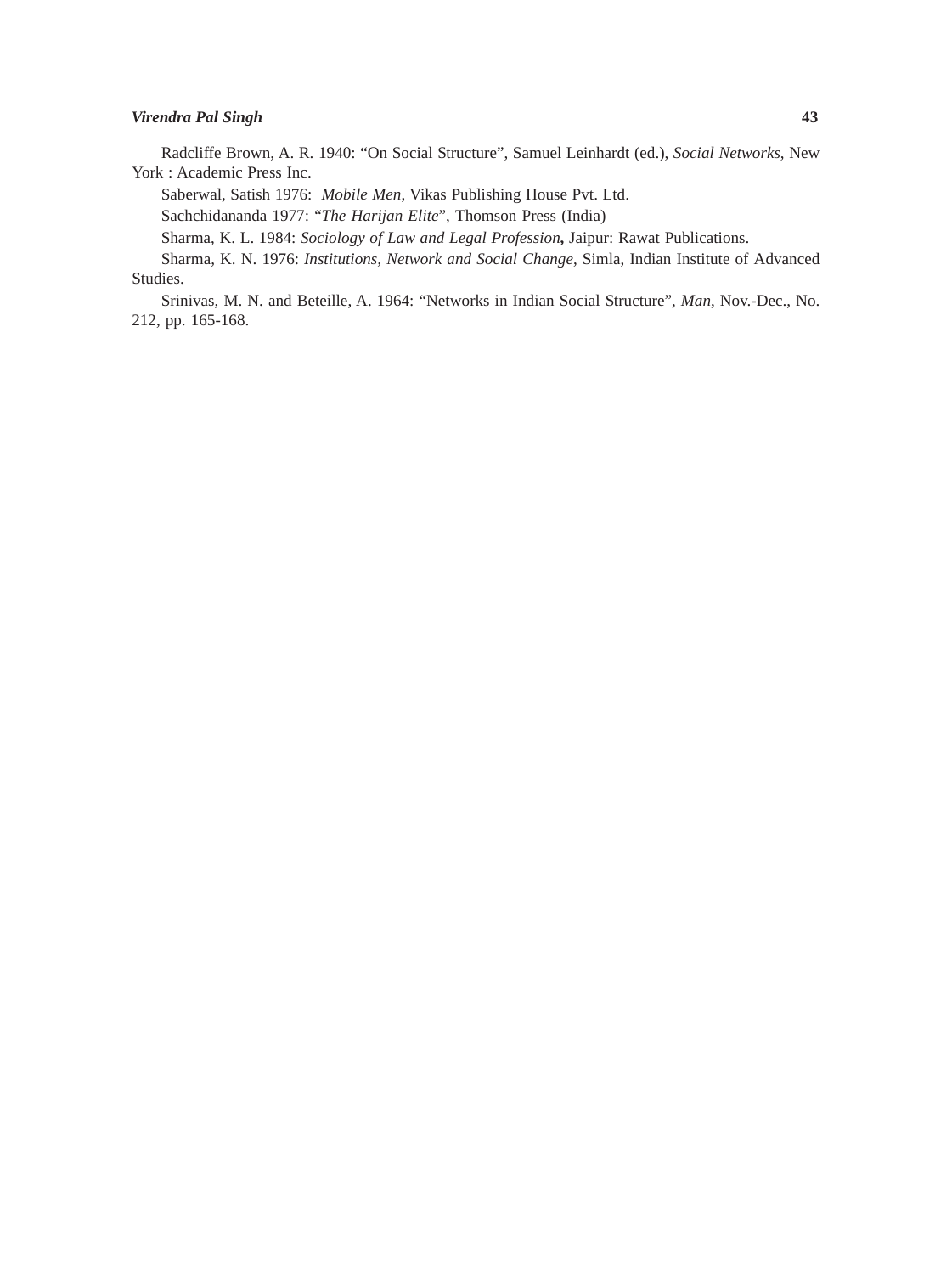Radcliffe Brown, A. R. 1940: “On Social Structure”, Samuel Leinhardt (ed.), *Social Networks*, New York : Academic Press Inc.

Saberwal, Satish 1976: *Mobile Men*, Vikas Publishing House Pvt. Ltd.

Sachchidananda 1977: “*The Harijan Elite*”, Thomson Press (India)

Sharma, K. L. 1984: *Sociology of Law and Legal Profession*, Jaipur: Rawat Publications.

Sharma, K. N. 1976: *Institutions, Network and Social Change*, Simla, Indian Institute of Advanced Studies.

Srinivas, M. N. and Beteille, A. 1964: “Networks in Indian Social Structure”, *Man*, Nov.-Dec., No. 212, pp. 165-168.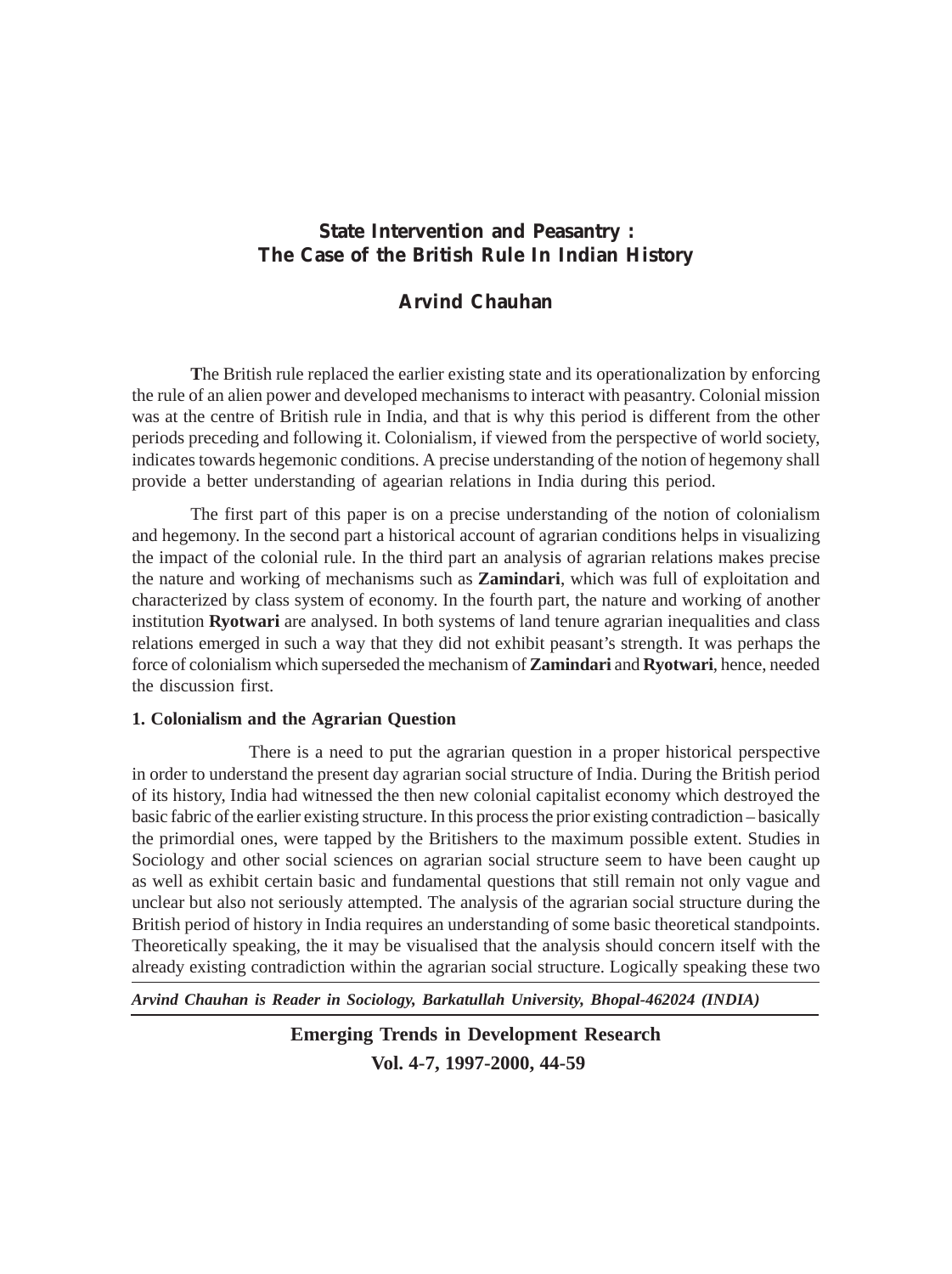## State Intervention and Peasantry : The Case of the British Rule In Indian History

### Arvind Chauhan

The British rule replaced the earlier existing state and its operationalization by enforcing the rule of an alien power and developed mechanisms to interact with peasantry. Colonial mission was at the centre of British rule in India, and that is why this period is different from the other periods preceding and following it. Colonialism, if viewed from the perspective of world society, indicates towards hegemonic conditions. A precise understanding of the notion of hegemony shall provide a better understanding of agearian relations in India during this period.

The first part of this paper is on a precise understanding of the notion of colonialism and hegemony. In the second part a historical account of agrarian conditions helps in visualizing the impact of the colonial rule. In the third part an analysis of agrarian relations makes precise the nature and working of mechanisms such as **Zamindari**, which was full of exploitation and characterized by class system of economy. In the fourth part, the nature and working of another institution **Ryotwari** are analysed. In both systems of land tenure agrarian inequalities and class relations emerged in such a way that they did not exhibit peasant's strength. It was perhaps the force of colonialism which superseded the mechanism of **Zamindari** and **Ryotwari**, hence, needed the discussion first.

**1. Colonialism and the Agrarian Question**

There is a need to put the agrarian question in a proper historical perspective in order to understand the present day agrarian social structure of India. During the British period of its history, India had witnessed the then new colonial capitalist economy which destroyed the basic fabric of the earlier existing structure. In this process the prior existing contradiction – basically the primordial ones, were tapped by the Britishers to the maximum possible extent. Studies in Sociology and other social sciences on agrarian social structure seem to have been caught up as well as exhibit certain basic and fundamental questions that still remain not only vague and unclear but also not seriously attempted. The analysis of the agrarian social structure during the British period of history in India requires an understanding of some basic theoretical standpoints. Theoretically speaking, the it may be visualised that the analysis should concern itself with the already existing contradiction within the agrarian social structure. Logically speaking these two

*Arvind Chauhan is Reader in Sociology, Barkatullah University, Bhopal-462024 (INDIA)*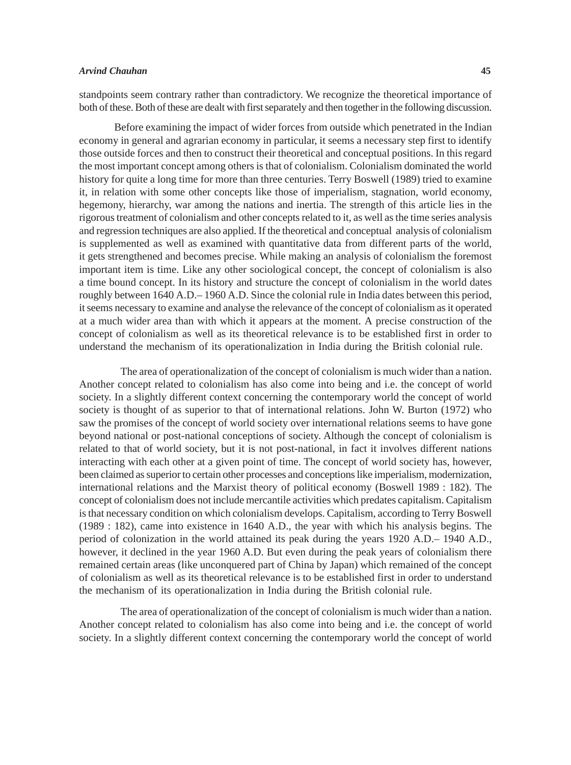standpoints seem contrary rather than contradictory. We recognize the theoretical importance of both of these. Both of these are dealt with first separately and then together in the following discussion.

Before examining the impact of wider forces from outside which penetrated in the Indian economy in general and agrarian economy in particular, it seems a necessary step first to identify those outside forces and then to construct their theoretical and conceptual positions. In this regard the most important concept among others is that of colonialism. Colonialism dominated the world history for quite a long time for more than three centuries. Terry Boswell (1989) tried to examine it, in relation with some other concepts like those of imperialism, stagnation, world economy, hegemony, hierarchy, war among the nations and inertia. The strength of this article lies in the rigorous treatment of colonialism and other concepts related to it, as well as the time series analysis and regression techniques are also applied. If the theoretical and conceptual analysis of colonialism is supplemented as well as examined with quantitative data from different parts of the world, it gets strengthened and becomes precise. While making an analysis of colonialism the foremost important item is time. Like any other sociological concept, the concept of colonialism is also a time bound concept. In its history and structure the concept of colonialism in the world dates roughly between 1640 A.D.– 1960 A.D. Since the colonial rule in India dates between this period, it seems necessary to examine and analyse the relevance of the concept of colonialism as it operated at a much wider area than with which it appears at the moment. A precise construction of the concept of colonialism as well as its theoretical relevance is to be established first in order to understand the mechanism of its operationalization in India during the British colonial rule.

The area of operationalization of the concept of colonialism is much wider than a nation. Another concept related to colonialism has also come into being and i.e. the concept of world society. In a slightly different context concerning the contemporary world the concept of world society is thought of as superior to that of international relations. John W. Burton (1972) who saw the promises of the concept of world society over international relations seems to have gone beyond national or post-national conceptions of society. Although the concept of colonialism is related to that of world society, but it is not post-national, in fact it involves different nations interacting with each other at a given point of time. The concept of world society has, however, been claimed as superior to certain other processes and conceptions like imperialism, modernization, international relations and the Marxist theory of political economy (Boswell 1989 : 182). The concept of colonialism does not include mercantile activities which predates capitalism. Capitalism is that necessary condition on which colonialism develops. Capitalism, according to Terry Boswell (1989 : 182), came into existence in 1640 A.D., the year with which his analysis begins. The period of colonization in the world attained its peak during the years 1920 A.D.– 1940 A.D., however, it declined in the year 1960 A.D. But even during the peak years of colonialism there remained certain areas (like unconquered part of China by Japan) which remained of the concept of colonialism as well as its theoretical relevance is to be established first in order to understand the mechanism of its operationalization in India during the British colonial rule.

The area of operationalization of the concept of colonialism is much wider than a nation. Another concept related to colonialism has also come into being and i.e. the concept of world society. In a slightly different context concerning the contemporary world the concept of world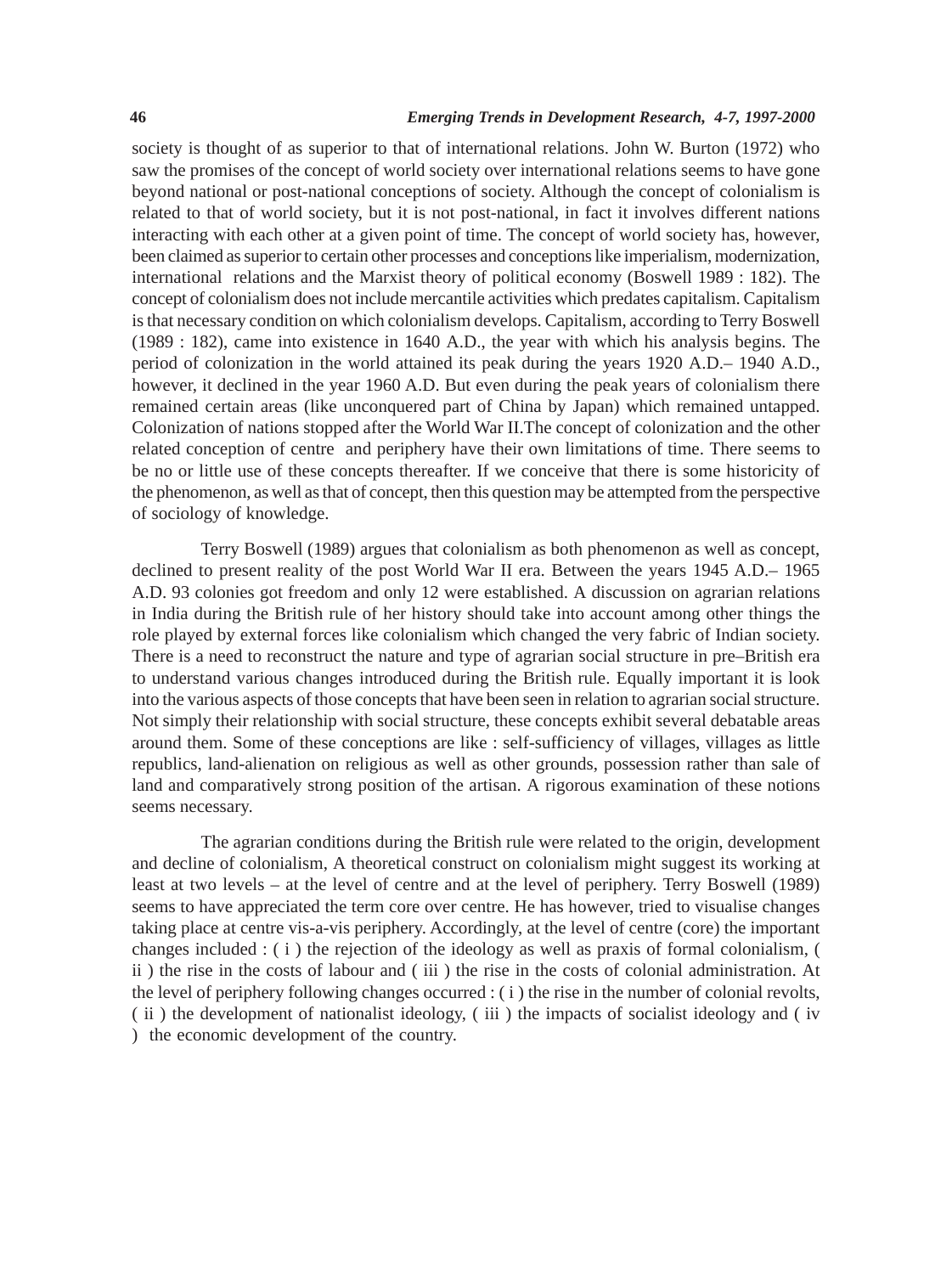society is thought of as superior to that of international relations. John W. Burton (1972) who saw the promises of the concept of world society over international relations seems to have gone beyond national or post-national conceptions of society. Although the concept of colonialism is related to that of world society, but it is not post-national, in fact it involves different nations interacting with each other at a given point of time. The concept of world society has, however, been claimed as superior to certain other processes and conceptions like imperialism, modernization, international relations and the Marxist theory of political economy (Boswell 1989 : 182). The concept of colonialism does not include mercantile activities which predates capitalism. Capitalism is that necessary condition on which colonialism develops. Capitalism, according to Terry Boswell (1989 : 182), came into existence in 1640 A.D., the year with which his analysis begins. The period of colonization in the world attained its peak during the years 1920 A.D.– 1940 A.D., however, it declined in the year 1960 A.D. But even during the peak years of colonialism there remained certain areas (like unconquered part of China by Japan) which remained untapped. Colonization of nations stopped after the World War II.The concept of colonization and the other related conception of centre and periphery have their own limitations of time. There seems to be no or little use of these concepts thereafter. If we conceive that there is some historicity of the phenomenon, as well as that of concept, then this question may be attempted from the perspective of sociology of knowledge.

Terry Boswell (1989) argues that colonialism as both phenomenon as well as concept, declined to present reality of the post World War II era. Between the years 1945 A.D.– 1965 A.D. 93 colonies got freedom and only 12 were established. A discussion on agrarian relations in India during the British rule of her history should take into account among other things the role played by external forces like colonialism which changed the very fabric of Indian society. There is a need to reconstruct the nature and type of agrarian social structure in pre–British era to understand various changes introduced during the British rule. Equally important it is look into the various aspects of those concepts that have been seen in relation to agrarian social structure. Not simply their relationship with social structure, these concepts exhibit several debatable areas around them. Some of these conceptions are like : self-sufficiency of villages, villages as little republics, land-alienation on religious as well as other grounds, possession rather than sale of land and comparatively strong position of the artisan. A rigorous examination of these notions seems necessary.

The agrarian conditions during the British rule were related to the origin, development and decline of colonialism, A theoretical construct on colonialism might suggest its working at least at two levels – at the level of centre and at the level of periphery. Terry Boswell (1989) seems to have appreciated the term core over centre. He has however, tried to visualise changes taking place at centre vis-a-vis periphery. Accordingly, at the level of centre (core) the important changes included : ( i ) the rejection of the ideology as well as praxis of formal colonialism, ( ii ) the rise in the costs of labour and ( iii ) the rise in the costs of colonial administration. At the level of periphery following changes occurred : ( i ) the rise in the number of colonial revolts, ( ii ) the development of nationalist ideology, ( iii ) the impacts of socialist ideology and ( iv ) the economic development of the country.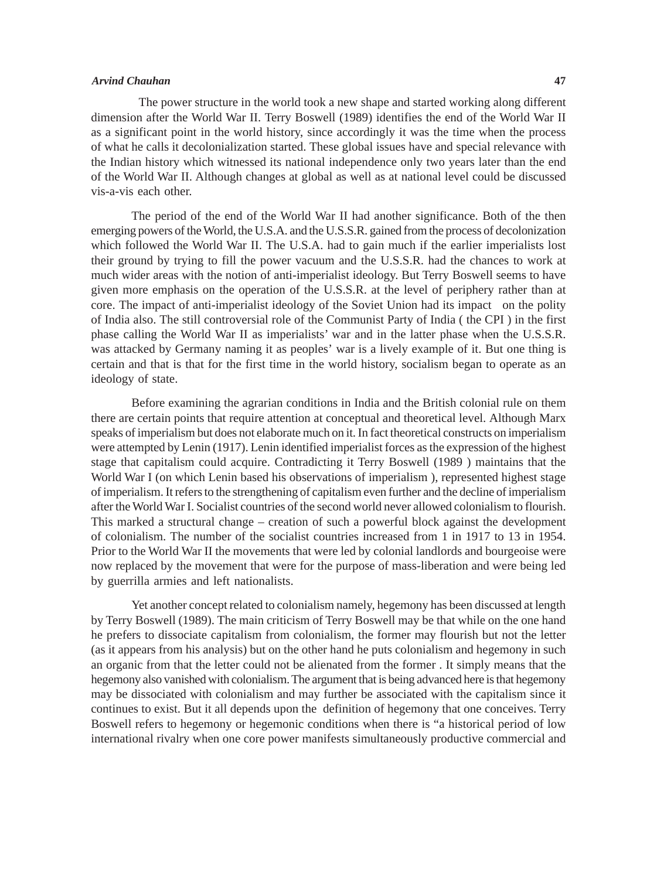The power structure in the world took a new shape and started working along different dimension after the World War II. Terry Boswell (1989) identifies the end of the World War II as a significant point in the world history, since accordingly it was the time when the process of what he calls it decolonialization started. These global issues have and special relevance with the Indian history which witnessed its national independence only two years later than the end of the World War II. Although changes at global as well as at national level could be discussed vis-a-vis each other.

The period of the end of the World War II had another significance. Both of the then emerging powers of the World, the U.S.A. and the U.S.S.R. gained from the process of decolonization which followed the World War II. The U.S.A. had to gain much if the earlier imperialists lost their ground by trying to fill the power vacuum and the U.S.S.R. had the chances to work at much wider areas with the notion of anti-imperialist ideology. But Terry Boswell seems to have given more emphasis on the operation of the U.S.S.R. at the level of periphery rather than at core. The impact of anti-imperialist ideology of the Soviet Union had its impact on the polity of India also. The still controversial role of the Communist Party of India ( the CPI ) in the first phase calling the World War II as imperialists' war and in the latter phase when the U.S.S.R. was attacked by Germany naming it as peoples' war is a lively example of it. But one thing is certain and that is that for the first time in the world history, socialism began to operate as an ideology of state.

Before examining the agrarian conditions in India and the British colonial rule on them there are certain points that require attention at conceptual and theoretical level. Although Marx speaks of imperialism but does not elaborate much on it. In fact theoretical constructs on imperialism were attempted by Lenin (1917). Lenin identified imperialist forces as the expression of the highest stage that capitalism could acquire. Contradicting it Terry Boswell (1989 ) maintains that the World War I (on which Lenin based his observations of imperialism ), represented highest stage of imperialism. It refers to the strengthening of capitalism even further and the decline of imperialism after the World War I. Socialist countries of the second world never allowed colonialism to flourish. This marked a structural change – creation of such a powerful block against the development of colonialism. The number of the socialist countries increased from 1 in 1917 to 13 in 1954. Prior to the World War II the movements that were led by colonial landlords and bourgeoise were now replaced by the movement that were for the purpose of mass-liberation and were being led by guerrilla armies and left nationalists.

Yet another concept related to colonialism namely, hegemony has been discussed at length by Terry Boswell (1989). The main criticism of Terry Boswell may be that while on the one hand he prefers to dissociate capitalism from colonialism, the former may flourish but not the letter (as it appears from his analysis) but on the other hand he puts colonialism and hegemony in such an organic from that the letter could not be alienated from the former . It simply means that the hegemony also vanished with colonialism. The argument that is being advanced here is that hegemony may be dissociated with colonialism and may further be associated with the capitalism since it continues to exist. But it all depends upon the definition of hegemony that one conceives. Terry Boswell refers to hegemony or hegemonic conditions when there is "a historical period of low international rivalry when one core power manifests simultaneously productive commercial and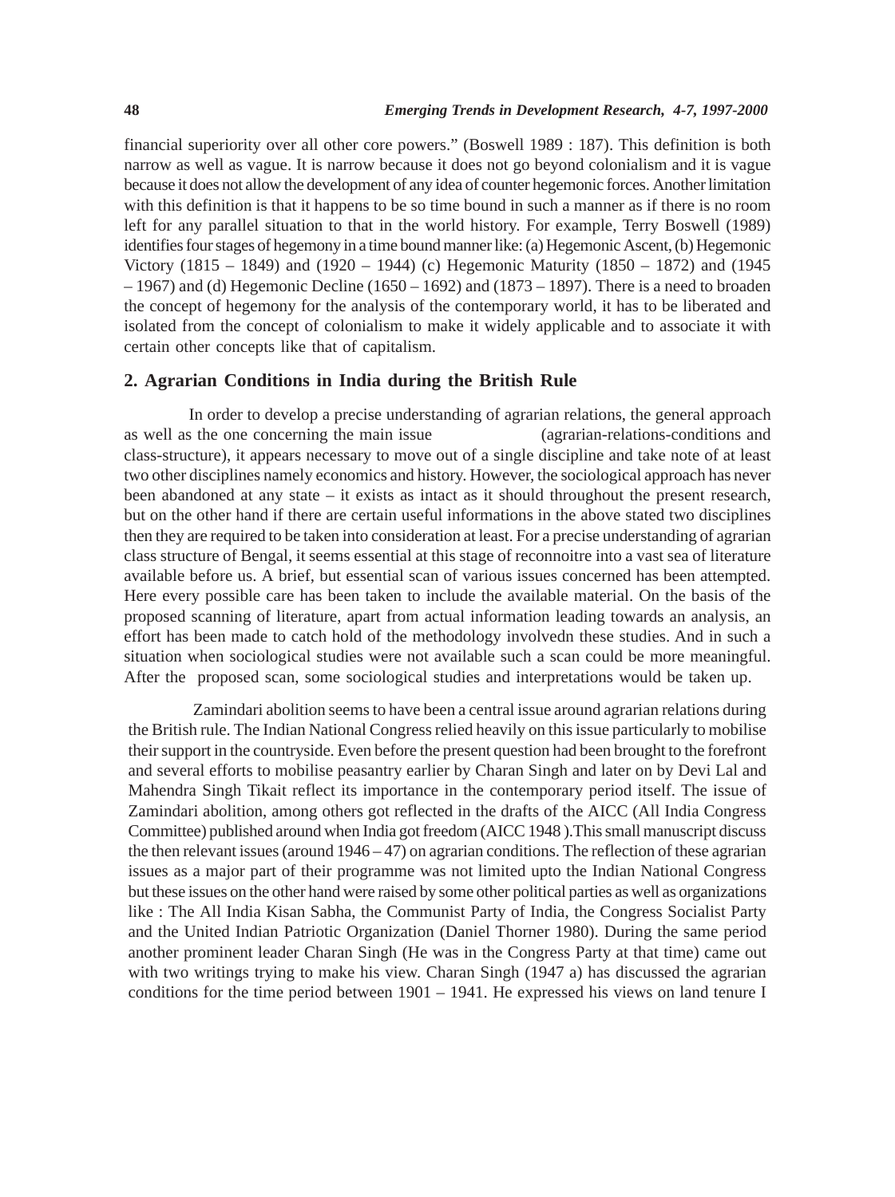financial superiority over all other core powers." (Boswell 1989 : 187). This definition is both narrow as well as vague. It is narrow because it does not go beyond colonialism and it is vague because it does not allow the development of any idea of counter hegemonic forces. Another limitation with this definition is that it happens to be so time bound in such a manner as if there is no room left for any parallel situation to that in the world history. For example, Terry Boswell (1989) identifies four stages of hegemony in a time bound manner like: (a) Hegemonic Ascent, (b) Hegemonic Victory (1815 – 1849) and (1920 – 1944) (c) Hegemonic Maturity (1850 – 1872) and (1945 – 1967) and (d) Hegemonic Decline (1650 – 1692) and (1873 – 1897). There is a need to broaden the concept of hegemony for the analysis of the contemporary world, it has to be liberated and isolated from the concept of colonialism to make it widely applicable and to associate it with certain other concepts like that of capitalism.

## 2. Agrarian Conditions in India during the British Rule

In order to develop a precise understanding of agrarian relations, the general approach as well as the one concerning the main issue (agrarian-relations-conditions and class-structure), it appears necessary to move out of a single discipline and take note of at least two other disciplines namely economics and history. However, the sociological approach has never been abandoned at any state – it exists as intact as it should throughout the present research, but on the other hand if there are certain useful informations in the above stated two disciplines then they are required to be taken into consideration at least. For a precise understanding of agrarian class structure of Bengal, it seems essential at this stage of reconnoitre into a vast sea of literature available before us. A brief, but essential scan of various issues concerned has been attempted. Here every possible care has been taken to include the available material. On the basis of the proposed scanning of literature, apart from actual information leading towards an analysis, an effort has been made to catch hold of the methodology involvedn these studies. And in such a situation when sociological studies were not available such a scan could be more meaningful. After the proposed scan, some sociological studies and interpretations would be taken up.

Zamindari abolition seems to have been a central issue around agrarian relations during the British rule. The Indian National Congress relied heavily on this issue particularly to mobilise their support in the countryside. Even before the present question had been brought to the forefront and several efforts to mobilise peasantry earlier by Charan Singh and later on by Devi Lal and Mahendra Singh Tikait reflect its importance in the contemporary period itself. The issue of Zamindari abolition, among others got reflected in the drafts of the AICC (All India Congress Committee) published around when India got freedom (AICC 1948 ).This small manuscript discuss the then relevant issues (around 1946 – 47) on agrarian conditions. The reflection of these agrarian issues as a major part of their programme was not limited upto the Indian National Congress but these issues on the other hand were raised by some other political parties as well as organizations like : The All India Kisan Sabha, the Communist Party of India, the Congress Socialist Party and the United Indian Patriotic Organization (Daniel Thorner 1980). During the same period another prominent leader Charan Singh (He was in the Congress Party at that time) came out with two writings trying to make his view. Charan Singh (1947 a) has discussed the agrarian conditions for the time period between 1901 – 1941. He expressed his views on land tenure I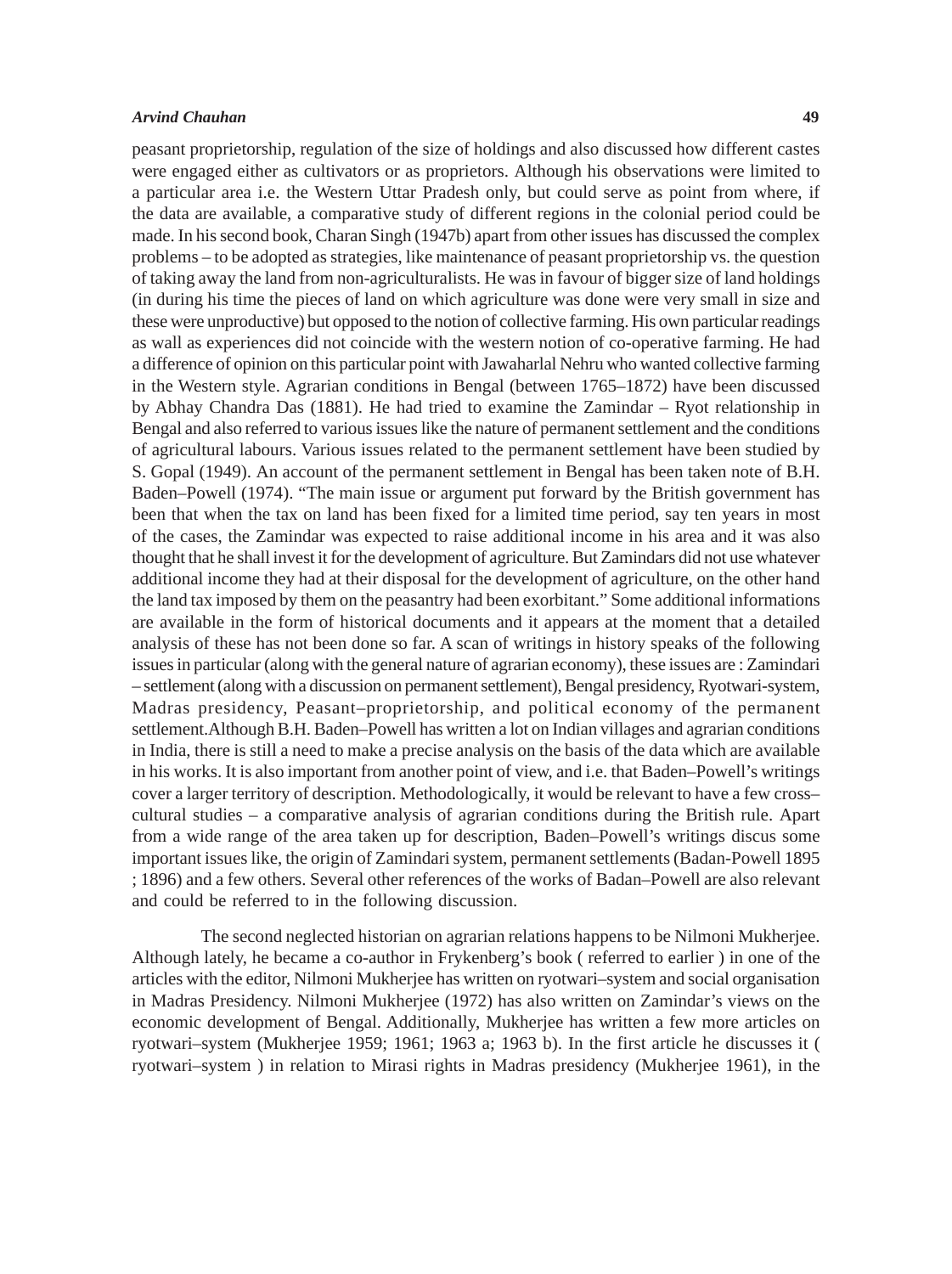peasant proprietorship, regulation of the size of holdings and also discussed how different castes were engaged either as cultivators or as proprietors. Although his observations were limited to a particular area i.e. the Western Uttar Pradesh only, but could serve as point from where, if the data are available, a comparative study of different regions in the colonial period could be made. In his second book, Charan Singh (1947b) apart from other issues has discussed the complex problems – to be adopted as strategies, like maintenance of peasant proprietorship vs. the question of taking away the land from non-agriculturalists. He was in favour of bigger size of land holdings (in during his time the pieces of land on which agriculture was done were very small in size and these were unproductive) but opposed to the notion of collective farming. His own particular readings as wall as experiences did not coincide with the western notion of co-operative farming. He had a difference of opinion on this particular point with Jawaharlal Nehru who wanted collective farming in the Western style. Agrarian conditions in Bengal (between 1765–1872) have been discussed by Abhay Chandra Das (1881). He had tried to examine the Zamindar – Ryot relationship in Bengal and also referred to various issues like the nature of permanent settlement and the conditions of agricultural labours. Various issues related to the permanent settlement have been studied by S. Gopal (1949). An account of the permanent settlement in Bengal has been taken note of B.H. Baden–Powell (1974). "The main issue or argument put forward by the British government has been that when the tax on land has been fixed for a limited time period, say ten years in most of the cases, the Zamindar was expected to raise additional income in his area and it was also thought that he shall invest it for the development of agriculture. But Zamindars did not use whatever additional income they had at their disposal for the development of agriculture, on the other hand the land tax imposed by them on the peasantry had been exorbitant." Some additional informations are available in the form of historical documents and it appears at the moment that a detailed analysis of these has not been done so far. A scan of writings in history speaks of the following issues in particular (along with the general nature of agrarian economy), these issues are : Zamindari – settlement (along with a discussion on permanent settlement), Bengal presidency, Ryotwari-system, Madras presidency, Peasant–proprietorship, and political economy of the permanent settlement.Although B.H. Baden–Powell has written a lot on Indian villages and agrarian conditions in India, there is still a need to make a precise analysis on the basis of the data which are available in his works. It is also important from another point of view, and i.e. that Baden–Powell's writings cover a larger territory of description. Methodologically, it would be relevant to have a few cross–cultural studies – a comparative analysis of agrarian conditions during the British rule. Apart from a wide range of the area taken up for description, Baden–Powell's writings discus some important issues like, the origin of Zamindari system, permanent settlements (Badan-Powell 1895 ; 1896) and a few others. Several other references of the works of Badan–Powell are also relevant and could be referred to in the following discussion.

The second neglected historian on agrarian relations happens to be Nilmoni Mukherjee. Although lately, he became a co-author in Frykenberg's book ( referred to earlier ) in one of the articles with the editor, Nilmoni Mukherjee has written on ryotwari–system and social organisation in Madras Presidency. Nilmoni Mukherjee (1972) has also written on Zamindar's views on the economic development of Bengal. Additionally, Mukherjee has written a few more articles on ryotwari–system (Mukherjee 1959; 1961; 1963 a; 1963 b). In the first article he discusses it ( ryotwari–system ) in relation to Mirasi rights in Madras presidency (Mukherjee 1961), in the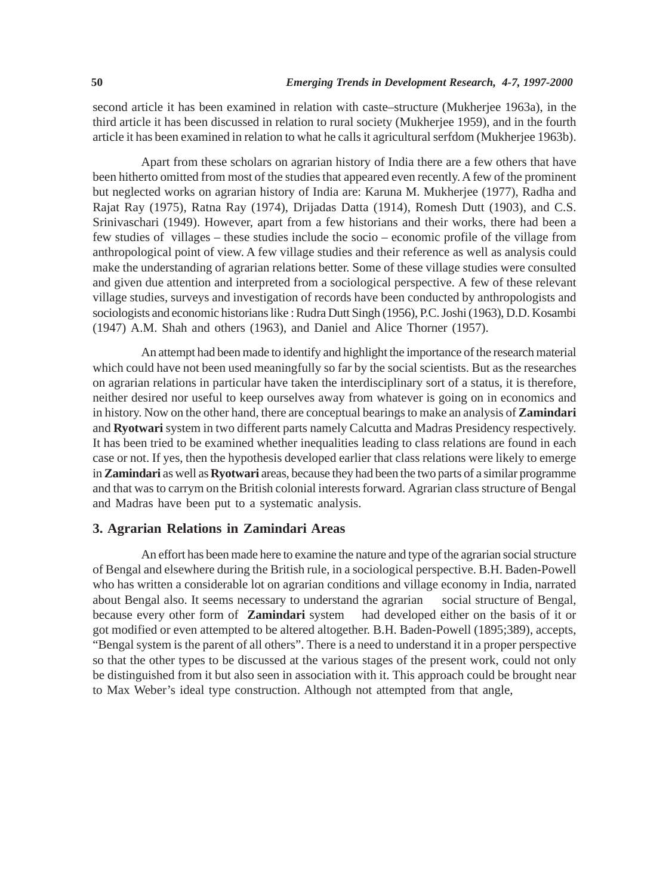second article it has been examined in relation with caste–structure (Mukherjee 1963a), in the third article it has been discussed in relation to rural society (Mukherjee 1959), and in the fourth article it has been examined in relation to what he calls it agricultural serfdom (Mukherjee 1963b).

Apart from these scholars on agrarian history of India there are a few others that have been hitherto omitted from most of the studies that appeared even recently. A few of the prominent but neglected works on agrarian history of India are: Karuna M. Mukherjee (1977), Radha and Rajat Ray (1975), Ratna Ray (1974), Drijadas Datta (1914), Romesh Dutt (1903), and C.S. Srinivaschari (1949). However, apart from a few historians and their works, there had been a few studies of villages – these studies include the socio – economic profile of the village from anthropological point of view. A few village studies and their reference as well as analysis could make the understanding of agrarian relations better. Some of these village studies were consulted and given due attention and interpreted from a sociological perspective. A few of these relevant village studies, surveys and investigation of records have been conducted by anthropologists and sociologists and economic historians like : Rudra Dutt Singh (1956), P.C. Joshi (1963), D.D. Kosambi (1947) A.M. Shah and others (1963), and Daniel and Alice Thorner (1957).

An attempt had been made to identify and highlight the importance of the research material which could have not been used meaningfully so far by the social scientists. But as the researches on agrarian relations in particular have taken the interdisciplinary sort of a status, it is therefore, neither desired nor useful to keep ourselves away from whatever is going on in economics and in history. Now on the other hand, there are conceptual bearings to make an analysis of **Zamindari** and **Ryotwari** system in two different parts namely Calcutta and Madras Presidency respectively. It has been tried to be examined whether inequalities leading to class relations are found in each case or not. If yes, then the hypothesis developed earlier that class relations were likely to emerge in **Zamindari** as well as **Ryotwari** areas, because they had been the two parts of a similar programme and that was to carrym on the British colonial interests forward. Agrarian class structure of Bengal and Madras have been put to a systematic analysis.

## 3. Agrarian Relations in Zamindari Areas

An effort has been made here to examine the nature and type of the agrarian social structure of Bengal and elsewhere during the British rule, in a sociological perspective. B.H. Baden-Powell who has written a considerable lot on agrarian conditions and village economy in India, narrated about Bengal also. It seems necessary to understand the agrarian social structure of Bengal, because every other form of **Zamindari** system had developed either on the basis of it or got modified or even attempted to be altered altogether. B.H. Baden-Powell (1895;389), accepts, "Bengal system is the parent of all others". There is a need to understand it in a proper perspective so that the other types to be discussed at the various stages of the present work, could not only be distinguished from it but also seen in association with it. This approach could be brought near to Max Weber's ideal type construction. Although not attempted from that angle,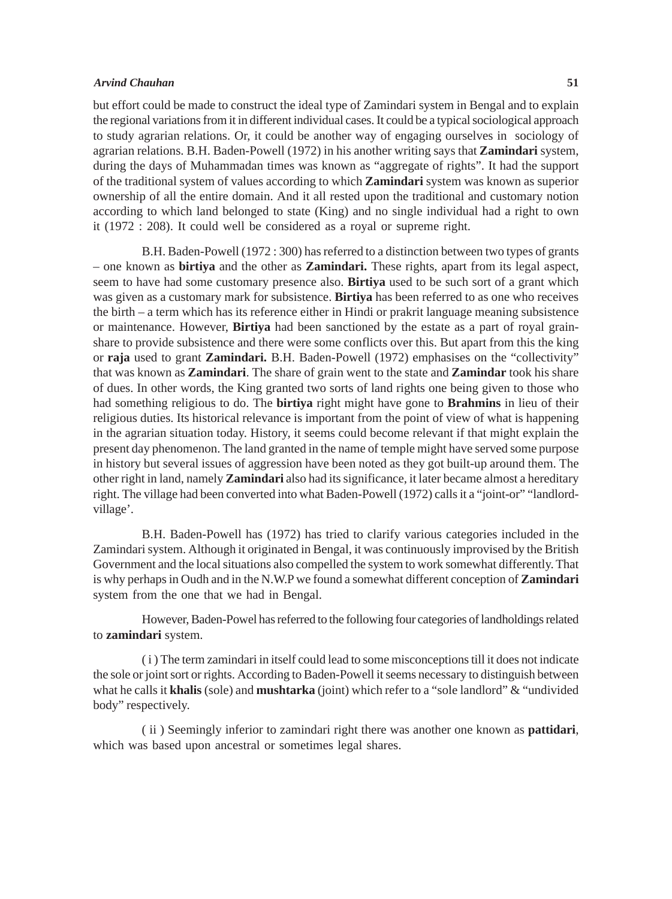but effort could be made to construct the ideal type of Zamindari system in Bengal and to explain the regional variations from it in different individual cases. It could be a typical sociological approach to study agrarian relations. Or, it could be another way of engaging ourselves in sociology of agrarian relations. B.H. Baden-Powell (1972) in his another writing says that **Zamindari** system, during the days of Muhammadan times was known as "aggregate of rights". It had the support of the traditional system of values according to which **Zamindari** system was known as superior ownership of all the entire domain. And it all rested upon the traditional and customary notion according to which land belonged to state (King) and no single individual had a right to own it (1972 : 208). It could well be considered as a royal or supreme right.

B.H. Baden-Powell (1972 : 300) has referred to a distinction between two types of grants – one known as **birtiya** and the other as **Zamindari.** These rights, apart from its legal aspect, seem to have had some customary presence also. **Birtiya** used to be such sort of a grant which was given as a customary mark for subsistence. **Birtiya** has been referred to as one who receives the birth – a term which has its reference either in Hindi or prakrit language meaning subsistence or maintenance. However, **Birtiya** had been sanctioned by the estate as a part of royal grain-share to provide subsistence and there were some conflicts over this. But apart from this the king or **raja** used to grant **Zamindari.** B.H. Baden-Powell (1972) emphasises on the "collectivity" that was known as **Zamindari**. The share of grain went to the state and **Zamindar** took his share of dues. In other words, the King granted two sorts of land rights one being given to those who had something religious to do. The **birtiya** right might have gone to **Brahmins** in lieu of their religious duties. Its historical relevance is important from the point of view of what is happening in the agrarian situation today. History, it seems could become relevant if that might explain the present day phenomenon. The land granted in the name of temple might have served some purpose in history but several issues of aggression have been noted as they got built-up around them. The other right in land, namely **Zamindari** also had its significance, it later became almost a hereditary right. The village had been converted into what Baden-Powell (1972) calls it a "joint-or" "landlord-village'.

B.H. Baden-Powell has (1972) has tried to clarify various categories included in the Zamindari system. Although it originated in Bengal, it was continuously improvised by the British Government and the local situations also compelled the system to work somewhat differently. That is why perhaps in Oudh and in the N.W.P we found a somewhat different conception of **Zamindari** system from the one that we had in Bengal.

However, Baden-Powel has referred to the following four categories of landholdings related to **zamindari** system.

( i ) The term zamindari in itself could lead to some misconceptions till it does not indicate the sole or joint sort or rights. According to Baden-Powell it seems necessary to distinguish between what he calls it **khalis** (sole) and **mushtarka** (joint) which refer to a "sole landlord" & "undivided body" respectively.

( ii ) Seemingly inferior to zamindari right there was another one known as **pattidari**, which was based upon ancestral or sometimes legal shares.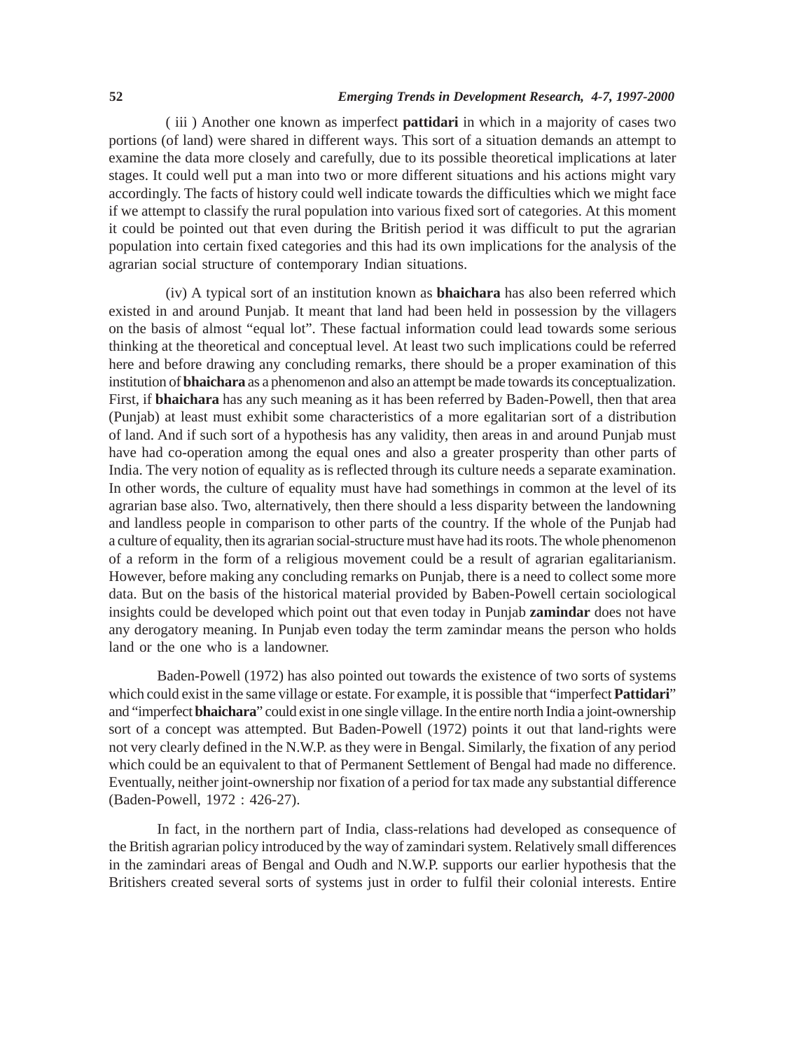( iii ) Another one known as imperfect **pattidari** in which in a majority of cases two portions (of land) were shared in different ways. This sort of a situation demands an attempt to examine the data more closely and carefully, due to its possible theoretical implications at later stages. It could well put a man into two or more different situations and his actions might vary accordingly. The facts of history could well indicate towards the difficulties which we might face if we attempt to classify the rural population into various fixed sort of categories. At this moment it could be pointed out that even during the British period it was difficult to put the agrarian population into certain fixed categories and this had its own implications for the analysis of the agrarian social structure of contemporary Indian situations.

(iv) A typical sort of an institution known as **bhaichara** has also been referred which existed in and around Punjab. It meant that land had been held in possession by the villagers on the basis of almost "equal lot". These factual information could lead towards some serious thinking at the theoretical and conceptual level. At least two such implications could be referred here and before drawing any concluding remarks, there should be a proper examination of this institution of **bhaichara** as a phenomenon and also an attempt be made towards its conceptualization. First, if **bhaichara** has any such meaning as it has been referred by Baden-Powell, then that area (Punjab) at least must exhibit some characteristics of a more egalitarian sort of a distribution of land. And if such sort of a hypothesis has any validity, then areas in and around Punjab must have had co-operation among the equal ones and also a greater prosperity than other parts of India. The very notion of equality as is reflected through its culture needs a separate examination. In other words, the culture of equality must have had somethings in common at the level of its agrarian base also. Two, alternatively, then there should a less disparity between the landowning and landless people in comparison to other parts of the country. If the whole of the Punjab had a culture of equality, then its agrarian social-structure must have had its roots. The whole phenomenon of a reform in the form of a religious movement could be a result of agrarian egalitarianism. However, before making any concluding remarks on Punjab, there is a need to collect some more data. But on the basis of the historical material provided by Baben-Powell certain sociological insights could be developed which point out that even today in Punjab **zamindar** does not have any derogatory meaning. In Punjab even today the term zamindar means the person who holds land or the one who is a landowner.

Baden-Powell (1972) has also pointed out towards the existence of two sorts of systems which could exist in the same village or estate. For example, it is possible that "imperfect **Pattidari**" and "imperfect **bhaichara**" could exist in one single village. In the entire north India a joint-ownership sort of a concept was attempted. But Baden-Powell (1972) points it out that land-rights were not very clearly defined in the N.W.P. as they were in Bengal. Similarly, the fixation of any period which could be an equivalent to that of Permanent Settlement of Bengal had made no difference. Eventually, neither joint-ownership nor fixation of a period for tax made any substantial difference (Baden-Powell, 1972 : 426-27).

In fact, in the northern part of India, class-relations had developed as consequence of the British agrarian policy introduced by the way of zamindari system. Relatively small differences in the zamindari areas of Bengal and Oudh and N.W.P. supports our earlier hypothesis that the Britishers created several sorts of systems just in order to fulfil their colonial interests. Entire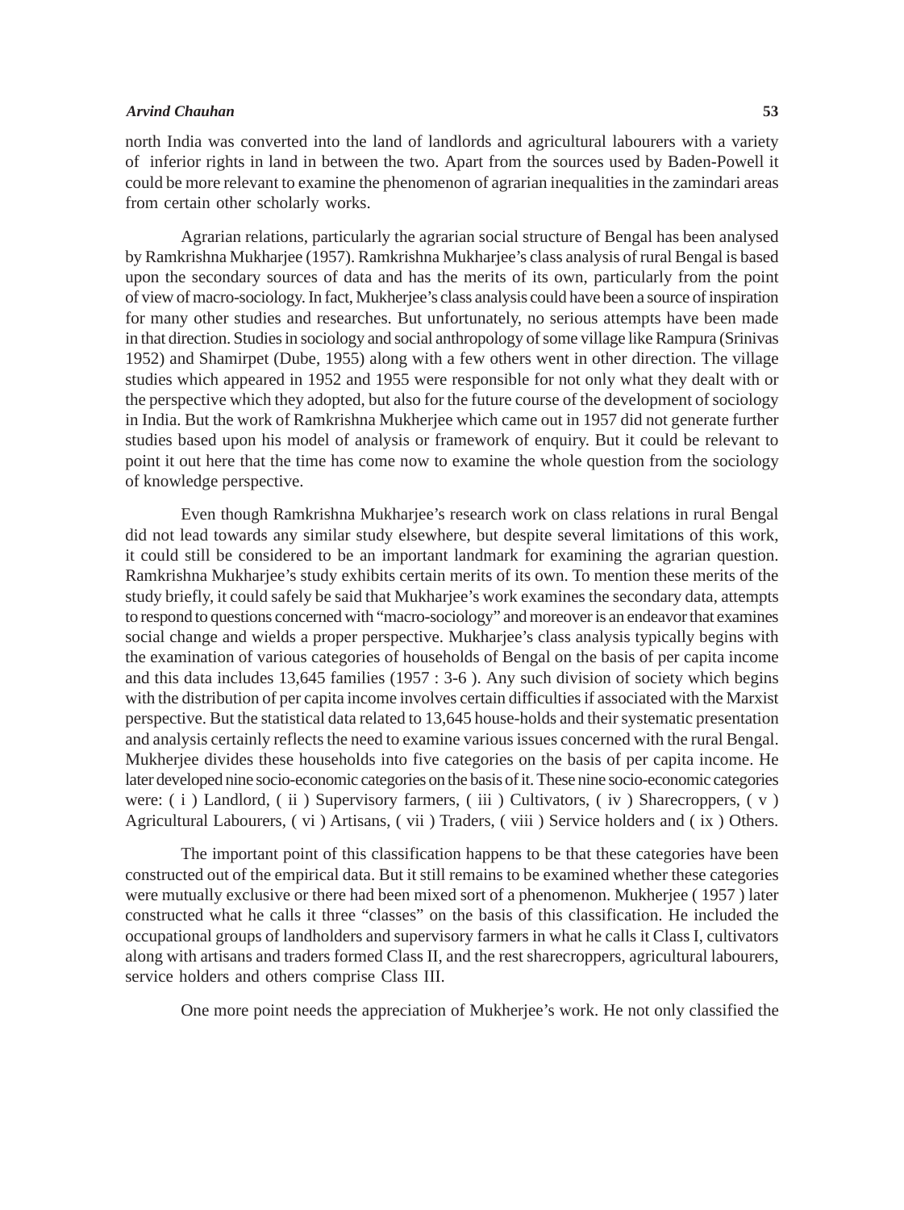north India was converted into the land of landlords and agricultural labourers with a variety of inferior rights in land in between the two. Apart from the sources used by Baden-Powell it could be more relevant to examine the phenomenon of agrarian inequalities in the zamindari areas from certain other scholarly works.

Agrarian relations, particularly the agrarian social structure of Bengal has been analysed by Ramkrishna Mukharjee (1957). Ramkrishna Mukharjee's class analysis of rural Bengal is based upon the secondary sources of data and has the merits of its own, particularly from the point of view of macro-sociology. In fact, Mukherjee's class analysis could have been a source of inspiration for many other studies and researches. But unfortunately, no serious attempts have been made in that direction. Studies in sociology and social anthropology of some village like Rampura (Srinivas 1952) and Shamirpet (Dube, 1955) along with a few others went in other direction. The village studies which appeared in 1952 and 1955 were responsible for not only what they dealt with or the perspective which they adopted, but also for the future course of the development of sociology in India. But the work of Ramkrishna Mukherjee which came out in 1957 did not generate further studies based upon his model of analysis or framework of enquiry. But it could be relevant to point it out here that the time has come now to examine the whole question from the sociology of knowledge perspective.

Even though Ramkrishna Mukharjee's research work on class relations in rural Bengal did not lead towards any similar study elsewhere, but despite several limitations of this work, it could still be considered to be an important landmark for examining the agrarian question. Ramkrishna Mukharjee's study exhibits certain merits of its own. To mention these merits of the study briefly, it could safely be said that Mukharjee's work examines the secondary data, attempts to respond to questions concerned with "macro-sociology" and moreover is an endeavor that examines social change and wields a proper perspective. Mukharjee's class analysis typically begins with the examination of various categories of households of Bengal on the basis of per capita income and this data includes 13,645 families (1957 : 3-6 ). Any such division of society which begins with the distribution of per capita income involves certain difficulties if associated with the Marxist perspective. But the statistical data related to 13,645 house-holds and their systematic presentation and analysis certainly reflects the need to examine various issues concerned with the rural Bengal. Mukherjee divides these households into five categories on the basis of per capita income. He later developed nine socio-economic categories on the basis of it. These nine socio-economic categories were: ( i ) Landlord, ( ii ) Supervisory farmers, ( iii ) Cultivators, ( iv ) Sharecroppers, ( v ) Agricultural Labourers, ( vi ) Artisans, ( vii ) Traders, ( viii ) Service holders and ( ix ) Others.

The important point of this classification happens to be that these categories have been constructed out of the empirical data. But it still remains to be examined whether these categories were mutually exclusive or there had been mixed sort of a phenomenon. Mukherjee ( 1957 ) later constructed what he calls it three "classes" on the basis of this classification. He included the occupational groups of landholders and supervisory farmers in what he calls it Class I, cultivators along with artisans and traders formed Class II, and the rest sharecroppers, agricultural labourers, service holders and others comprise Class III.

One more point needs the appreciation of Mukherjee's work. He not only classified the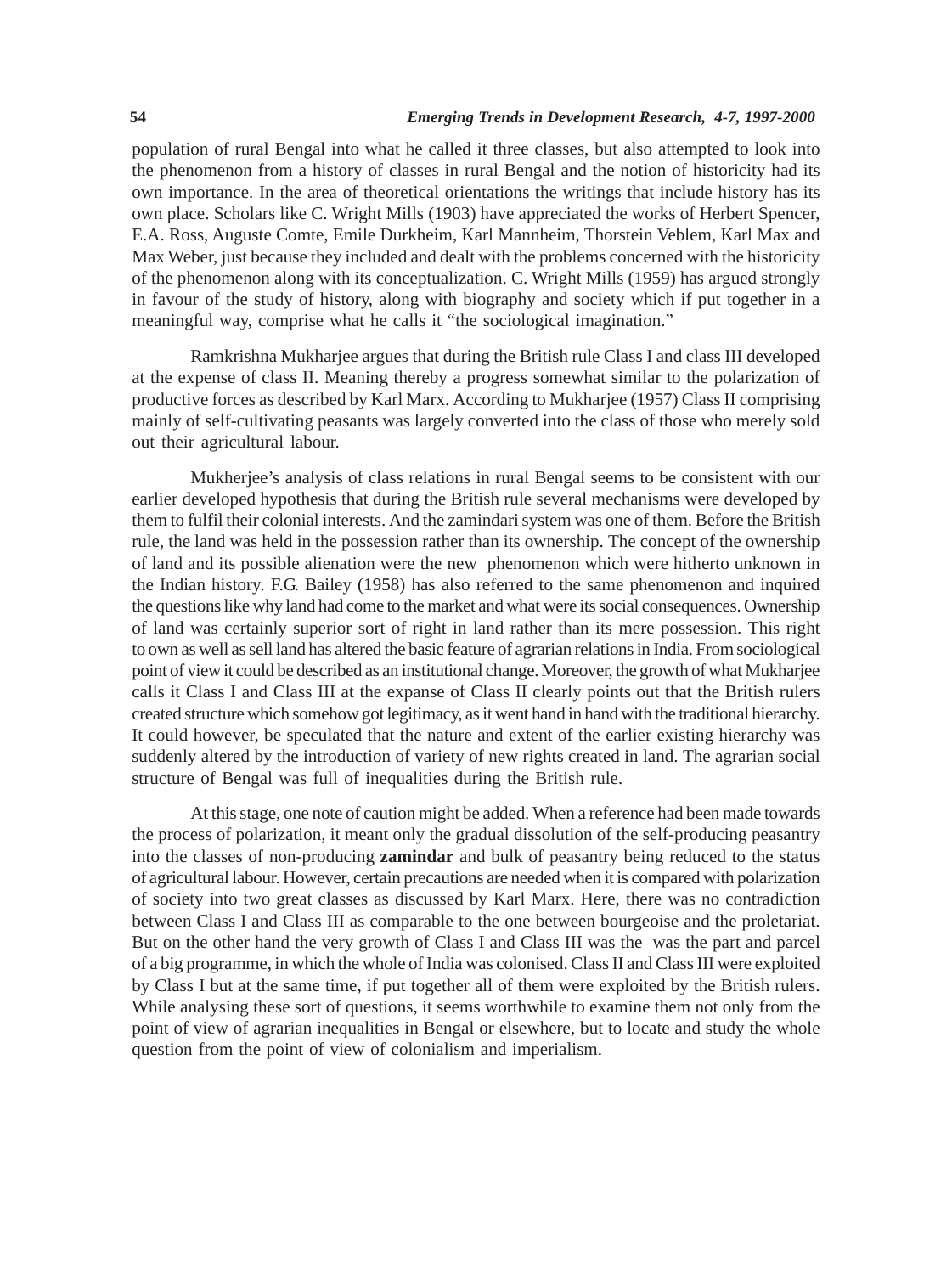population of rural Bengal into what he called it three classes, but also attempted to look into the phenomenon from a history of classes in rural Bengal and the notion of historicity had its own importance. In the area of theoretical orientations the writings that include history has its own place. Scholars like C. Wright Mills (1903) have appreciated the works of Herbert Spencer, E.A. Ross, Auguste Comte, Emile Durkheim, Karl Mannheim, Thorstein Veblem, Karl Max and Max Weber, just because they included and dealt with the problems concerned with the historicity of the phenomenon along with its conceptualization. C. Wright Mills (1959) has argued strongly in favour of the study of history, along with biography and society which if put together in a meaningful way, comprise what he calls it "the sociological imagination."

Ramkrishna Mukharjee argues that during the British rule Class I and class III developed at the expense of class II. Meaning thereby a progress somewhat similar to the polarization of productive forces as described by Karl Marx. According to Mukharjee (1957) Class II comprising mainly of self-cultivating peasants was largely converted into the class of those who merely sold out their agricultural labour.

Mukherjee's analysis of class relations in rural Bengal seems to be consistent with our earlier developed hypothesis that during the British rule several mechanisms were developed by them to fulfil their colonial interests. And the zamindari system was one of them. Before the British rule, the land was held in the possession rather than its ownership. The concept of the ownership of land and its possible alienation were the new phenomenon which were hitherto unknown in the Indian history. F.G. Bailey (1958) has also referred to the same phenomenon and inquired the questions like why land had come to the market and what were its social consequences. Ownership of land was certainly superior sort of right in land rather than its mere possession. This right to own as well as sell land has altered the basic feature of agrarian relations in India. From sociological point of view it could be described as an institutional change. Moreover, the growth of what Mukharjee calls it Class I and Class III at the expanse of Class II clearly points out that the British rulers created structure which somehow got legitimacy, as it went hand in hand with the traditional hierarchy. It could however, be speculated that the nature and extent of the earlier existing hierarchy was suddenly altered by the introduction of variety of new rights created in land. The agrarian social structure of Bengal was full of inequalities during the British rule.

At this stage, one note of caution might be added. When a reference had been made towards the process of polarization, it meant only the gradual dissolution of the self-producing peasantry into the classes of non-producing **zamindar** and bulk of peasantry being reduced to the status of agricultural labour. However, certain precautions are needed when it is compared with polarization of society into two great classes as discussed by Karl Marx. Here, there was no contradiction between Class I and Class III as comparable to the one between bourgeoise and the proletariat. But on the other hand the very growth of Class I and Class III was the was the part and parcel of a big programme, in which the whole of India was colonised. Class II and Class III were exploited by Class I but at the same time, if put together all of them were exploited by the British rulers. While analysing these sort of questions, it seems worthwhile to examine them not only from the point of view of agrarian inequalities in Bengal or elsewhere, but to locate and study the whole question from the point of view of colonialism and imperialism.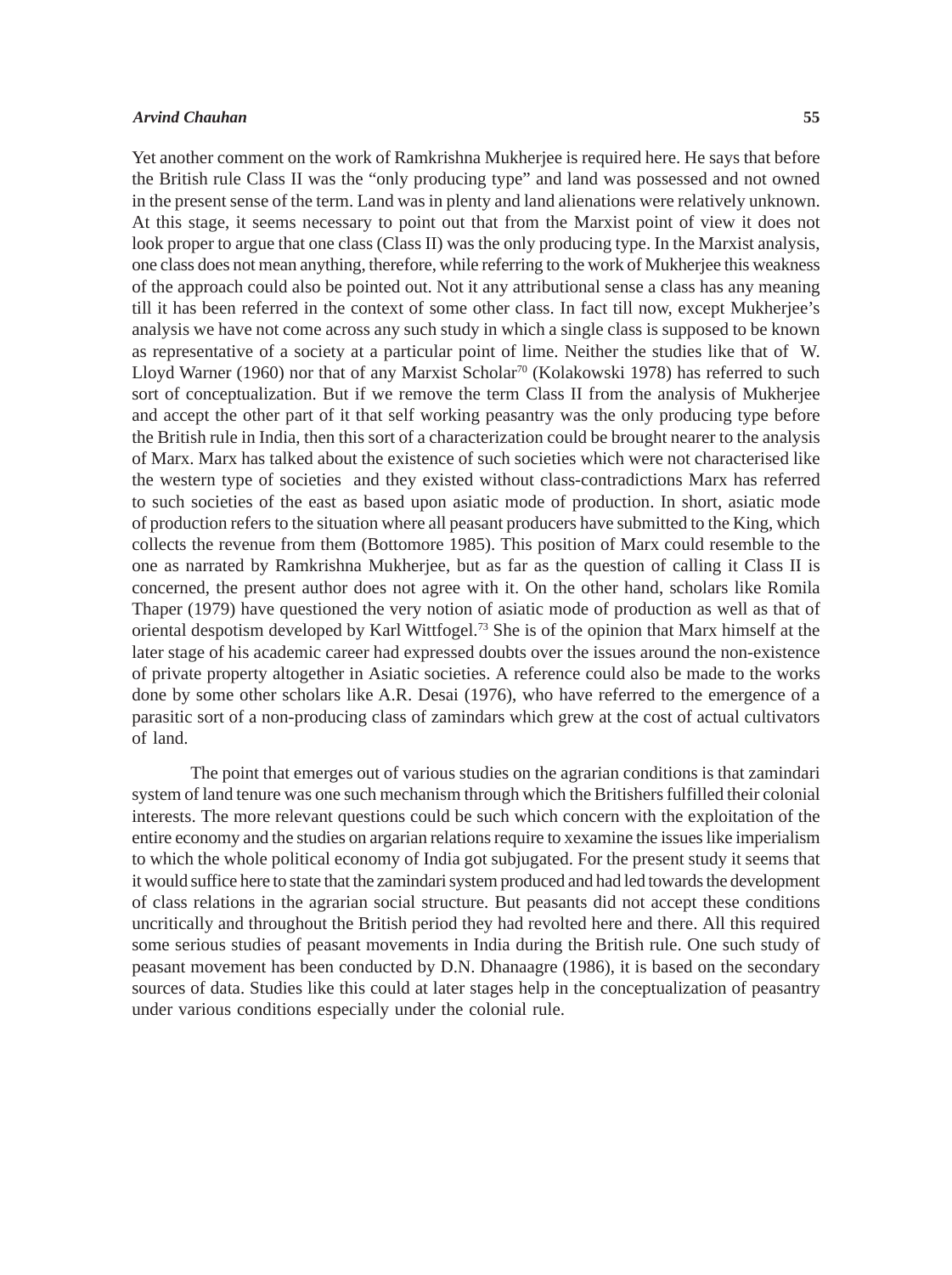Yet another comment on the work of Ramkrishna Mukherjee is required here. He says that before the British rule Class II was the "only producing type" and land was possessed and not owned in the present sense of the term. Land was in plenty and land alienations were relatively unknown. At this stage, it seems necessary to point out that from the Marxist point of view it does not look proper to argue that one class (Class II) was the only producing type. In the Marxist analysis, one class does not mean anything, therefore, while referring to the work of Mukherjee this weakness of the approach could also be pointed out. Not it any attributional sense a class has any meaning till it has been referred in the context of some other class. In fact till now, except Mukherjee's analysis we have not come across any such study in which a single class is supposed to be known as representative of a society at a particular point of lime. Neither the studies like that of W. Lloyd Warner (1960) nor that of any Marxist Scholar[70] (Kolakowski 1978) has referred to such sort of conceptualization. But if we remove the term Class II from the analysis of Mukherjee and accept the other part of it that self working peasantry was the only producing type before the British rule in India, then this sort of a characterization could be brought nearer to the analysis of Marx. Marx has talked about the existence of such societies which were not characterised like the western type of societies and they existed without class-contradictions Marx has referred to such societies of the east as based upon asiatic mode of production. In short, asiatic mode of production refers to the situation where all peasant producers have submitted to the King, which collects the revenue from them (Bottomore 1985). This position of Marx could resemble to the one as narrated by Ramkrishna Mukherjee, but as far as the question of calling it Class II is concerned, the present author does not agree with it. On the other hand, scholars like Romila Thaper (1979) have questioned the very notion of asiatic mode of production as well as that of oriental despotism developed by Karl Wittfogel.[73] She is of the opinion that Marx himself at the later stage of his academic career had expressed doubts over the issues around the non-existence of private property altogether in Asiatic societies. A reference could also be made to the works done by some other scholars like A.R. Desai (1976), who have referred to the emergence of a parasitic sort of a non-producing class of zamindars which grew at the cost of actual cultivators of land.

The point that emerges out of various studies on the agrarian conditions is that zamindari system of land tenure was one such mechanism through which the Britishers fulfilled their colonial interests. The more relevant questions could be such which concern with the exploitation of the entire economy and the studies on argarian relations require to xexamine the issues like imperialism to which the whole political economy of India got subjugated. For the present study it seems that it would suffice here to state that the zamindari system produced and had led towards the development of class relations in the agrarian social structure. But peasants did not accept these conditions uncritically and throughout the British period they had revolted here and there. All this required some serious studies of peasant movements in India during the British rule. One such study of peasant movement has been conducted by D.N. Dhanaagre (1986), it is based on the secondary sources of data. Studies like this could at later stages help in the conceptualization of peasantry under various conditions especially under the colonial rule.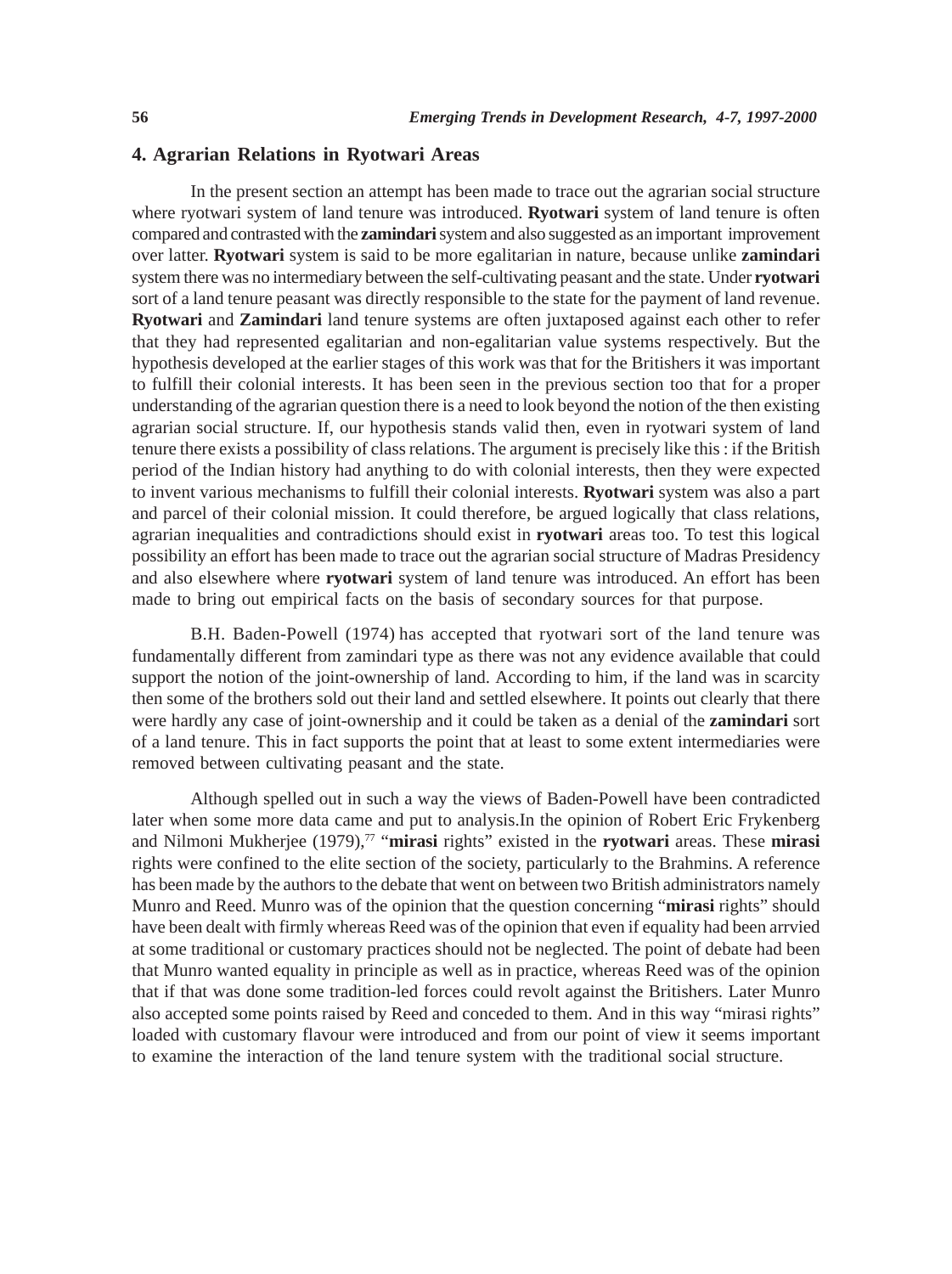## 4. Agrarian Relations in Ryotwari Areas

In the present section an attempt has been made to trace out the agrarian social structure where ryotwari system of land tenure was introduced. **Ryotwari** system of land tenure is often compared and contrasted with the **zamindari** system and also suggested as an important improvement over latter. **Ryotwari** system is said to be more egalitarian in nature, because unlike **zamindari** system there was no intermediary between the self-cultivating peasant and the state. Under **ryotwari** sort of a land tenure peasant was directly responsible to the state for the payment of land revenue. **Ryotwari** and **Zamindari** land tenure systems are often juxtaposed against each other to refer that they had represented egalitarian and non-egalitarian value systems respectively. But the hypothesis developed at the earlier stages of this work was that for the Britishers it was important to fulfill their colonial interests. It has been seen in the previous section too that for a proper understanding of the agrarian question there is a need to look beyond the notion of the then existing agrarian social structure. If, our hypothesis stands valid then, even in ryotwari system of land tenure there exists a possibility of class relations. The argument is precisely like this : if the British period of the Indian history had anything to do with colonial interests, then they were expected to invent various mechanisms to fulfill their colonial interests. **Ryotwari** system was also a part and parcel of their colonial mission. It could therefore, be argued logically that class relations, agrarian inequalities and contradictions should exist in **ryotwari** areas too. To test this logical possibility an effort has been made to trace out the agrarian social structure of Madras Presidency and also elsewhere where **ryotwari** system of land tenure was introduced. An effort has been made to bring out empirical facts on the basis of secondary sources for that purpose.

B.H. Baden-Powell (1974) has accepted that ryotwari sort of the land tenure was fundamentally different from zamindari type as there was not any evidence available that could support the notion of the joint-ownership of land. According to him, if the land was in scarcity then some of the brothers sold out their land and settled elsewhere. It points out clearly that there were hardly any case of joint-ownership and it could be taken as a denial of the **zamindari** sort of a land tenure. This in fact supports the point that at least to some extent intermediaries were removed between cultivating peasant and the state.

Although spelled out in such a way the views of Baden-Powell have been contradicted later when some more data came and put to analysis.In the opinion of Robert Eric Frykenberg and Nilmoni Mukherjee (1979),[77] "**mirasi** rights" existed in the **ryotwari** areas. These **mirasi** rights were confined to the elite section of the society, particularly to the Brahmins. A reference has been made by the authors to the debate that went on between two British administrators namely Munro and Reed. Munro was of the opinion that the question concerning "**mirasi** rights" should have been dealt with firmly whereas Reed was of the opinion that even if equality had been arrvied at some traditional or customary practices should not be neglected. The point of debate had been that Munro wanted equality in principle as well as in practice, whereas Reed was of the opinion that if that was done some tradition-led forces could revolt against the Britishers. Later Munro also accepted some points raised by Reed and conceded to them. And in this way "mirasi rights" loaded with customary flavour were introduced and from our point of view it seems important to examine the interaction of the land tenure system with the traditional social structure.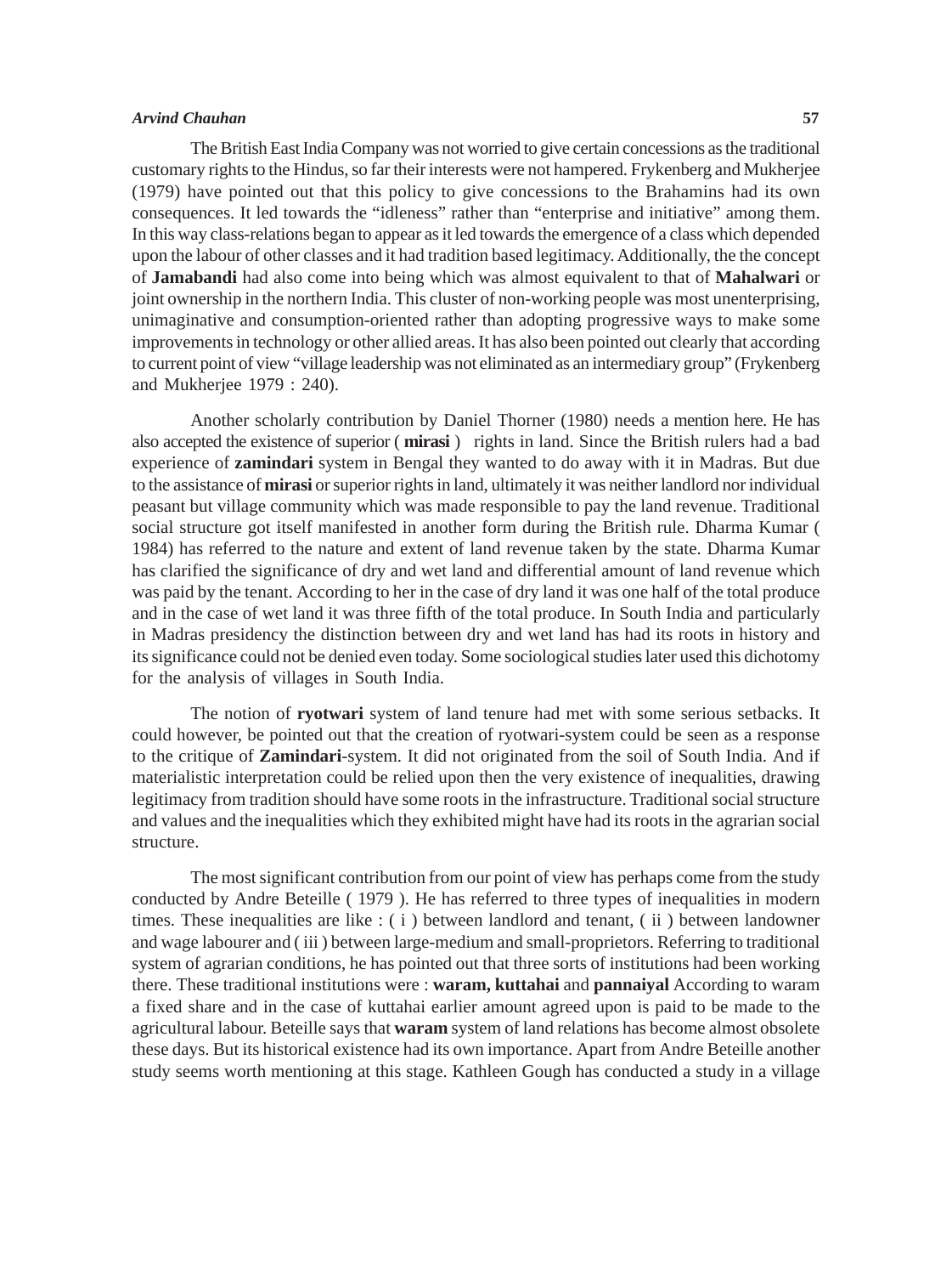The British East India Company was not worried to give certain concessions as the traditional customary rights to the Hindus, so far their interests were not hampered. Frykenberg and Mukherjee (1979) have pointed out that this policy to give concessions to the Brahamins had its own consequences. It led towards the "idleness" rather than "enterprise and initiative" among them. In this way class-relations began to appear as it led towards the emergence of a class which depended upon the labour of other classes and it had tradition based legitimacy. Additionally, the the concept of **Jamabandi** had also come into being which was almost equivalent to that of **Mahalwari** or joint ownership in the northern India. This cluster of non-working people was most unenterprising, unimaginative and consumption-oriented rather than adopting progressive ways to make some improvements in technology or other allied areas. It has also been pointed out clearly that according to current point of view "village leadership was not eliminated as an intermediary group" (Frykenberg and Mukherjee 1979 : 240).

Another scholarly contribution by Daniel Thorner (1980) needs a mention here. He has also accepted the existence of superior ( **mirasi** ) rights in land. Since the British rulers had a bad experience of **zamindari** system in Bengal they wanted to do away with it in Madras. But due to the assistance of **mirasi** or superior rights in land, ultimately it was neither landlord nor individual peasant but village community which was made responsible to pay the land revenue. Traditional social structure got itself manifested in another form during the British rule. Dharma Kumar ( 1984) has referred to the nature and extent of land revenue taken by the state. Dharma Kumar has clarified the significance of dry and wet land and differential amount of land revenue which was paid by the tenant. According to her in the case of dry land it was one half of the total produce and in the case of wet land it was three fifth of the total produce. In South India and particularly in Madras presidency the distinction between dry and wet land has had its roots in history and its significance could not be denied even today. Some sociological studies later used this dichotomy for the analysis of villages in South India.

The notion of **ryotwari** system of land tenure had met with some serious setbacks. It could however, be pointed out that the creation of ryotwari-system could be seen as a response to the critique of **Zamindari**-system. It did not originated from the soil of South India. And if materialistic interpretation could be relied upon then the very existence of inequalities, drawing legitimacy from tradition should have some roots in the infrastructure. Traditional social structure and values and the inequalities which they exhibited might have had its roots in the agrarian social structure.

The most significant contribution from our point of view has perhaps come from the study conducted by Andre Beteille ( 1979 ). He has referred to three types of inequalities in modern times. These inequalities are like : ( i ) between landlord and tenant, ( ii ) between landowner and wage labourer and ( iii ) between large-medium and small-proprietors. Referring to traditional system of agrarian conditions, he has pointed out that three sorts of institutions had been working there. These traditional institutions were : **waram, kuttahai** and **pannaiyal** According to waram a fixed share and in the case of kuttahai earlier amount agreed upon is paid to be made to the agricultural labour. Beteille says that **waram** system of land relations has become almost obsolete these days. But its historical existence had its own importance. Apart from Andre Beteille another study seems worth mentioning at this stage. Kathleen Gough has conducted a study in a village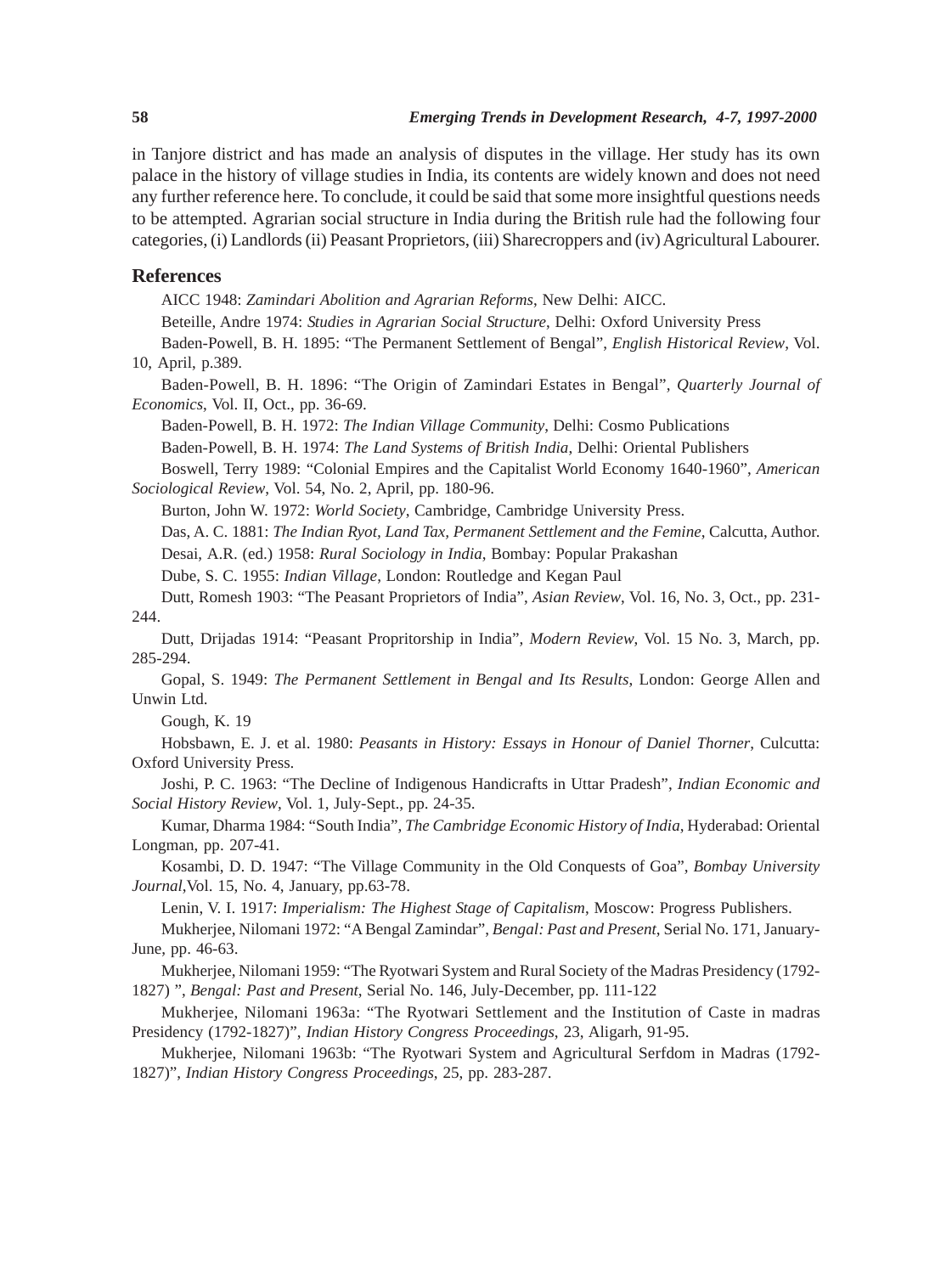in Tanjore district and has made an analysis of disputes in the village. Her study has its own palace in the history of village studies in India, its contents are widely known and does not need any further reference here. To conclude, it could be said that some more insightful questions needs to be attempted. Agrarian social structure in India during the British rule had the following four categories, (i) Landlords (ii) Peasant Proprietors, (iii) Sharecroppers and (iv) Agricultural Labourer.

## References

AICC 1948: *Zamindari Abolition and Agrarian Reforms*, New Delhi: AICC.

Beteille, Andre 1974: *Studies in Agrarian Social Structure*, Delhi: Oxford University Press

Baden-Powell, B. H. 1895: "The Permanent Settlement of Bengal", *English Historical Review*, Vol. 10, April, p.389.

Baden-Powell, B. H. 1896: "The Origin of Zamindari Estates in Bengal", *Quarterly Journal of Economics*, Vol. II, Oct., pp. 36-69.

Baden-Powell, B. H. 1972: *The Indian Village Community*, Delhi: Cosmo Publications

Baden-Powell, B. H. 1974: *The Land Systems of British India*, Delhi: Oriental Publishers

Boswell, Terry 1989: "Colonial Empires and the Capitalist World Economy 1640-1960", *American Sociological Review*, Vol. 54, No. 2, April, pp. 180-96.

Burton, John W. 1972: *World Society*, Cambridge, Cambridge University Press.

Das, A. C. 1881: *The Indian Ryot, Land Tax, Permanent Settlement and the Femine*, Calcutta, Author.

Desai, A.R. (ed.) 1958: *Rural Sociology in India*, Bombay: Popular Prakashan

Dube, S. C. 1955: *Indian Village*, London: Routledge and Kegan Paul

Dutt, Romesh 1903: "The Peasant Proprietors of India", *Asian Review*, Vol. 16, No. 3, Oct., pp. 231-244.

Dutt, Drijadas 1914: "Peasant Propritorship in India", *Modern Review*, Vol. 15 No. 3, March, pp. 285-294.

Gopal, S. 1949: *The Permanent Settlement in Bengal and Its Results*, London: George Allen and Unwin Ltd.

Gough, K. 19

Hobsbawn, E. J. et al. 1980: *Peasants in History: Essays in Honour of Daniel Thorner*, Culcutta: Oxford University Press.

Joshi, P. C. 1963: "The Decline of Indigenous Handicrafts in Uttar Pradesh", *Indian Economic and Social History Review*, Vol. 1, July-Sept., pp. 24-35.

Kumar, Dharma 1984: "South India", *The Cambridge Economic History of India*, Hyderabad: Oriental Longman, pp. 207-41.

Kosambi, D. D. 1947: "The Village Community in the Old Conquests of Goa", *Bombay University Journal*,Vol. 15, No. 4, January, pp.63-78.

Lenin, V. I. 1917: *Imperialism: The Highest Stage of Capitalism*, Moscow: Progress Publishers.

Mukherjee, Nilomani 1972: "A Bengal Zamindar", *Bengal: Past and Present*, Serial No. 171, January-June, pp. 46-63.

Mukherjee, Nilomani 1959: "The Ryotwari System and Rural Society of the Madras Presidency (1792-1827) ", *Bengal: Past and Present*, Serial No. 146, July-December, pp. 111-122

Mukherjee, Nilomani 1963a: "The Ryotwari Settlement and the Institution of Caste in madras Presidency (1792-1827)", *Indian History Congress Proceedings*, 23, Aligarh, 91-95.

Mukherjee, Nilomani 1963b: "The Ryotwari System and Agricultural Serfdom in Madras (1792-1827)", *Indian History Congress Proceedings*, 25, pp. 283-287.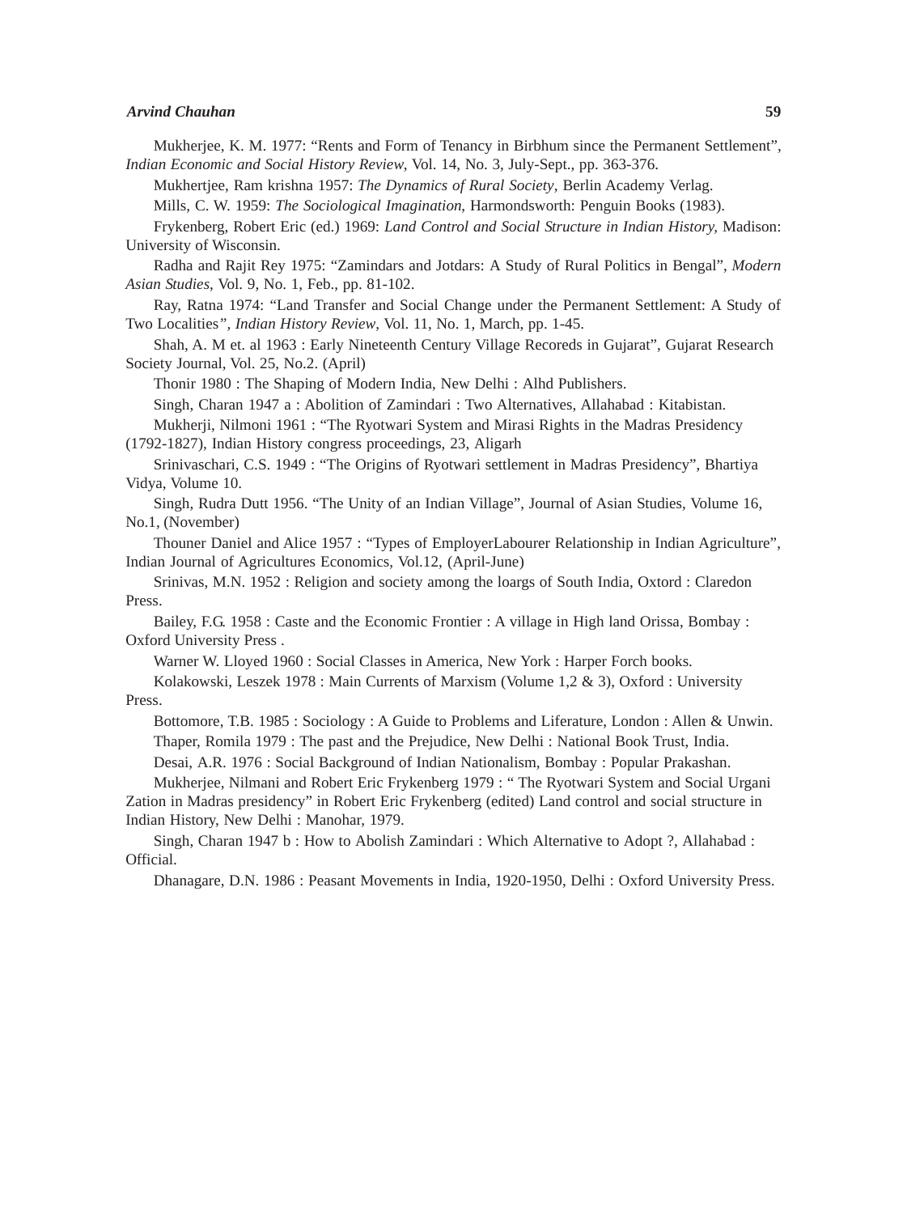Mukherjee, K. M. 1977: "Rents and Form of Tenancy in Birbhum since the Permanent Settlement", *Indian Economic and Social History Review*, Vol. 14, No. 3, July-Sept., pp. 363-376.

Mukhertjee, Ram krishna 1957: *The Dynamics of Rural Society*, Berlin Academy Verlag.

Mills, C. W. 1959: *The Sociological Imagination*, Harmondsworth: Penguin Books (1983).

Frykenberg, Robert Eric (ed.) 1969: *Land Control and Social Structure in Indian History*, Madison: University of Wisconsin.

Radha and Rajit Rey 1975: "Zamindars and Jotdars: A Study of Rural Politics in Bengal", *Modern Asian Studies*, Vol. 9, No. 1, Feb., pp. 81-102.

Ray, Ratna 1974: "Land Transfer and Social Change under the Permanent Settlement: A Study of Two Localities", *Indian History Review*, Vol. 11, No. 1, March, pp. 1-45.

Shah, A. M et. al 1963 : Early Nineteenth Century Village Recoreds in Gujarat", Gujarat Research Society Journal, Vol. 25, No.2. (April)

Thonir 1980 : The Shaping of Modern India, New Delhi : Alhd Publishers.

Singh, Charan 1947 a : Abolition of Zamindari : Two Alternatives, Allahabad : Kitabistan.

Mukherji, Nilmoni 1961 : "The Ryotwari System and Mirasi Rights in the Madras Presidency (1792-1827), Indian History congress proceedings, 23, Aligarh

Srinivaschari, C.S. 1949 : "The Origins of Ryotwari settlement in Madras Presidency", Bhartiya Vidya, Volume 10.

Singh, Rudra Dutt 1956. "The Unity of an Indian Village", Journal of Asian Studies, Volume 16, No.1, (November)

Thouner Daniel and Alice 1957 : "Types of EmployerLabourer Relationship in Indian Agriculture", Indian Journal of Agricultures Economics, Vol.12, (April-June)

Srinivas, M.N. 1952 : Religion and society among the loargs of South India, Oxtord : Claredon Press.

Bailey, F.G. 1958 : Caste and the Economic Frontier : A village in High land Orissa, Bombay : Oxford University Press .

Warner W. Lloyed 1960 : Social Classes in America, New York : Harper Forch books.

Kolakowski, Leszek 1978 : Main Currents of Marxism (Volume 1,2 & 3), Oxford : University Press.

Bottomore, T.B. 1985 : Sociology : A Guide to Problems and Liferature, London : Allen & Unwin.

Thaper, Romila 1979 : The past and the Prejudice, New Delhi : National Book Trust, India.

Desai, A.R. 1976 : Social Background of Indian Nationalism, Bombay : Popular Prakashan.

Mukherjee, Nilmani and Robert Eric Frykenberg 1979 : " The Ryotwari System and Social Urgani Zation in Madras presidency" in Robert Eric Frykenberg (edited) Land control and social structure in Indian History, New Delhi : Manohar, 1979.

Singh, Charan 1947 b : How to Abolish Zamindari : Which Alternative to Adopt ?, Allahabad : Official.

Dhanagare, D.N. 1986 : Peasant Movements in India, 1920-1950, Delhi : Oxford University Press.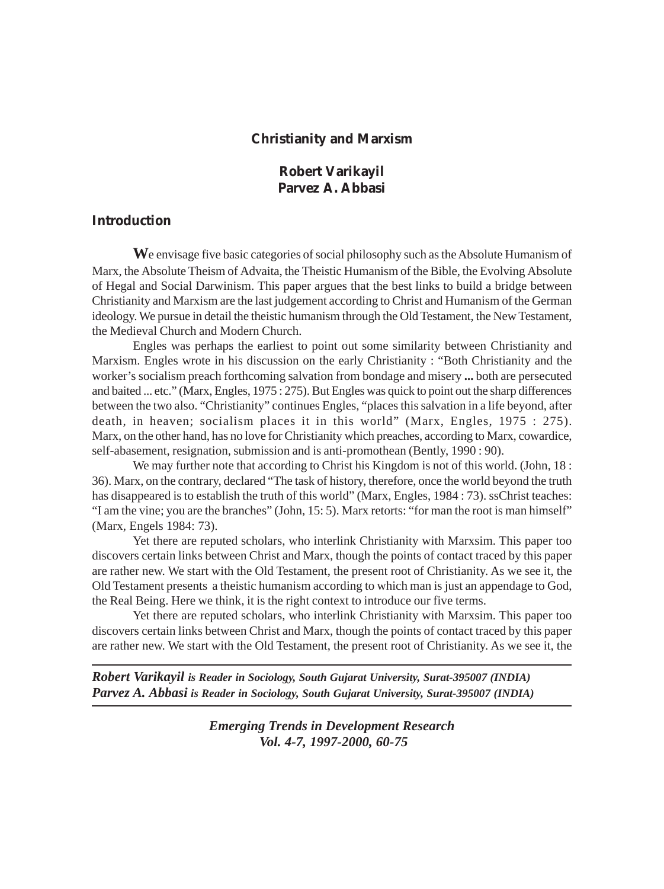# Christianity and Marxism

**Robert Varikayil**
**Parvez A. Abbasi**

## Introduction

**W**e envisage five basic categories of social philosophy such as the Absolute Humanism of Marx, the Absolute Theism of Advaita, the Theistic Humanism of the Bible, the Evolving Absolute of Hegal and Social Darwinism. This paper argues that the best links to build a bridge between Christianity and Marxism are the last judgement according to Christ and Humanism of the German ideology. We pursue in detail the theistic humanism through the Old Testament, the New Testament, the Medieval Church and Modern Church.

Engles was perhaps the earliest to point out some similarity between Christianity and Marxism. Engles wrote in his discussion on the early Christianity : "Both Christianity and the worker's socialism preach forthcoming salvation from bondage and misery **...** both are persecuted and baited ... etc." (Marx, Engles, 1975 : 275). But Engles was quick to point out the sharp differences between the two also. "Christianity" continues Engles, "places this salvation in a life beyond, after death, in heaven; socialism places it in this world" (Marx, Engles, 1975 : 275). Marx, on the other hand, has no love for Christianity which preaches, according to Marx, cowardice, self-abasement, resignation, submission and is anti-promothean (Bently, 1990 : 90).

We may further note that according to Christ his Kingdom is not of this world. (John, 18 : 36). Marx, on the contrary, declared "The task of history, therefore, once the world beyond the truth has disappeared is to establish the truth of this world" (Marx, Engles, 1984 : 73). ssChrist teaches: "I am the vine; you are the branches" (John, 15: 5). Marx retorts: "for man the root is man himself" (Marx, Engels 1984: 73).

Yet there are reputed scholars, who interlink Christianity with Marxsim. This paper too discovers certain links between Christ and Marx, though the points of contact traced by this paper are rather new. We start with the Old Testament, the present root of Christianity. As we see it, the Old Testament presents a theistic humanism according to which man is just an appendage to God, the Real Being. Here we think, it is the right context to introduce our five terms.

Yet there are reputed scholars, who interlink Christianity with Marxsim. This paper too discovers certain links between Christ and Marx, though the points of contact traced by this paper are rather new. We start with the Old Testament, the present root of Christianity. As we see it, the

---

***Robert Varikayil** is Reader in Sociology, South Gujarat University, Surat-395007 (INDIA)*
***Parvez A. Abbasi** is Reader in Sociology, South Gujarat University, Surat-395007 (INDIA)*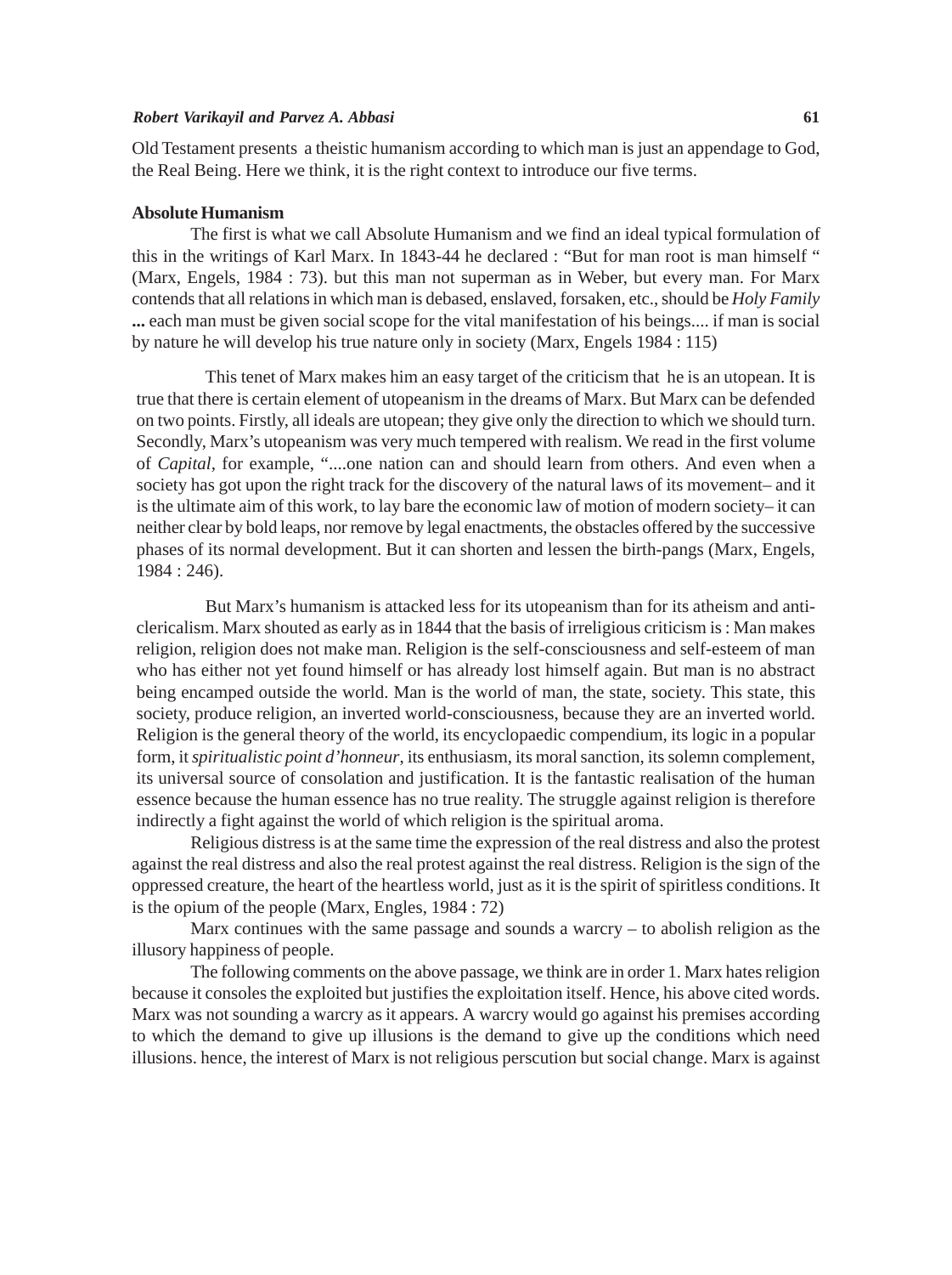Old Testament presents a theistic humanism according to which man is just an appendage to God, the Real Being. Here we think, it is the right context to introduce our five terms.

**Absolute Humanism**

The first is what we call Absolute Humanism and we find an ideal typical formulation of this in the writings of Karl Marx. In 1843-44 he declared : "But for man root is man himself " (Marx, Engels, 1984 : 73). but this man not superman as in Weber, but every man. For Marx contends that all relations in which man is debased, enslaved, forsaken, etc., should be *Holy Family* **...** each man must be given social scope for the vital manifestation of his beings.... if man is social by nature he will develop his true nature only in society (Marx, Engels 1984 : 115)

This tenet of Marx makes him an easy target of the criticism that he is an utopean. It is true that there is certain element of utopeanism in the dreams of Marx. But Marx can be defended on two points. Firstly, all ideals are utopean; they give only the direction to which we should turn. Secondly, Marx's utopeanism was very much tempered with realism. We read in the first volume of *Capital*, for example, "....one nation can and should learn from others. And even when a society has got upon the right track for the discovery of the natural laws of its movement– and it is the ultimate aim of this work, to lay bare the economic law of motion of modern society– it can neither clear by bold leaps, nor remove by legal enactments, the obstacles offered by the successive phases of its normal development. But it can shorten and lessen the birth-pangs (Marx, Engels, 1984 : 246).

But Marx's humanism is attacked less for its utopeanism than for its atheism and anti-clericalism. Marx shouted as early as in 1844 that the basis of irreligious criticism is : Man makes religion, religion does not make man. Religion is the self-consciousness and self-esteem of man who has either not yet found himself or has already lost himself again. But man is no abstract being encamped outside the world. Man is the world of man, the state, society. This state, this society, produce religion, an inverted world-consciousness, because they are an inverted world. Religion is the general theory of the world, its encyclopaedic compendium, its logic in a popular form, it *spiritualistic point d'honneur*, its enthusiasm, its moral sanction, its solemn complement, its universal source of consolation and justification. It is the fantastic realisation of the human essence because the human essence has no true reality. The struggle against religion is therefore indirectly a fight against the world of which religion is the spiritual aroma.

Religious distress is at the same time the expression of the real distress and also the protest against the real distress and also the real protest against the real distress. Religion is the sign of the oppressed creature, the heart of the heartless world, just as it is the spirit of spiritless conditions. It is the opium of the people (Marx, Engles, 1984 : 72)

Marx continues with the same passage and sounds a warcry – to abolish religion as the illusory happiness of people.

The following comments on the above passage, we think are in order 1. Marx hates religion because it consoles the exploited but justifies the exploitation itself. Hence, his above cited words. Marx was not sounding a warcry as it appears. A warcry would go against his premises according to which the demand to give up illusions is the demand to give up the conditions which need illusions. hence, the interest of Marx is not religious perscution but social change. Marx is against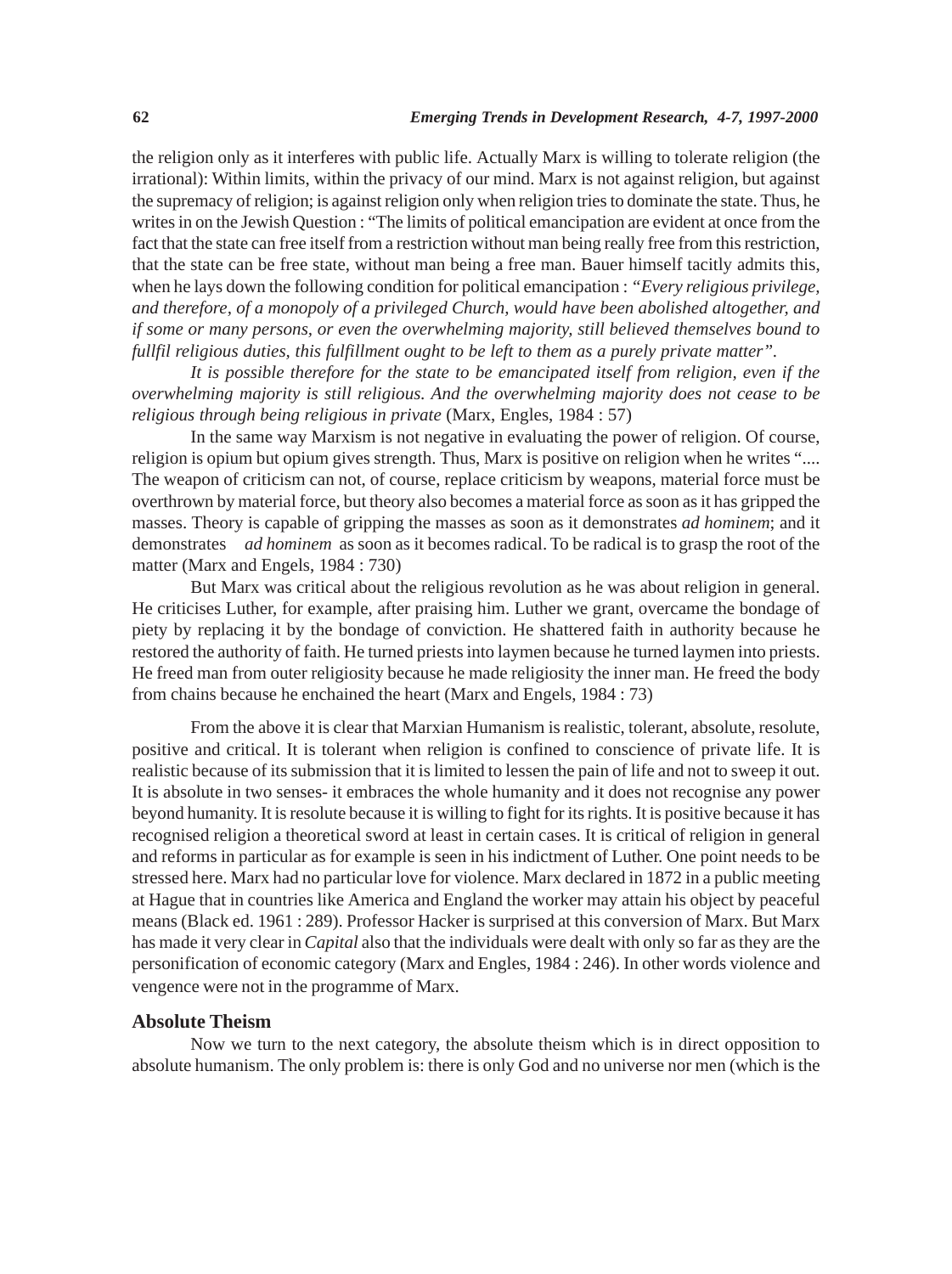the religion only as it interferes with public life. Actually Marx is willing to tolerate religion (the irrational): Within limits, within the privacy of our mind. Marx is not against religion, but against the supremacy of religion; is against religion only when religion tries to dominate the state. Thus, he writes in on the Jewish Question : "The limits of political emancipation are evident at once from the fact that the state can free itself from a restriction without man being really free from this restriction, that the state can be free state, without man being a free man. Bauer himself tacitly admits this, when he lays down the following condition for political emancipation : *"Every religious privilege, and therefore, of a monopoly of a privileged Church, would have been abolished altogether, and if some or many persons, or even the overwhelming majority, still believed themselves bound to fullfil religious duties, this fulfillment ought to be left to them as a purely private matter".*

*It is possible therefore for the state to be emancipated itself from religion, even if the overwhelming majority is still religious. And the overwhelming majority does not cease to be religious through being religious in private* (Marx, Engles, 1984 : 57)

In the same way Marxism is not negative in evaluating the power of religion. Of course, religion is opium but opium gives strength. Thus, Marx is positive on religion when he writes ".... The weapon of criticism can not, of course, replace criticism by weapons, material force must be overthrown by material force, but theory also becomes a material force as soon as it has gripped the masses. Theory is capable of gripping the masses as soon as it demonstrates *ad hominem*; and it demonstrates *ad hominem* as soon as it becomes radical. To be radical is to grasp the root of the matter (Marx and Engels, 1984 : 730)

But Marx was critical about the religious revolution as he was about religion in general. He criticises Luther, for example, after praising him. Luther we grant, overcame the bondage of piety by replacing it by the bondage of conviction. He shattered faith in authority because he restored the authority of faith. He turned priests into laymen because he turned laymen into priests. He freed man from outer religiosity because he made religiosity the inner man. He freed the body from chains because he enchained the heart (Marx and Engels, 1984 : 73)

From the above it is clear that Marxian Humanism is realistic, tolerant, absolute, resolute, positive and critical. It is tolerant when religion is confined to conscience of private life. It is realistic because of its submission that it is limited to lessen the pain of life and not to sweep it out. It is absolute in two senses- it embraces the whole humanity and it does not recognise any power beyond humanity. It is resolute because it is willing to fight for its rights. It is positive because it has recognised religion a theoretical sword at least in certain cases. It is critical of religion in general and reforms in particular as for example is seen in his indictment of Luther. One point needs to be stressed here. Marx had no particular love for violence. Marx declared in 1872 in a public meeting at Hague that in countries like America and England the worker may attain his object by peaceful means (Black ed. 1961 : 289). Professor Hacker is surprised at this conversion of Marx. But Marx has made it very clear in *Capital* also that the individuals were dealt with only so far as they are the personification of economic category (Marx and Engles, 1984 : 246). In other words violence and vengence were not in the programme of Marx.

### Absolute Theism

Now we turn to the next category, the absolute theism which is in direct opposition to absolute humanism. The only problem is: there is only God and no universe nor men (which is the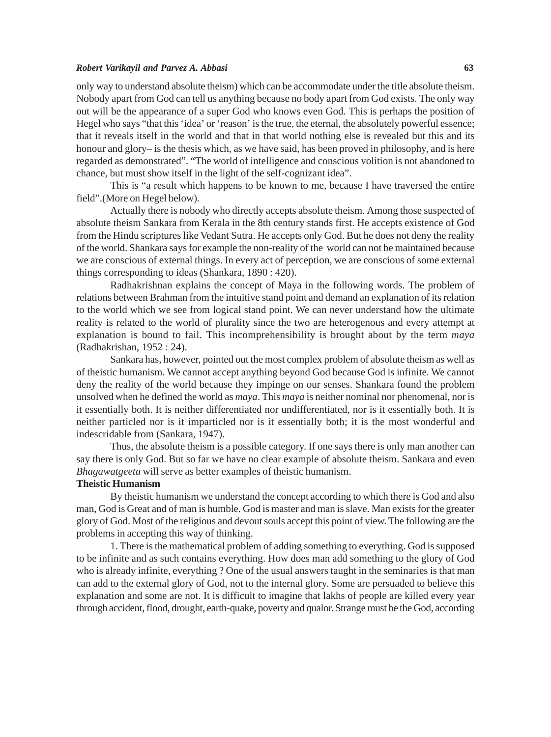only way to understand absolute theism) which can be accommodate under the title absolute theism. Nobody apart from God can tell us anything because no body apart from God exists. The only way out will be the appearance of a super God who knows even God. This is perhaps the position of Hegel who says "that this 'idea' or 'reason' is the true, the eternal, the absolutely powerful essence; that it reveals itself in the world and that in that world nothing else is revealed but this and its honour and glory– is the thesis which, as we have said, has been proved in philosophy, and is here regarded as demonstrated". "The world of intelligence and conscious volition is not abandoned to chance, but must show itself in the light of the self-cognizant idea".

This is "a result which happens to be known to me, because I have traversed the entire field".(More on Hegel below).

Actually there is nobody who directly accepts absolute theism. Among those suspected of absolute theism Sankara from Kerala in the 8th century stands first. He accepts existence of God from the Hindu scriptures like Vedant Sutra. He accepts only God. But he does not deny the reality of the world. Shankara says for example the non-reality of the world can not be maintained because we are conscious of external things. In every act of perception, we are conscious of some external things corresponding to ideas (Shankara, 1890 : 420).

Radhakrishnan explains the concept of Maya in the following words. The problem of relations between Brahman from the intuitive stand point and demand an explanation of its relation to the world which we see from logical stand point. We can never understand how the ultimate reality is related to the world of plurality since the two are heterogenous and every attempt at explanation is bound to fail. This incomprehensibility is brought about by the term *maya* (Radhakrishan, 1952 : 24).

Sankara has, however, pointed out the most complex problem of absolute theism as well as of theistic humanism. We cannot accept anything beyond God because God is infinite. We cannot deny the reality of the world because they impinge on our senses. Shankara found the problem unsolved when he defined the world as *maya*. This *maya* is neither nominal nor phenomenal, nor is it essentially both. It is neither differentiated nor undifferentiated, nor is it essentially both. It is neither particled nor is it imparticled nor is it essentially both; it is the most wonderful and indescridable from (Sankara, 1947).

Thus, the absolute theism is a possible category. If one says there is only man another can say there is only God. But so far we have no clear example of absolute theism. Sankara and even *Bhagawatgeeta* will serve as better examples of theistic humanism.

**Theistic Humanism**

By theistic humanism we understand the concept according to which there is God and also man, God is Great and of man is humble. God is master and man is slave. Man exists for the greater glory of God. Most of the religious and devout souls accept this point of view. The following are the problems in accepting this way of thinking.

1. There is the mathematical problem of adding something to everything. God is supposed to be infinite and as such contains everything. How does man add something to the glory of God who is already infinite, everything ? One of the usual answers taught in the seminaries is that man can add to the external glory of God, not to the internal glory. Some are persuaded to believe this explanation and some are not. It is difficult to imagine that lakhs of people are killed every year through accident, flood, drought, earth-quake, poverty and qualor. Strange must be the God, according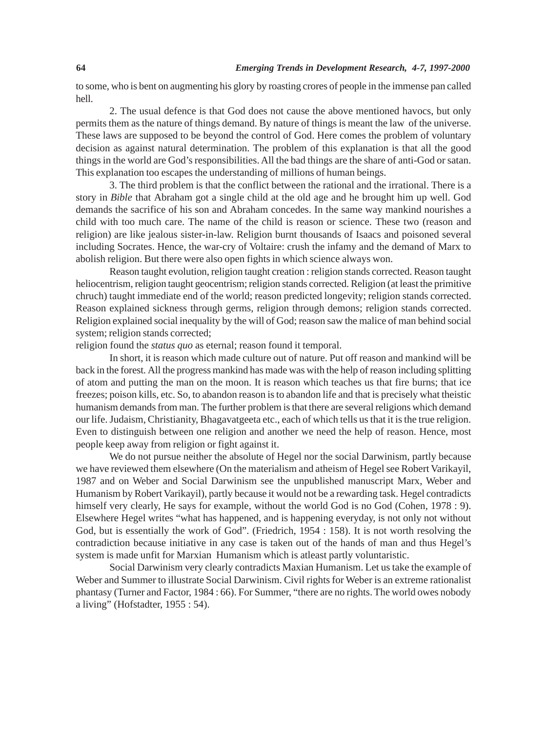to some, who is bent on augmenting his glory by roasting crores of people in the immense pan called hell.

2. The usual defence is that God does not cause the above mentioned havocs, but only permits them as the nature of things demand. By nature of things is meant the law of the universe. These laws are supposed to be beyond the control of God. Here comes the problem of voluntary decision as against natural determination. The problem of this explanation is that all the good things in the world are God's responsibilities. All the bad things are the share of anti-God or satan. This explanation too escapes the understanding of millions of human beings.

3. The third problem is that the conflict between the rational and the irrational. There is a story in *Bible* that Abraham got a single child at the old age and he brought him up well. God demands the sacrifice of his son and Abraham concedes. In the same way mankind nourishes a child with too much care. The name of the child is reason or science. These two (reason and religion) are like jealous sister-in-law. Religion burnt thousands of Isaacs and poisoned several including Socrates. Hence, the war-cry of Voltaire: crush the infamy and the demand of Marx to abolish religion. But there were also open fights in which science always won.

Reason taught evolution, religion taught creation : religion stands corrected. Reason taught heliocentrism, religion taught geocentrism; religion stands corrected. Religion (at least the primitive chruch) taught immediate end of the world; reason predicted longevity; religion stands corrected. Reason explained sickness through germs, religion through demons; religion stands corrected. Religion explained social inequality by the will of God; reason saw the malice of man behind social system; religion stands corrected;
religion found the *status quo* as eternal; reason found it temporal.

In short, it is reason which made culture out of nature. Put off reason and mankind will be back in the forest. All the progress mankind has made was with the help of reason including splitting of atom and putting the man on the moon. It is reason which teaches us that fire burns; that ice freezes; poison kills, etc. So, to abandon reason is to abandon life and that is precisely what theistic humanism demands from man. The further problem is that there are several religions which demand our life. Judaism, Christianity, Bhagavatgeeta etc., each of which tells us that it is the true religion. Even to distinguish between one religion and another we need the help of reason. Hence, most people keep away from religion or fight against it.

We do not pursue neither the absolute of Hegel nor the social Darwinism, partly because we have reviewed them elsewhere (On the materialism and atheism of Hegel see Robert Varikayil, 1987 and on Weber and Social Darwinism see the unpublished manuscript Marx, Weber and Humanism by Robert Varikayil), partly because it would not be a rewarding task. Hegel contradicts himself very clearly, He says for example, without the world God is no God (Cohen, 1978 : 9). Elsewhere Hegel writes "what has happened, and is happening everyday, is not only not without God, but is essentially the work of God". (Friedrich, 1954 : 158). It is not worth resolving the contradiction because initiative in any case is taken out of the hands of man and thus Hegel's system is made unfit for Marxian Humanism which is atleast partly voluntaristic.

Social Darwinism very clearly contradicts Maxian Humanism. Let us take the example of Weber and Summer to illustrate Social Darwinism. Civil rights for Weber is an extreme rationalist phantasy (Turner and Factor, 1984 : 66). For Summer, "there are no rights. The world owes nobody a living" (Hofstadter, 1955 : 54).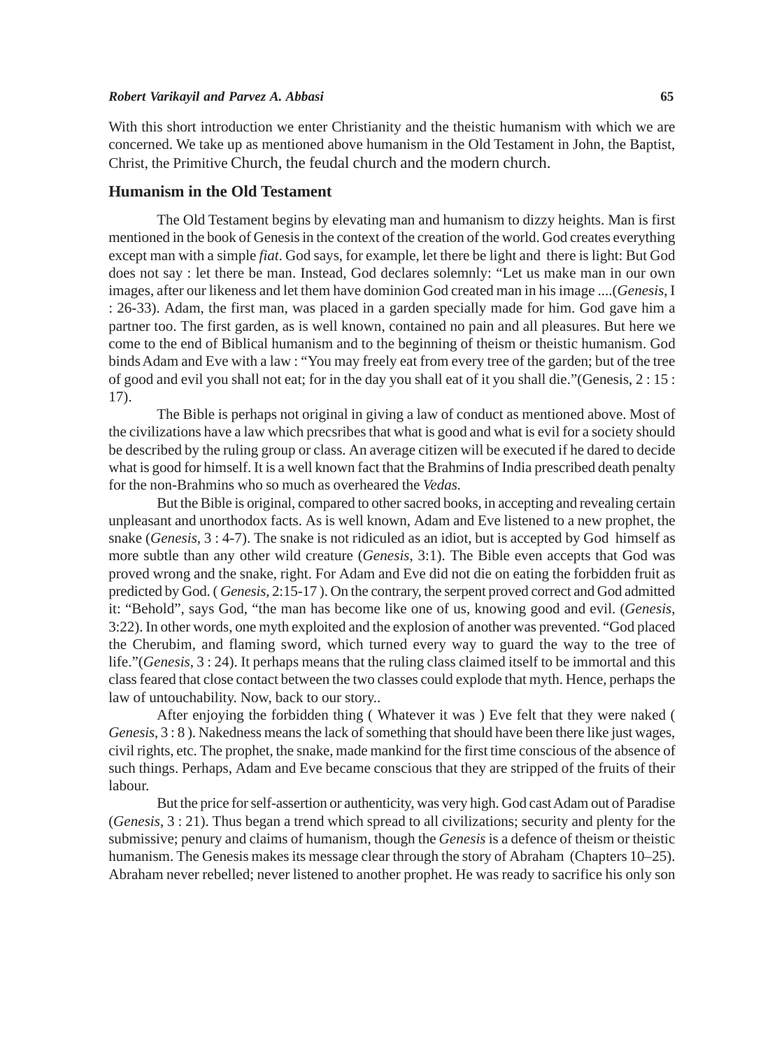With this short introduction we enter Christianity and the theistic humanism with which we are concerned. We take up as mentioned above humanism in the Old Testament in John, the Baptist, Christ, the Primitive Church, the feudal church and the modern church.

## Humanism in the Old Testament

The Old Testament begins by elevating man and humanism to dizzy heights. Man is first mentioned in the book of Genesis in the context of the creation of the world. God creates everything except man with a simple *fiat*. God says, for example, let there be light and there is light: But God does not say : let there be man. Instead, God declares solemnly: "Let us make man in our own images, after our likeness and let them have dominion God created man in his image ....(*Genesis*, I : 26-33). Adam, the first man, was placed in a garden specially made for him. God gave him a partner too. The first garden, as is well known, contained no pain and all pleasures. But here we come to the end of Biblical humanism and to the beginning of theism or theistic humanism. God binds Adam and Eve with a law : "You may freely eat from every tree of the garden; but of the tree of good and evil you shall not eat; for in the day you shall eat of it you shall die."(Genesis, 2 : 15 : 17).

The Bible is perhaps not original in giving a law of conduct as mentioned above. Most of the civilizations have a law which precsribes that what is good and what is evil for a society should be described by the ruling group or class. An average citizen will be executed if he dared to decide what is good for himself. It is a well known fact that the Brahmins of India prescribed death penalty for the non-Brahmins who so much as overheared the *Vedas.*

But the Bible is original, compared to other sacred books, in accepting and revealing certain unpleasant and unorthodox facts. As is well known, Adam and Eve listened to a new prophet, the snake (*Genesis*, 3 : 4-7). The snake is not ridiculed as an idiot, but is accepted by God himself as more subtle than any other wild creature (*Genesis*, 3:1). The Bible even accepts that God was proved wrong and the snake, right. For Adam and Eve did not die on eating the forbidden fruit as predicted by God. ( *Genesis*, 2:15-17 ). On the contrary, the serpent proved correct and God admitted it: "Behold", says God, "the man has become like one of us, knowing good and evil. (*Genesis*, 3:22). In other words, one myth exploited and the explosion of another was prevented. "God placed the Cherubim, and flaming sword, which turned every way to guard the way to the tree of life."(*Genesis*, 3 : 24). It perhaps means that the ruling class claimed itself to be immortal and this class feared that close contact between the two classes could explode that myth. Hence, perhaps the law of untouchability. Now, back to our story..

After enjoying the forbidden thing ( Whatever it was ) Eve felt that they were naked ( *Genesis*, 3 : 8 ). Nakedness means the lack of something that should have been there like just wages, civil rights, etc. The prophet, the snake, made mankind for the first time conscious of the absence of such things. Perhaps, Adam and Eve became conscious that they are stripped of the fruits of their labour.

But the price for self-assertion or authenticity, was very high. God cast Adam out of Paradise (*Genesis*, 3 : 21). Thus began a trend which spread to all civilizations; security and plenty for the submissive; penury and claims of humanism, though the *Genesis* is a defence of theism or theistic humanism. The Genesis makes its message clear through the story of Abraham (Chapters 10–25). Abraham never rebelled; never listened to another prophet. He was ready to sacrifice his only son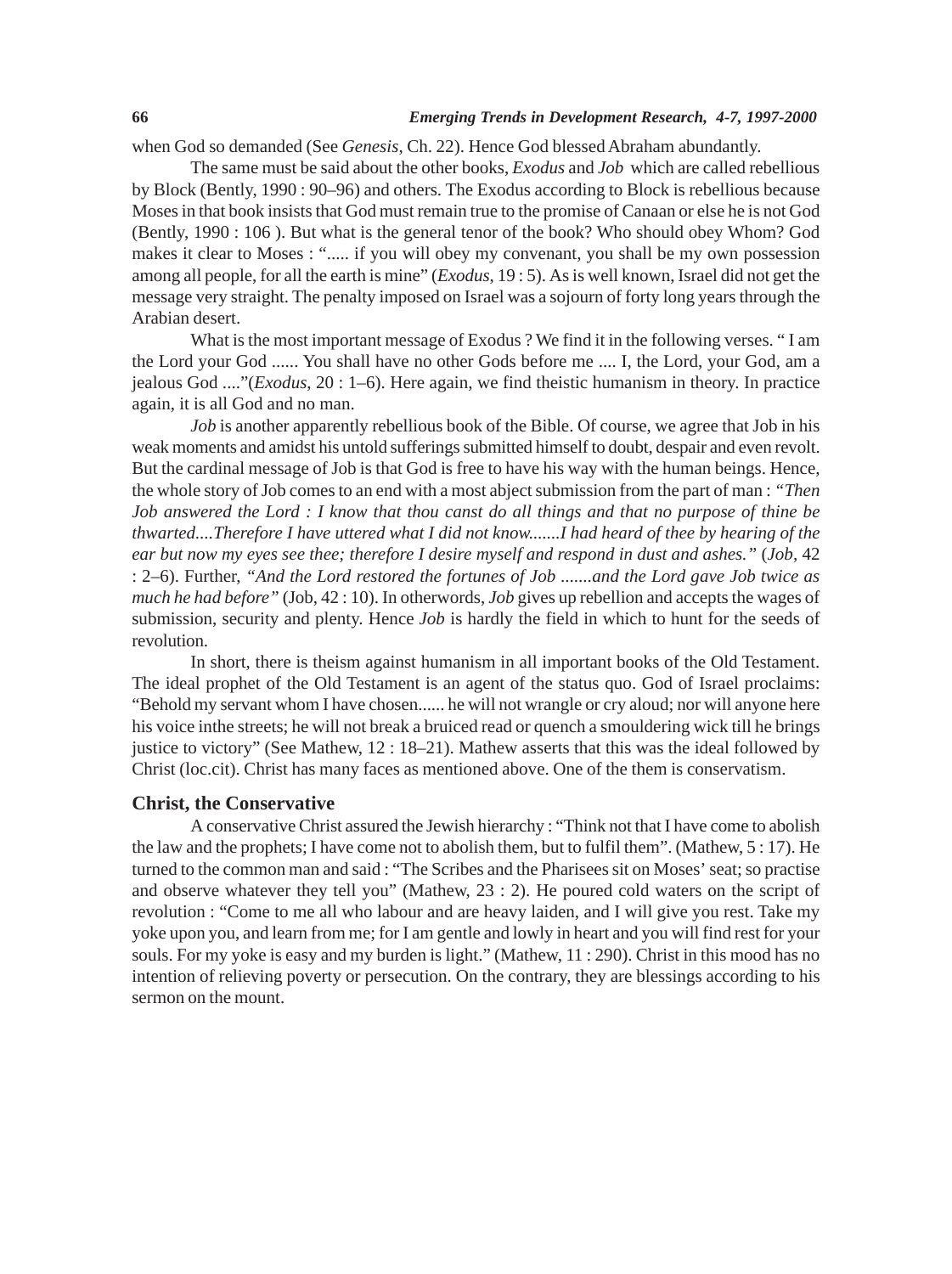when God so demanded (See *Genesis*, Ch. 22). Hence God blessed Abraham abundantly.

The same must be said about the other books, *Exodus* and *Job* which are called rebellious by Block (Bently, 1990 : 90–96) and others. The Exodus according to Block is rebellious because Moses in that book insists that God must remain true to the promise of Canaan or else he is not God (Bently, 1990 : 106 ). But what is the general tenor of the book? Who should obey Whom? God makes it clear to Moses : "..... if you will obey my convenant, you shall be my own possession among all people, for all the earth is mine" (*Exodus*, 19 : 5). As is well known, Israel did not get the message very straight. The penalty imposed on Israel was a sojourn of forty long years through the Arabian desert.

What is the most important message of Exodus ? We find it in the following verses. " I am the Lord your God ...... You shall have no other Gods before me .... I, the Lord, your God, am a jealous God ...."(*Exodus*, 20 : 1–6). Here again, we find theistic humanism in theory. In practice again, it is all God and no man.

*Job* is another apparently rebellious book of the Bible. Of course, we agree that Job in his weak moments and amidst his untold sufferings submitted himself to doubt, despair and even revolt. But the cardinal message of Job is that God is free to have his way with the human beings. Hence, the whole story of Job comes to an end with a most abject submission from the part of man : *"Then Job answered the Lord : I know that thou canst do all things and that no purpose of thine be thwarted....Therefore I have uttered what I did not know.......I had heard of thee by hearing of the ear but now my eyes see thee; therefore I desire myself and respond in dust and ashes."* (*Job*, 42 : 2–6). Further, *"And the Lord restored the fortunes of Job .......and the Lord gave Job twice as much he had before"* (Job, 42 : 10). In otherwords, *Job* gives up rebellion and accepts the wages of submission, security and plenty. Hence *Job* is hardly the field in which to hunt for the seeds of revolution.

In short, there is theism against humanism in all important books of the Old Testament. The ideal prophet of the Old Testament is an agent of the status quo. God of Israel proclaims: "Behold my servant whom I have chosen...... he will not wrangle or cry aloud; nor will anyone here his voice inthe streets; he will not break a bruiced read or quench a smouldering wick till he brings justice to victory" (See Mathew, 12 : 18–21). Mathew asserts that this was the ideal followed by Christ (loc.cit). Christ has many faces as mentioned above. One of the them is conservatism.

## Christ, the Conservative

A conservative Christ assured the Jewish hierarchy : "Think not that I have come to abolish the law and the prophets; I have come not to abolish them, but to fulfil them". (Mathew, 5 : 17). He turned to the common man and said : "The Scribes and the Pharisees sit on Moses' seat; so practise and observe whatever they tell you" (Mathew, 23 : 2). He poured cold waters on the script of revolution : "Come to me all who labour and are heavy laiden, and I will give you rest. Take my yoke upon you, and learn from me; for I am gentle and lowly in heart and you will find rest for your souls. For my yoke is easy and my burden is light." (Mathew, 11 : 290). Christ in this mood has no intention of relieving poverty or persecution. On the contrary, they are blessings according to his sermon on the mount.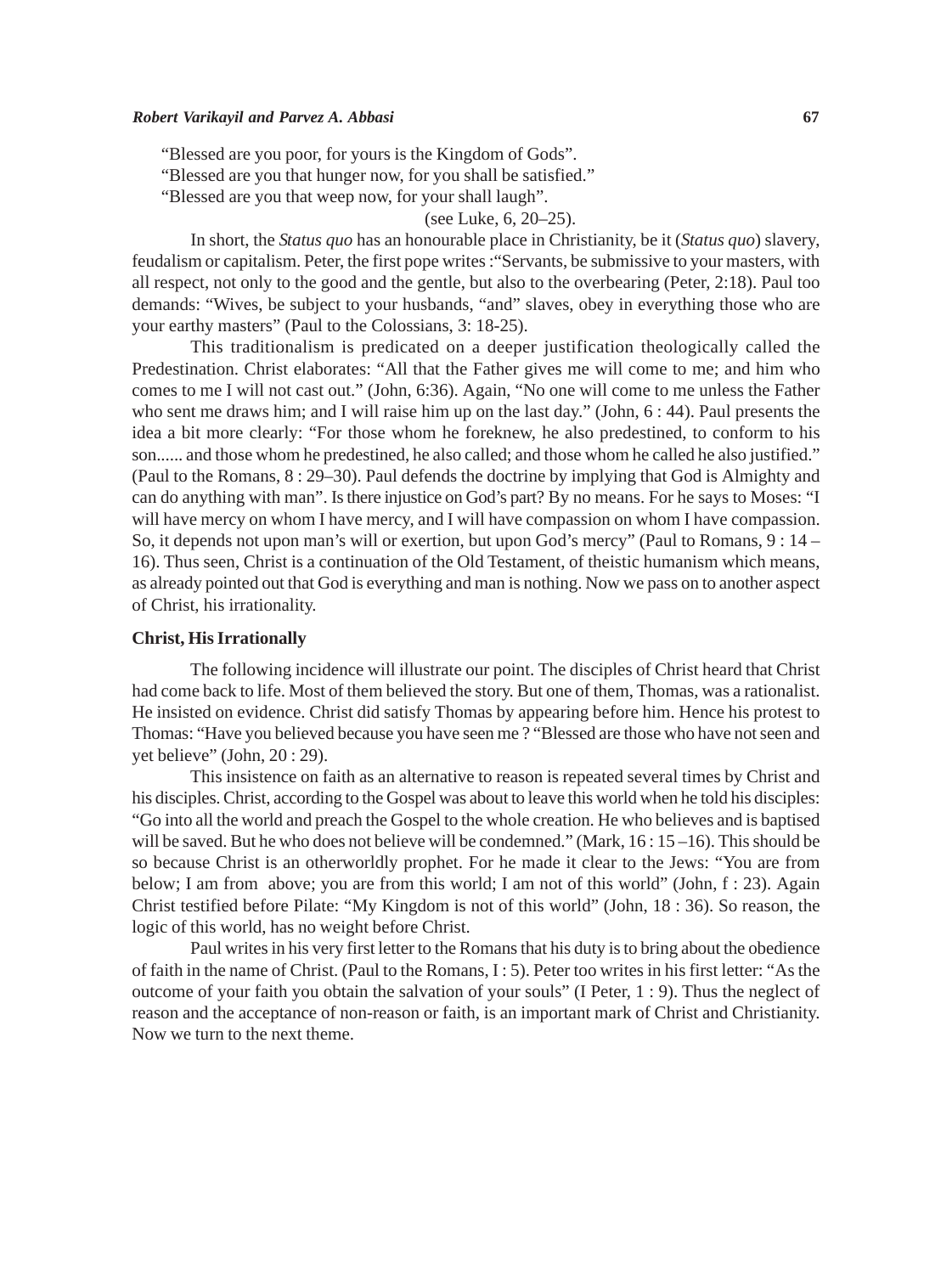"Blessed are you poor, for yours is the Kingdom of Gods".

"Blessed are you that hunger now, for you shall be satisfied."

"Blessed are you that weep now, for your shall laugh".

(see Luke, 6, 20–25).

In short, the *Status quo* has an honourable place in Christianity, be it (*Status quo*) slavery, feudalism or capitalism. Peter, the first pope writes :"Servants, be submissive to your masters, with all respect, not only to the good and the gentle, but also to the overbearing (Peter, 2:18). Paul too demands: "Wives, be subject to your husbands, "and" slaves, obey in everything those who are your earthy masters" (Paul to the Colossians, 3: 18-25).

This traditionalism is predicated on a deeper justification theologically called the Predestination. Christ elaborates: "All that the Father gives me will come to me; and him who comes to me I will not cast out." (John, 6:36). Again, "No one will come to me unless the Father who sent me draws him; and I will raise him up on the last day." (John, 6 : 44). Paul presents the idea a bit more clearly: "For those whom he foreknew, he also predestined, to conform to his son...... and those whom he predestined, he also called; and those whom he called he also justified." (Paul to the Romans, 8 : 29–30). Paul defends the doctrine by implying that God is Almighty and can do anything with man". Is there injustice on God's part? By no means. For he says to Moses: "I will have mercy on whom I have mercy, and I will have compassion on whom I have compassion. So, it depends not upon man's will or exertion, but upon God's mercy" (Paul to Romans, 9 : 14 – 16). Thus seen, Christ is a continuation of the Old Testament, of theistic humanism which means, as already pointed out that God is everything and man is nothing. Now we pass on to another aspect of Christ, his irrationality.

**Christ, His Irrationally**

The following incidence will illustrate our point. The disciples of Christ heard that Christ had come back to life. Most of them believed the story. But one of them, Thomas, was a rationalist. He insisted on evidence. Christ did satisfy Thomas by appearing before him. Hence his protest to Thomas: "Have you believed because you have seen me ? "Blessed are those who have not seen and yet believe" (John, 20 : 29).

This insistence on faith as an alternative to reason is repeated several times by Christ and his disciples. Christ, according to the Gospel was about to leave this world when he told his disciples: "Go into all the world and preach the Gospel to the whole creation. He who believes and is baptised will be saved. But he who does not believe will be condemned." (Mark, 16 : 15 –16). This should be so because Christ is an otherworldly prophet. For he made it clear to the Jews: "You are from below; I am from above; you are from this world; I am not of this world" (John, f : 23). Again Christ testified before Pilate: "My Kingdom is not of this world" (John, 18 : 36). So reason, the logic of this world, has no weight before Christ.

Paul writes in his very first letter to the Romans that his duty is to bring about the obedience of faith in the name of Christ. (Paul to the Romans, I : 5). Peter too writes in his first letter: "As the outcome of your faith you obtain the salvation of your souls" (I Peter, 1 : 9). Thus the neglect of reason and the acceptance of non-reason or faith, is an important mark of Christ and Christianity. Now we turn to the next theme.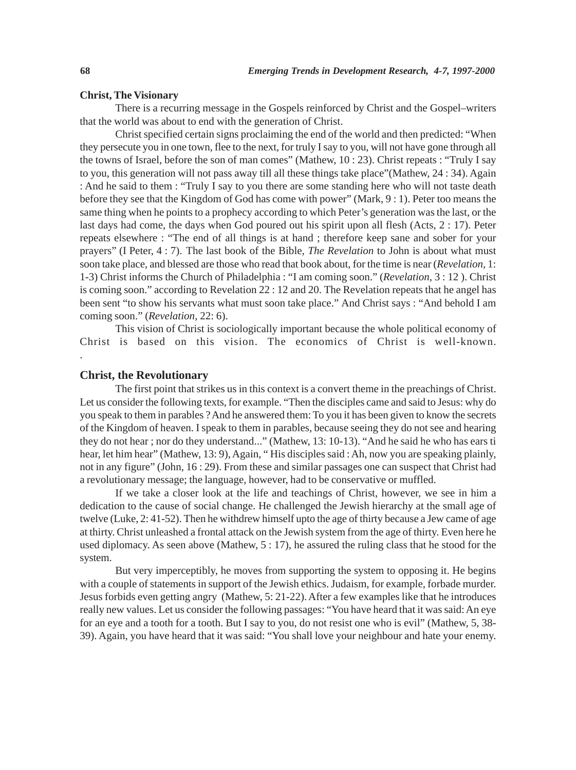**Christ, The Visionary**

There is a recurring message in the Gospels reinforced by Christ and the Gospel–writers that the world was about to end with the generation of Christ.

Christ specified certain signs proclaiming the end of the world and then predicted: "When they persecute you in one town, flee to the next, for truly I say to you, will not have gone through all the towns of Israel, before the son of man comes" (Mathew, 10 : 23). Christ repeats : "Truly I say to you, this generation will not pass away till all these things take place"(Mathew, 24 : 34). Again : And he said to them : "Truly I say to you there are some standing here who will not taste death before they see that the Kingdom of God has come with power" (Mark, 9 : 1). Peter too means the same thing when he points to a prophecy according to which Peter's generation was the last, or the last days had come, the days when God poured out his spirit upon all flesh (Acts, 2 : 17). Peter repeats elsewhere : "The end of all things is at hand ; therefore keep sane and sober for your prayers" (I Peter, 4 : 7). The last book of the Bible, *The Revelation* to John is about what must soon take place, and blessed are those who read that book about, for the time is near (*Revelation*, 1: 1-3) Christ informs the Church of Philadelphia : "I am coming soon." (*Revelation*, 3 : 12 ). Christ is coming soon." according to Revelation 22 : 12 and 20. The Revelation repeats that he angel has been sent "to show his servants what must soon take place." And Christ says : "And behold I am coming soon." (*Revelation*, 22: 6).

This vision of Christ is sociologically important because the whole political economy of Christ is based on this vision. The economics of Christ is well-known.

.

## Christ, the Revolutionary

The first point that strikes us in this context is a convert theme in the preachings of Christ. Let us consider the following texts, for example. "Then the disciples came and said to Jesus: why do you speak to them in parables ? And he answered them: To you it has been given to know the secrets of the Kingdom of heaven. I speak to them in parables, because seeing they do not see and hearing they do not hear ; nor do they understand..." (Mathew, 13: 10-13). "And he said he who has ears ti hear, let him hear" (Mathew, 13: 9), Again, " His disciples said : Ah, now you are speaking plainly, not in any figure" (John, 16 : 29). From these and similar passages one can suspect that Christ had a revolutionary message; the language, however, had to be conservative or muffled.

If we take a closer look at the life and teachings of Christ, however, we see in him a dedication to the cause of social change. He challenged the Jewish hierarchy at the small age of twelve (Luke, 2: 41-52). Then he withdrew himself upto the age of thirty because a Jew came of age at thirty. Christ unleashed a frontal attack on the Jewish system from the age of thirty. Even here he used diplomacy. As seen above (Mathew, 5 : 17), he assured the ruling class that he stood for the system.

But very imperceptibly, he moves from supporting the system to opposing it. He begins with a couple of statements in support of the Jewish ethics. Judaism, for example, forbade murder. Jesus forbids even getting angry (Mathew, 5: 21-22). After a few examples like that he introduces really new values. Let us consider the following passages: "You have heard that it was said: An eye for an eye and a tooth for a tooth. But I say to you, do not resist one who is evil" (Mathew, 5, 38-39). Again, you have heard that it was said: "You shall love your neighbour and hate your enemy.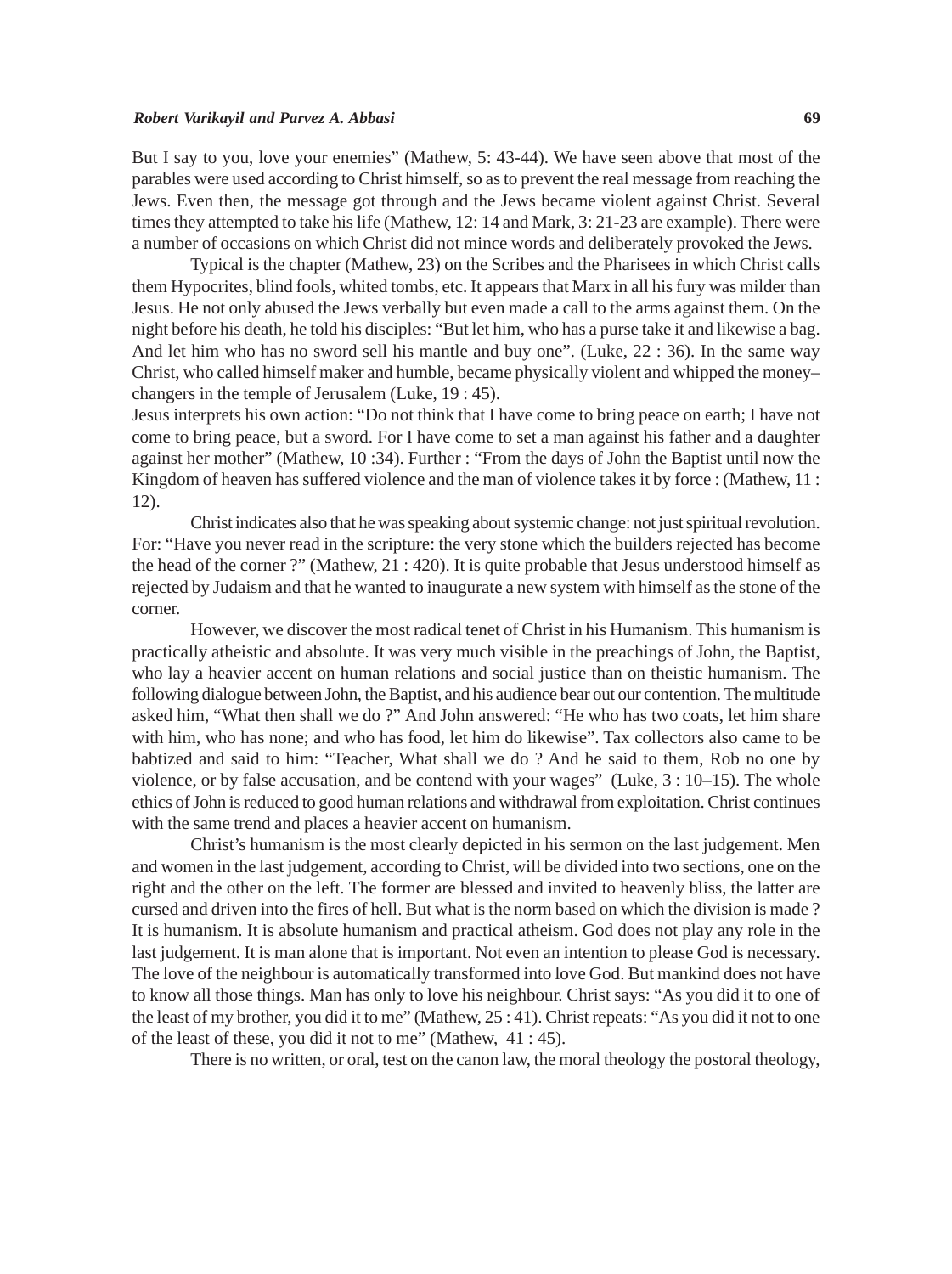But I say to you, love your enemies" (Mathew, 5: 43-44). We have seen above that most of the parables were used according to Christ himself, so as to prevent the real message from reaching the Jews. Even then, the message got through and the Jews became violent against Christ. Several times they attempted to take his life (Mathew, 12: 14 and Mark, 3: 21-23 are example). There were a number of occasions on which Christ did not mince words and deliberately provoked the Jews.

Typical is the chapter (Mathew, 23) on the Scribes and the Pharisees in which Christ calls them Hypocrites, blind fools, whited tombs, etc. It appears that Marx in all his fury was milder than Jesus. He not only abused the Jews verbally but even made a call to the arms against them. On the night before his death, he told his disciples: "But let him, who has a purse take it and likewise a bag. And let him who has no sword sell his mantle and buy one". (Luke, 22 : 36). In the same way Christ, who called himself maker and humble, became physically violent and whipped the money–changers in the temple of Jerusalem (Luke, 19 : 45).

Jesus interprets his own action: "Do not think that I have come to bring peace on earth; I have not come to bring peace, but a sword. For I have come to set a man against his father and a daughter against her mother" (Mathew, 10 :34). Further : "From the days of John the Baptist until now the Kingdom of heaven has suffered violence and the man of violence takes it by force : (Mathew, 11 : 12).

Christ indicates also that he was speaking about systemic change: not just spiritual revolution. For: "Have you never read in the scripture: the very stone which the builders rejected has become the head of the corner ?" (Mathew, 21 : 420). It is quite probable that Jesus understood himself as rejected by Judaism and that he wanted to inaugurate a new system with himself as the stone of the corner.

However, we discover the most radical tenet of Christ in his Humanism. This humanism is practically atheistic and absolute. It was very much visible in the preachings of John, the Baptist, who lay a heavier accent on human relations and social justice than on theistic humanism. The following dialogue between John, the Baptist, and his audience bear out our contention. The multitude asked him, "What then shall we do ?" And John answered: "He who has two coats, let him share with him, who has none; and who has food, let him do likewise". Tax collectors also came to be babtized and said to him: "Teacher, What shall we do ? And he said to them, Rob no one by violence, or by false accusation, and be contend with your wages" (Luke, 3 : 10–15). The whole ethics of John is reduced to good human relations and withdrawal from exploitation. Christ continues with the same trend and places a heavier accent on humanism.

Christ's humanism is the most clearly depicted in his sermon on the last judgement. Men and women in the last judgement, according to Christ, will be divided into two sections, one on the right and the other on the left. The former are blessed and invited to heavenly bliss, the latter are cursed and driven into the fires of hell. But what is the norm based on which the division is made ? It is humanism. It is absolute humanism and practical atheism. God does not play any role in the last judgement. It is man alone that is important. Not even an intention to please God is necessary. The love of the neighbour is automatically transformed into love God. But mankind does not have to know all those things. Man has only to love his neighbour. Christ says: "As you did it to one of the least of my brother, you did it to me" (Mathew, 25 : 41). Christ repeats: "As you did it not to one of the least of these, you did it not to me" (Mathew, 41 : 45).

There is no written, or oral, test on the canon law, the moral theology the postoral theology,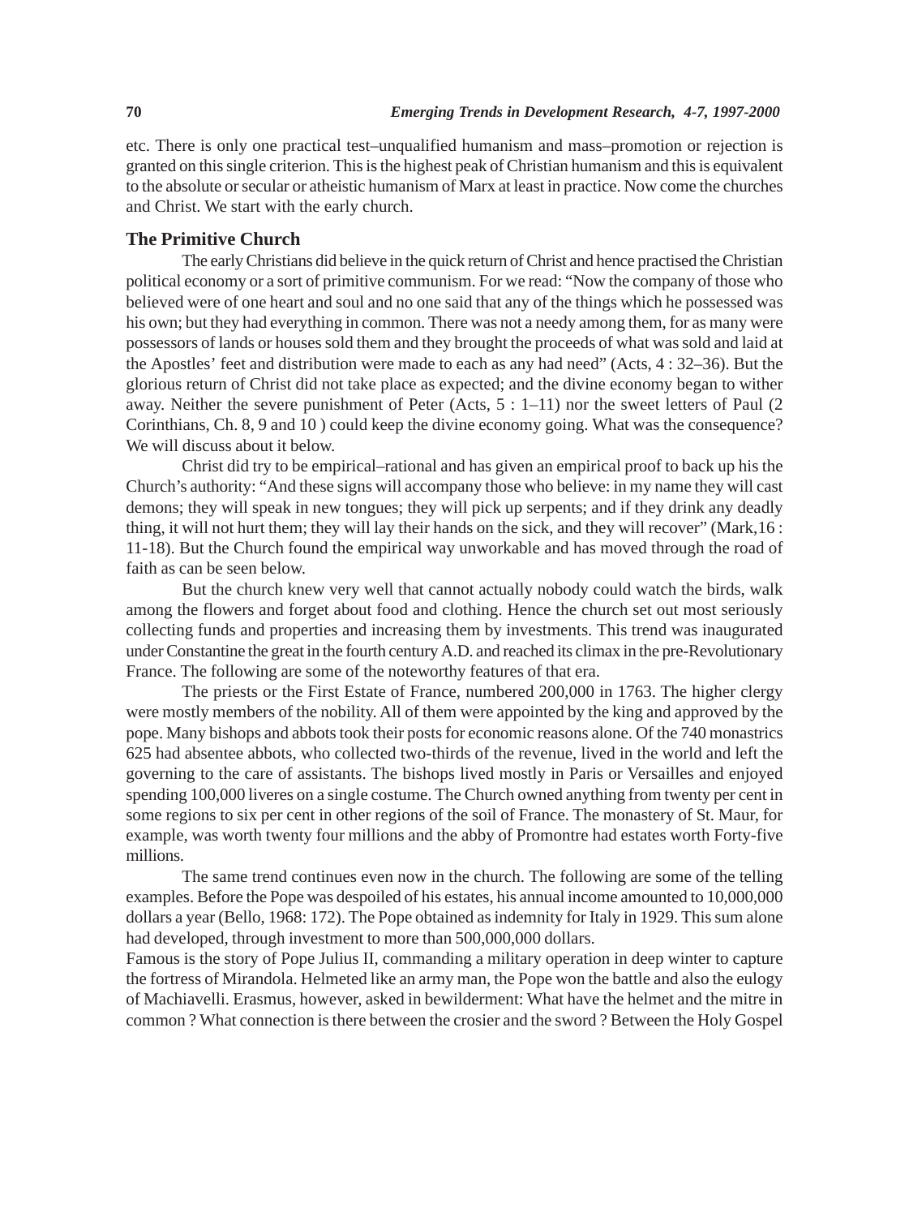etc. There is only one practical test–unqualified humanism and mass–promotion or rejection is granted on this single criterion. This is the highest peak of Christian humanism and this is equivalent to the absolute or secular or atheistic humanism of Marx at least in practice. Now come the churches and Christ. We start with the early church.

## The Primitive Church

The early Christians did believe in the quick return of Christ and hence practised the Christian political economy or a sort of primitive communism. For we read: "Now the company of those who believed were of one heart and soul and no one said that any of the things which he possessed was his own; but they had everything in common. There was not a needy among them, for as many were possessors of lands or houses sold them and they brought the proceeds of what was sold and laid at the Apostles' feet and distribution were made to each as any had need" (Acts, 4 : 32–36). But the glorious return of Christ did not take place as expected; and the divine economy began to wither away. Neither the severe punishment of Peter (Acts, 5 : 1–11) nor the sweet letters of Paul (2 Corinthians, Ch. 8, 9 and 10 ) could keep the divine economy going. What was the consequence? We will discuss about it below.

Christ did try to be empirical–rational and has given an empirical proof to back up his the Church's authority: "And these signs will accompany those who believe: in my name they will cast demons; they will speak in new tongues; they will pick up serpents; and if they drink any deadly thing, it will not hurt them; they will lay their hands on the sick, and they will recover" (Mark,16 : 11-18). But the Church found the empirical way unworkable and has moved through the road of faith as can be seen below.

But the church knew very well that cannot actually nobody could watch the birds, walk among the flowers and forget about food and clothing. Hence the church set out most seriously collecting funds and properties and increasing them by investments. This trend was inaugurated under Constantine the great in the fourth century A.D. and reached its climax in the pre-Revolutionary France. The following are some of the noteworthy features of that era.

The priests or the First Estate of France, numbered 200,000 in 1763. The higher clergy were mostly members of the nobility. All of them were appointed by the king and approved by the pope. Many bishops and abbots took their posts for economic reasons alone. Of the 740 monastrics 625 had absentee abbots, who collected two-thirds of the revenue, lived in the world and left the governing to the care of assistants. The bishops lived mostly in Paris or Versailles and enjoyed spending 100,000 liveres on a single costume. The Church owned anything from twenty per cent in some regions to six per cent in other regions of the soil of France. The monastery of St. Maur, for example, was worth twenty four millions and the abby of Promontre had estates worth Forty-five millions.

The same trend continues even now in the church. The following are some of the telling examples. Before the Pope was despoiled of his estates, his annual income amounted to 10,000,000 dollars a year (Bello, 1968: 172). The Pope obtained as indemnity for Italy in 1929. This sum alone had developed, through investment to more than 500,000,000 dollars.

Famous is the story of Pope Julius II, commanding a military operation in deep winter to capture the fortress of Mirandola. Helmeted like an army man, the Pope won the battle and also the eulogy of Machiavelli. Erasmus, however, asked in bewilderment: What have the helmet and the mitre in common ? What connection is there between the crosier and the sword ? Between the Holy Gospel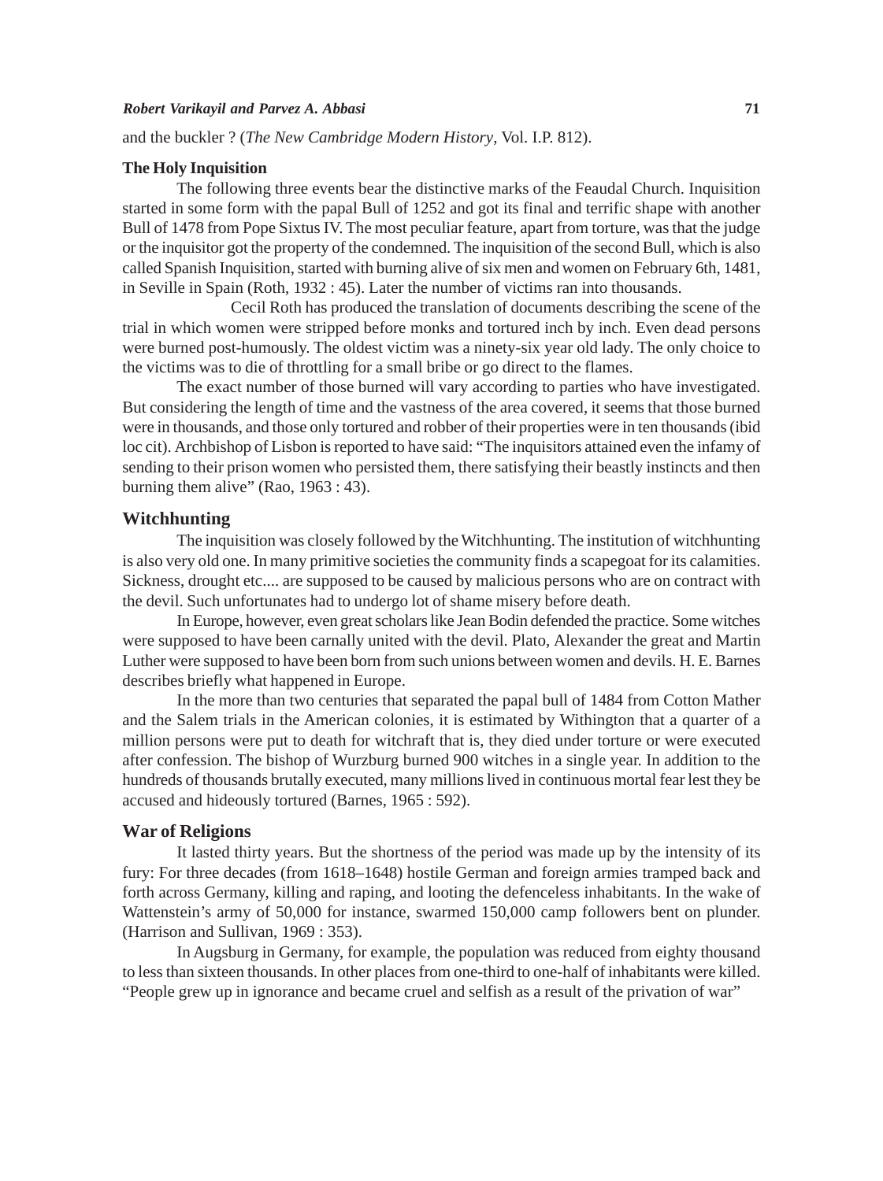and the buckler ? (*The New Cambridge Modern History*, Vol. I.P. 812).

**The Holy Inquisition**

The following three events bear the distinctive marks of the Feaudal Church. Inquisition started in some form with the papal Bull of 1252 and got its final and terrific shape with another Bull of 1478 from Pope Sixtus IV. The most peculiar feature, apart from torture, was that the judge or the inquisitor got the property of the condemned. The inquisition of the second Bull, which is also called Spanish Inquisition, started with burning alive of six men and women on February 6th, 1481, in Seville in Spain (Roth, 1932 : 45). Later the number of victims ran into thousands.

Cecil Roth has produced the translation of documents describing the scene of the trial in which women were stripped before monks and tortured inch by inch. Even dead persons were burned post-humously. The oldest victim was a ninety-six year old lady. The only choice to the victims was to die of throttling for a small bribe or go direct to the flames.

The exact number of those burned will vary according to parties who have investigated. But considering the length of time and the vastness of the area covered, it seems that those burned were in thousands, and those only tortured and robber of their properties were in ten thousands (ibid loc cit). Archbishop of Lisbon is reported to have said: "The inquisitors attained even the infamy of sending to their prison women who persisted them, there satisfying their beastly instincts and then burning them alive" (Rao, 1963 : 43).

## Witchhunting

The inquisition was closely followed by the Witchhunting. The institution of witchhunting is also very old one. In many primitive societies the community finds a scapegoat for its calamities. Sickness, drought etc.... are supposed to be caused by malicious persons who are on contract with the devil. Such unfortunates had to undergo lot of shame misery before death.

In Europe, however, even great scholars like Jean Bodin defended the practice. Some witches were supposed to have been carnally united with the devil. Plato, Alexander the great and Martin Luther were supposed to have been born from such unions between women and devils. H. E. Barnes describes briefly what happened in Europe.

In the more than two centuries that separated the papal bull of 1484 from Cotton Mather and the Salem trials in the American colonies, it is estimated by Withington that a quarter of a million persons were put to death for witchraft that is, they died under torture or were executed after confession. The bishop of Wurzburg burned 900 witches in a single year. In addition to the hundreds of thousands brutally executed, many millions lived in continuous mortal fear lest they be accused and hideously tortured (Barnes, 1965 : 592).

## War of Religions

It lasted thirty years. But the shortness of the period was made up by the intensity of its fury: For three decades (from 1618–1648) hostile German and foreign armies tramped back and forth across Germany, killing and raping, and looting the defenceless inhabitants. In the wake of Wattenstein's army of 50,000 for instance, swarmed 150,000 camp followers bent on plunder. (Harrison and Sullivan, 1969 : 353).

In Augsburg in Germany, for example, the population was reduced from eighty thousand to less than sixteen thousands. In other places from one-third to one-half of inhabitants were killed. "People grew up in ignorance and became cruel and selfish as a result of the privation of war"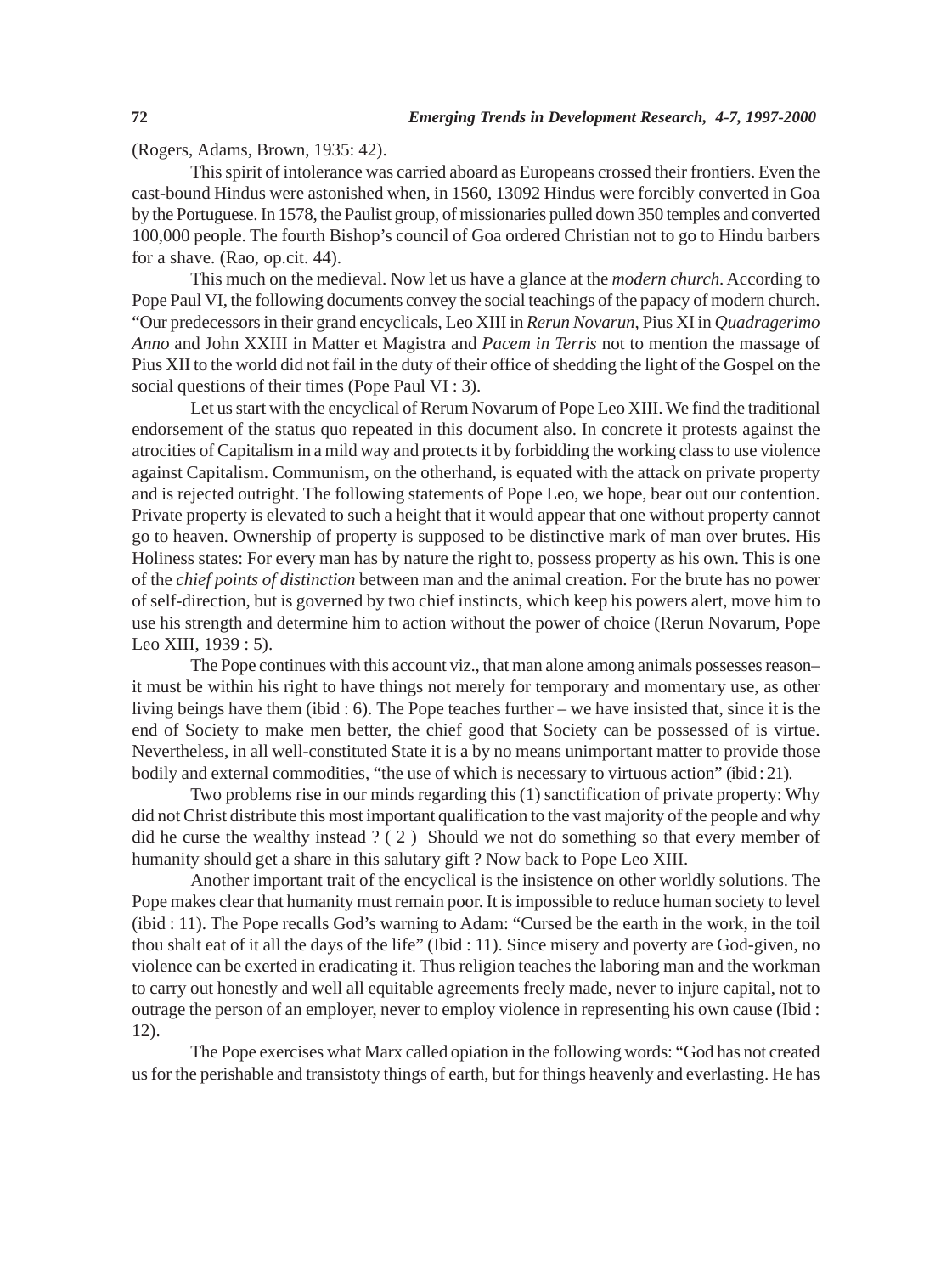(Rogers, Adams, Brown, 1935: 42).

This spirit of intolerance was carried aboard as Europeans crossed their frontiers. Even the cast-bound Hindus were astonished when, in 1560, 13092 Hindus were forcibly converted in Goa by the Portuguese. In 1578, the Paulist group, of missionaries pulled down 350 temples and converted 100,000 people. The fourth Bishop's council of Goa ordered Christian not to go to Hindu barbers for a shave. (Rao, op.cit. 44).

This much on the medieval. Now let us have a glance at the *modern church*. According to Pope Paul VI, the following documents convey the social teachings of the papacy of modern church. "Our predecessors in their grand encyclicals, Leo XIII in *Rerun Novarun*, Pius XI in *Quadragerimo Anno* and John XXIII in Matter et Magistra and *Pacem in Terris* not to mention the massage of Pius XII to the world did not fail in the duty of their office of shedding the light of the Gospel on the social questions of their times (Pope Paul VI : 3).

Let us start with the encyclical of Rerum Novarum of Pope Leo XIII. We find the traditional endorsement of the status quo repeated in this document also. In concrete it protests against the atrocities of Capitalism in a mild way and protects it by forbidding the working class to use violence against Capitalism. Communism, on the otherhand, is equated with the attack on private property and is rejected outright. The following statements of Pope Leo, we hope, bear out our contention. Private property is elevated to such a height that it would appear that one without property cannot go to heaven. Ownership of property is supposed to be distinctive mark of man over brutes. His Holiness states: For every man has by nature the right to, possess property as his own. This is one of the *chief points of distinction* between man and the animal creation. For the brute has no power of self-direction, but is governed by two chief instincts, which keep his powers alert, move him to use his strength and determine him to action without the power of choice (Rerun Novarum, Pope Leo XIII, 1939 : 5).

The Pope continues with this account viz., that man alone among animals possesses reason– it must be within his right to have things not merely for temporary and momentary use, as other living beings have them (ibid : 6). The Pope teaches further – we have insisted that, since it is the end of Society to make men better, the chief good that Society can be possessed of is virtue. Nevertheless, in all well-constituted State it is a by no means unimportant matter to provide those bodily and external commodities, "the use of which is necessary to virtuous action" (ibid : 21).

Two problems rise in our minds regarding this (1) sanctification of private property: Why did not Christ distribute this most important qualification to the vast majority of the people and why did he curse the wealthy instead ? ( 2 ) Should we not do something so that every member of humanity should get a share in this salutary gift ? Now back to Pope Leo XIII.

Another important trait of the encyclical is the insistence on other worldly solutions. The Pope makes clear that humanity must remain poor. It is impossible to reduce human society to level (ibid : 11). The Pope recalls God's warning to Adam: "Cursed be the earth in the work, in the toil thou shalt eat of it all the days of the life" (Ibid : 11). Since misery and poverty are God-given, no violence can be exerted in eradicating it. Thus religion teaches the laboring man and the workman to carry out honestly and well all equitable agreements freely made, never to injure capital, not to outrage the person of an employer, never to employ violence in representing his own cause (Ibid : 12).

The Pope exercises what Marx called opiation in the following words: "God has not created us for the perishable and transistoty things of earth, but for things heavenly and everlasting. He has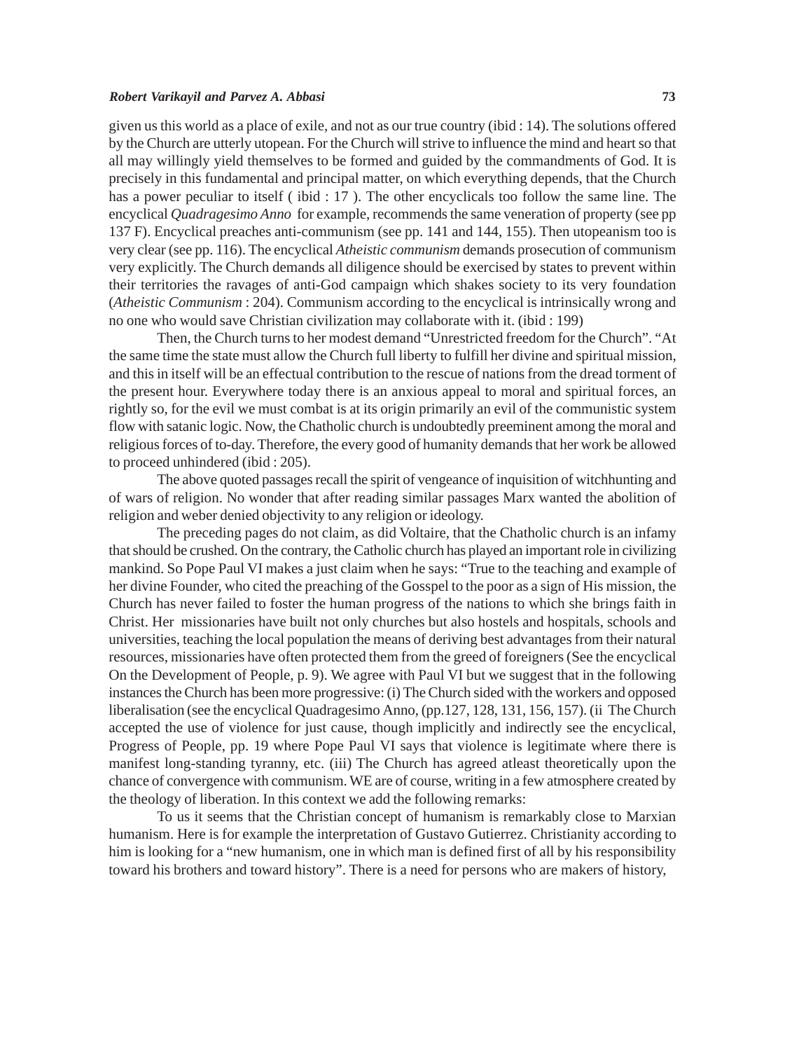given us this world as a place of exile, and not as our true country (ibid : 14). The solutions offered by the Church are utterly utopean. For the Church will strive to influence the mind and heart so that all may willingly yield themselves to be formed and guided by the commandments of God. It is precisely in this fundamental and principal matter, on which everything depends, that the Church has a power peculiar to itself ( ibid : 17 ). The other encyclicals too follow the same line. The encyclical *Quadragesimo Anno* for example, recommends the same veneration of property (see pp 137 F). Encyclical preaches anti-communism (see pp. 141 and 144, 155). Then utopeanism too is very clear (see pp. 116). The encyclical *Atheistic communism* demands prosecution of communism very explicitly. The Church demands all diligence should be exercised by states to prevent within their territories the ravages of anti-God campaign which shakes society to its very foundation (*Atheistic Communism* : 204). Communism according to the encyclical is intrinsically wrong and no one who would save Christian civilization may collaborate with it. (ibid : 199)

Then, the Church turns to her modest demand "Unrestricted freedom for the Church". "At the same time the state must allow the Church full liberty to fulfill her divine and spiritual mission, and this in itself will be an effectual contribution to the rescue of nations from the dread torment of the present hour. Everywhere today there is an anxious appeal to moral and spiritual forces, an rightly so, for the evil we must combat is at its origin primarily an evil of the communistic system flow with satanic logic. Now, the Chatholic church is undoubtedly preeminent among the moral and religious forces of to-day. Therefore, the every good of humanity demands that her work be allowed to proceed unhindered (ibid : 205).

The above quoted passages recall the spirit of vengeance of inquisition of witchhunting and of wars of religion. No wonder that after reading similar passages Marx wanted the abolition of religion and weber denied objectivity to any religion or ideology.

The preceding pages do not claim, as did Voltaire, that the Chatholic church is an infamy that should be crushed. On the contrary, the Catholic church has played an important role in civilizing mankind. So Pope Paul VI makes a just claim when he says: "True to the teaching and example of her divine Founder, who cited the preaching of the Gosppel to the poor as a sign of His mission, the Church has never failed to foster the human progress of the nations to which she brings faith in Christ. Her missionaries have built not only churches but also hostels and hospitals, schools and universities, teaching the local population the means of deriving best advantages from their natural resources, missionaries have often protected them from the greed of foreigners (See the encyclical On the Development of People, p. 9). We agree with Paul VI but we suggest that in the following instances the Church has been more progressive: (i) The Church sided with the workers and opposed liberalisation (see the encyclical Quadragesimo Anno, (pp.127, 128, 131, 156, 157). (ii The Church accepted the use of violence for just cause, though implicitly and indirectly see the encyclical, Progress of People, pp. 19 where Pope Paul VI says that violence is legitimate where there is manifest long-standing tyranny, etc. (iii) The Church has agreed atleast theoretically upon the chance of convergence with communism. WE are of course, writing in a few atmosphere created by the theology of liberation. In this context we add the following remarks:

To us it seems that the Christian concept of humanism is remarkably close to Marxian humanism. Here is for example the interpretation of Gustavo Gutierrez. Christianity according to him is looking for a "new humanism, one in which man is defined first of all by his responsibility toward his brothers and toward history". There is a need for persons who are makers of history,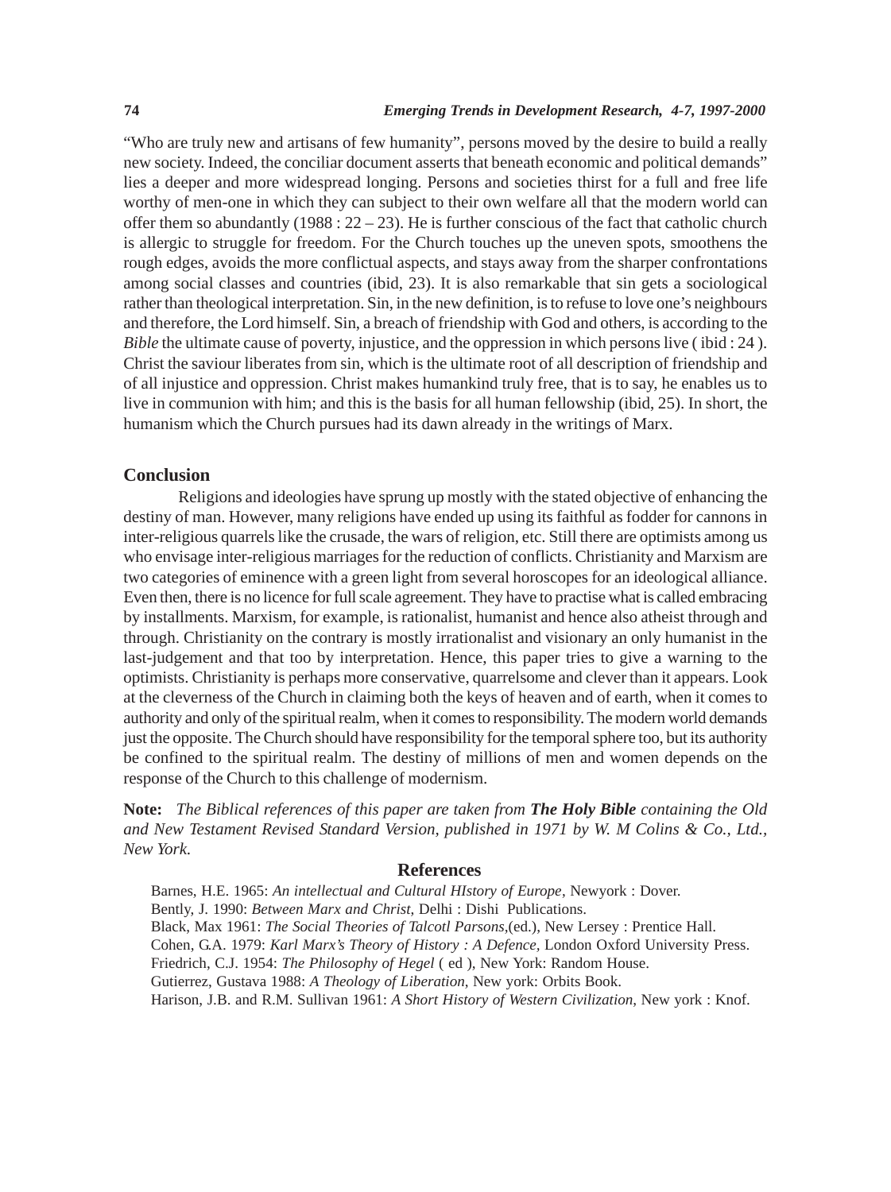"Who are truly new and artisans of few humanity", persons moved by the desire to build a really new society. Indeed, the conciliar document asserts that beneath economic and political demands" lies a deeper and more widespread longing. Persons and societies thirst for a full and free life worthy of men-one in which they can subject to their own welfare all that the modern world can offer them so abundantly (1988 : 22 – 23). He is further conscious of the fact that catholic church is allergic to struggle for freedom. For the Church touches up the uneven spots, smoothens the rough edges, avoids the more conflictual aspects, and stays away from the sharper confrontations among social classes and countries (ibid, 23). It is also remarkable that sin gets a sociological rather than theological interpretation. Sin, in the new definition, is to refuse to love one's neighbours and therefore, the Lord himself. Sin, a breach of friendship with God and others, is according to the *Bible* the ultimate cause of poverty, injustice, and the oppression in which persons live ( ibid : 24 ). Christ the saviour liberates from sin, which is the ultimate root of all description of friendship and of all injustice and oppression. Christ makes humankind truly free, that is to say, he enables us to live in communion with him; and this is the basis for all human fellowship (ibid, 25). In short, the humanism which the Church pursues had its dawn already in the writings of Marx.

## Conclusion

Religions and ideologies have sprung up mostly with the stated objective of enhancing the destiny of man. However, many religions have ended up using its faithful as fodder for cannons in inter-religious quarrels like the crusade, the wars of religion, etc. Still there are optimists among us who envisage inter-religious marriages for the reduction of conflicts. Christianity and Marxism are two categories of eminence with a green light from several horoscopes for an ideological alliance. Even then, there is no licence for full scale agreement. They have to practise what is called embracing by installments. Marxism, for example, is rationalist, humanist and hence also atheist through and through. Christianity on the contrary is mostly irrationalist and visionary an only humanist in the last-judgement and that too by interpretation. Hence, this paper tries to give a warning to the optimists. Christianity is perhaps more conservative, quarrelsome and clever than it appears. Look at the cleverness of the Church in claiming both the keys of heaven and of earth, when it comes to authority and only of the spiritual realm, when it comes to responsibility. The modern world demands just the opposite. The Church should have responsibility for the temporal sphere too, but its authority be confined to the spiritual realm. The destiny of millions of men and women depends on the response of the Church to this challenge of modernism.

**Note:** *The Biblical references of this paper are taken from* ***The Holy Bible*** *containing the Old and New Testament Revised Standard Version, published in 1971 by W. M Colins & Co., Ltd., New York.*

## References

Barnes, H.E. 1965: *An intellectual and Cultural HIstory of Europe*, Newyork : Dover.

Bently, J. 1990: *Between Marx and Christ*, Delhi : Dishi Publications.

Black, Max 1961: *The Social Theories of Talcotl Parsons*,(ed.), New Lersey : Prentice Hall.

Cohen, G.A. 1979: *Karl Marx's Theory of History : A Defence*, London Oxford University Press.

Friedrich, C.J. 1954: *The Philosophy of Hegel* ( ed ), New York: Random House.

Gutierrez, Gustava 1988: *A Theology of Liberation*, New york: Orbits Book.

Harison, J.B. and R.M. Sullivan 1961: *A Short History of Western Civilization*, New york : Knof.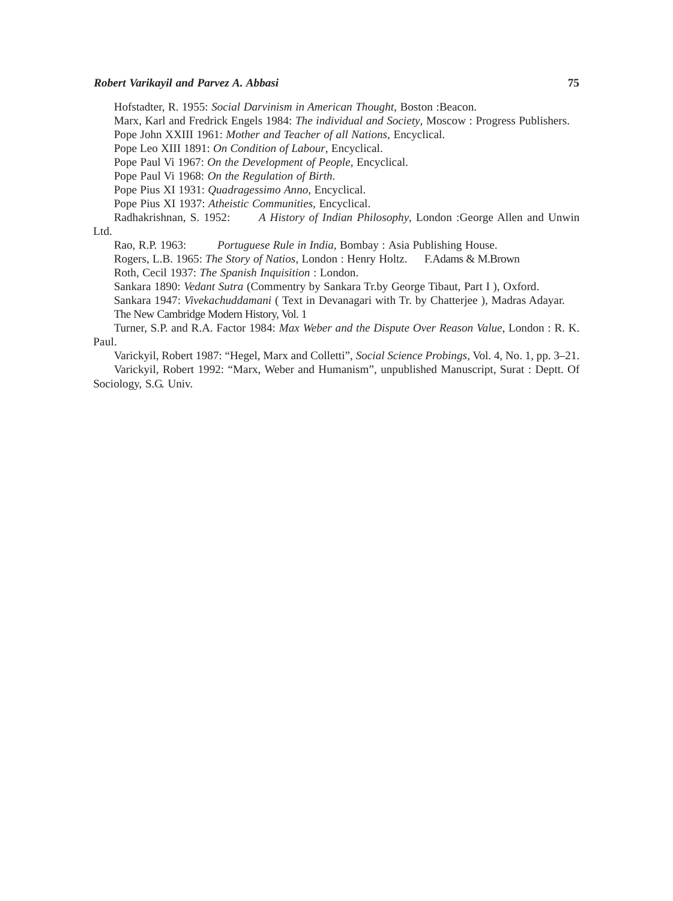Hofstadter, R. 1955: *Social Darvinism in American Thought*, Boston :Beacon.

Marx, Karl and Fredrick Engels 1984: *The individual and Society*, Moscow : Progress Publishers.

Pope John XXIII 1961: *Mother and Teacher of all Nations*, Encyclical.

Pope Leo XIII 1891: *On Condition of Labour*, Encyclical.

Pope Paul Vi 1967: *On the Development of People*, Encyclical.

Pope Paul Vi 1968: *On the Regulation of Birth*.

Pope Pius XI 1931: *Quadragessimo Anno*, Encyclical.

Pope Pius XI 1937: *Atheistic Communities*, Encyclical.

Radhakrishnan, S. 1952: *A History of Indian Philosophy*, London :George Allen and Unwin Ltd.

Rao, R.P. 1963: *Portuguese Rule in India*, Bombay : Asia Publishing House.

Rogers, L.B. 1965: *The Story of Natios*, London : Henry Holtz. F.Adams & M.Brown

Roth, Cecil 1937: *The Spanish Inquisition* : London.

Sankara 1890: *Vedant Sutra* (Commentry by Sankara Tr.by George Tibaut, Part I ), Oxford.

Sankara 1947: *Vivekachuddamani* ( Text in Devanagari with Tr. by Chatterjee ), Madras Adayar.

The New Cambridge Modern History, Vol. 1

Turner, S.P. and R.A. Factor 1984: *Max Weber and the Dispute Over Reason Value*, London : R. K. Paul.

Varickyil, Robert 1987: "Hegel, Marx and Colletti", *Social Science Probings*, Vol. 4, No. 1, pp. 3–21.

Varickyil, Robert 1992: "Marx, Weber and Humanism", unpublished Manuscript, Surat : Deptt. Of Sociology, S.G. Univ.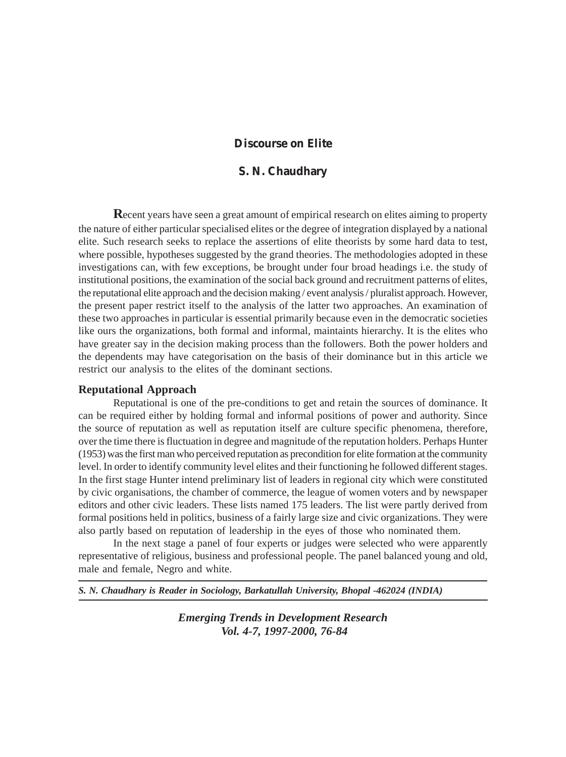# Discourse on Elite

## S. N. Chaudhary

Recent years have seen a great amount of empirical research on elites aiming to property the nature of either particular specialised elites or the degree of integration displayed by a national elite. Such research seeks to replace the assertions of elite theorists by some hard data to test, where possible, hypotheses suggested by the grand theories. The methodologies adopted in these investigations can, with few exceptions, be brought under four broad headings i.e. the study of institutional positions, the examination of the social back ground and recruitment patterns of elites, the reputational elite approach and the decision making / event analysis / pluralist approach. However, the present paper restrict itself to the analysis of the latter two approaches. An examination of these two approaches in particular is essential primarily because even in the democratic societies like ours the organizations, both formal and informal, maintaints hierarchy. It is the elites who have greater say in the decision making process than the followers. Both the power holders and the dependents may have categorisation on the basis of their dominance but in this article we restrict our analysis to the elites of the dominant sections.

### Reputational Approach

Reputational is one of the pre-conditions to get and retain the sources of dominance. It can be required either by holding formal and informal positions of power and authority. Since the source of reputation as well as reputation itself are culture specific phenomena, therefore, over the time there is fluctuation in degree and magnitude of the reputation holders. Perhaps Hunter (1953) was the first man who perceived reputation as precondition for elite formation at the community level. In order to identify community level elites and their functioning he followed different stages. In the first stage Hunter intend preliminary list of leaders in regional city which were constituted by civic organisations, the chamber of commerce, the league of women voters and by newspaper editors and other civic leaders. These lists named 175 leaders. The list were partly derived from formal positions held in politics, business of a fairly large size and civic organizations. They were also partly based on reputation of leadership in the eyes of those who nominated them.

In the next stage a panel of four experts or judges were selected who were apparently representative of religious, business and professional people. The panel balanced young and old, male and female, Negro and white.

***S. N. Chaudhary is Reader in Sociology, Barkatullah University, Bhopal -462024 (INDIA)***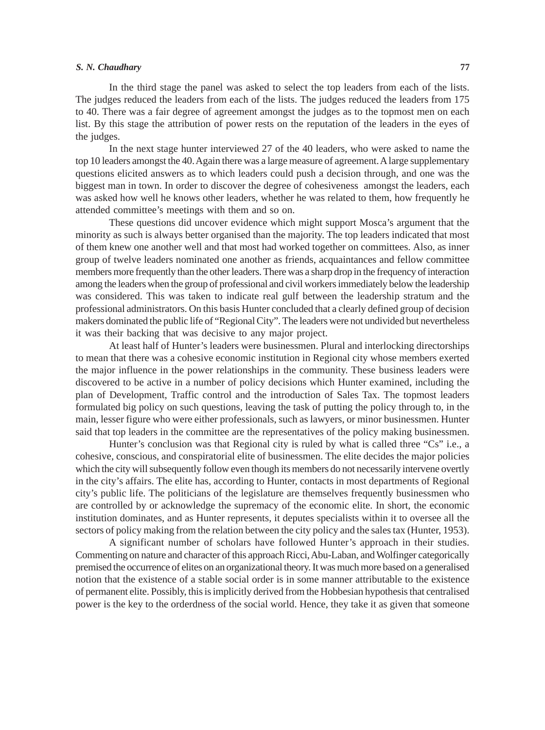In the third stage the panel was asked to select the top leaders from each of the lists. The judges reduced the leaders from each of the lists. The judges reduced the leaders from 175 to 40. There was a fair degree of agreement amongst the judges as to the topmost men on each list. By this stage the attribution of power rests on the reputation of the leaders in the eyes of the judges.

In the next stage hunter interviewed 27 of the 40 leaders, who were asked to name the top 10 leaders amongst the 40. Again there was a large measure of agreement. A large supplementary questions elicited answers as to which leaders could push a decision through, and one was the biggest man in town. In order to discover the degree of cohesiveness amongst the leaders, each was asked how well he knows other leaders, whether he was related to them, how frequently he attended committee's meetings with them and so on.

These questions did uncover evidence which might support Mosca's argument that the minority as such is always better organised than the majority. The top leaders indicated that most of them knew one another well and that most had worked together on committees. Also, as inner group of twelve leaders nominated one another as friends, acquaintances and fellow committee members more frequently than the other leaders. There was a sharp drop in the frequency of interaction among the leaders when the group of professional and civil workers immediately below the leadership was considered. This was taken to indicate real gulf between the leadership stratum and the professional administrators. On this basis Hunter concluded that a clearly defined group of decision makers dominated the public life of "Regional City". The leaders were not undivided but nevertheless it was their backing that was decisive to any major project.

At least half of Hunter's leaders were businessmen. Plural and interlocking directorships to mean that there was a cohesive economic institution in Regional city whose members exerted the major influence in the power relationships in the community. These business leaders were discovered to be active in a number of policy decisions which Hunter examined, including the plan of Development, Traffic control and the introduction of Sales Tax. The topmost leaders formulated big policy on such questions, leaving the task of putting the policy through to, in the main, lesser figure who were either professionals, such as lawyers, or minor businessmen. Hunter said that top leaders in the committee are the representatives of the policy making businessmen.

Hunter's conclusion was that Regional city is ruled by what is called three "Cs" i.e., a cohesive, conscious, and conspiratorial elite of businessmen. The elite decides the major policies which the city will subsequently follow even though its members do not necessarily intervene overtly in the city's affairs. The elite has, according to Hunter, contacts in most departments of Regional city's public life. The politicians of the legislature are themselves frequently businessmen who are controlled by or acknowledge the supremacy of the economic elite. In short, the economic institution dominates, and as Hunter represents, it deputes specialists within it to oversee all the sectors of policy making from the relation between the city policy and the sales tax (Hunter, 1953).

A significant number of scholars have followed Hunter's approach in their studies. Commenting on nature and character of this approach Ricci, Abu-Laban, and Wolfinger categorically premised the occurrence of elites on an organizational theory. It was much more based on a generalised notion that the existence of a stable social order is in some manner attributable to the existence of permanent elite. Possibly, this is implicitly derived from the Hobbesian hypothesis that centralised power is the key to the orderdness of the social world. Hence, they take it as given that someone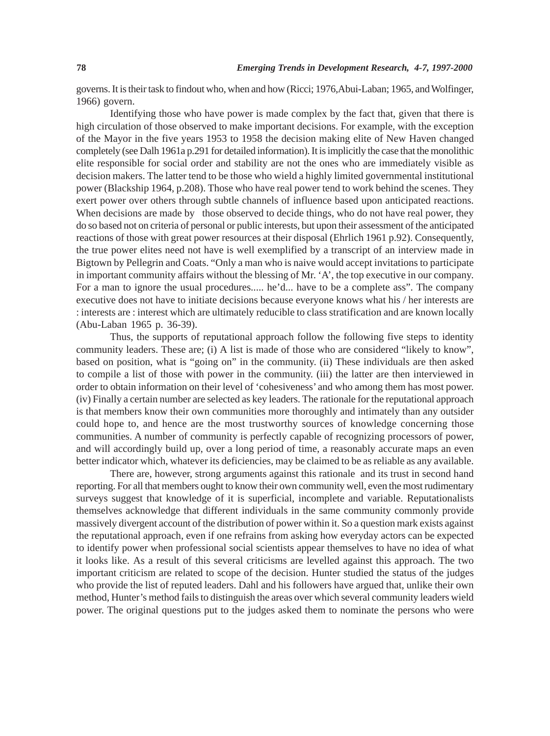governs. It is their task to findout who, when and how (Ricci; 1976,Abui-Laban; 1965, and Wolfinger, 1966) govern.

Identifying those who have power is made complex by the fact that, given that there is high circulation of those observed to make important decisions. For example, with the exception of the Mayor in the five years 1953 to 1958 the decision making elite of New Haven changed completely (see Dalh 1961a p.291 for detailed information). It is implicitly the case that the monolithic elite responsible for social order and stability are not the ones who are immediately visible as decision makers. The latter tend to be those who wield a highly limited governmental institutional power (Blackship 1964, p.208). Those who have real power tend to work behind the scenes. They exert power over others through subtle channels of influence based upon anticipated reactions. When decisions are made by those observed to decide things, who do not have real power, they do so based not on criteria of personal or public interests, but upon their assessment of the anticipated reactions of those with great power resources at their disposal (Ehrlich 1961 p.92). Consequently, the true power elites need not have is well exemplified by a transcript of an interview made in Bigtown by Pellegrin and Coats. "Only a man who is naive would accept invitations to participate in important community affairs without the blessing of Mr. 'A', the top executive in our company. For a man to ignore the usual procedures..... he'd... have to be a complete ass". The company executive does not have to initiate decisions because everyone knows what his / her interests are : interests are : interest which are ultimately reducible to class stratification and are known locally (Abu-Laban 1965 p. 36-39).

Thus, the supports of reputational approach follow the following five steps to identity community leaders. These are; (i) A list is made of those who are considered "likely to know", based on position, what is "going on" in the community. (ii) These individuals are then asked to compile a list of those with power in the community. (iii) the latter are then interviewed in order to obtain information on their level of 'cohesiveness' and who among them has most power. (iv) Finally a certain number are selected as key leaders. The rationale for the reputational approach is that members know their own communities more thoroughly and intimately than any outsider could hope to, and hence are the most trustworthy sources of knowledge concerning those communities. A number of community is perfectly capable of recognizing processors of power, and will accordingly build up, over a long period of time, a reasonably accurate maps an even better indicator which, whatever its deficiencies, may be claimed to be as reliable as any available.

There are, however, strong arguments against this rationale and its trust in second hand reporting. For all that members ought to know their own community well, even the most rudimentary surveys suggest that knowledge of it is superficial, incomplete and variable. Reputationalists themselves acknowledge that different individuals in the same community commonly provide massively divergent account of the distribution of power within it. So a question mark exists against the reputational approach, even if one refrains from asking how everyday actors can be expected to identify power when professional social scientists appear themselves to have no idea of what it looks like. As a result of this several criticisms are levelled against this approach. The two important criticism are related to scope of the decision. Hunter studied the status of the judges who provide the list of reputed leaders. Dahl and his followers have argued that, unlike their own method, Hunter's method fails to distinguish the areas over which several community leaders wield power. The original questions put to the judges asked them to nominate the persons who were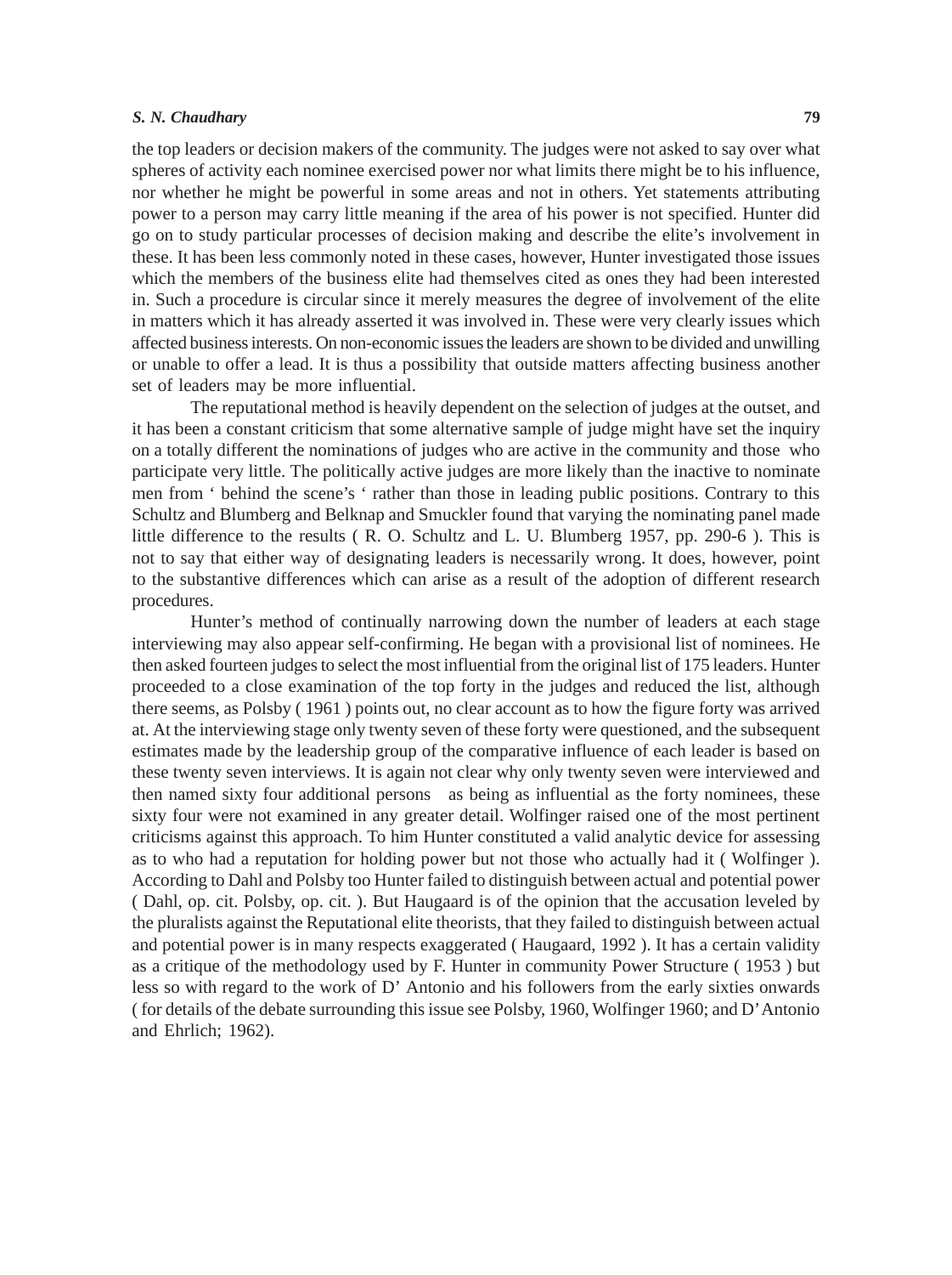the top leaders or decision makers of the community. The judges were not asked to say over what spheres of activity each nominee exercised power nor what limits there might be to his influence, nor whether he might be powerful in some areas and not in others. Yet statements attributing power to a person may carry little meaning if the area of his power is not specified. Hunter did go on to study particular processes of decision making and describe the elite's involvement in these. It has been less commonly noted in these cases, however, Hunter investigated those issues which the members of the business elite had themselves cited as ones they had been interested in. Such a procedure is circular since it merely measures the degree of involvement of the elite in matters which it has already asserted it was involved in. These were very clearly issues which affected business interests. On non-economic issues the leaders are shown to be divided and unwilling or unable to offer a lead. It is thus a possibility that outside matters affecting business another set of leaders may be more influential.

The reputational method is heavily dependent on the selection of judges at the outset, and it has been a constant criticism that some alternative sample of judge might have set the inquiry on a totally different the nominations of judges who are active in the community and those who participate very little. The politically active judges are more likely than the inactive to nominate men from ' behind the scene's ' rather than those in leading public positions. Contrary to this Schultz and Blumberg and Belknap and Smuckler found that varying the nominating panel made little difference to the results ( R. O. Schultz and L. U. Blumberg 1957, pp. 290-6 ). This is not to say that either way of designating leaders is necessarily wrong. It does, however, point to the substantive differences which can arise as a result of the adoption of different research procedures.

Hunter's method of continually narrowing down the number of leaders at each stage interviewing may also appear self-confirming. He began with a provisional list of nominees. He then asked fourteen judges to select the most influential from the original list of 175 leaders. Hunter proceeded to a close examination of the top forty in the judges and reduced the list, although there seems, as Polsby ( 1961 ) points out, no clear account as to how the figure forty was arrived at. At the interviewing stage only twenty seven of these forty were questioned, and the subsequent estimates made by the leadership group of the comparative influence of each leader is based on these twenty seven interviews. It is again not clear why only twenty seven were interviewed and then named sixty four additional persons as being as influential as the forty nominees, these sixty four were not examined in any greater detail. Wolfinger raised one of the most pertinent criticisms against this approach. To him Hunter constituted a valid analytic device for assessing as to who had a reputation for holding power but not those who actually had it ( Wolfinger ). According to Dahl and Polsby too Hunter failed to distinguish between actual and potential power ( Dahl, op. cit. Polsby, op. cit. ). But Haugaard is of the opinion that the accusation leveled by the pluralists against the Reputational elite theorists, that they failed to distinguish between actual and potential power is in many respects exaggerated ( Haugaard, 1992 ). It has a certain validity as a critique of the methodology used by F. Hunter in community Power Structure ( 1953 ) but less so with regard to the work of D' Antonio and his followers from the early sixties onwards ( for details of the debate surrounding this issue see Polsby, 1960, Wolfinger 1960; and D' Antonio and Ehrlich; 1962).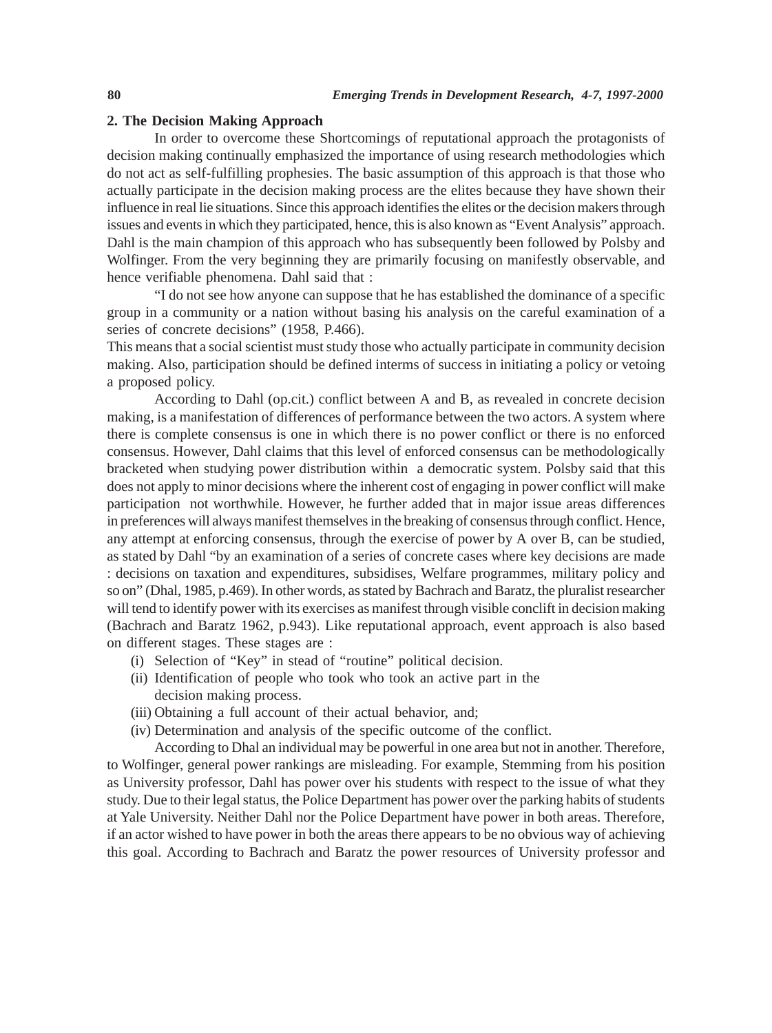**2. The Decision Making Approach**

In order to overcome these Shortcomings of reputational approach the protagonists of decision making continually emphasized the importance of using research methodologies which do not act as self-fulfilling prophesies. The basic assumption of this approach is that those who actually participate in the decision making process are the elites because they have shown their influence in real lie situations. Since this approach identifies the elites or the decision makers through issues and events in which they participated, hence, this is also known as "Event Analysis" approach. Dahl is the main champion of this approach who has subsequently been followed by Polsby and Wolfinger. From the very beginning they are primarily focusing on manifestly observable, and hence verifiable phenomena. Dahl said that :

"I do not see how anyone can suppose that he has established the dominance of a specific group in a community or a nation without basing his analysis on the careful examination of a series of concrete decisions" (1958, P.466).

This means that a social scientist must study those who actually participate in community decision making. Also, participation should be defined interms of success in initiating a policy or vetoing a proposed policy.

According to Dahl (op.cit.) conflict between A and B, as revealed in concrete decision making, is a manifestation of differences of performance between the two actors. A system where there is complete consensus is one in which there is no power conflict or there is no enforced consensus. However, Dahl claims that this level of enforced consensus can be methodologically bracketed when studying power distribution within a democratic system. Polsby said that this does not apply to minor decisions where the inherent cost of engaging in power conflict will make participation not worthwhile. However, he further added that in major issue areas differences in preferences will always manifest themselves in the breaking of consensus through conflict. Hence, any attempt at enforcing consensus, through the exercise of power by A over B, can be studied, as stated by Dahl "by an examination of a series of concrete cases where key decisions are made : decisions on taxation and expenditures, subsidises, Welfare programmes, military policy and so on" (Dhal, 1985, p.469). In other words, as stated by Bachrach and Baratz, the pluralist researcher will tend to identify power with its exercises as manifest through visible conclift in decision making (Bachrach and Baratz 1962, p.943). Like reputational approach, event approach is also based on different stages. These stages are :

(i) Selection of "Key" in stead of "routine" political decision.
(ii) Identification of people who took who took an active part in the decision making process.
(iii) Obtaining a full account of their actual behavior, and;
(iv) Determination and analysis of the specific outcome of the conflict.

According to Dhal an individual may be powerful in one area but not in another. Therefore, to Wolfinger, general power rankings are misleading. For example, Stemming from his position as University professor, Dahl has power over his students with respect to the issue of what they study. Due to their legal status, the Police Department has power over the parking habits of students at Yale University. Neither Dahl nor the Police Department have power in both areas. Therefore, if an actor wished to have power in both the areas there appears to be no obvious way of achieving this goal. According to Bachrach and Baratz the power resources of University professor and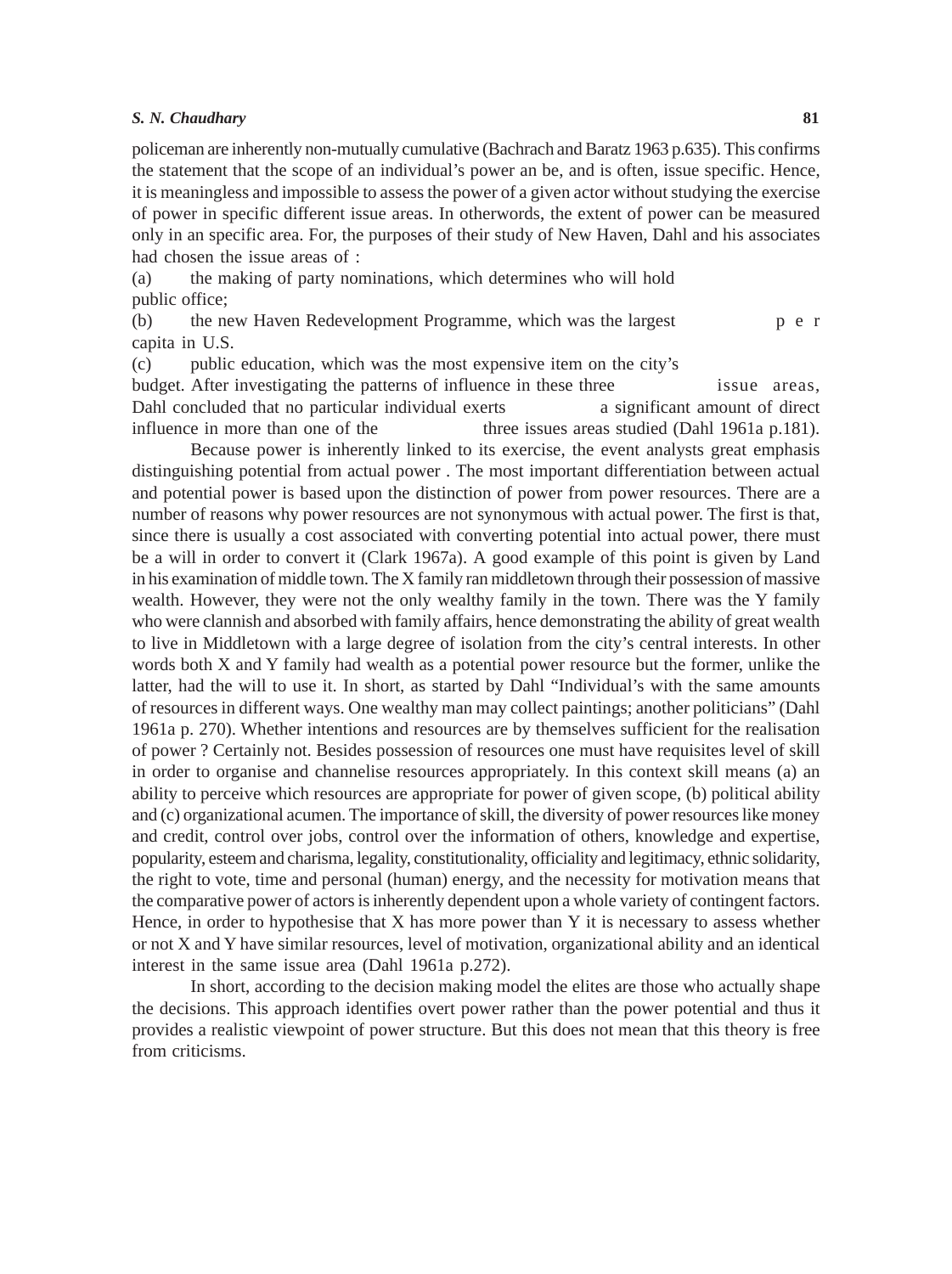policeman are inherently non-mutually cumulative (Bachrach and Baratz 1963 p.635). This confirms the statement that the scope of an individual's power an be, and is often, issue specific. Hence, it is meaningless and impossible to assess the power of a given actor without studying the exercise of power in specific different issue areas. In otherwords, the extent of power can be measured only in an specific area. For, the purposes of their study of New Haven, Dahl and his associates had chosen the issue areas of :

(a) the making of party nominations, which determines who will hold public office;

(b) the new Haven Redevelopment Programme, which was the largest per capita in U.S.

(c) public education, which was the most expensive item on the city's budget. After investigating the patterns of influence in these three issue areas, Dahl concluded that no particular individual exerts a significant amount of direct influence in more than one of the three issues areas studied (Dahl 1961a p.181).

Because power is inherently linked to its exercise, the event analysts great emphasis distinguishing potential from actual power . The most important differentiation between actual and potential power is based upon the distinction of power from power resources. There are a number of reasons why power resources are not synonymous with actual power. The first is that, since there is usually a cost associated with converting potential into actual power, there must be a will in order to convert it (Clark 1967a). A good example of this point is given by Land in his examination of middle town. The X family ran middletown through their possession of massive wealth. However, they were not the only wealthy family in the town. There was the Y family who were clannish and absorbed with family affairs, hence demonstrating the ability of great wealth to live in Middletown with a large degree of isolation from the city's central interests. In other words both X and Y family had wealth as a potential power resource but the former, unlike the latter, had the will to use it. In short, as started by Dahl "Individual's with the same amounts of resources in different ways. One wealthy man may collect paintings; another politicians" (Dahl 1961a p. 270). Whether intentions and resources are by themselves sufficient for the realisation of power ? Certainly not. Besides possession of resources one must have requisites level of skill in order to organise and channelise resources appropriately. In this context skill means (a) an ability to perceive which resources are appropriate for power of given scope, (b) political ability and (c) organizational acumen. The importance of skill, the diversity of power resources like money and credit, control over jobs, control over the information of others, knowledge and expertise, popularity, esteem and charisma, legality, constitutionality, officiality and legitimacy, ethnic solidarity, the right to vote, time and personal (human) energy, and the necessity for motivation means that the comparative power of actors is inherently dependent upon a whole variety of contingent factors. Hence, in order to hypothesise that X has more power than Y it is necessary to assess whether or not X and Y have similar resources, level of motivation, organizational ability and an identical interest in the same issue area (Dahl 1961a p.272).

In short, according to the decision making model the elites are those who actually shape the decisions. This approach identifies overt power rather than the power potential and thus it provides a realistic viewpoint of power structure. But this does not mean that this theory is free from criticisms.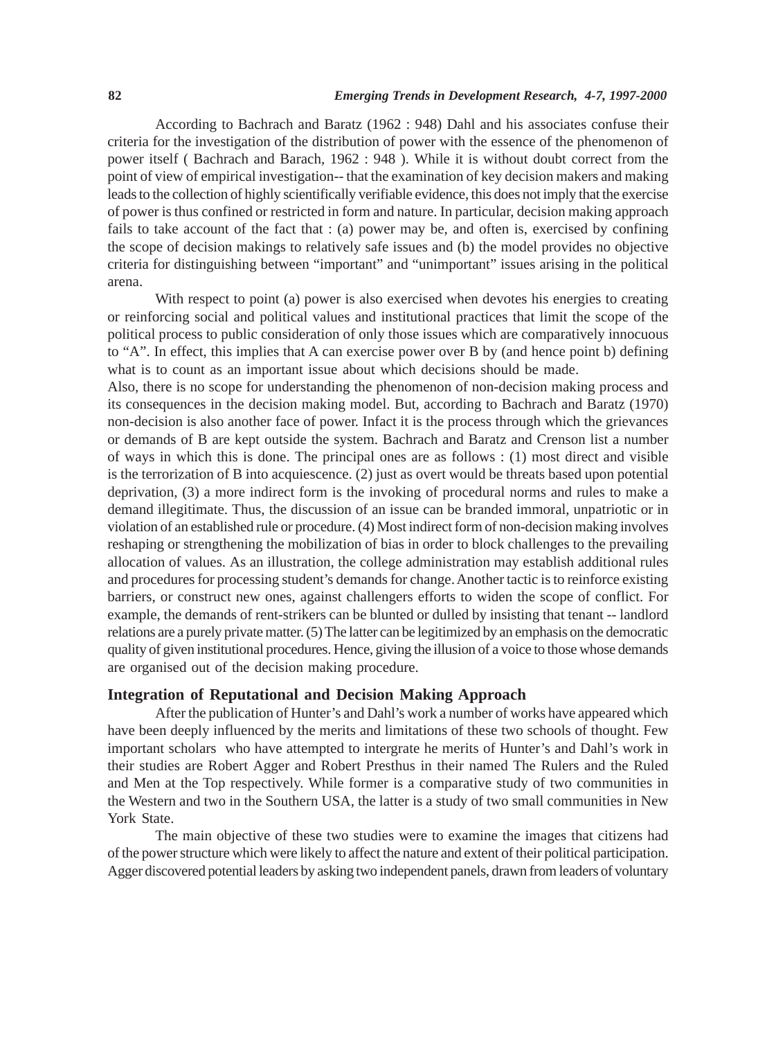According to Bachrach and Baratz (1962 : 948) Dahl and his associates confuse their criteria for the investigation of the distribution of power with the essence of the phenomenon of power itself ( Bachrach and Barach, 1962 : 948 ). While it is without doubt correct from the point of view of empirical investigation-- that the examination of key decision makers and making leads to the collection of highly scientifically verifiable evidence, this does not imply that the exercise of power is thus confined or restricted in form and nature. In particular, decision making approach fails to take account of the fact that : (a) power may be, and often is, exercised by confining the scope of decision makings to relatively safe issues and (b) the model provides no objective criteria for distinguishing between “important” and “unimportant” issues arising in the political arena.

With respect to point (a) power is also exercised when devotes his energies to creating or reinforcing social and political values and institutional practices that limit the scope of the political process to public consideration of only those issues which are comparatively innocuous to “A”. In effect, this implies that A can exercise power over B by (and hence point b) defining what is to count as an important issue about which decisions should be made.

Also, there is no scope for understanding the phenomenon of non-decision making process and its consequences in the decision making model. But, according to Bachrach and Baratz (1970) non-decision is also another face of power. Infact it is the process through which the grievances or demands of B are kept outside the system. Bachrach and Baratz and Crenson list a number of ways in which this is done. The principal ones are as follows : (1) most direct and visible is the terrorization of B into acquiescence. (2) just as overt would be threats based upon potential deprivation, (3) a more indirect form is the invoking of procedural norms and rules to make a demand illegitimate. Thus, the discussion of an issue can be branded immoral, unpatriotic or in violation of an established rule or procedure. (4) Most indirect form of non-decision making involves reshaping or strengthening the mobilization of bias in order to block challenges to the prevailing allocation of values. As an illustration, the college administration may establish additional rules and procedures for processing student’s demands for change. Another tactic is to reinforce existing barriers, or construct new ones, against challengers efforts to widen the scope of conflict. For example, the demands of rent-strikers can be blunted or dulled by insisting that tenant -- landlord relations are a purely private matter. (5) The latter can be legitimized by an emphasis on the democratic quality of given institutional procedures. Hence, giving the illusion of a voice to those whose demands are organised out of the decision making procedure.

## Integration of Reputational and Decision Making Approach

After the publication of Hunter’s and Dahl’s work a number of works have appeared which have been deeply influenced by the merits and limitations of these two schools of thought. Few important scholars who have attempted to intergrate he merits of Hunter’s and Dahl’s work in their studies are Robert Agger and Robert Presthus in their named The Rulers and the Ruled and Men at the Top respectively. While former is a comparative study of two communities in the Western and two in the Southern USA, the latter is a study of two small communities in New York State.

The main objective of these two studies were to examine the images that citizens had of the power structure which were likely to affect the nature and extent of their political participation. Agger discovered potential leaders by asking two independent panels, drawn from leaders of voluntary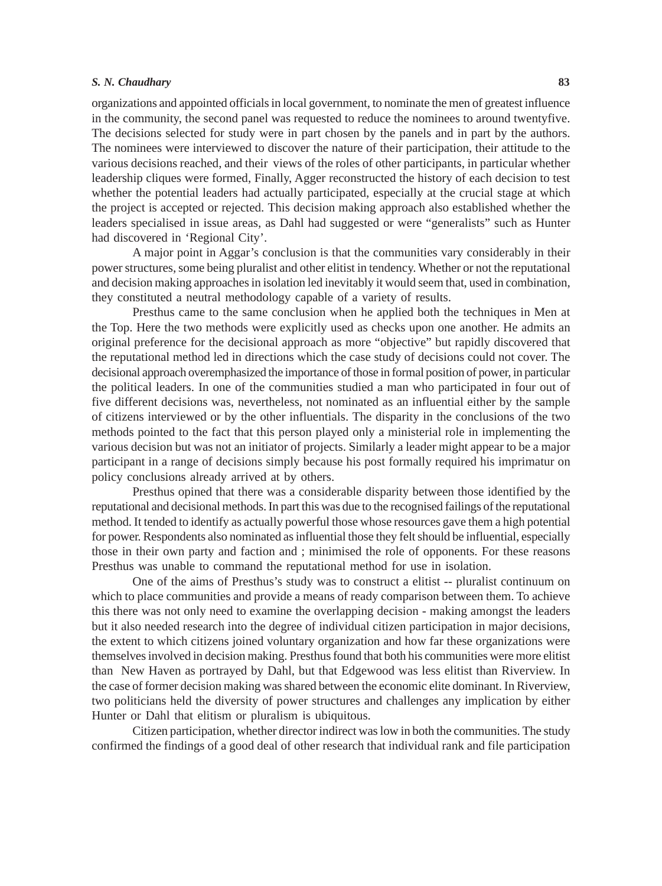organizations and appointed officials in local government, to nominate the men of greatest influence in the community, the second panel was requested to reduce the nominees to around twentyfive. The decisions selected for study were in part chosen by the panels and in part by the authors. The nominees were interviewed to discover the nature of their participation, their attitude to the various decisions reached, and their views of the roles of other participants, in particular whether leadership cliques were formed, Finally, Agger reconstructed the history of each decision to test whether the potential leaders had actually participated, especially at the crucial stage at which the project is accepted or rejected. This decision making approach also established whether the leaders specialised in issue areas, as Dahl had suggested or were "generalists" such as Hunter had discovered in 'Regional City'.

A major point in Aggar's conclusion is that the communities vary considerably in their power structures, some being pluralist and other elitist in tendency. Whether or not the reputational and decision making approaches in isolation led inevitably it would seem that, used in combination, they constituted a neutral methodology capable of a variety of results.

Presthus came to the same conclusion when he applied both the techniques in Men at the Top. Here the two methods were explicitly used as checks upon one another. He admits an original preference for the decisional approach as more "objective" but rapidly discovered that the reputational method led in directions which the case study of decisions could not cover. The decisional approach overemphasized the importance of those in formal position of power, in particular the political leaders. In one of the communities studied a man who participated in four out of five different decisions was, nevertheless, not nominated as an influential either by the sample of citizens interviewed or by the other influentials. The disparity in the conclusions of the two methods pointed to the fact that this person played only a ministerial role in implementing the various decision but was not an initiator of projects. Similarly a leader might appear to be a major participant in a range of decisions simply because his post formally required his imprimatur on policy conclusions already arrived at by others.

Presthus opined that there was a considerable disparity between those identified by the reputational and decisional methods. In part this was due to the recognised failings of the reputational method. It tended to identify as actually powerful those whose resources gave them a high potential for power. Respondents also nominated as influential those they felt should be influential, especially those in their own party and faction and ; minimised the role of opponents. For these reasons Presthus was unable to command the reputational method for use in isolation.

One of the aims of Presthus's study was to construct a elitist -- pluralist continuum on which to place communities and provide a means of ready comparison between them. To achieve this there was not only need to examine the overlapping decision - making amongst the leaders but it also needed research into the degree of individual citizen participation in major decisions, the extent to which citizens joined voluntary organization and how far these organizations were themselves involved in decision making. Presthus found that both his communities were more elitist than New Haven as portrayed by Dahl, but that Edgewood was less elitist than Riverview. In the case of former decision making was shared between the economic elite dominant. In Riverview, two politicians held the diversity of power structures and challenges any implication by either Hunter or Dahl that elitism or pluralism is ubiquitous.

Citizen participation, whether director indirect was low in both the communities. The study confirmed the findings of a good deal of other research that individual rank and file participation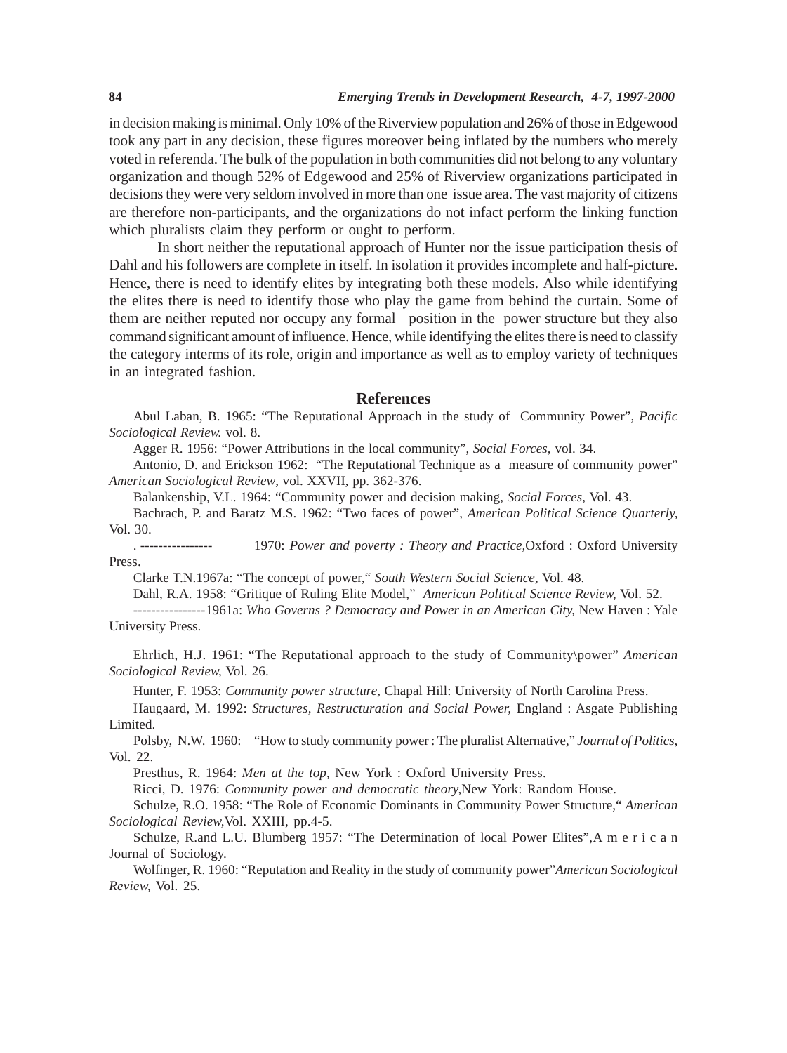in decision making is minimal. Only 10% of the Riverview population and 26% of those in Edgewood took any part in any decision, these figures moreover being inflated by the numbers who merely voted in referenda. The bulk of the population in both communities did not belong to any voluntary organization and though 52% of Edgewood and 25% of Riverview organizations participated in decisions they were very seldom involved in more than one issue area. The vast majority of citizens are therefore non-participants, and the organizations do not infact perform the linking function which pluralists claim they perform or ought to perform.

In short neither the reputational approach of Hunter nor the issue participation thesis of Dahl and his followers are complete in itself. In isolation it provides incomplete and half-picture. Hence, there is need to identify elites by integrating both these models. Also while identifying the elites there is need to identify those who play the game from behind the curtain. Some of them are neither reputed nor occupy any formal position in the power structure but they also command significant amount of influence. Hence, while identifying the elites there is need to classify the category interms of its role, origin and importance as well as to employ variety of techniques in an integrated fashion.

## References

Abul Laban, B. 1965: "The Reputational Approach in the study of Community Power", *Pacific Sociological Review.* vol. 8.

Agger R. 1956: "Power Attributions in the local community", *Social Forces,* vol. 34.

Antonio, D. and Erickson 1962: "The Reputational Technique as a measure of community power" *American Sociological Review*, vol. XXVII, pp. 362-376.

Balankenship, V.L. 1964: "Community power and decision making, *Social Forces*, Vol. 43.

Bachrach, P. and Baratz M.S. 1962: "Two faces of power", *American Political Science Quarterly,* Vol. 30.

. ---------------- 1970: *Power and poverty : Theory and Practice,*Oxford : Oxford University Press.

Clarke T.N.1967a: "The concept of power," *South Western Social Science,* Vol. 48.

Dahl, R.A. 1958: "Gritique of Ruling Elite Model," *American Political Science Review,* Vol. 52.

----------------1961a: *Who Governs ? Democracy and Power in an American City,* New Haven : Yale University Press.

Ehrlich, H.J. 1961: "The Reputational approach to the study of Community\power" *American Sociological Review,* Vol. 26.

Hunter, F. 1953: *Community power structure,* Chapal Hill: University of North Carolina Press.

Haugaard, M. 1992: *Structures, Restructuration and Social Power,* England : Asgate Publishing Limited.

Polsby, N.W. 1960: "How to study community power : The pluralist Alternative," *Journal of Politics,* Vol. 22.

Presthus, R. 1964: *Men at the top,* New York : Oxford University Press.

Ricci, D. 1976: *Community power and democratic theory,*New York: Random House.

Schulze, R.O. 1958: "The Role of Economic Dominants in Community Power Structure," *American Sociological Review,*Vol. XXIII, pp.4-5.

Schulze, R.and L.U. Blumberg 1957: "The Determination of local Power Elites",A m e r i c a n Journal of Sociology.

Wolfinger, R. 1960: "Reputation and Reality in the study of community power"*American Sociological Review,* Vol. 25.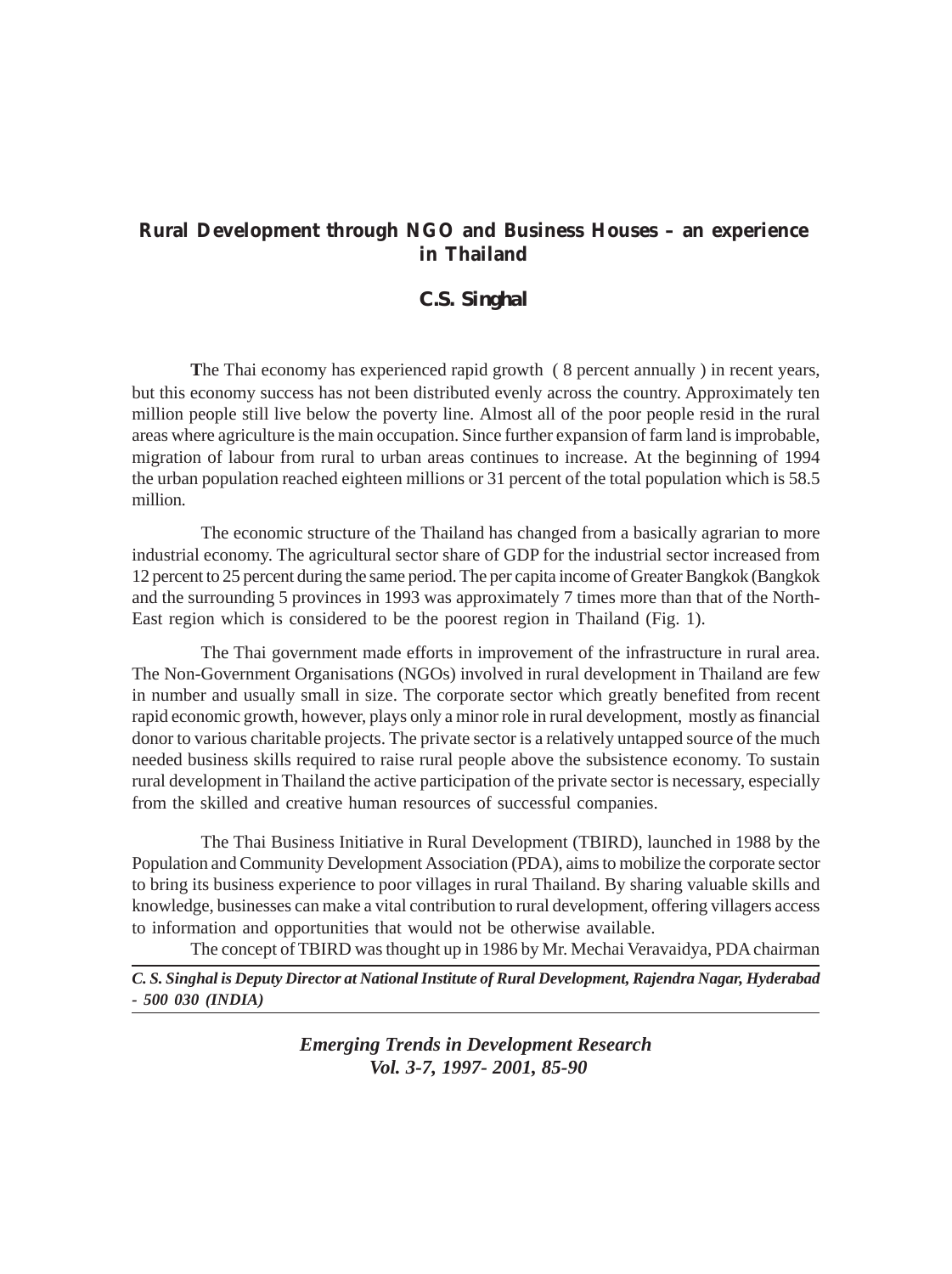# Rural Development through NGO and Business Houses – an experience in Thailand

**C.S. Singhal**

**T**he Thai economy has experienced rapid growth ( 8 percent annually ) in recent years, but this economy success has not been distributed evenly across the country. Approximately ten million people still live below the poverty line. Almost all of the poor people resid in the rural areas where agriculture is the main occupation. Since further expansion of farm land is improbable, migration of labour from rural to urban areas continues to increase. At the beginning of 1994 the urban population reached eighteen millions or 31 percent of the total population which is 58.5 million.

The economic structure of the Thailand has changed from a basically agrarian to more industrial economy. The agricultural sector share of GDP for the industrial sector increased from 12 percent to 25 percent during the same period. The per capita income of Greater Bangkok (Bangkok and the surrounding 5 provinces in 1993 was approximately 7 times more than that of the North-East region which is considered to be the poorest region in Thailand (Fig. 1).

The Thai government made efforts in improvement of the infrastructure in rural area. The Non-Government Organisations (NGOs) involved in rural development in Thailand are few in number and usually small in size. The corporate sector which greatly benefited from recent rapid economic growth, however, plays only a minor role in rural development, mostly as financial donor to various charitable projects. The private sector is a relatively untapped source of the much needed business skills required to raise rural people above the subsistence economy. To sustain rural development in Thailand the active participation of the private sector is necessary, especially from the skilled and creative human resources of successful companies.

The Thai Business Initiative in Rural Development (TBIRD), launched in 1988 by the Population and Community Development Association (PDA), aims to mobilize the corporate sector to bring its business experience to poor villages in rural Thailand. By sharing valuable skills and knowledge, businesses can make a vital contribution to rural development, offering villagers access to information and opportunities that would not be otherwise available.

The concept of TBIRD was thought up in 1986 by Mr. Mechai Veravaidya, PDA chairman

***C. S. Singhal is Deputy Director at National Institute of Rural Development, Rajendra Nagar, Hyderabad - 500 030 (INDIA)***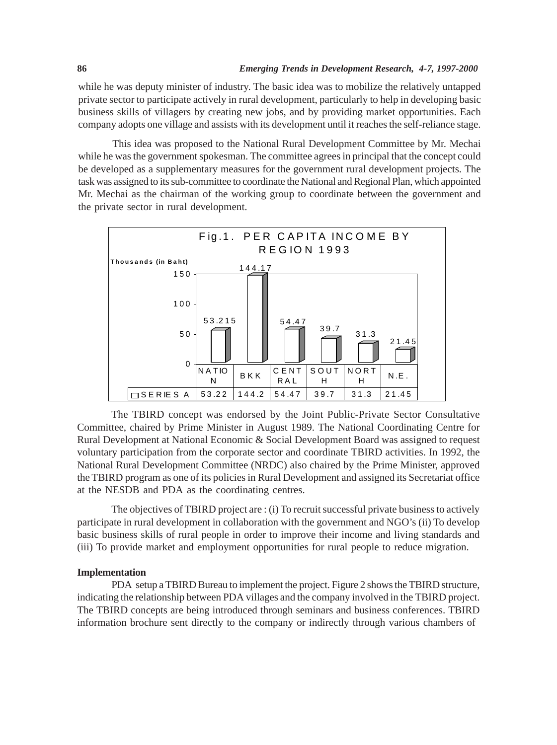while he was deputy minister of industry. The basic idea was to mobilize the relatively untapped private sector to participate actively in rural development, particularly to help in developing basic business skills of villagers by creating new jobs, and by providing market opportunities. Each company adopts one village and assists with its development until it reaches the self-reliance stage.

This idea was proposed to the National Rural Development Committee by Mr. Mechai while he was the government spokesman. The committee agrees in principle that the concept could be developed as a supplementary measures for the government rural development projects. The task was assigned to its sub-committee to coordinate the National and Regional Plan, which appointed Mr. Mechai as the chairman of the working group to coordinate between the government and the private sector in rural development.

Fig.1. PER CAPITA INCOME BY REGION 1993

Thousands (in Baht)

| | NATION | BKK | CENTRAL | SOUTH | NORTH | N.E. |
|---|---|---|---|---|---|---|
| SERIES A | 53.22 | 144.2 | 54.47 | 39.7 | 31.3 | 21.45 |

The TBIRD concept was endorsed by the Joint Public-Private Sector Consultative Committee, chaired by Prime Minister in August 1989. The National Coordinating Centre for Rural Development at National Economic & Social Development Board was assigned to request voluntary participation from the corporate sector and coordinate TBIRD activities. In 1992, the National Rural Development Committee (NRDC) also chaired by the Prime Minister, approved the TBIRD program as one of its policies in Rural Development and assigned its Secretariat office at the NESDB and PDA as the coordinating centres.

The objectives of TBIRD project are : (i) To recruit successful private business to actively participate in rural development in collaboration with the government and NGO's (ii) To develop basic business skills of rural people in order to improve their income and living standards and (iii) To provide market and employment opportunities for rural people to reduce migration.

**Implementation**

PDA setup a TBIRD Bureau to implement the project. Figure 2 shows the TBIRD structure, indicating the relationship between PDA villages and the company involved in the TBIRD project. The TBIRD concepts are being introduced through seminars and business conferences. TBIRD information brochure sent directly to the company or indirectly through various chambers of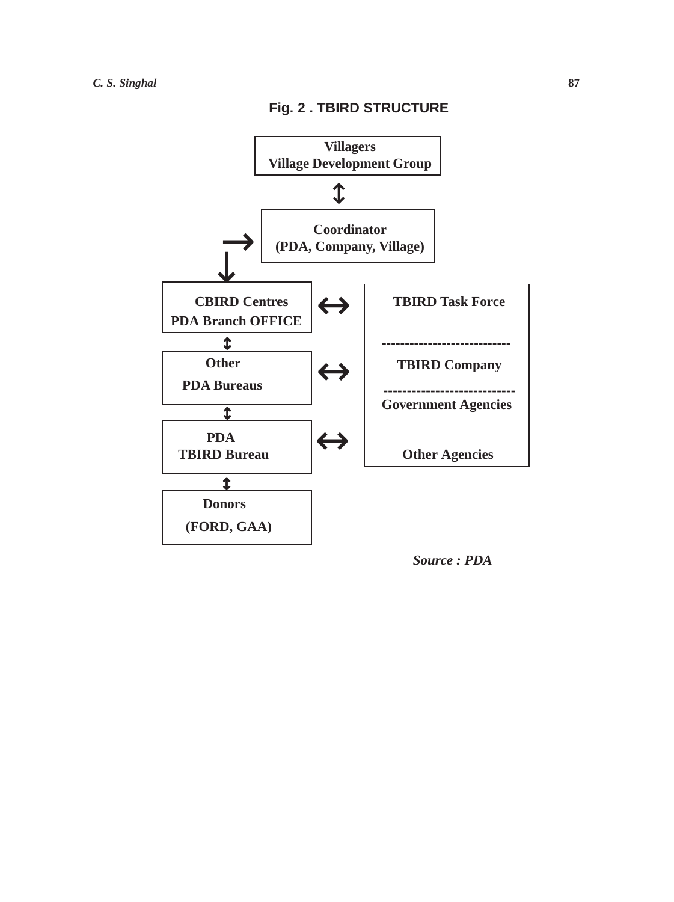**Fig. 2 . TBIRD STRUCTURE**

Villagers
Village Development Group

↕

Coordinator
(PDA, Company, Village)

CBIRD Centres
PDA Branch OFFICE

↕

Other
PDA Bureaus

↕

PDA
TBIRD Bureau

↕

Donors
(FORD, GAA)

↔

TBIRD Task Force

---------------------------

TBIRD Company

---------------------------

Government Agencies

Other Agencies

*Source : PDA*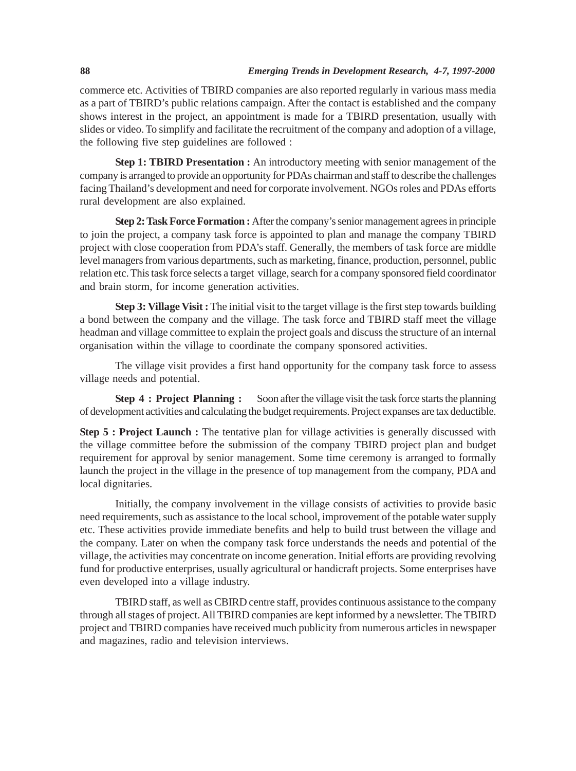commerce etc. Activities of TBIRD companies are also reported regularly in various mass media as a part of TBIRD's public relations campaign. After the contact is established and the company shows interest in the project, an appointment is made for a TBIRD presentation, usually with slides or video. To simplify and facilitate the recruitment of the company and adoption of a village, the following five step guidelines are followed :

**Step 1: TBIRD Presentation :** An introductory meeting with senior management of the company is arranged to provide an opportunity for PDAs chairman and staff to describe the challenges facing Thailand's development and need for corporate involvement. NGOs roles and PDAs efforts rural development are also explained.

**Step 2: Task Force Formation :** After the company's senior management agrees in principle to join the project, a company task force is appointed to plan and manage the company TBIRD project with close cooperation from PDA's staff. Generally, the members of task force are middle level managers from various departments, such as marketing, finance, production, personnel, public relation etc. This task force selects a target village, search for a company sponsored field coordinator and brain storm, for income generation activities.

**Step 3: Village Visit :** The initial visit to the target village is the first step towards building a bond between the company and the village. The task force and TBIRD staff meet the village headman and village committee to explain the project goals and discuss the structure of an internal organisation within the village to coordinate the company sponsored activities.

The village visit provides a first hand opportunity for the company task force to assess village needs and potential.

**Step 4 : Project Planning :** Soon after the village visit the task force starts the planning of development activities and calculating the budget requirements. Project expanses are tax deductible.

**Step 5 : Project Launch :** The tentative plan for village activities is generally discussed with the village committee before the submission of the company TBIRD project plan and budget requirement for approval by senior management. Some time ceremony is arranged to formally launch the project in the village in the presence of top management from the company, PDA and local dignitaries.

Initially, the company involvement in the village consists of activities to provide basic need requirements, such as assistance to the local school, improvement of the potable water supply etc. These activities provide immediate benefits and help to build trust between the village and the company. Later on when the company task force understands the needs and potential of the village, the activities may concentrate on income generation. Initial efforts are providing revolving fund for productive enterprises, usually agricultural or handicraft projects. Some enterprises have even developed into a village industry.

TBIRD staff, as well as CBIRD centre staff, provides continuous assistance to the company through all stages of project. All TBIRD companies are kept informed by a newsletter. The TBIRD project and TBIRD companies have received much publicity from numerous articles in newspaper and magazines, radio and television interviews.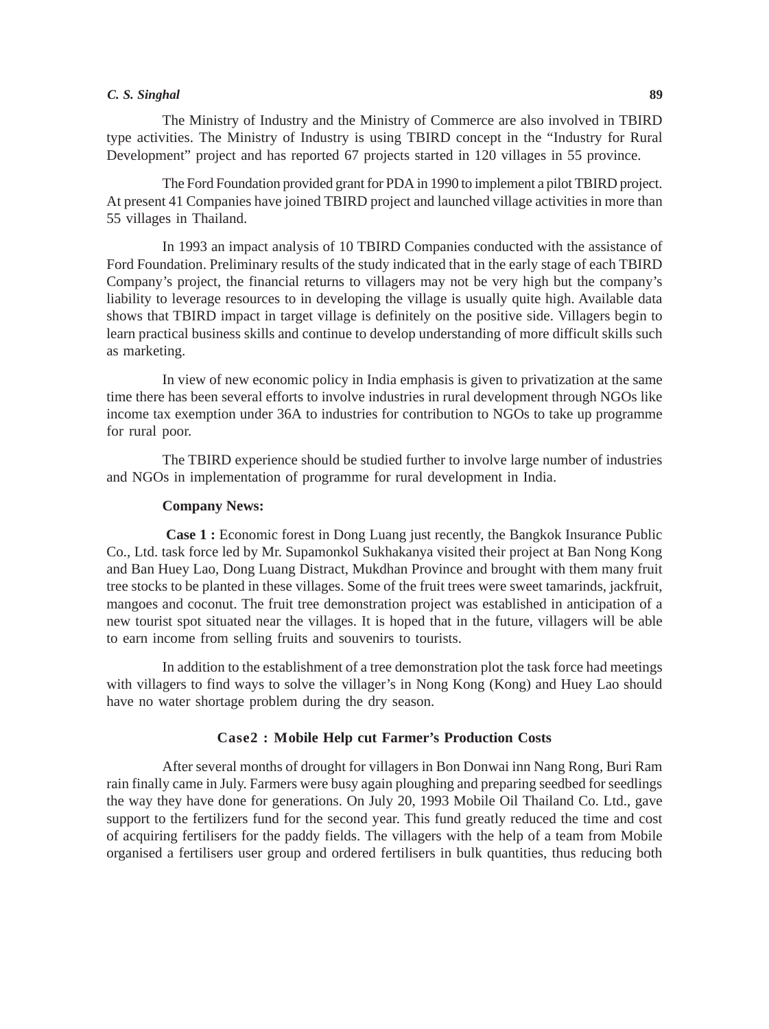The Ministry of Industry and the Ministry of Commerce are also involved in TBIRD type activities. The Ministry of Industry is using TBIRD concept in the "Industry for Rural Development" project and has reported 67 projects started in 120 villages in 55 province.

The Ford Foundation provided grant for PDA in 1990 to implement a pilot TBIRD project. At present 41 Companies have joined TBIRD project and launched village activities in more than 55 villages in Thailand.

In 1993 an impact analysis of 10 TBIRD Companies conducted with the assistance of Ford Foundation. Preliminary results of the study indicated that in the early stage of each TBIRD Company's project, the financial returns to villagers may not be very high but the company's liability to leverage resources to in developing the village is usually quite high. Available data shows that TBIRD impact in target village is definitely on the positive side. Villagers begin to learn practical business skills and continue to develop understanding of more difficult skills such as marketing.

In view of new economic policy in India emphasis is given to privatization at the same time there has been several efforts to involve industries in rural development through NGOs like income tax exemption under 36A to industries for contribution to NGOs to take up programme for rural poor.

The TBIRD experience should be studied further to involve large number of industries and NGOs in implementation of programme for rural development in India.

**Company News:**

**Case 1 :** Economic forest in Dong Luang just recently, the Bangkok Insurance Public Co., Ltd. task force led by Mr. Supamonkol Sukhakanya visited their project at Ban Nong Kong and Ban Huey Lao, Dong Luang Distract, Mukdhan Province and brought with them many fruit tree stocks to be planted in these villages. Some of the fruit trees were sweet tamarinds, jackfruit, mangoes and coconut. The fruit tree demonstration project was established in anticipation of a new tourist spot situated near the villages. It is hoped that in the future, villagers will be able to earn income from selling fruits and souvenirs to tourists.

In addition to the establishment of a tree demonstration plot the task force had meetings with villagers to find ways to solve the villager's in Nong Kong (Kong) and Huey Lao should have no water shortage problem during the dry season.

**Case2 : Mobile Help cut Farmer's Production Costs**

After several months of drought for villagers in Bon Donwai inn Nang Rong, Buri Ram rain finally came in July. Farmers were busy again ploughing and preparing seedbed for seedlings the way they have done for generations. On July 20, 1993 Mobile Oil Thailand Co. Ltd., gave support to the fertilizers fund for the second year. This fund greatly reduced the time and cost of acquiring fertilisers for the paddy fields. The villagers with the help of a team from Mobile organised a fertilisers user group and ordered fertilisers in bulk quantities, thus reducing both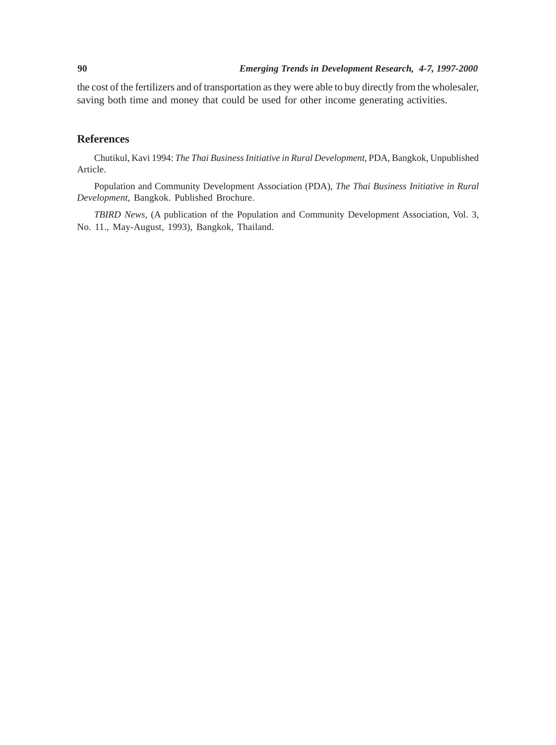the cost of the fertilizers and of transportation as they were able to buy directly from the wholesaler, saving both time and money that could be used for other income generating activities.

## References

Chutikul, Kavi 1994: *The Thai Business Initiative in Rural Development,* PDA, Bangkok, Unpublished Article.

Population and Community Development Association (PDA), *The Thai Business Initiative in Rural Development,* Bangkok. Published Brochure.

*TBIRD News,* (A publication of the Population and Community Development Association, Vol. 3, No. 11., May-August, 1993), Bangkok, Thailand.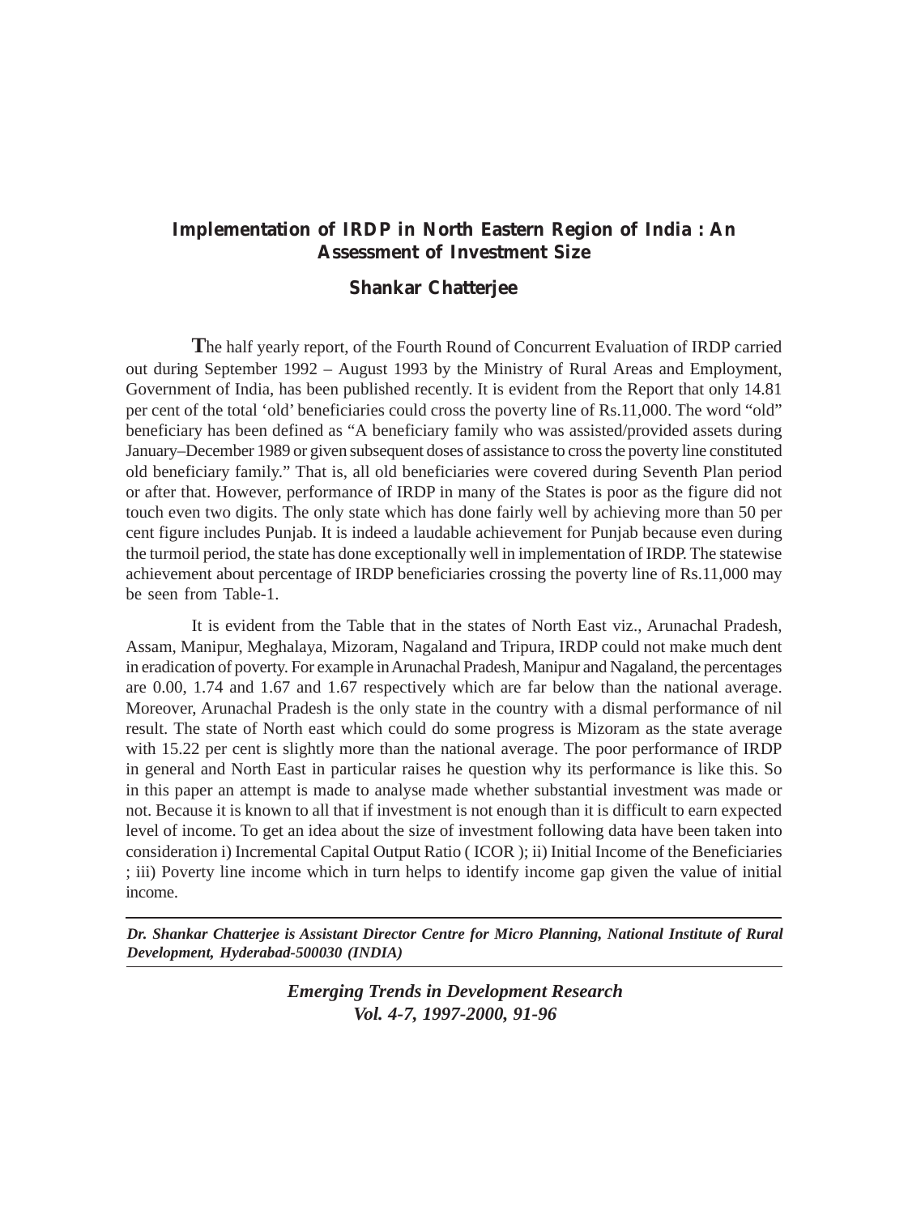## Implementation of IRDP in North Eastern Region of India : An Assessment of Investment Size

### Shankar Chatterjee

**T**he half yearly report, of the Fourth Round of Concurrent Evaluation of IRDP carried out during September 1992 – August 1993 by the Ministry of Rural Areas and Employment, Government of India, has been published recently. It is evident from the Report that only 14.81 per cent of the total 'old' beneficiaries could cross the poverty line of Rs.11,000. The word "old" beneficiary has been defined as "A beneficiary family who was assisted/provided assets during January–December 1989 or given subsequent doses of assistance to cross the poverty line constituted old beneficiary family." That is, all old beneficiaries were covered during Seventh Plan period or after that. However, performance of IRDP in many of the States is poor as the figure did not touch even two digits. The only state which has done fairly well by achieving more than 50 per cent figure includes Punjab. It is indeed a laudable achievement for Punjab because even during the turmoil period, the state has done exceptionally well in implementation of IRDP. The statewise achievement about percentage of IRDP beneficiaries crossing the poverty line of Rs.11,000 may be seen from Table-1.

It is evident from the Table that in the states of North East viz., Arunachal Pradesh, Assam, Manipur, Meghalaya, Mizoram, Nagaland and Tripura, IRDP could not make much dent in eradication of poverty. For example in Arunachal Pradesh, Manipur and Nagaland, the percentages are 0.00, 1.74 and 1.67 and 1.67 respectively which are far below than the national average. Moreover, Arunachal Pradesh is the only state in the country with a dismal performance of nil result. The state of North east which could do some progress is Mizoram as the state average with 15.22 per cent is slightly more than the national average. The poor performance of IRDP in general and North East in particular raises he question why its performance is like this. So in this paper an attempt is made to analyse made whether substantial investment was made or not. Because it is known to all that if investment is not enough than it is difficult to earn expected level of income. To get an idea about the size of investment following data have been taken into consideration i) Incremental Capital Output Ratio ( ICOR ); ii) Initial Income of the Beneficiaries ; iii) Poverty line income which in turn helps to identify income gap given the value of initial income.

---

***Dr. Shankar Chatterjee is Assistant Director Centre for Micro Planning, National Institute of Rural Development, Hyderabad-500030 (INDIA)***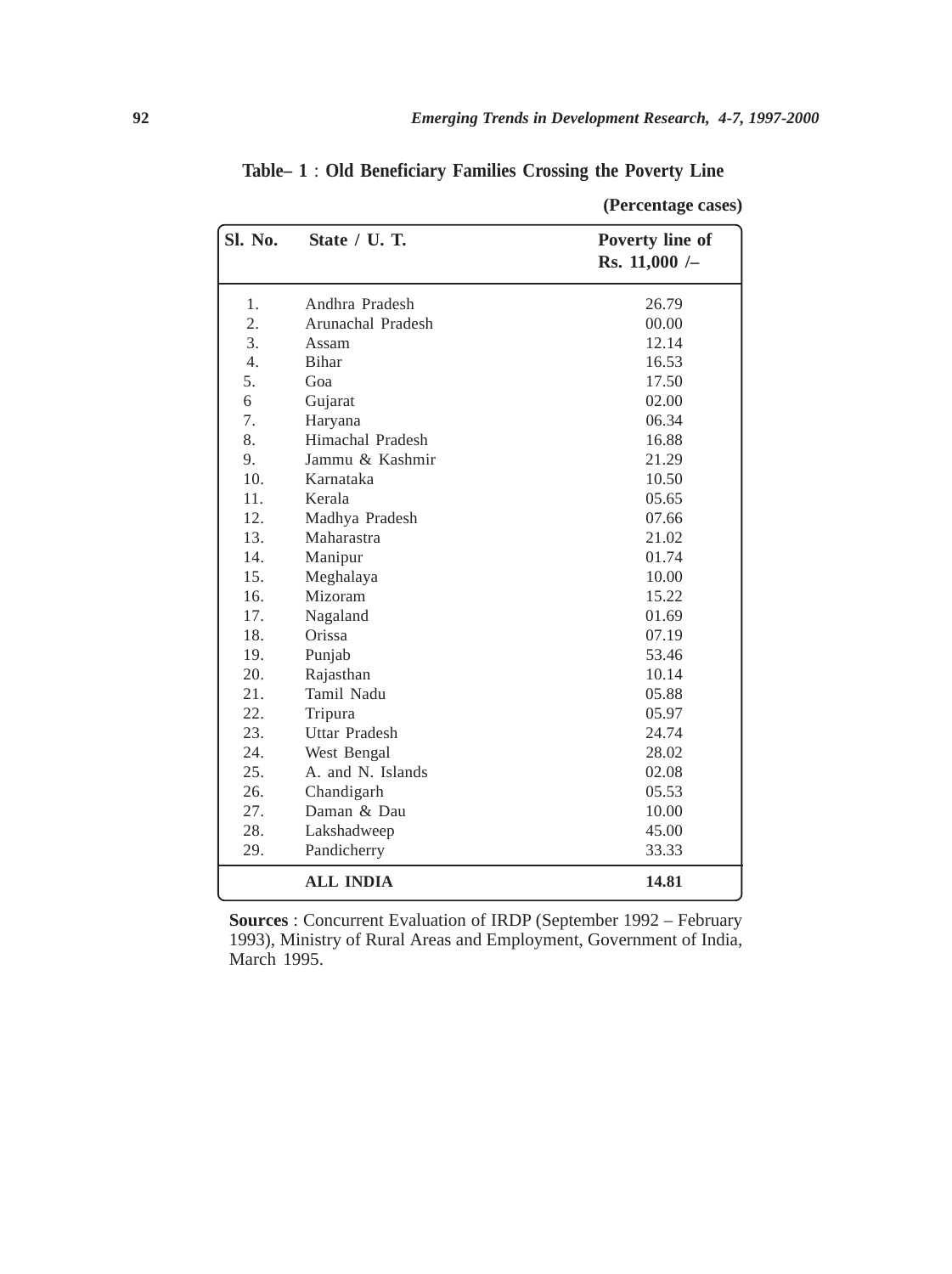**Table– 1 : Old Beneficiary Families Crossing the Poverty Line**

**(Percentage cases)**

| Sl. No. | State / U. T. | Poverty line of Rs. 11,000 /– |
|---|---|---|
| 1. | Andhra Pradesh | 26.79 |
| 2. | Arunachal Pradesh | 00.00 |
| 3. | Assam | 12.14 |
| 4. | Bihar | 16.53 |
| 5. | Goa | 17.50 |
| 6 | Gujarat | 02.00 |
| 7. | Haryana | 06.34 |
| 8. | Himachal Pradesh | 16.88 |
| 9. | Jammu & Kashmir | 21.29 |
| 10. | Karnataka | 10.50 |
| 11. | Kerala | 05.65 |
| 12. | Madhya Pradesh | 07.66 |
| 13. | Maharastra | 21.02 |
| 14. | Manipur | 01.74 |
| 15. | Meghalaya | 10.00 |
| 16. | Mizoram | 15.22 |
| 17. | Nagaland | 01.69 |
| 18. | Orissa | 07.19 |
| 19. | Punjab | 53.46 |
| 20. | Rajasthan | 10.14 |
| 21. | Tamil Nadu | 05.88 |
| 22. | Tripura | 05.97 |
| 23. | Uttar Pradesh | 24.74 |
| 24. | West Bengal | 28.02 |
| 25. | A. and N. Islands | 02.08 |
| 26. | Chandigarh | 05.53 |
| 27. | Daman & Dau | 10.00 |
| 28. | Lakshadweep | 45.00 |
| 29. | Pandicherry | 33.33 |
| | **ALL INDIA** | **14.81** |

**Sources** : Concurrent Evaluation of IRDP (September 1992 – February 1993), Ministry of Rural Areas and Employment, Government of India, March 1995.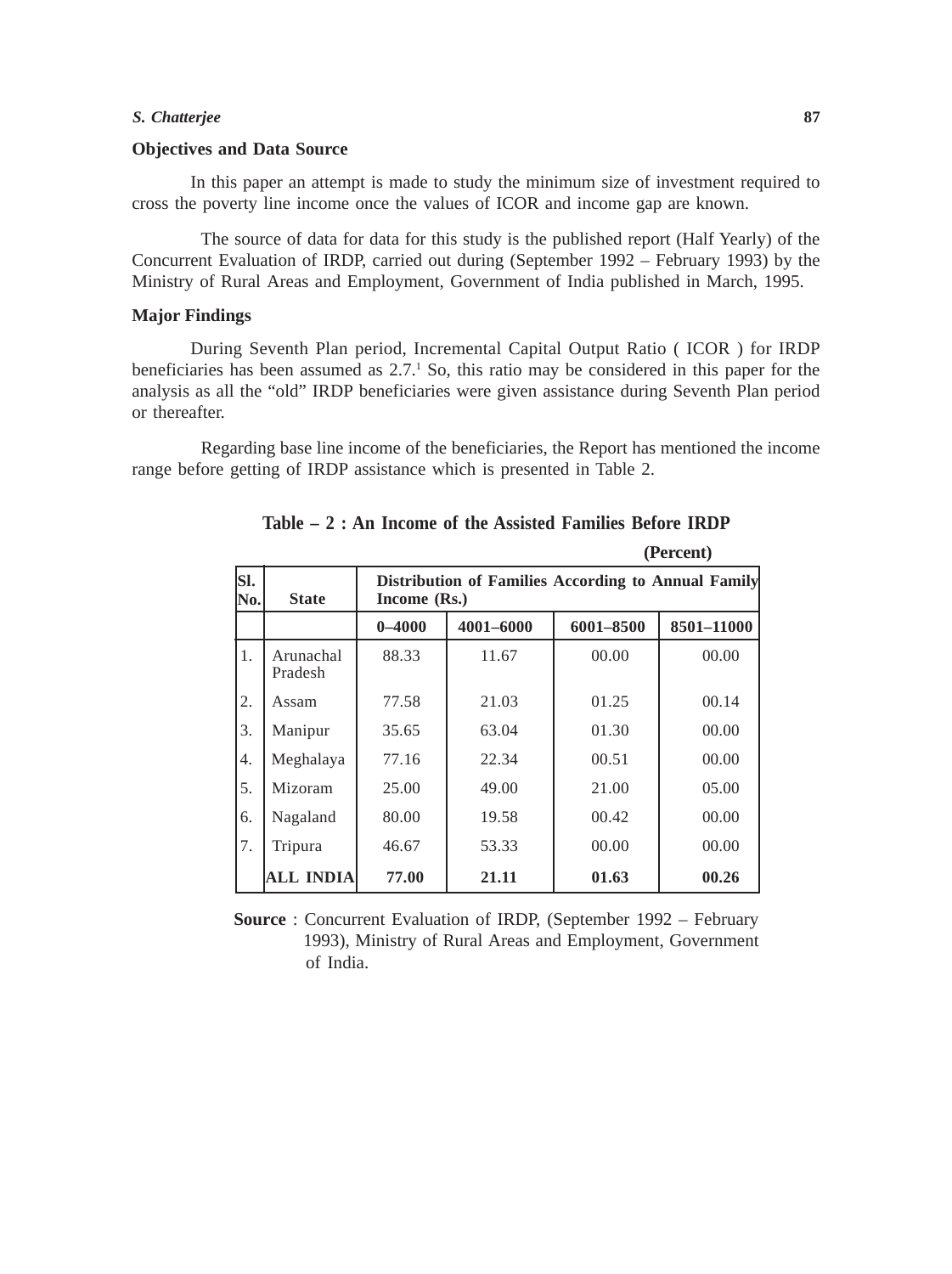## Objectives and Data Source

In this paper an attempt is made to study the minimum size of investment required to cross the poverty line income once the values of ICOR and income gap are known.

The source of data for data for this study is the published report (Half Yearly) of the Concurrent Evaluation of IRDP, carried out during (September 1992 – February 1993) by the Ministry of Rural Areas and Employment, Government of India published in March, 1995.

## Major Findings

During Seventh Plan period, Incremental Capital Output Ratio ( ICOR ) for IRDP beneficiaries has been assumed as 2.7.[1] So, this ratio may be considered in this paper for the analysis as all the "old" IRDP beneficiaries were given assistance during Seventh Plan period or thereafter.

Regarding base line income of the beneficiaries, the Report has mentioned the income range before getting of IRDP assistance which is presented in Table 2.

**Table – 2 : An Income of the Assisted Families Before IRDP**

**(Percent)**

| Sl. No. | State | Distribution of Families According to Annual Family Income (Rs.) | | | |
|---|---|---|---|---|---|
| | | **0–4000** | **4001–6000** | **6001–8500** | **8501–11000** |
| 1. | Arunachal Pradesh | 88.33 | 11.67 | 00.00 | 00.00 |
| 2. | Assam | 77.58 | 21.03 | 01.25 | 00.14 |
| 3. | Manipur | 35.65 | 63.04 | 01.30 | 00.00 |
| 4. | Meghalaya | 77.16 | 22.34 | 00.51 | 00.00 |
| 5. | Mizoram | 25.00 | 49.00 | 21.00 | 05.00 |
| 6. | Nagaland | 80.00 | 19.58 | 00.42 | 00.00 |
| 7. | Tripura | 46.67 | 53.33 | 00.00 | 00.00 |
| | **ALL INDIA** | **77.00** | **21.11** | **01.63** | **00.26** |

**Source** : Concurrent Evaluation of IRDP, (September 1992 – February 1993), Ministry of Rural Areas and Employment, Government of India.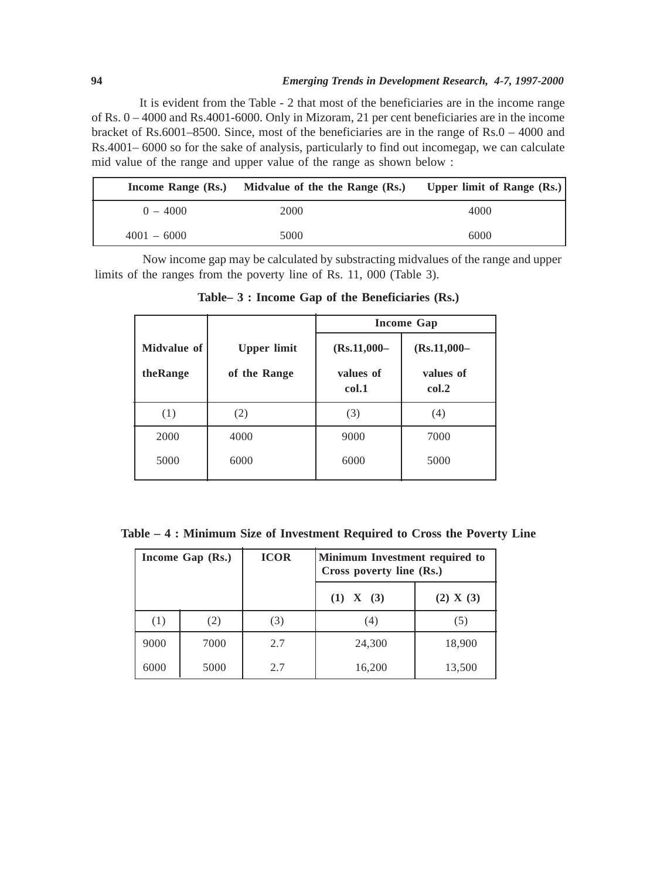It is evident from the Table - 2 that most of the beneficiaries are in the income range of Rs. 0 – 4000 and Rs.4001-6000. Only in Mizoram, 21 per cent beneficiaries are in the income bracket of Rs.6001–8500. Since, most of the beneficiaries are in the range of Rs.0 – 4000 and Rs.4001– 6000 so for the sake of analysis, particularly to find out incomegap, we can calculate mid value of the range and upper value of the range as shown below :

| Income Range (Rs.) | Midvalue of the the Range (Rs.) | Upper limit of Range (Rs.) |
|---|---|---|
| 0 – 4000 | 2000 | 4000 |
| 4001 – 6000 | 5000 | 6000 |

Now income gap may be calculated by substracting midvalues of the range and upper limits of the ranges from the poverty line of Rs. 11, 000 (Table 3).

**Table– 3 : Income Gap of the Beneficiaries (Rs.)**

| Midvalue of theRange | Upper limit of the Range | Income Gap (Rs.11,000– values of col.1 | Income Gap (Rs.11,000– values of col.2 |
|---|---|---|---|
| (1) | (2) | (3) | (4) |
| 2000 | 4000 | 9000 | 7000 |
| 5000 | 6000 | 6000 | 5000 |

**Table – 4 : Minimum Size of Investment Required to Cross the Poverty Line**

| Income Gap (Rs.) | | ICOR | Minimum Investment required to Cross poverty line (Rs.) | |
|---|---|---|---|---|
| | | | (1) X (3) | (2) X (3) |
| (1) | (2) | (3) | (4) | (5) |
| 9000 | 7000 | 2.7 | 24,300 | 18,900 |
| 6000 | 5000 | 2.7 | 16,200 | 13,500 |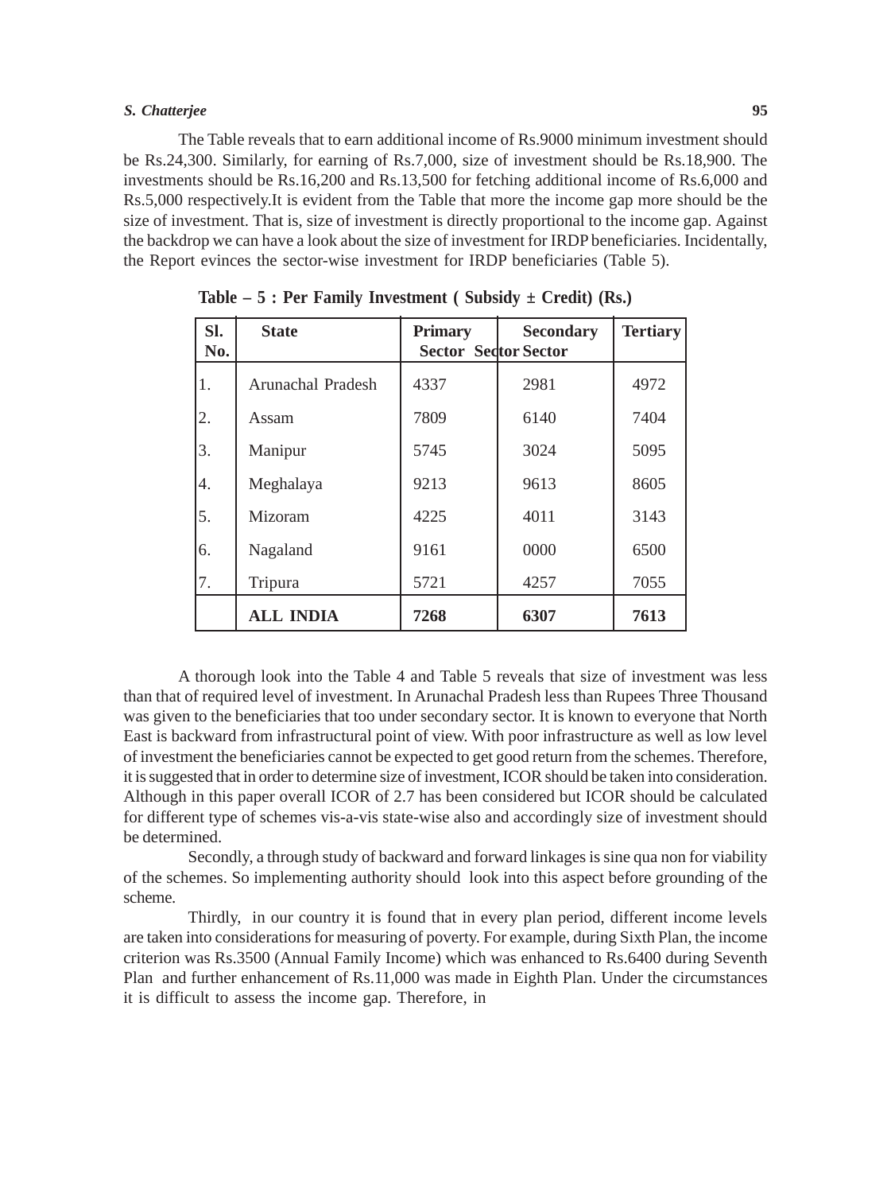The Table reveals that to earn additional income of Rs.9000 minimum investment should be Rs.24,300. Similarly, for earning of Rs.7,000, size of investment should be Rs.18,900. The investments should be Rs.16,200 and Rs.13,500 for fetching additional income of Rs.6,000 and Rs.5,000 respectively.It is evident from the Table that more the income gap more should be the size of investment. That is, size of investment is directly proportional to the income gap. Against the backdrop we can have a look about the size of investment for IRDP beneficiaries. Incidentally, the Report evinces the sector-wise investment for IRDP beneficiaries (Table 5).

**Table – 5 : Per Family Investment ( Subsidy ± Credit) (Rs.)**

| Sl. No. | State | Primary Sector | Secondary Sector | Tertiary Sector |
|---|---|---|---|---|
| 1. | Arunachal Pradesh | 4337 | 2981 | 4972 |
| 2. | Assam | 7809 | 6140 | 7404 |
| 3. | Manipur | 5745 | 3024 | 5095 |
| 4. | Meghalaya | 9213 | 9613 | 8605 |
| 5. | Mizoram | 4225 | 4011 | 3143 |
| 6. | Nagaland | 9161 | 0000 | 6500 |
| 7. | Tripura | 5721 | 4257 | 7055 |
| | **ALL INDIA** | **7268** | **6307** | **7613** |

A thorough look into the Table 4 and Table 5 reveals that size of investment was less than that of required level of investment. In Arunachal Pradesh less than Rupees Three Thousand was given to the beneficiaries that too under secondary sector. It is known to everyone that North East is backward from infrastructural point of view. With poor infrastructure as well as low level of investment the beneficiaries cannot be expected to get good return from the schemes. Therefore, it is suggested that in order to determine size of investment, ICOR should be taken into consideration. Although in this paper overall ICOR of 2.7 has been considered but ICOR should be calculated for different type of schemes vis-a-vis state-wise also and accordingly size of investment should be determined.

Secondly, a through study of backward and forward linkages is sine qua non for viability of the schemes. So implementing authority should look into this aspect before grounding of the scheme.

Thirdly, in our country it is found that in every plan period, different income levels are taken into considerations for measuring of poverty. For example, during Sixth Plan, the income criterion was Rs.3500 (Annual Family Income) which was enhanced to Rs.6400 during Seventh Plan and further enhancement of Rs.11,000 was made in Eighth Plan. Under the circumstances it is difficult to assess the income gap. Therefore, in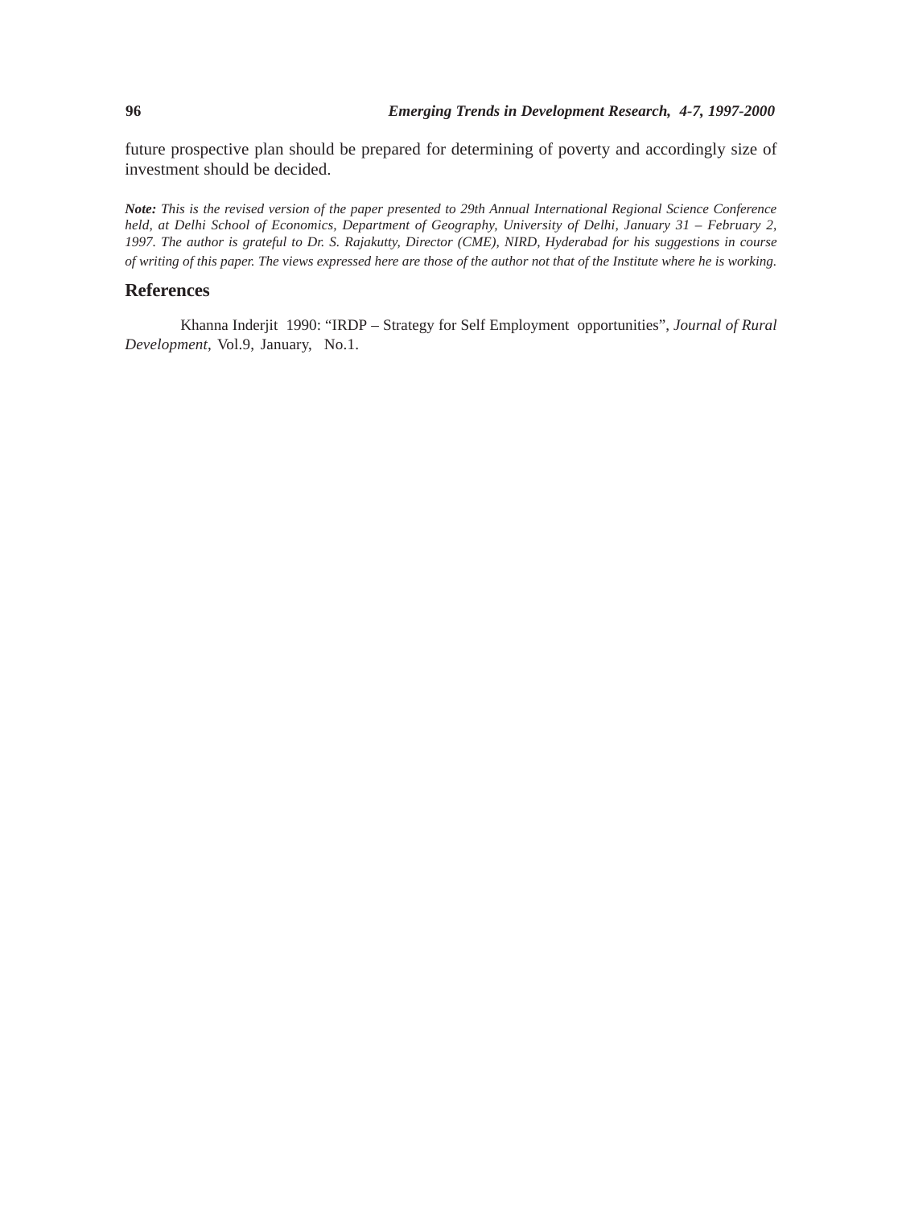future prospective plan should be prepared for determining of poverty and accordingly size of investment should be decided.

***Note:*** *This is the revised version of the paper presented to 29th Annual International Regional Science Conference held, at Delhi School of Economics, Department of Geography, University of Delhi, January 31 – February 2, 1997. The author is grateful to Dr. S. Rajakutty, Director (CME), NIRD, Hyderabad for his suggestions in course of writing of this paper. The views expressed here are those of the author not that of the Institute where he is working.*

## References

Khanna Inderjit 1990: "IRDP – Strategy for Self Employment opportunities", *Journal of Rural Development*, Vol.9, January, No.1.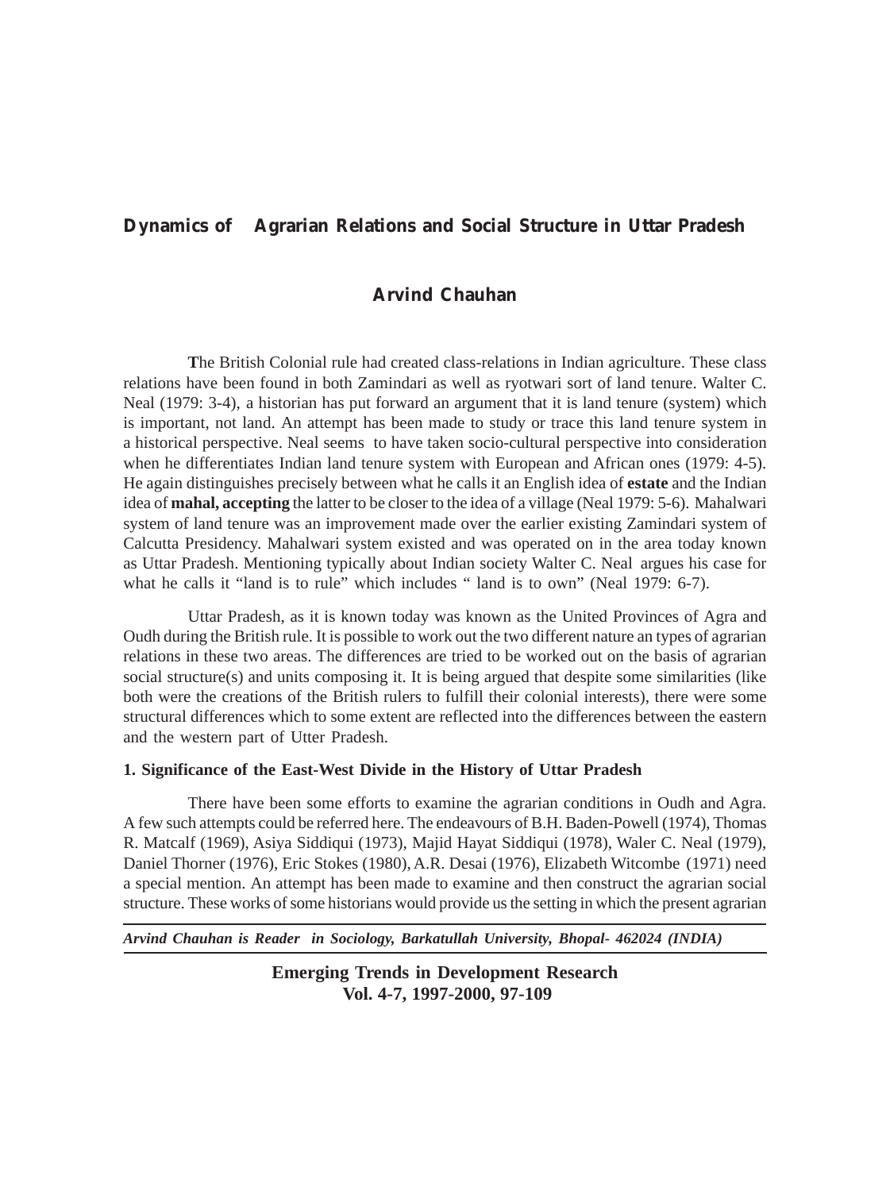# Dynamics of Agrarian Relations and Social Structure in Uttar Pradesh

## Arvind Chauhan

The British Colonial rule had created class-relations in Indian agriculture. These class relations have been found in both Zamindari as well as ryotwari sort of land tenure. Walter C. Neal (1979: 3-4), a historian has put forward an argument that it is land tenure (system) which is important, not land. An attempt has been made to study or trace this land tenure system in a historical perspective. Neal seems to have taken socio-cultural perspective into consideration when he differentiates Indian land tenure system with European and African ones (1979: 4-5). He again distinguishes precisely between what he calls it an English idea of **estate** and the Indian idea of **mahal, accepting** the latter to be closer to the idea of a village (Neal 1979: 5-6). Mahalwari system of land tenure was an improvement made over the earlier existing Zamindari system of Calcutta Presidency. Mahalwari system existed and was operated on in the area today known as Uttar Pradesh. Mentioning typically about Indian society Walter C. Neal argues his case for what he calls it "land is to rule" which includes " land is to own" (Neal 1979: 6-7).

Uttar Pradesh, as it is known today was known as the United Provinces of Agra and Oudh during the British rule. It is possible to work out the two different nature an types of agrarian relations in these two areas. The differences are tried to be worked out on the basis of agrarian social structure(s) and units composing it. It is being argued that despite some similarities (like both were the creations of the British rulers to fulfill their colonial interests), there were some structural differences which to some extent are reflected into the differences between the eastern and the western part of Utter Pradesh.

### 1. Significance of the East-West Divide in the History of Uttar Pradesh

There have been some efforts to examine the agrarian conditions in Oudh and Agra. A few such attempts could be referred here. The endeavours of B.H. Baden-Powell (1974), Thomas R. Matcalf (1969), Asiya Siddiqui (1973), Majid Hayat Siddiqui (1978), Waler C. Neal (1979), Daniel Thorner (1976), Eric Stokes (1980), A.R. Desai (1976), Elizabeth Witcombe (1971) need a special mention. An attempt has been made to examine and then construct the agrarian social structure. These works of some historians would provide us the setting in which the present agrarian

*Arvind Chauhan is Reader in Sociology, Barkatullah University, Bhopal- 462024 (INDIA)*

**Emerging Trends in Development Research**
**Vol. 4-7, 1997-2000, 97-109**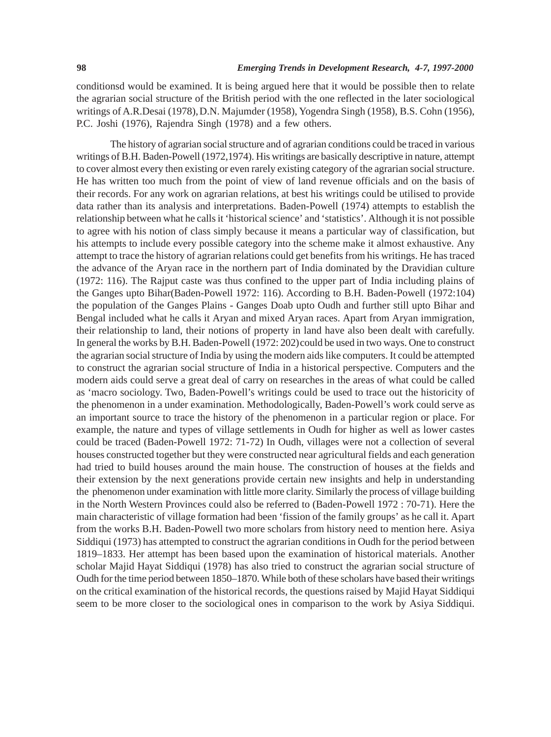conditionsd would be examined. It is being argued here that it would be possible then to relate the agrarian social structure of the British period with the one reflected in the later sociological writings of A.R.Desai (1978), D.N. Majumder (1958), Yogendra Singh (1958), B.S. Cohn (1956), P.C. Joshi (1976), Rajendra Singh (1978) and a few others.

The history of agrarian social structure and of agrarian conditions could be traced in various writings of B.H. Baden-Powell (1972,1974). His writings are basically descriptive in nature, attempt to cover almost every then existing or even rarely existing category of the agrarian social structure. He has written too much from the point of view of land revenue officials and on the basis of their records. For any work on agrarian relations, at best his writings could be utilised to provide data rather than its analysis and interpretations. Baden-Powell (1974) attempts to establish the relationship between what he calls it 'historical science' and 'statistics'. Although it is not possible to agree with his notion of class simply because it means a particular way of classification, but his attempts to include every possible category into the scheme make it almost exhaustive. Any attempt to trace the history of agrarian relations could get benefits from his writings. He has traced the advance of the Aryan race in the northern part of India dominated by the Dravidian culture (1972: 116). The Rajput caste was thus confined to the upper part of India including plains of the Ganges upto Bihar(Baden-Powell 1972: 116). According to B.H. Baden-Powell (1972:104) the population of the Ganges Plains - Ganges Doab upto Oudh and further still upto Bihar and Bengal included what he calls it Aryan and mixed Aryan races. Apart from Aryan immigration, their relationship to land, their notions of property in land have also been dealt with carefully. In general the works by B.H. Baden-Powell (1972: 202) could be used in two ways. One to construct the agrarian social structure of India by using the modern aids like computers. It could be attempted to construct the agrarian social structure of India in a historical perspective. Computers and the modern aids could serve a great deal of carry on researches in the areas of what could be called as 'macro sociology. Two, Baden-Powell's writings could be used to trace out the historicity of the phenomenon in a under examination. Methodologically, Baden-Powell's work could serve as an important source to trace the history of the phenomenon in a particular region or place. For example, the nature and types of village settlements in Oudh for higher as well as lower castes could be traced (Baden-Powell 1972: 71-72) In Oudh, villages were not a collection of several houses constructed together but they were constructed near agricultural fields and each generation had tried to build houses around the main house. The construction of houses at the fields and their extension by the next generations provide certain new insights and help in understanding the phenomenon under examination with little more clarity. Similarly the process of village building in the North Western Provinces could also be referred to (Baden-Powell 1972 : 70-71). Here the main characteristic of village formation had been 'fission of the family groups' as he call it. Apart from the works B.H. Baden-Powell two more scholars from history need to mention here. Asiya Siddiqui (1973) has attempted to construct the agrarian conditions in Oudh for the period between 1819–1833. Her attempt has been based upon the examination of historical materials. Another scholar Majid Hayat Siddiqui (1978) has also tried to construct the agrarian social structure of Oudh for the time period between 1850–1870. While both of these scholars have based their writings on the critical examination of the historical records, the questions raised by Majid Hayat Siddiqui seem to be more closer to the sociological ones in comparison to the work by Asiya Siddiqui.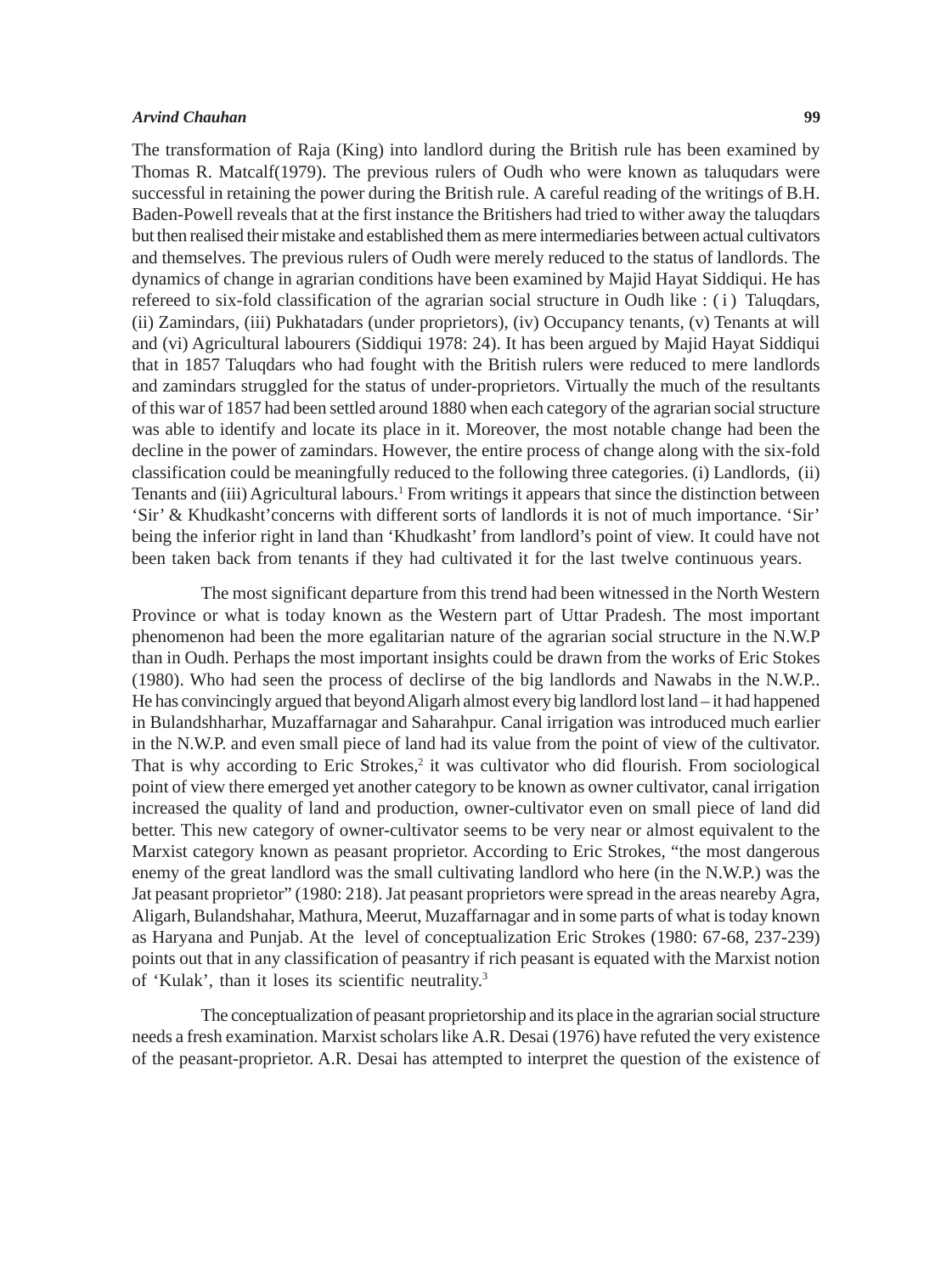The transformation of Raja (King) into landlord during the British rule has been examined by Thomas R. Matcalf(1979). The previous rulers of Oudh who were known as taluqudars were successful in retaining the power during the British rule. A careful reading of the writings of B.H. Baden-Powell reveals that at the first instance the Britishers had tried to wither away the taluqdars but then realised their mistake and established them as mere intermediaries between actual cultivators and themselves. The previous rulers of Oudh were merely reduced to the status of landlords. The dynamics of change in agrarian conditions have been examined by Majid Hayat Siddiqui. He has refereed to six-fold classification of the agrarian social structure in Oudh like : ( i ) Taluqdars, (ii) Zamindars, (iii) Pukhatadars (under proprietors), (iv) Occupancy tenants, (v) Tenants at will and (vi) Agricultural labourers (Siddiqui 1978: 24). It has been argued by Majid Hayat Siddiqui that in 1857 Taluqdars who had fought with the British rulers were reduced to mere landlords and zamindars struggled for the status of under-proprietors. Virtually the much of the resultants of this war of 1857 had been settled around 1880 when each category of the agrarian social structure was able to identify and locate its place in it. Moreover, the most notable change had been the decline in the power of zamindars. However, the entire process of change along with the six-fold classification could be meaningfully reduced to the following three categories. (i) Landlords, (ii) Tenants and (iii) Agricultural labours.[1] From writings it appears that since the distinction between 'Sir' & Khudkasht'concerns with different sorts of landlords it is not of much importance. 'Sir' being the inferior right in land than 'Khudkasht' from landlord's point of view. It could have not been taken back from tenants if they had cultivated it for the last twelve continuous years.

The most significant departure from this trend had been witnessed in the North Western Province or what is today known as the Western part of Uttar Pradesh. The most important phenomenon had been the more egalitarian nature of the agrarian social structure in the N.W.P than in Oudh. Perhaps the most important insights could be drawn from the works of Eric Stokes (1980). Who had seen the process of declirse of the big landlords and Nawabs in the N.W.P.. He has convincingly argued that beyond Aligarh almost every big landlord lost land – it had happened in Bulandshharhar, Muzaffarnagar and Saharahpur. Canal irrigation was introduced much earlier in the N.W.P. and even small piece of land had its value from the point of view of the cultivator. That is why according to Eric Strokes,[2] it was cultivator who did flourish. From sociological point of view there emerged yet another category to be known as owner cultivator, canal irrigation increased the quality of land and production, owner-cultivator even on small piece of land did better. This new category of owner-cultivator seems to be very near or almost equivalent to the Marxist category known as peasant proprietor. According to Eric Strokes, "the most dangerous enemy of the great landlord was the small cultivating landlord who here (in the N.W.P.) was the Jat peasant proprietor" (1980: 218). Jat peasant proprietors were spread in the areas neareby Agra, Aligarh, Bulandshahar, Mathura, Meerut, Muzaffarnagar and in some parts of what is today known as Haryana and Punjab. At the level of conceptualization Eric Strokes (1980: 67-68, 237-239) points out that in any classification of peasantry if rich peasant is equated with the Marxist notion of 'Kulak', than it loses its scientific neutrality.[3]

The conceptualization of peasant proprietorship and its place in the agrarian social structure needs a fresh examination. Marxist scholars like A.R. Desai (1976) have refuted the very existence of the peasant-proprietor. A.R. Desai has attempted to interpret the question of the existence of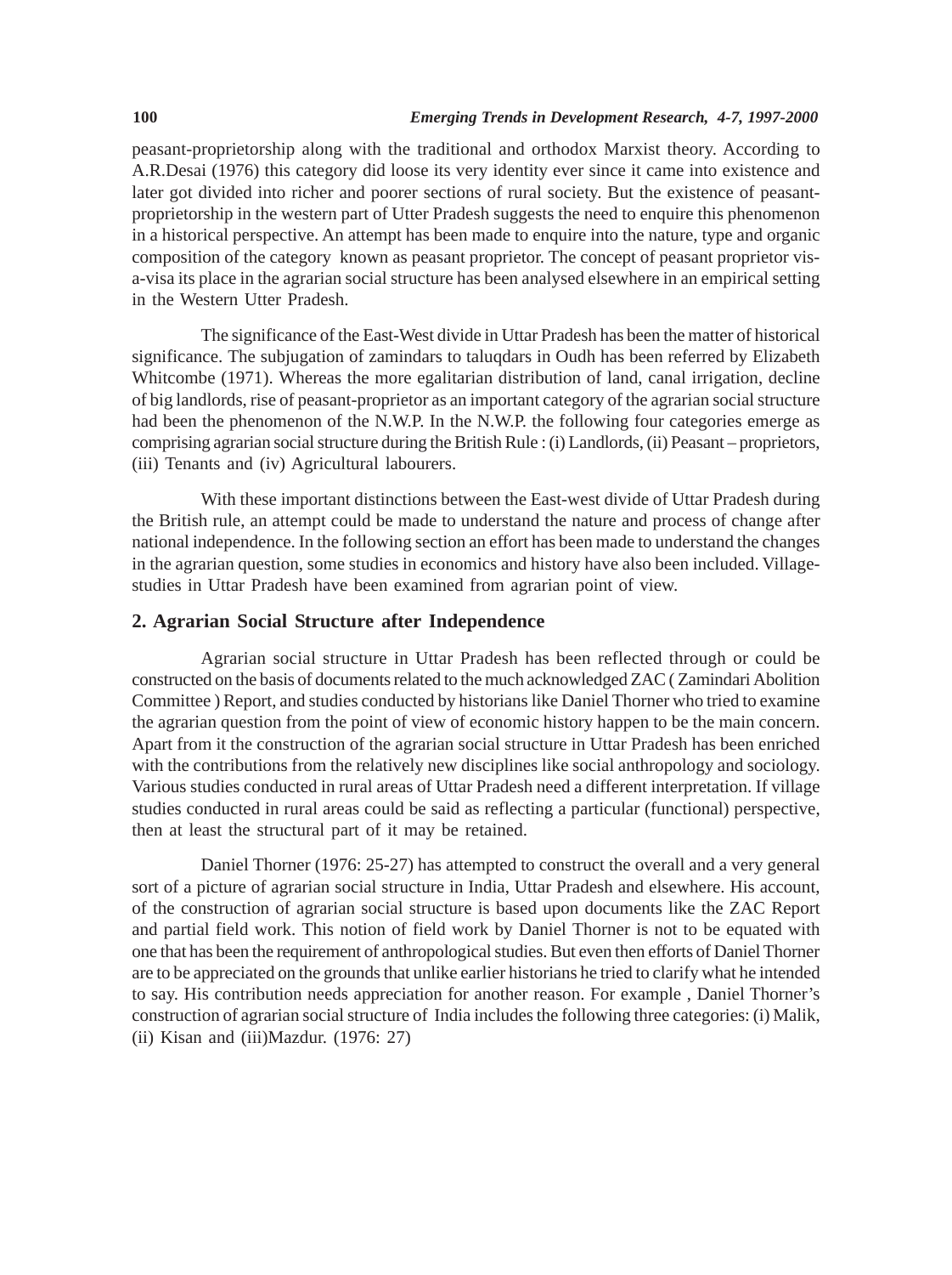peasant-proprietorship along with the traditional and orthodox Marxist theory. According to A.R.Desai (1976) this category did loose its very identity ever since it came into existence and later got divided into richer and poorer sections of rural society. But the existence of peasant-proprietorship in the western part of Utter Pradesh suggests the need to enquire this phenomenon in a historical perspective. An attempt has been made to enquire into the nature, type and organic composition of the category known as peasant proprietor. The concept of peasant proprietor vis-a-visa its place in the agrarian social structure has been analysed elsewhere in an empirical setting in the Western Utter Pradesh.

The significance of the East-West divide in Uttar Pradesh has been the matter of historical significance. The subjugation of zamindars to taluqdars in Oudh has been referred by Elizabeth Whitcombe (1971). Whereas the more egalitarian distribution of land, canal irrigation, decline of big landlords, rise of peasant-proprietor as an important category of the agrarian social structure had been the phenomenon of the N.W.P. In the N.W.P. the following four categories emerge as comprising agrarian social structure during the British Rule : (i) Landlords, (ii) Peasant – proprietors, (iii) Tenants and (iv) Agricultural labourers.

With these important distinctions between the East-west divide of Uttar Pradesh during the British rule, an attempt could be made to understand the nature and process of change after national independence. In the following section an effort has been made to understand the changes in the agrarian question, some studies in economics and history have also been included. Village-studies in Uttar Pradesh have been examined from agrarian point of view.

## 2. Agrarian Social Structure after Independence

Agrarian social structure in Uttar Pradesh has been reflected through or could be constructed on the basis of documents related to the much acknowledged ZAC ( Zamindari Abolition Committee ) Report, and studies conducted by historians like Daniel Thorner who tried to examine the agrarian question from the point of view of economic history happen to be the main concern. Apart from it the construction of the agrarian social structure in Uttar Pradesh has been enriched with the contributions from the relatively new disciplines like social anthropology and sociology. Various studies conducted in rural areas of Uttar Pradesh need a different interpretation. If village studies conducted in rural areas could be said as reflecting a particular (functional) perspective, then at least the structural part of it may be retained.

Daniel Thorner (1976: 25-27) has attempted to construct the overall and a very general sort of a picture of agrarian social structure in India, Uttar Pradesh and elsewhere. His account, of the construction of agrarian social structure is based upon documents like the ZAC Report and partial field work. This notion of field work by Daniel Thorner is not to be equated with one that has been the requirement of anthropological studies. But even then efforts of Daniel Thorner are to be appreciated on the grounds that unlike earlier historians he tried to clarify what he intended to say. His contribution needs appreciation for another reason. For example , Daniel Thorner's construction of agrarian social structure of India includes the following three categories: (i) Malik, (ii) Kisan and (iii)Mazdur. (1976: 27)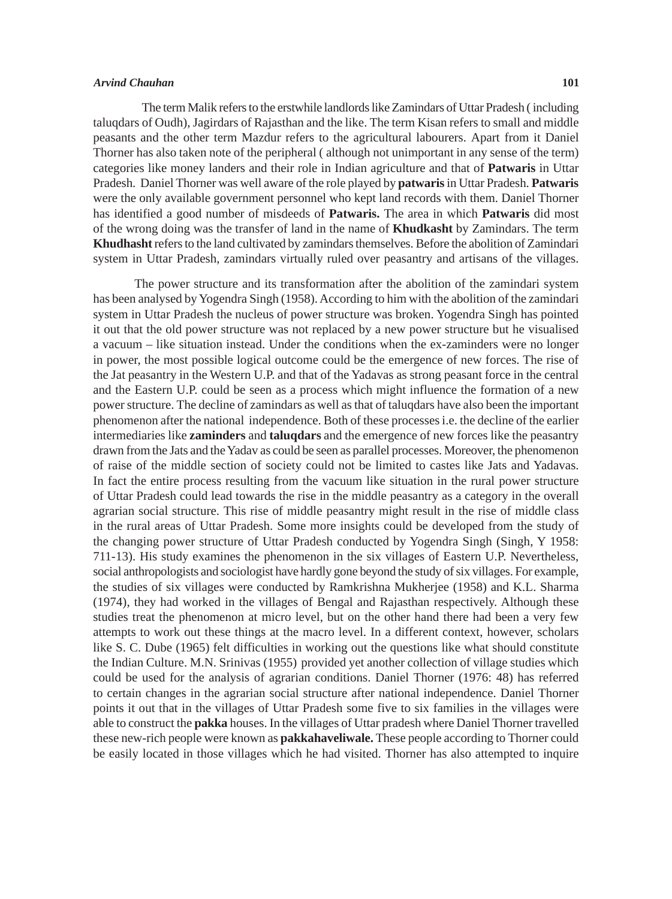The term Malik refers to the erstwhile landlords like Zamindars of Uttar Pradesh ( including taluqdars of Oudh), Jagirdars of Rajasthan and the like. The term Kisan refers to small and middle peasants and the other term Mazdur refers to the agricultural labourers. Apart from it Daniel Thorner has also taken note of the peripheral ( although not unimportant in any sense of the term) categories like money landers and their role in Indian agriculture and that of **Patwaris** in Uttar Pradesh. Daniel Thorner was well aware of the role played by **patwaris** in Uttar Pradesh. **Patwaris** were the only available government personnel who kept land records with them. Daniel Thorner has identified a good number of misdeeds of **Patwaris.** The area in which **Patwaris** did most of the wrong doing was the transfer of land in the name of **Khudkasht** by Zamindars. The term **Khudhasht** refers to the land cultivated by zamindars themselves. Before the abolition of Zamindari system in Uttar Pradesh, zamindars virtually ruled over peasantry and artisans of the villages.

The power structure and its transformation after the abolition of the zamindari system has been analysed by Yogendra Singh (1958). According to him with the abolition of the zamindari system in Uttar Pradesh the nucleus of power structure was broken. Yogendra Singh has pointed it out that the old power structure was not replaced by a new power structure but he visualised a vacuum – like situation instead. Under the conditions when the ex-zaminders were no longer in power, the most possible logical outcome could be the emergence of new forces. The rise of the Jat peasantry in the Western U.P. and that of the Yadavas as strong peasant force in the central and the Eastern U.P. could be seen as a process which might influence the formation of a new power structure. The decline of zamindars as well as that of taluqdars have also been the important phenomenon after the national independence. Both of these processes i.e. the decline of the earlier intermediaries like **zaminders** and **taluqdars** and the emergence of new forces like the peasantry drawn from the Jats and the Yadav as could be seen as parallel processes. Moreover, the phenomenon of raise of the middle section of society could not be limited to castes like Jats and Yadavas. In fact the entire process resulting from the vacuum like situation in the rural power structure of Uttar Pradesh could lead towards the rise in the middle peasantry as a category in the overall agrarian social structure. This rise of middle peasantry might result in the rise of middle class in the rural areas of Uttar Pradesh. Some more insights could be developed from the study of the changing power structure of Uttar Pradesh conducted by Yogendra Singh (Singh, Y 1958: 711-13). His study examines the phenomenon in the six villages of Eastern U.P. Nevertheless, social anthropologists and sociologist have hardly gone beyond the study of six villages. For example, the studies of six villages were conducted by Ramkrishna Mukherjee (1958) and K.L. Sharma (1974), they had worked in the villages of Bengal and Rajasthan respectively. Although these studies treat the phenomenon at micro level, but on the other hand there had been a very few attempts to work out these things at the macro level. In a different context, however, scholars like S. C. Dube (1965) felt difficulties in working out the questions like what should constitute the Indian Culture. M.N. Srinivas (1955) provided yet another collection of village studies which could be used for the analysis of agrarian conditions. Daniel Thorner (1976: 48) has referred to certain changes in the agrarian social structure after national independence. Daniel Thorner points it out that in the villages of Uttar Pradesh some five to six families in the villages were able to construct the **pakka** houses. In the villages of Uttar pradesh where Daniel Thorner travelled these new-rich people were known as **pakkahaveliwale.** These people according to Thorner could be easily located in those villages which he had visited. Thorner has also attempted to inquire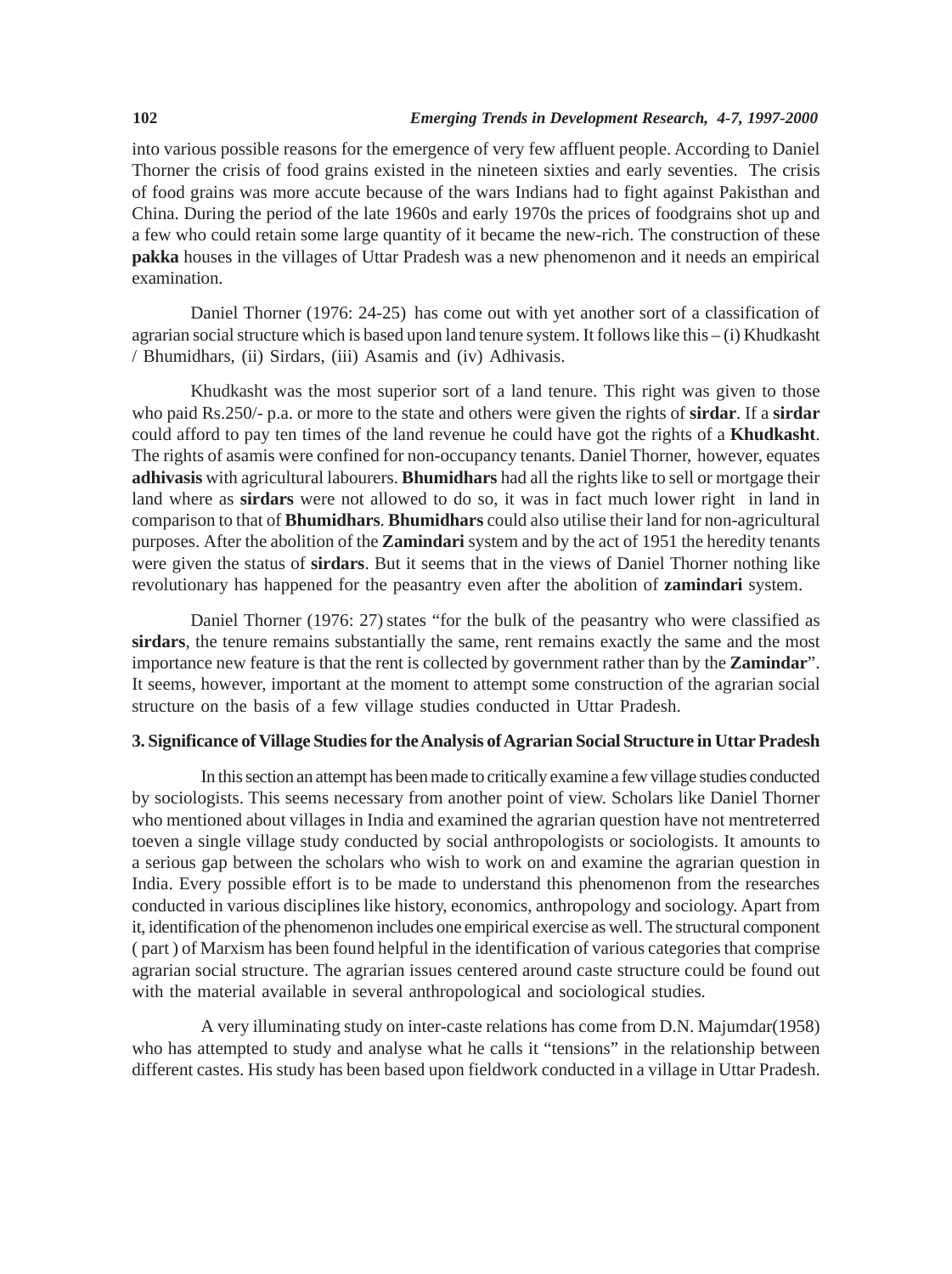into various possible reasons for the emergence of very few affluent people. According to Daniel Thorner the crisis of food grains existed in the nineteen sixties and early seventies. The crisis of food grains was more accute because of the wars Indians had to fight against Pakisthan and China. During the period of the late 1960s and early 1970s the prices of foodgrains shot up and a few who could retain some large quantity of it became the new-rich. The construction of these **pakka** houses in the villages of Uttar Pradesh was a new phenomenon and it needs an empirical examination.

Daniel Thorner (1976: 24-25) has come out with yet another sort of a classification of agrarian social structure which is based upon land tenure system. It follows like this – (i) Khudkasht / Bhumidhars, (ii) Sirdars, (iii) Asamis and (iv) Adhivasis.

Khudkasht was the most superior sort of a land tenure. This right was given to those who paid Rs.250/- p.a. or more to the state and others were given the rights of **sirdar**. If a **sirdar** could afford to pay ten times of the land revenue he could have got the rights of a **Khudkasht**. The rights of asamis were confined for non-occupancy tenants. Daniel Thorner, however, equates **adhivasis** with agricultural labourers. **Bhumidhars** had all the rights like to sell or mortgage their land where as **sirdars** were not allowed to do so, it was in fact much lower right in land in comparison to that of **Bhumidhars**. **Bhumidhars** could also utilise their land for non-agricultural purposes. After the abolition of the **Zamindari** system and by the act of 1951 the heredity tenants were given the status of **sirdars**. But it seems that in the views of Daniel Thorner nothing like revolutionary has happened for the peasantry even after the abolition of **zamindari** system.

Daniel Thorner (1976: 27) states "for the bulk of the peasantry who were classified as **sirdars**, the tenure remains substantially the same, rent remains exactly the same and the most importance new feature is that the rent is collected by government rather than by the **Zamindar**". It seems, however, important at the moment to attempt some construction of the agrarian social structure on the basis of a few village studies conducted in Uttar Pradesh.

## 3. Significance of Village Studies for the Analysis of Agrarian Social Structure in Uttar Pradesh

In this section an attempt has been made to critically examine a few village studies conducted by sociologists. This seems necessary from another point of view. Scholars like Daniel Thorner who mentioned about villages in India and examined the agrarian question have not mentreterred toeven a single village study conducted by social anthropologists or sociologists. It amounts to a serious gap between the scholars who wish to work on and examine the agrarian question in India. Every possible effort is to be made to understand this phenomenon from the researches conducted in various disciplines like history, economics, anthropology and sociology. Apart from it, identification of the phenomenon includes one empirical exercise as well. The structural component ( part ) of Marxism has been found helpful in the identification of various categories that comprise agrarian social structure. The agrarian issues centered around caste structure could be found out with the material available in several anthropological and sociological studies.

A very illuminating study on inter-caste relations has come from D.N. Majumdar(1958) who has attempted to study and analyse what he calls it "tensions" in the relationship between different castes. His study has been based upon fieldwork conducted in a village in Uttar Pradesh.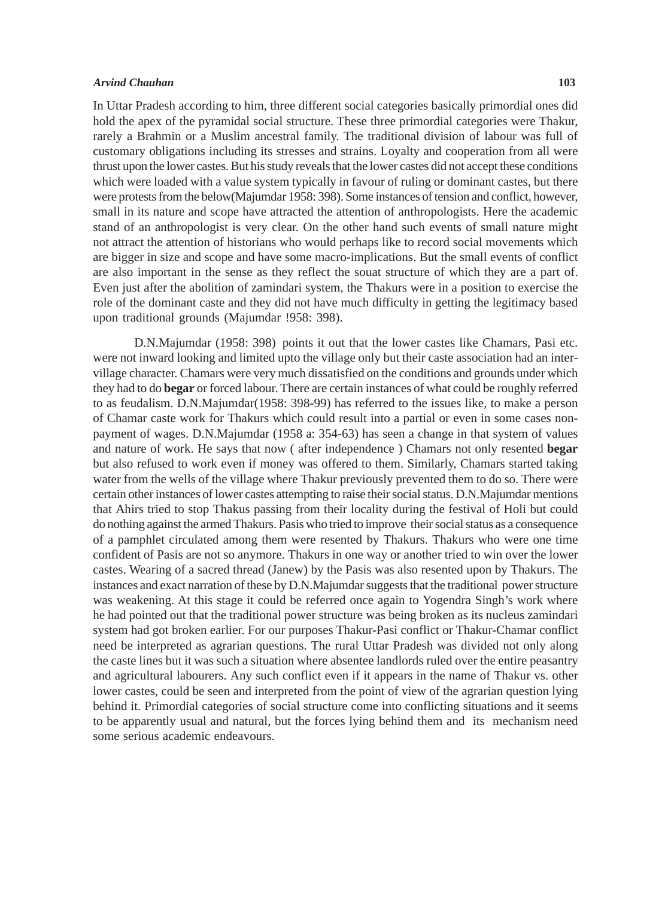In Uttar Pradesh according to him, three different social categories basically primordial ones did hold the apex of the pyramidal social structure. These three primordial categories were Thakur, rarely a Brahmin or a Muslim ancestral family. The traditional division of labour was full of customary obligations including its stresses and strains. Loyalty and cooperation from all were thrust upon the lower castes. But his study reveals that the lower castes did not accept these conditions which were loaded with a value system typically in favour of ruling or dominant castes, but there were protests from the below(Majumdar 1958: 398). Some instances of tension and conflict, however, small in its nature and scope have attracted the attention of anthropologists. Here the academic stand of an anthropologist is very clear. On the other hand such events of small nature might not attract the attention of historians who would perhaps like to record social movements which are bigger in size and scope and have some macro-implications. But the small events of conflict are also important in the sense as they reflect the souat structure of which they are a part of. Even just after the abolition of zamindari system, the Thakurs were in a position to exercise the role of the dominant caste and they did not have much difficulty in getting the legitimacy based upon traditional grounds (Majumdar !958: 398).

D.N.Majumdar (1958: 398) points it out that the lower castes like Chamars, Pasi etc. were not inward looking and limited upto the village only but their caste association had an inter-village character. Chamars were very much dissatisfied on the conditions and grounds under which they had to do **begar** or forced labour. There are certain instances of what could be roughly referred to as feudalism. D.N.Majumdar(1958: 398-99) has referred to the issues like, to make a person of Chamar caste work for Thakurs which could result into a partial or even in some cases non-payment of wages. D.N.Majumdar (1958 a: 354-63) has seen a change in that system of values and nature of work. He says that now ( after independence ) Chamars not only resented **begar** but also refused to work even if money was offered to them. Similarly, Chamars started taking water from the wells of the village where Thakur previously prevented them to do so. There were certain other instances of lower castes attempting to raise their social status. D.N.Majumdar mentions that Ahirs tried to stop Thakus passing from their locality during the festival of Holi but could do nothing against the armed Thakurs. Pasis who tried to improve their social status as a consequence of a pamphlet circulated among them were resented by Thakurs. Thakurs who were one time confident of Pasis are not so anymore. Thakurs in one way or another tried to win over the lower castes. Wearing of a sacred thread (Janew) by the Pasis was also resented upon by Thakurs. The instances and exact narration of these by D.N.Majumdar suggests that the traditional power structure was weakening. At this stage it could be referred once again to Yogendra Singh's work where he had pointed out that the traditional power structure was being broken as its nucleus zamindari system had got broken earlier. For our purposes Thakur-Pasi conflict or Thakur-Chamar conflict need be interpreted as agrarian questions. The rural Uttar Pradesh was divided not only along the caste lines but it was such a situation where absentee landlords ruled over the entire peasantry and agricultural labourers. Any such conflict even if it appears in the name of Thakur vs. other lower castes, could be seen and interpreted from the point of view of the agrarian question lying behind it. Primordial categories of social structure come into conflicting situations and it seems to be apparently usual and natural, but the forces lying behind them and its mechanism need some serious academic endeavours.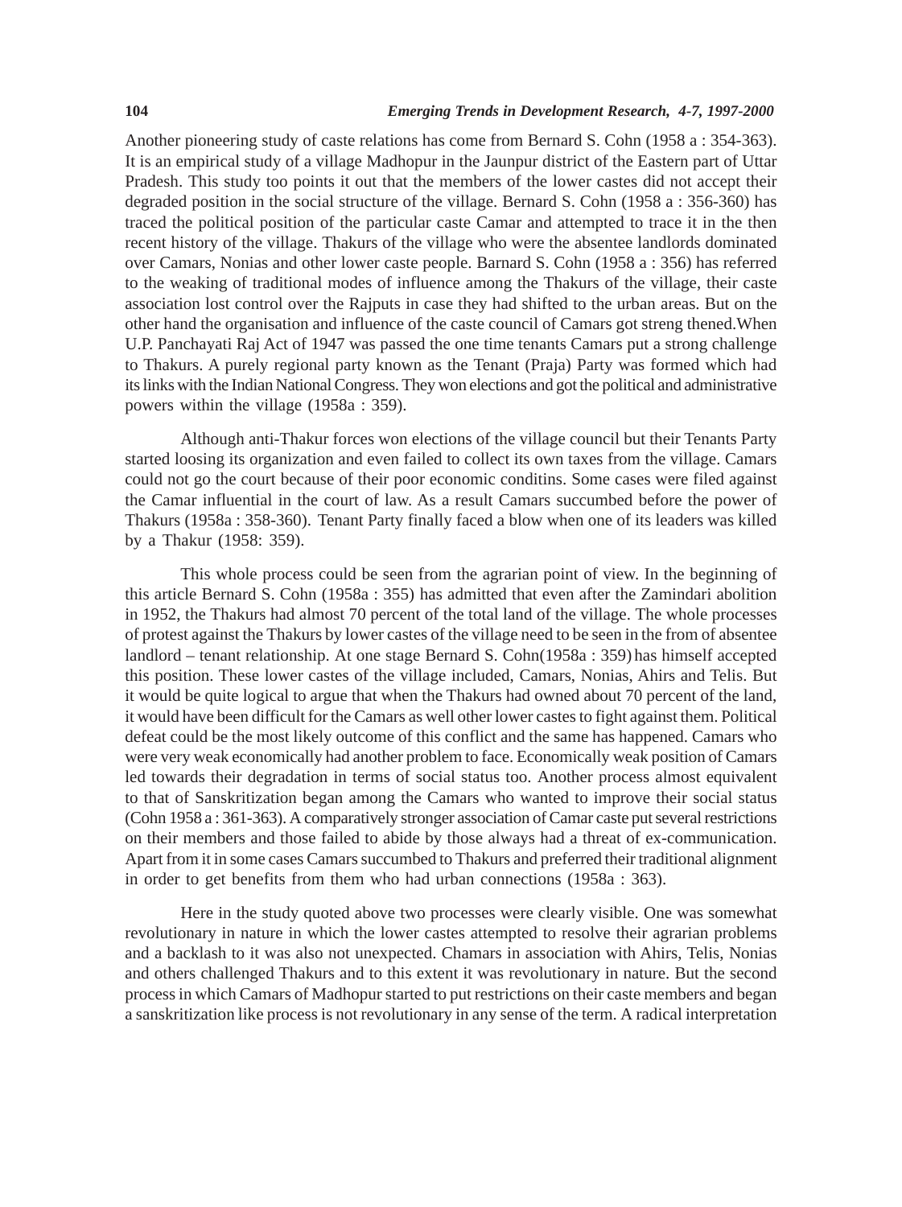Another pioneering study of caste relations has come from Bernard S. Cohn (1958 a : 354-363). It is an empirical study of a village Madhopur in the Jaunpur district of the Eastern part of Uttar Pradesh. This study too points it out that the members of the lower castes did not accept their degraded position in the social structure of the village. Bernard S. Cohn (1958 a : 356-360) has traced the political position of the particular caste Camar and attempted to trace it in the then recent history of the village. Thakurs of the village who were the absentee landlords dominated over Camars, Nonias and other lower caste people. Barnard S. Cohn (1958 a : 356) has referred to the weaking of traditional modes of influence among the Thakurs of the village, their caste association lost control over the Rajputs in case they had shifted to the urban areas. But on the other hand the organisation and influence of the caste council of Camars got streng thened.When U.P. Panchayati Raj Act of 1947 was passed the one time tenants Camars put a strong challenge to Thakurs. A purely regional party known as the Tenant (Praja) Party was formed which had its links with the Indian National Congress. They won elections and got the political and administrative powers within the village (1958a : 359).

Although anti-Thakur forces won elections of the village council but their Tenants Party started loosing its organization and even failed to collect its own taxes from the village. Camars could not go the court because of their poor economic conditins. Some cases were filed against the Camar influential in the court of law. As a result Camars succumbed before the power of Thakurs (1958a : 358-360). Tenant Party finally faced a blow when one of its leaders was killed by a Thakur (1958: 359).

This whole process could be seen from the agrarian point of view. In the beginning of this article Bernard S. Cohn (1958a : 355) has admitted that even after the Zamindari abolition in 1952, the Thakurs had almost 70 percent of the total land of the village. The whole processes of protest against the Thakurs by lower castes of the village need to be seen in the from of absentee landlord – tenant relationship. At one stage Bernard S. Cohn(1958a : 359) has himself accepted this position. These lower castes of the village included, Camars, Nonias, Ahirs and Telis. But it would be quite logical to argue that when the Thakurs had owned about 70 percent of the land, it would have been difficult for the Camars as well other lower castes to fight against them. Political defeat could be the most likely outcome of this conflict and the same has happened. Camars who were very weak economically had another problem to face. Economically weak position of Camars led towards their degradation in terms of social status too. Another process almost equivalent to that of Sanskritization began among the Camars who wanted to improve their social status (Cohn 1958 a : 361-363). A comparatively stronger association of Camar caste put several restrictions on their members and those failed to abide by those always had a threat of ex-communication. Apart from it in some cases Camars succumbed to Thakurs and preferred their traditional alignment in order to get benefits from them who had urban connections (1958a : 363).

Here in the study quoted above two processes were clearly visible. One was somewhat revolutionary in nature in which the lower castes attempted to resolve their agrarian problems and a backlash to it was also not unexpected. Chamars in association with Ahirs, Telis, Nonias and others challenged Thakurs and to this extent it was revolutionary in nature. But the second process in which Camars of Madhopur started to put restrictions on their caste members and began a sanskritization like process is not revolutionary in any sense of the term. A radical interpretation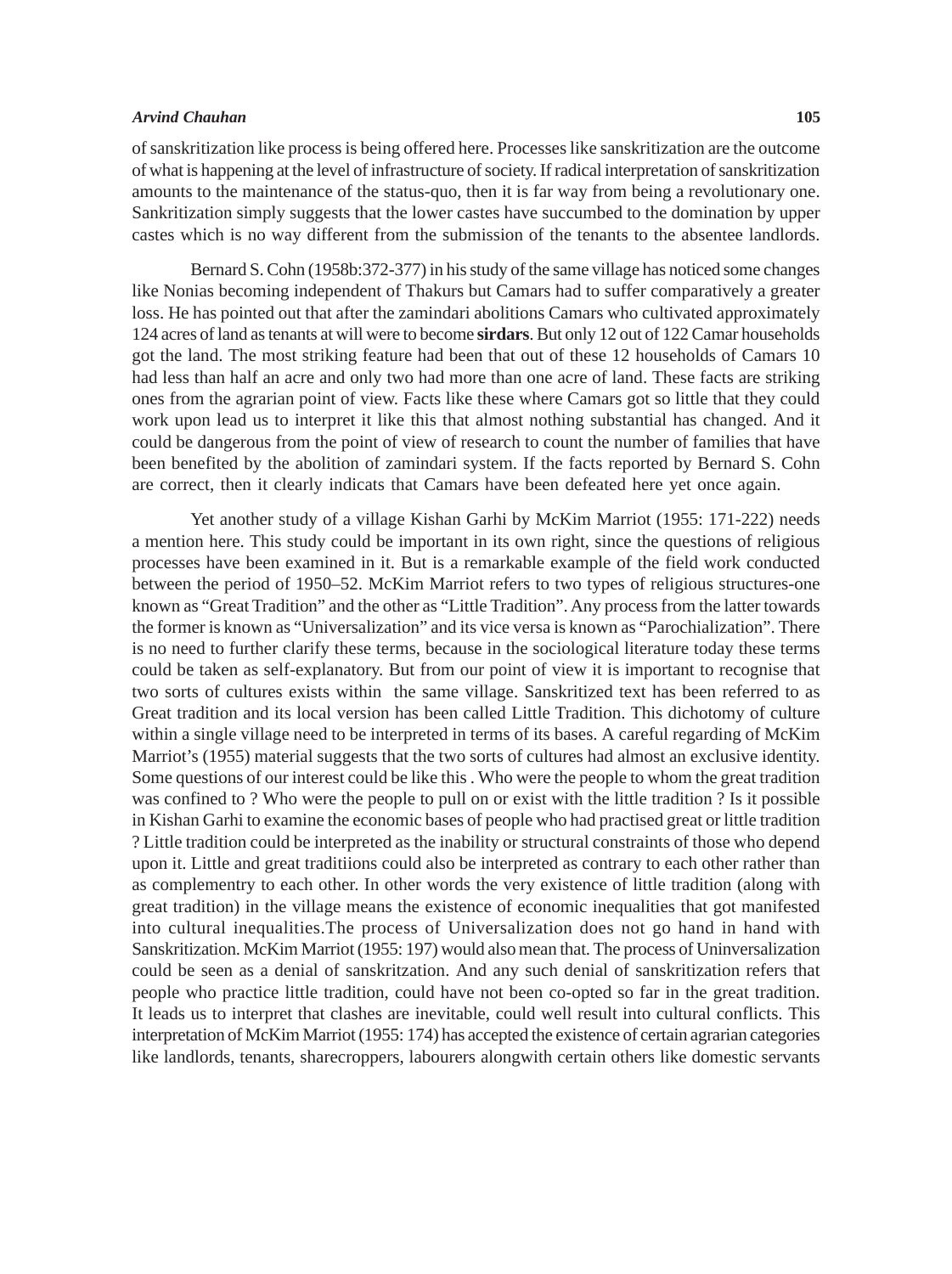of sanskritization like process is being offered here. Processes like sanskritization are the outcome of what is happening at the level of infrastructure of society. If radical interpretation of sanskritization amounts to the maintenance of the status-quo, then it is far way from being a revolutionary one. Sankritization simply suggests that the lower castes have succumbed to the domination by upper castes which is no way different from the submission of the tenants to the absentee landlords.

Bernard S. Cohn (1958b:372-377) in his study of the same village has noticed some changes like Nonias becoming independent of Thakurs but Camars had to suffer comparatively a greater loss. He has pointed out that after the zamindari abolitions Camars who cultivated approximately 124 acres of land as tenants at will were to become **sirdars**. But only 12 out of 122 Camar households got the land. The most striking feature had been that out of these 12 households of Camars 10 had less than half an acre and only two had more than one acre of land. These facts are striking ones from the agrarian point of view. Facts like these where Camars got so little that they could work upon lead us to interpret it like this that almost nothing substantial has changed. And it could be dangerous from the point of view of research to count the number of families that have been benefited by the abolition of zamindari system. If the facts reported by Bernard S. Cohn are correct, then it clearly indicats that Camars have been defeated here yet once again.

Yet another study of a village Kishan Garhi by McKim Marriot (1955: 171-222) needs a mention here. This study could be important in its own right, since the questions of religious processes have been examined in it. But is a remarkable example of the field work conducted between the period of 1950–52. McKim Marriot refers to two types of religious structures-one known as "Great Tradition" and the other as "Little Tradition". Any process from the latter towards the former is known as "Universalization" and its vice versa is known as "Parochialization". There is no need to further clarify these terms, because in the sociological literature today these terms could be taken as self-explanatory. But from our point of view it is important to recognise that two sorts of cultures exists within the same village. Sanskritized text has been referred to as Great tradition and its local version has been called Little Tradition. This dichotomy of culture within a single village need to be interpreted in terms of its bases. A careful regarding of McKim Marriot's (1955) material suggests that the two sorts of cultures had almost an exclusive identity. Some questions of our interest could be like this . Who were the people to whom the great tradition was confined to ? Who were the people to pull on or exist with the little tradition ? Is it possible in Kishan Garhi to examine the economic bases of people who had practised great or little tradition ? Little tradition could be interpreted as the inability or structural constraints of those who depend upon it. Little and great traditiions could also be interpreted as contrary to each other rather than as complementry to each other. In other words the very existence of little tradition (along with great tradition) in the village means the existence of economic inequalities that got manifested into cultural inequalities.The process of Universalization does not go hand in hand with Sanskritization. McKim Marriot (1955: 197) would also mean that. The process of Uninversalization could be seen as a denial of sanskritzation. And any such denial of sanskritization refers that people who practice little tradition, could have not been co-opted so far in the great tradition. It leads us to interpret that clashes are inevitable, could well result into cultural conflicts. This interpretation of McKim Marriot (1955: 174) has accepted the existence of certain agrarian categories like landlords, tenants, sharecroppers, labourers alongwith certain others like domestic servants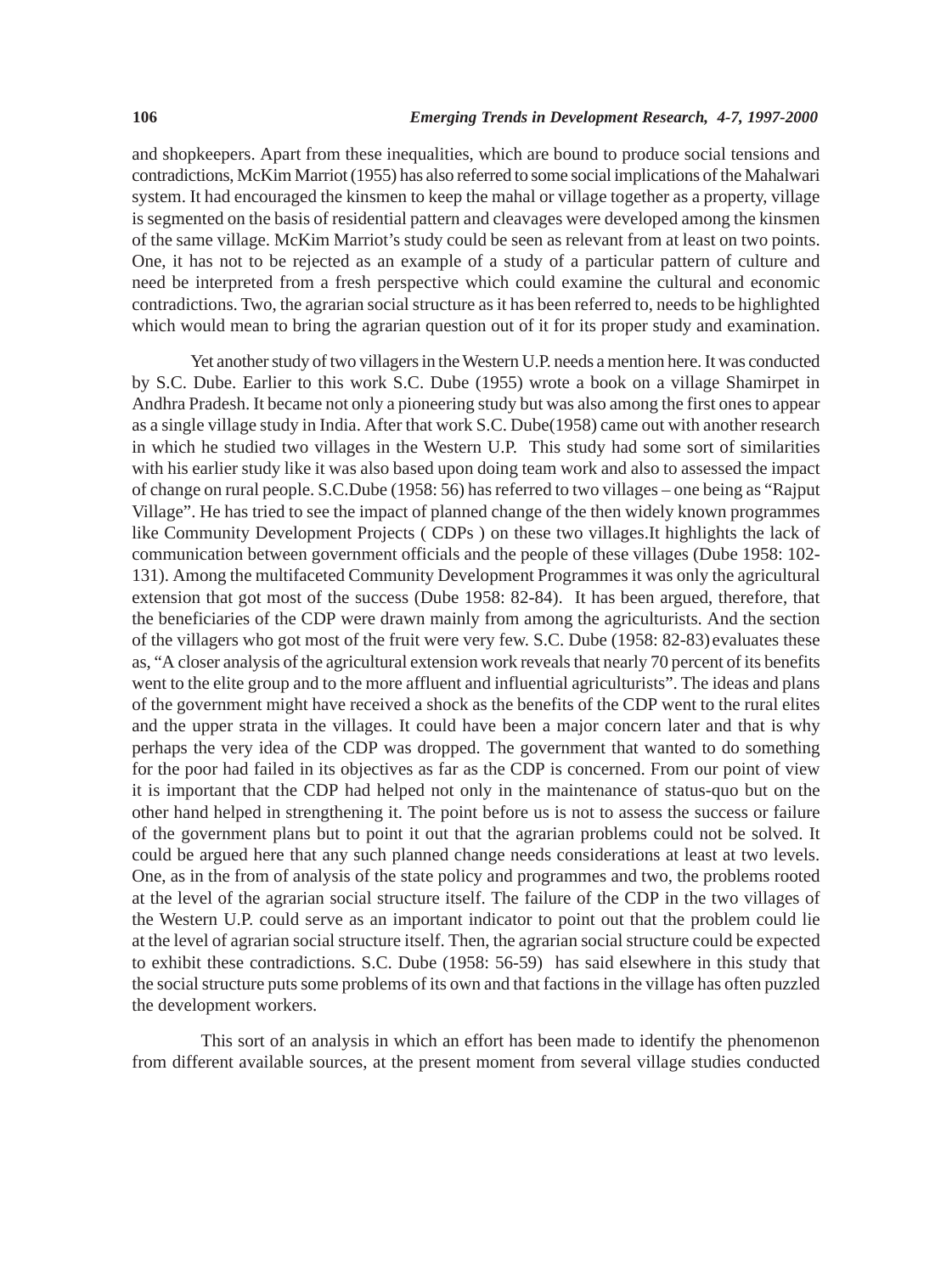and shopkeepers. Apart from these inequalities, which are bound to produce social tensions and contradictions, McKim Marriot (1955) has also referred to some social implications of the Mahalwari system. It had encouraged the kinsmen to keep the mahal or village together as a property, village is segmented on the basis of residential pattern and cleavages were developed among the kinsmen of the same village. McKim Marriot's study could be seen as relevant from at least on two points. One, it has not to be rejected as an example of a study of a particular pattern of culture and need be interpreted from a fresh perspective which could examine the cultural and economic contradictions. Two, the agrarian social structure as it has been referred to, needs to be highlighted which would mean to bring the agrarian question out of it for its proper study and examination.

Yet another study of two villagers in the Western U.P. needs a mention here. It was conducted by S.C. Dube. Earlier to this work S.C. Dube (1955) wrote a book on a village Shamirpet in Andhra Pradesh. It became not only a pioneering study but was also among the first ones to appear as a single village study in India. After that work S.C. Dube(1958) came out with another research in which he studied two villages in the Western U.P. This study had some sort of similarities with his earlier study like it was also based upon doing team work and also to assessed the impact of change on rural people. S.C.Dube (1958: 56) has referred to two villages – one being as "Rajput Village". He has tried to see the impact of planned change of the then widely known programmes like Community Development Projects ( CDPs ) on these two villages.It highlights the lack of communication between government officials and the people of these villages (Dube 1958: 102-131). Among the multifaceted Community Development Programmes it was only the agricultural extension that got most of the success (Dube 1958: 82-84). It has been argued, therefore, that the beneficiaries of the CDP were drawn mainly from among the agriculturists. And the section of the villagers who got most of the fruit were very few. S.C. Dube (1958: 82-83) evaluates these as, "A closer analysis of the agricultural extension work reveals that nearly 70 percent of its benefits went to the elite group and to the more affluent and influential agriculturists". The ideas and plans of the government might have received a shock as the benefits of the CDP went to the rural elites and the upper strata in the villages. It could have been a major concern later and that is why perhaps the very idea of the CDP was dropped. The government that wanted to do something for the poor had failed in its objectives as far as the CDP is concerned. From our point of view it is important that the CDP had helped not only in the maintenance of status-quo but on the other hand helped in strengthening it. The point before us is not to assess the success or failure of the government plans but to point it out that the agrarian problems could not be solved. It could be argued here that any such planned change needs considerations at least at two levels. One, as in the from of analysis of the state policy and programmes and two, the problems rooted at the level of the agrarian social structure itself. The failure of the CDP in the two villages of the Western U.P. could serve as an important indicator to point out that the problem could lie at the level of agrarian social structure itself. Then, the agrarian social structure could be expected to exhibit these contradictions. S.C. Dube (1958: 56-59) has said elsewhere in this study that the social structure puts some problems of its own and that factions in the village has often puzzled the development workers.

This sort of an analysis in which an effort has been made to identify the phenomenon from different available sources, at the present moment from several village studies conducted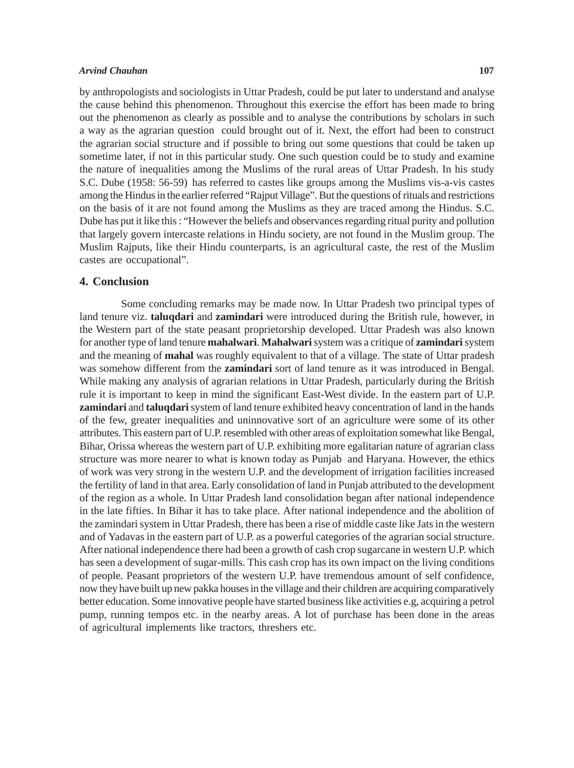by anthropologists and sociologists in Uttar Pradesh, could be put later to understand and analyse the cause behind this phenomenon. Throughout this exercise the effort has been made to bring out the phenomenon as clearly as possible and to analyse the contributions by scholars in such a way as the agrarian question could brought out of it. Next, the effort had been to construct the agrarian social structure and if possible to bring out some questions that could be taken up sometime later, if not in this particular study. One such question could be to study and examine the nature of inequalities among the Muslims of the rural areas of Uttar Pradesh. In his study S.C. Dube (1958: 56-59) has referred to castes like groups among the Muslims vis-a-vis castes among the Hindus in the earlier referred "Rajput Village". But the questions of rituals and restrictions on the basis of it are not found among the Muslims as they are traced among the Hindus. S.C. Dube has put it like this : "However the beliefs and observances regarding ritual purity and pollution that largely govern intercaste relations in Hindu society, are not found in the Muslim group. The Muslim Rajputs, like their Hindu counterparts, is an agricultural caste, the rest of the Muslim castes are occupational".

## 4. Conclusion

Some concluding remarks may be made now. In Uttar Pradesh two principal types of land tenure viz. **taluqdari** and **zamindari** were introduced during the British rule, however, in the Western part of the state peasant proprietorship developed. Uttar Pradesh was also known for another type of land tenure **mahalwari**. **Mahalwari** system was a critique of **zamindari** system and the meaning of **mahal** was roughly equivalent to that of a village. The state of Uttar pradesh was somehow different from the **zamindari** sort of land tenure as it was introduced in Bengal. While making any analysis of agrarian relations in Uttar Pradesh, particularly during the British rule it is important to keep in mind the significant East-West divide. In the eastern part of U.P. **zamindari** and **taluqdari** system of land tenure exhibited heavy concentration of land in the hands of the few, greater inequalities and uninnovative sort of an agriculture were some of its other attributes. This eastern part of U.P. resembled with other areas of exploitation somewhat like Bengal, Bihar, Orissa whereas the western part of U.P. exhibiting more egalitarian nature of agrarian class structure was more nearer to what is known today as Punjab and Haryana. However, the ethics of work was very strong in the western U.P. and the development of irrigation facilities increased the fertility of land in that area. Early consolidation of land in Punjab attributed to the development of the region as a whole. In Uttar Pradesh land consolidation began after national independence in the late fifties. In Bihar it has to take place. After national independence and the abolition of the zamindari system in Uttar Pradesh, there has been a rise of middle caste like Jats in the western and of Yadavas in the eastern part of U.P. as a powerful categories of the agrarian social structure. After national independence there had been a growth of cash crop sugarcane in western U.P. which has seen a development of sugar-mills. This cash crop has its own impact on the living conditions of people. Peasant proprietors of the western U.P. have tremendous amount of self confidence, now they have built up new pakka houses in the village and their children are acquiring comparatively better education. Some innovative people have started business like activities e.g, acquiring a petrol pump, running tempos etc. in the nearby areas. A lot of purchase has been done in the areas of agricultural implements like tractors, threshers etc.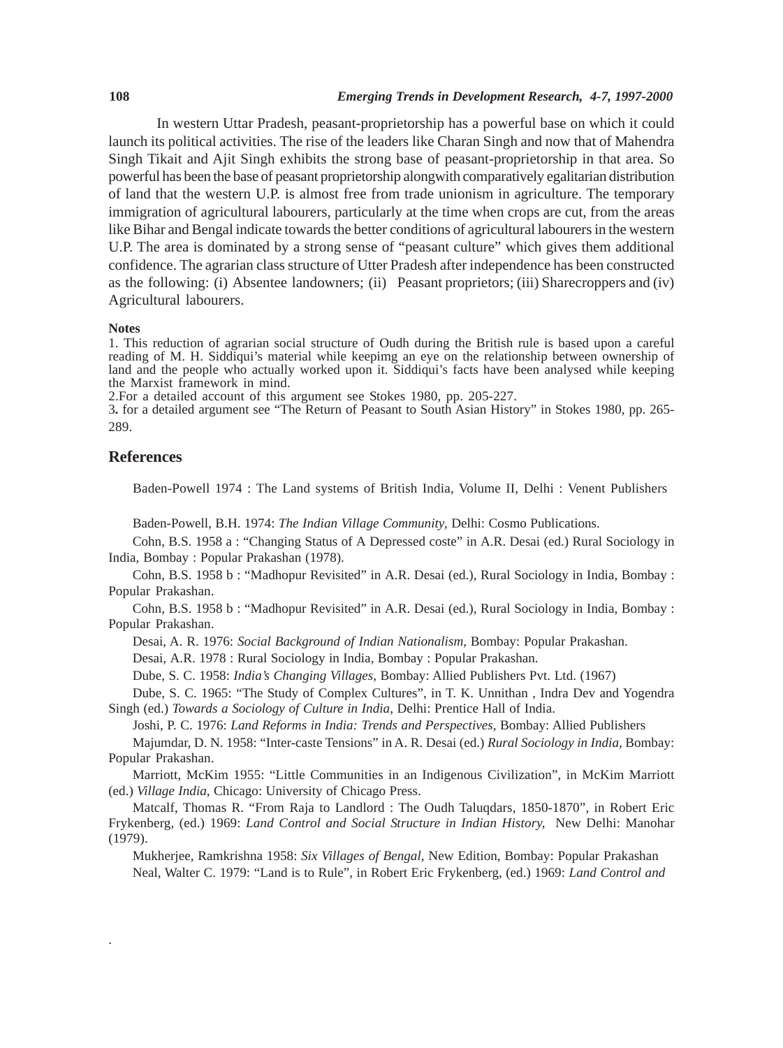In western Uttar Pradesh, peasant-proprietorship has a powerful base on which it could launch its political activities. The rise of the leaders like Charan Singh and now that of Mahendra Singh Tikait and Ajit Singh exhibits the strong base of peasant-proprietorship in that area. So powerful has been the base of peasant proprietorship alongwith comparatively egalitarian distribution of land that the western U.P. is almost free from trade unionism in agriculture. The temporary immigration of agricultural labourers, particularly at the time when crops are cut, from the areas like Bihar and Bengal indicate towards the better conditions of agricultural labourers in the western U.P. The area is dominated by a strong sense of "peasant culture" which gives them additional confidence. The agrarian class structure of Utter Pradesh after independence has been constructed as the following: (i) Absentee landowners; (ii) Peasant proprietors; (iii) Sharecroppers and (iv) Agricultural labourers.

**Notes**

1. This reduction of agrarian social structure of Oudh during the British rule is based upon a careful reading of M. H. Siddiqui's material while keepimg an eye on the relationship between ownership of land and the people who actually worked upon it. Siddiqui's facts have been analysed while keeping the Marxist framework in mind.

2. For a detailed account of this argument see Stokes 1980, pp. 205-227.

3. for a detailed argument see "The Return of Peasant to South Asian History" in Stokes 1980, pp. 265-289.

## References

Baden-Powell 1974 : The Land systems of British India, Volume II, Delhi : Venent Publishers

Baden-Powell, B.H. 1974: *The Indian Village Community*, Delhi: Cosmo Publications.

Cohn, B.S. 1958 a : "Changing Status of A Depressed coste" in A.R. Desai (ed.) Rural Sociology in India, Bombay : Popular Prakashan (1978).

Cohn, B.S. 1958 b : "Madhopur Revisited" in A.R. Desai (ed.), Rural Sociology in India, Bombay : Popular Prakashan.

Cohn, B.S. 1958 b : "Madhopur Revisited" in A.R. Desai (ed.), Rural Sociology in India, Bombay : Popular Prakashan.

Desai, A. R. 1976: *Social Background of Indian Nationalism*, Bombay: Popular Prakashan.

Desai, A.R. 1978 : Rural Sociology in India, Bombay : Popular Prakashan.

Dube, S. C. 1958: *India's Changing Villages*, Bombay: Allied Publishers Pvt. Ltd. (1967)

Dube, S. C. 1965: "The Study of Complex Cultures", in T. K. Unnithan , Indra Dev and Yogendra Singh (ed.) *Towards a Sociology of Culture in India*, Delhi: Prentice Hall of India.

Joshi, P. C. 1976: *Land Reforms in India: Trends and Perspectives*, Bombay: Allied Publishers

Majumdar, D. N. 1958: "Inter-caste Tensions" in A. R. Desai (ed.) *Rural Sociology in India*, Bombay: Popular Prakashan.

Marriott, McKim 1955: "Little Communities in an Indigenous Civilization", in McKim Marriott (ed.) *Village India*, Chicago: University of Chicago Press.

Matcalf, Thomas R. "From Raja to Landlord : The Oudh Taluqdars, 1850-1870", in Robert Eric Frykenberg, (ed.) 1969: *Land Control and Social Structure in Indian History,* New Delhi: Manohar (1979).

Mukherjee, Ramkrishna 1958: *Six Villages of Bengal*, New Edition, Bombay: Popular Prakashan

Neal, Walter C. 1979: "Land is to Rule", in Robert Eric Frykenberg, (ed.) 1969: *Land Control and*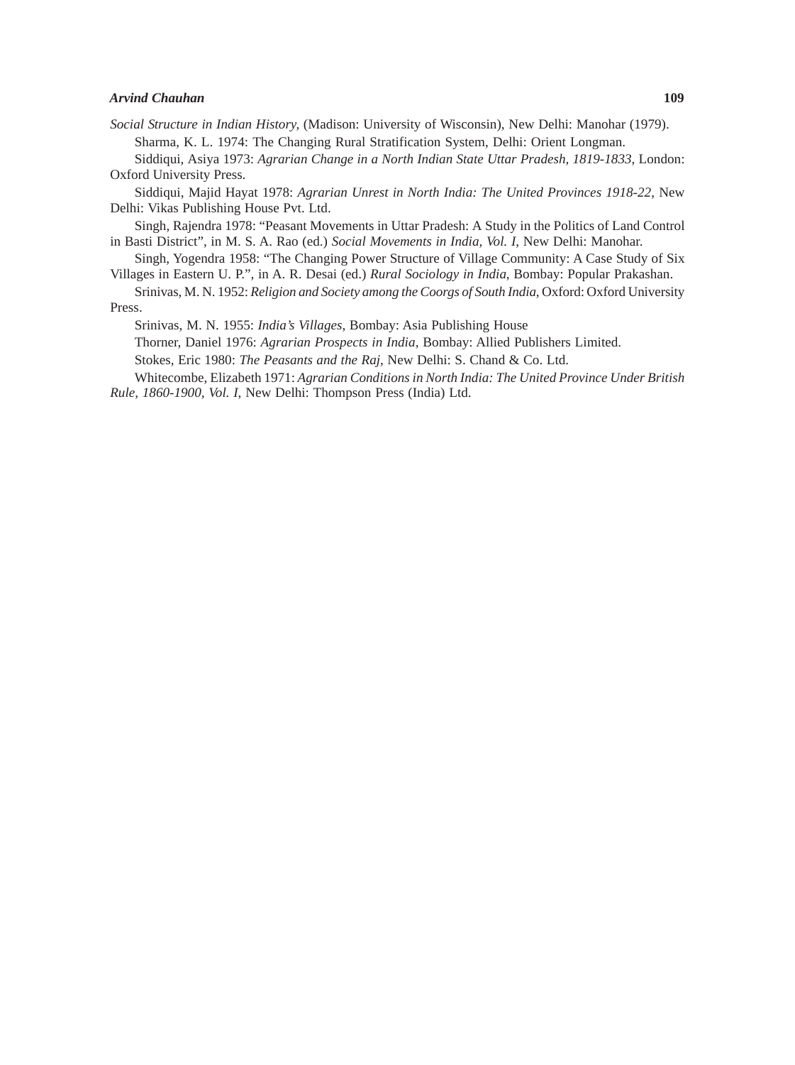*Social Structure in Indian History*, (Madison: University of Wisconsin), New Delhi: Manohar (1979).

Sharma, K. L. 1974: The Changing Rural Stratification System, Delhi: Orient Longman.

Siddiqui, Asiya 1973: *Agrarian Change in a North Indian State Uttar Pradesh, 1819-1833*, London: Oxford University Press.

Siddiqui, Majid Hayat 1978: *Agrarian Unrest in North India: The United Provinces 1918-22*, New Delhi: Vikas Publishing House Pvt. Ltd.

Singh, Rajendra 1978: "Peasant Movements in Uttar Pradesh: A Study in the Politics of Land Control in Basti District", in M. S. A. Rao (ed.) *Social Movements in India, Vol. I*, New Delhi: Manohar.

Singh, Yogendra 1958: "The Changing Power Structure of Village Community: A Case Study of Six Villages in Eastern U. P.", in A. R. Desai (ed.) *Rural Sociology in India*, Bombay: Popular Prakashan.

Srinivas, M. N. 1952: *Religion and Society among the Coorgs of South India*, Oxford: Oxford University Press.

Srinivas, M. N. 1955: *India's Villages*, Bombay: Asia Publishing House

Thorner, Daniel 1976: *Agrarian Prospects in India*, Bombay: Allied Publishers Limited.

Stokes, Eric 1980: *The Peasants and the Raj*, New Delhi: S. Chand & Co. Ltd.

Whitecombe, Elizabeth 1971: *Agrarian Conditions in North India: The United Province Under British Rule, 1860-1900, Vol. I*, New Delhi: Thompson Press (India) Ltd.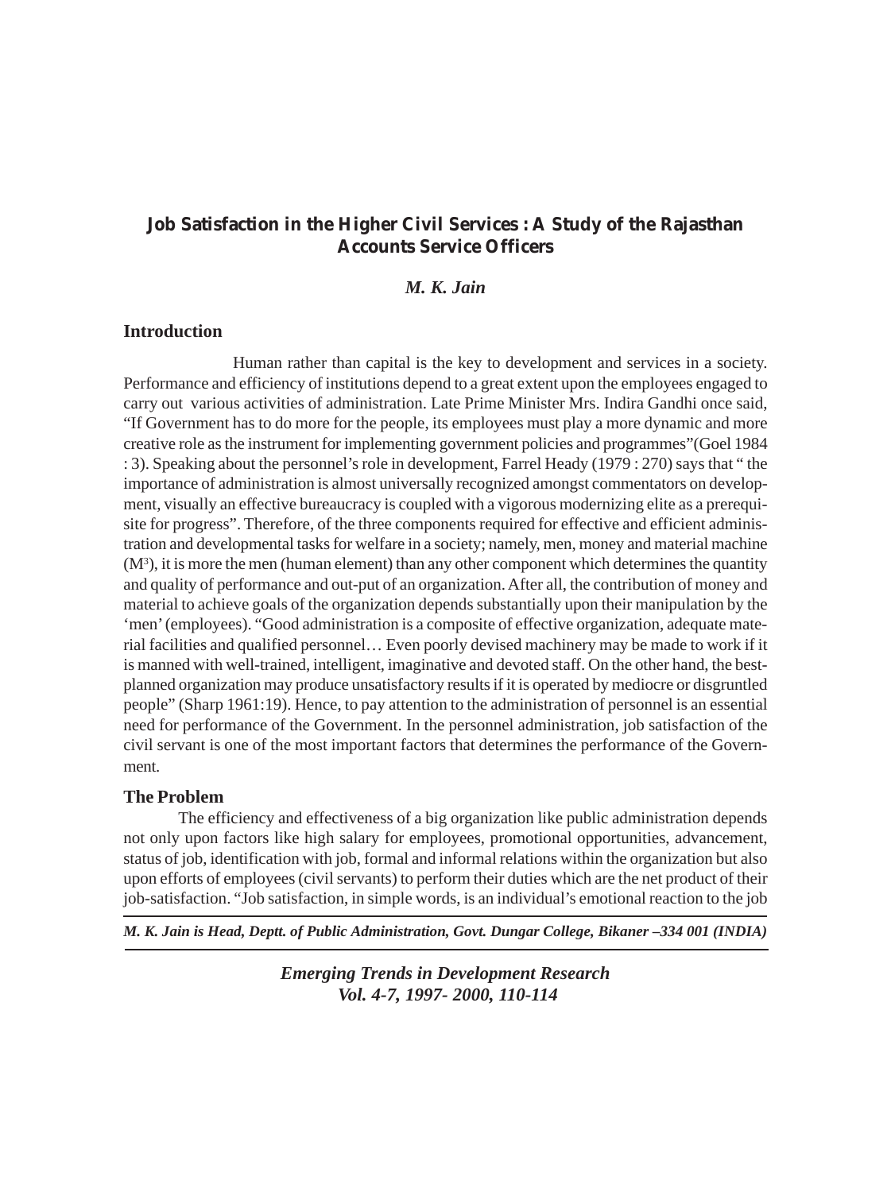# Job Satisfaction in the Higher Civil Services : A Study of the Rajasthan Accounts Service Officers

*M. K. Jain*

## Introduction

Human rather than capital is the key to development and services in a society. Performance and efficiency of institutions depend to a great extent upon the employees engaged to carry out various activities of administration. Late Prime Minister Mrs. Indira Gandhi once said, "If Government has to do more for the people, its employees must play a more dynamic and more creative role as the instrument for implementing government policies and programmes"(Goel 1984 : 3). Speaking about the personnel's role in development, Farrel Heady (1979 : 270) says that " the importance of administration is almost universally recognized amongst commentators on development, visually an effective bureaucracy is coupled with a vigorous modernizing elite as a prerequisite for progress". Therefore, of the three components required for effective and efficient administration and developmental tasks for welfare in a society; namely, men, money and material machine ($M^3$), it is more the men (human element) than any other component which determines the quantity and quality of performance and out-put of an organization. After all, the contribution of money and material to achieve goals of the organization depends substantially upon their manipulation by the 'men' (employees). "Good administration is a composite of effective organization, adequate material facilities and qualified personnel… Even poorly devised machinery may be made to work if it is manned with well-trained, intelligent, imaginative and devoted staff. On the other hand, the best-planned organization may produce unsatisfactory results if it is operated by mediocre or disgruntled people" (Sharp 1961:19). Hence, to pay attention to the administration of personnel is an essential need for performance of the Government. In the personnel administration, job satisfaction of the civil servant is one of the most important factors that determines the performance of the Government.

## The Problem

The efficiency and effectiveness of a big organization like public administration depends not only upon factors like high salary for employees, promotional opportunities, advancement, status of job, identification with job, formal and informal relations within the organization but also upon efforts of employees (civil servants) to perform their duties which are the net product of their job-satisfaction. "Job satisfaction, in simple words, is an individual's emotional reaction to the job

*M. K. Jain is Head, Deptt. of Public Administration, Govt. Dungar College, Bikaner –334 001 (INDIA)*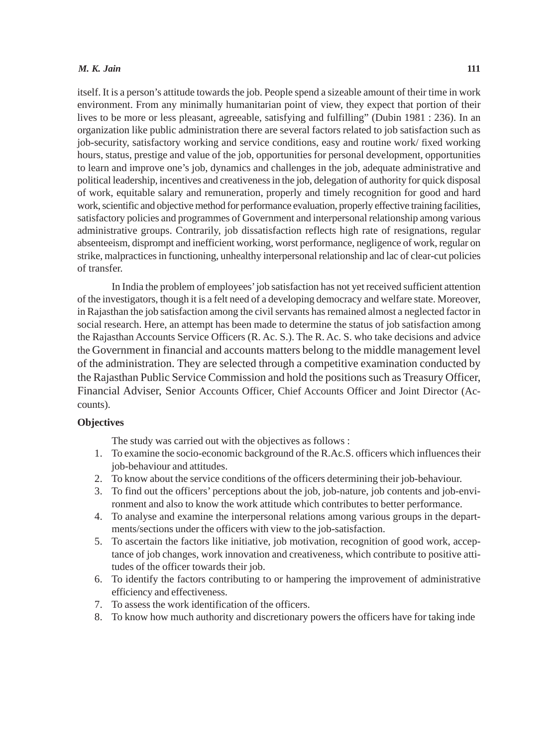itself. It is a person's attitude towards the job. People spend a sizeable amount of their time in work environment. From any minimally humanitarian point of view, they expect that portion of their lives to be more or less pleasant, agreeable, satisfying and fulfilling" (Dubin 1981 : 236). In an organization like public administration there are several factors related to job satisfaction such as job-security, satisfactory working and service conditions, easy and routine work/ fixed working hours, status, prestige and value of the job, opportunities for personal development, opportunities to learn and improve one's job, dynamics and challenges in the job, adequate administrative and political leadership, incentives and creativeness in the job, delegation of authority for quick disposal of work, equitable salary and remuneration, properly and timely recognition for good and hard work, scientific and objective method for performance evaluation, properly effective training facilities, satisfactory policies and programmes of Government and interpersonal relationship among various administrative groups. Contrarily, job dissatisfaction reflects high rate of resignations, regular absenteeism, disprompt and inefficient working, worst performance, negligence of work, regular on strike, malpractices in functioning, unhealthy interpersonal relationship and lac of clear-cut policies of transfer.

In India the problem of employees' job satisfaction has not yet received sufficient attention of the investigators, though it is a felt need of a developing democracy and welfare state. Moreover, in Rajasthan the job satisfaction among the civil servants has remained almost a neglected factor in social research. Here, an attempt has been made to determine the status of job satisfaction among the Rajasthan Accounts Service Officers (R. Ac. S.). The R. Ac. S. who take decisions and advice the Government in financial and accounts matters belong to the middle management level of the administration. They are selected through a competitive examination conducted by the Rajasthan Public Service Commission and hold the positions such as Treasury Officer, Financial Adviser, Senior Accounts Officer, Chief Accounts Officer and Joint Director (Accounts).

**Objectives**

The study was carried out with the objectives as follows :

1. To examine the socio-economic background of the R.Ac.S. officers which influences their job-behaviour and attitudes.
2. To know about the service conditions of the officers determining their job-behaviour.
3. To find out the officers' perceptions about the job, job-nature, job contents and job-environment and also to know the work attitude which contributes to better performance.
4. To analyse and examine the interpersonal relations among various groups in the departments/sections under the officers with view to the job-satisfaction.
5. To ascertain the factors like initiative, job motivation, recognition of good work, acceptance of job changes, work innovation and creativeness, which contribute to positive attitudes of the officer towards their job.
6. To identify the factors contributing to or hampering the improvement of administrative efficiency and effectiveness.
7. To assess the work identification of the officers.
8. To know how much authority and discretionary powers the officers have for taking inde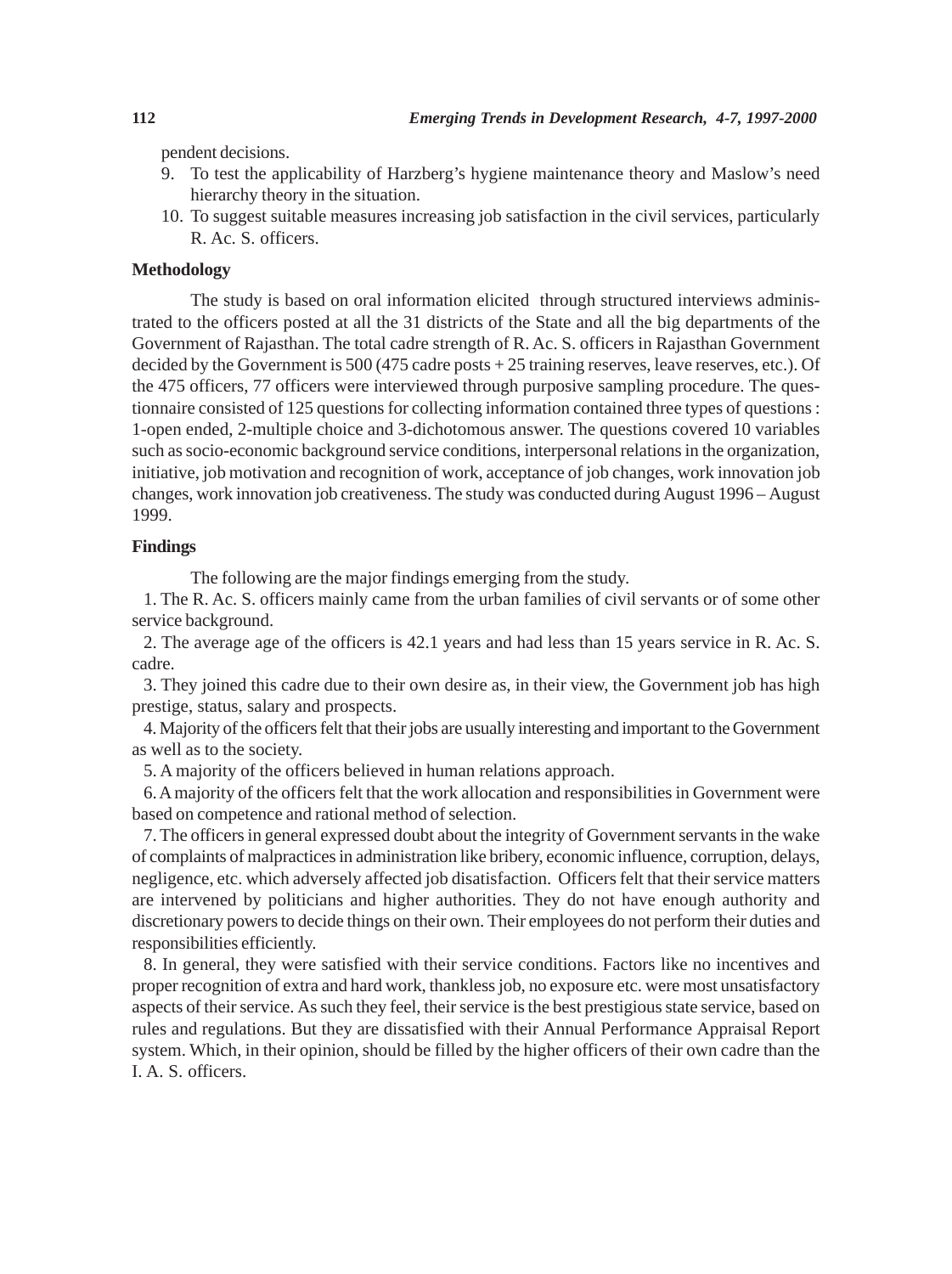pendent decisions.

9. To test the applicability of Harzberg's hygiene maintenance theory and Maslow's need hierarchy theory in the situation.
10. To suggest suitable measures increasing job satisfaction in the civil services, particularly R. Ac. S. officers.

**Methodology**

The study is based on oral information elicited through structured interviews administrated to the officers posted at all the 31 districts of the State and all the big departments of the Government of Rajasthan. The total cadre strength of R. Ac. S. officers in Rajasthan Government decided by the Government is 500 (475 cadre posts + 25 training reserves, leave reserves, etc.). Of the 475 officers, 77 officers were interviewed through purposive sampling procedure. The questionnaire consisted of 125 questions for collecting information contained three types of questions : 1-open ended, 2-multiple choice and 3-dichotomous answer. The questions covered 10 variables such as socio-economic background service conditions, interpersonal relations in the organization, initiative, job motivation and recognition of work, acceptance of job changes, work innovation job changes, work innovation job creativeness. The study was conducted during August 1996 – August 1999.

**Findings**

The following are the major findings emerging from the study.

1. The R. Ac. S. officers mainly came from the urban families of civil servants or of some other service background.

2. The average age of the officers is 42.1 years and had less than 15 years service in R. Ac. S. cadre.

3. They joined this cadre due to their own desire as, in their view, the Government job has high prestige, status, salary and prospects.

4. Majority of the officers felt that their jobs are usually interesting and important to the Government as well as to the society.

5. A majority of the officers believed in human relations approach.

6. A majority of the officers felt that the work allocation and responsibilities in Government were based on competence and rational method of selection.

7. The officers in general expressed doubt about the integrity of Government servants in the wake of complaints of malpractices in administration like bribery, economic influence, corruption, delays, negligence, etc. which adversely affected job disatisfaction. Officers felt that their service matters are intervened by politicians and higher authorities. They do not have enough authority and discretionary powers to decide things on their own. Their employees do not perform their duties and responsibilities efficiently.

8. In general, they were satisfied with their service conditions. Factors like no incentives and proper recognition of extra and hard work, thankless job, no exposure etc. were most unsatisfactory aspects of their service. As such they feel, their service is the best prestigious state service, based on rules and regulations. But they are dissatisfied with their Annual Performance Appraisal Report system. Which, in their opinion, should be filled by the higher officers of their own cadre than the I. A. S. officers.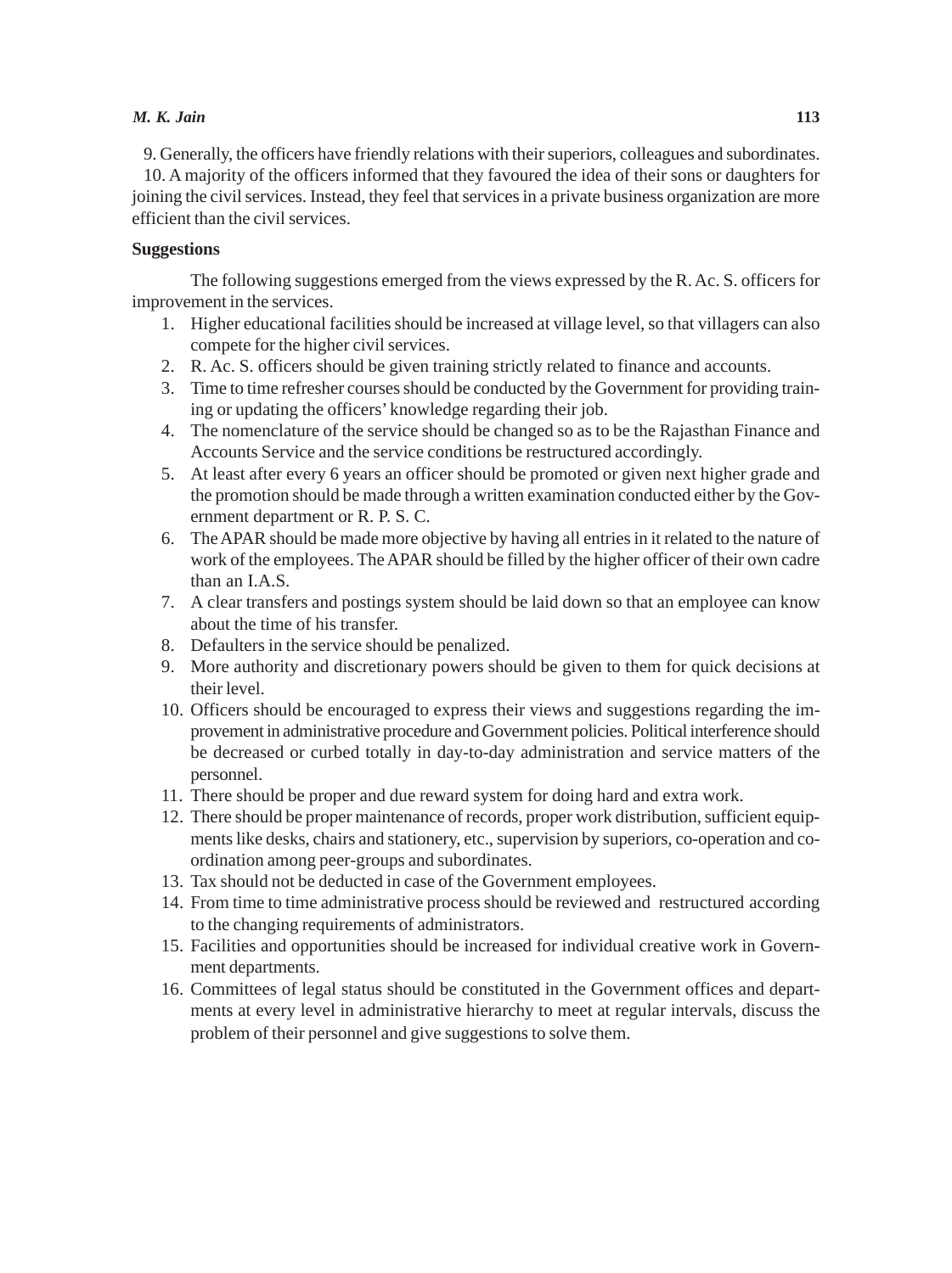9. Generally, the officers have friendly relations with their superiors, colleagues and subordinates.

10. A majority of the officers informed that they favoured the idea of their sons or daughters for joining the civil services. Instead, they feel that services in a private business organization are more efficient than the civil services.

**Suggestions**

The following suggestions emerged from the views expressed by the R. Ac. S. officers for improvement in the services.

1. Higher educational facilities should be increased at village level, so that villagers can also compete for the higher civil services.
2. R. Ac. S. officers should be given training strictly related to finance and accounts.
3. Time to time refresher courses should be conducted by the Government for providing training or updating the officers' knowledge regarding their job.
4. The nomenclature of the service should be changed so as to be the Rajasthan Finance and Accounts Service and the service conditions be restructured accordingly.
5. At least after every 6 years an officer should be promoted or given next higher grade and the promotion should be made through a written examination conducted either by the Government department or R. P. S. C.
6. The APAR should be made more objective by having all entries in it related to the nature of work of the employees. The APAR should be filled by the higher officer of their own cadre than an I.A.S.
7. A clear transfers and postings system should be laid down so that an employee can know about the time of his transfer.
8. Defaulters in the service should be penalized.
9. More authority and discretionary powers should be given to them for quick decisions at their level.
10. Officers should be encouraged to express their views and suggestions regarding the improvement in administrative procedure and Government policies. Political interference should be decreased or curbed totally in day-to-day administration and service matters of the personnel.
11. There should be proper and due reward system for doing hard and extra work.
12. There should be proper maintenance of records, proper work distribution, sufficient equipments like desks, chairs and stationery, etc., supervision by superiors, co-operation and coordination among peer-groups and subordinates.
13. Tax should not be deducted in case of the Government employees.
14. From time to time administrative process should be reviewed and restructured according to the changing requirements of administrators.
15. Facilities and opportunities should be increased for individual creative work in Government departments.
16. Committees of legal status should be constituted in the Government offices and departments at every level in administrative hierarchy to meet at regular intervals, discuss the problem of their personnel and give suggestions to solve them.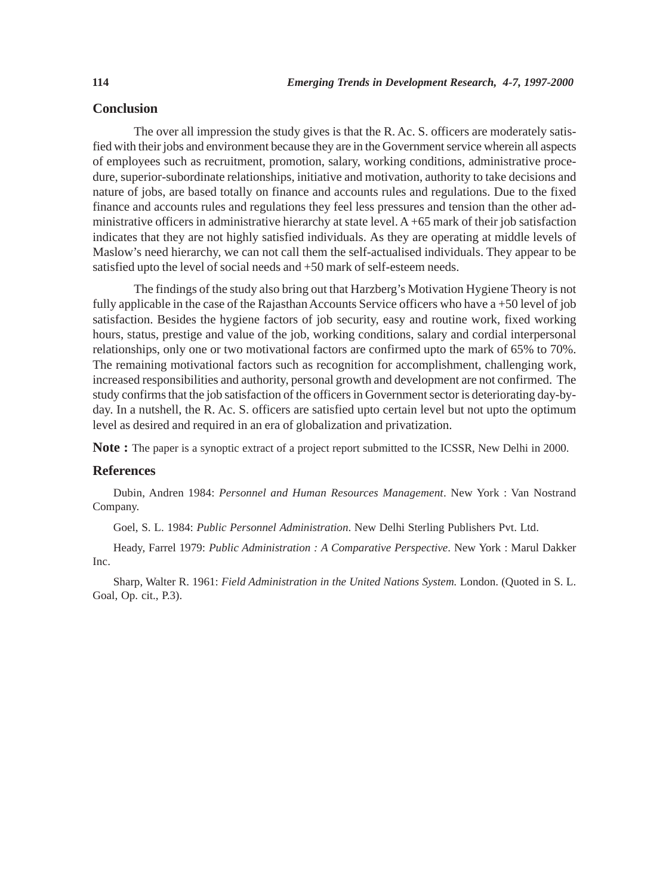## Conclusion

The over all impression the study gives is that the R. Ac. S. officers are moderately satisfied with their jobs and environment because they are in the Government service wherein all aspects of employees such as recruitment, promotion, salary, working conditions, administrative procedure, superior-subordinate relationships, initiative and motivation, authority to take decisions and nature of jobs, are based totally on finance and accounts rules and regulations. Due to the fixed finance and accounts rules and regulations they feel less pressures and tension than the other administrative officers in administrative hierarchy at state level. A +65 mark of their job satisfaction indicates that they are not highly satisfied individuals. As they are operating at middle levels of Maslow's need hierarchy, we can not call them the self-actualised individuals. They appear to be satisfied upto the level of social needs and +50 mark of self-esteem needs.

The findings of the study also bring out that Harzberg's Motivation Hygiene Theory is not fully applicable in the case of the Rajasthan Accounts Service officers who have a +50 level of job satisfaction. Besides the hygiene factors of job security, easy and routine work, fixed working hours, status, prestige and value of the job, working conditions, salary and cordial interpersonal relationships, only one or two motivational factors are confirmed upto the mark of 65% to 70%. The remaining motivational factors such as recognition for accomplishment, challenging work, increased responsibilities and authority, personal growth and development are not confirmed. The study confirms that the job satisfaction of the officers in Government sector is deteriorating day-by-day. In a nutshell, the R. Ac. S. officers are satisfied upto certain level but not upto the optimum level as desired and required in an era of globalization and privatization.

**Note :** The paper is a synoptic extract of a project report submitted to the ICSSR, New Delhi in 2000.

## References

Dubin, Andren 1984: *Personnel and Human Resources Management*. New York : Van Nostrand Company.

Goel, S. L. 1984: *Public Personnel Administration*. New Delhi Sterling Publishers Pvt. Ltd.

Heady, Farrel 1979: *Public Administration : A Comparative Perspective*. New York : Marul Dakker Inc.

Sharp, Walter R. 1961: *Field Administration in the United Nations System.* London. (Quoted in S. L. Goal, Op. cit., P.3).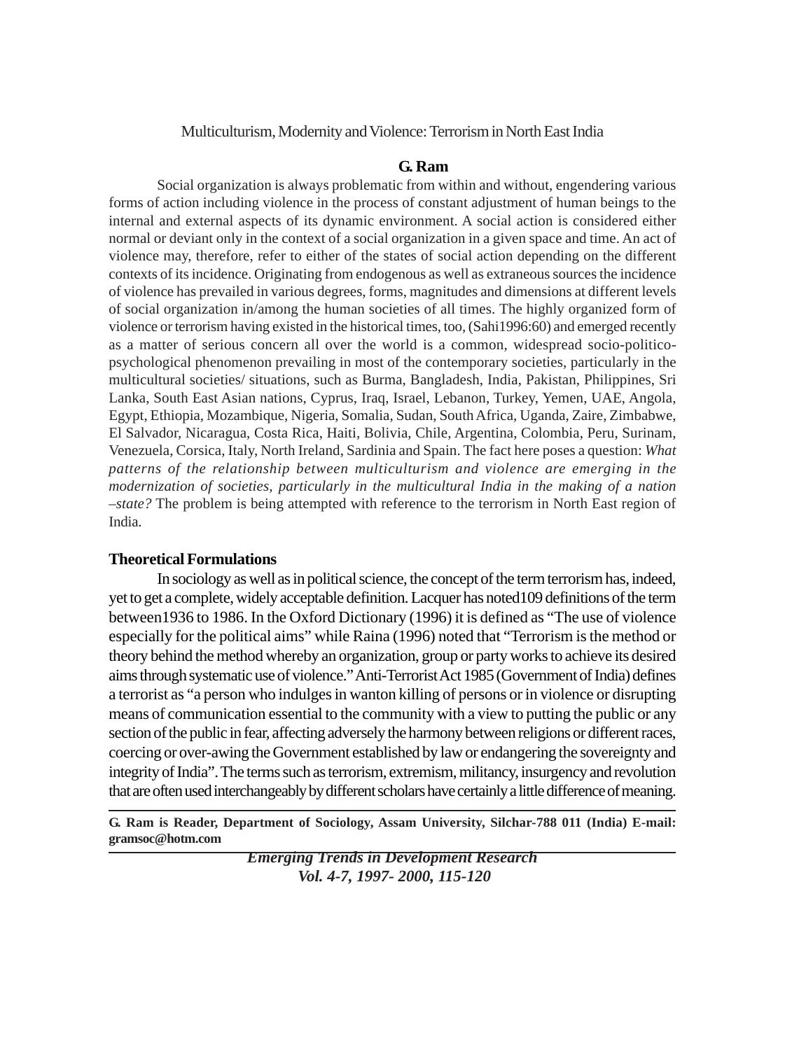# Multiculturism, Modernity and Violence: Terrorism in North East India

**G. Ram**

Social organization is always problematic from within and without, engendering various forms of action including violence in the process of constant adjustment of human beings to the internal and external aspects of its dynamic environment. A social action is considered either normal or deviant only in the context of a social organization in a given space and time. An act of violence may, therefore, refer to either of the states of social action depending on the different contexts of its incidence. Originating from endogenous as well as extraneous sources the incidence of violence has prevailed in various degrees, forms, magnitudes and dimensions at different levels of social organization in/among the human societies of all times. The highly organized form of violence or terrorism having existed in the historical times, too, (Sahi1996:60) and emerged recently as a matter of serious concern all over the world is a common, widespread socio-politico-psychological phenomenon prevailing in most of the contemporary societies, particularly in the multicultural societies/ situations, such as Burma, Bangladesh, India, Pakistan, Philippines, Sri Lanka, South East Asian nations, Cyprus, Iraq, Israel, Lebanon, Turkey, Yemen, UAE, Angola, Egypt, Ethiopia, Mozambique, Nigeria, Somalia, Sudan, South Africa, Uganda, Zaire, Zimbabwe, El Salvador, Nicaragua, Costa Rica, Haiti, Bolivia, Chile, Argentina, Colombia, Peru, Surinam, Venezuela, Corsica, Italy, North Ireland, Sardinia and Spain. The fact here poses a question: *What patterns of the relationship between multiculturism and violence are emerging in the modernization of societies, particularly in the multicultural India in the making of a nation –state?* The problem is being attempted with reference to the terrorism in North East region of India.

## Theoretical Formulations

In sociology as well as in political science, the concept of the term terrorism has, indeed, yet to get a complete, widely acceptable definition. Lacquer has noted109 definitions of the term between1936 to 1986. In the Oxford Dictionary (1996) it is defined as "The use of violence especially for the political aims" while Raina (1996) noted that "Terrorism is the method or theory behind the method whereby an organization, group or party works to achieve its desired aims through systematic use of violence." Anti-Terrorist Act 1985 (Government of India) defines a terrorist as "a person who indulges in wanton killing of persons or in violence or disrupting means of communication essential to the community with a view to putting the public or any section of the public in fear, affecting adversely the harmony between religions or different races, coercing or over-awing the Government established by law or endangering the sovereignty and integrity of India". The terms such as terrorism, extremism, militancy, insurgency and revolution that are often used interchangeably by different scholars have certainly a little difference of meaning.

---

**G. Ram is Reader, Department of Sociology, Assam University, Silchar-788 011 (India) E-mail: gramsoc@hotm.com**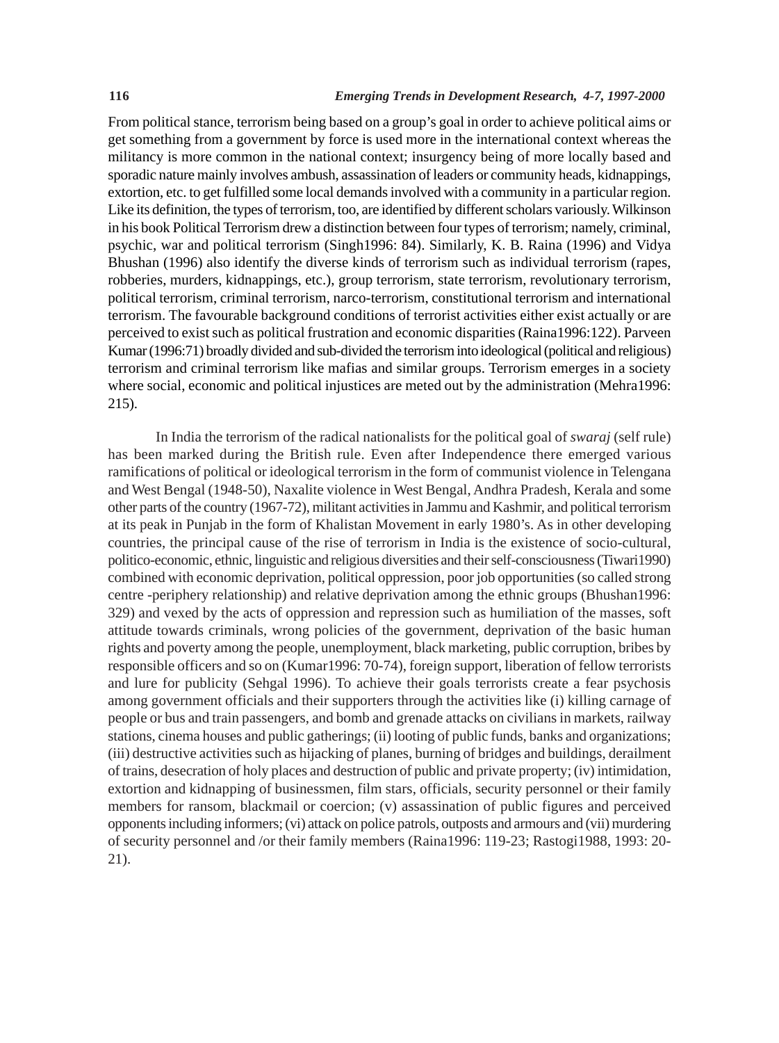From political stance, terrorism being based on a group's goal in order to achieve political aims or get something from a government by force is used more in the international context whereas the militancy is more common in the national context; insurgency being of more locally based and sporadic nature mainly involves ambush, assassination of leaders or community heads, kidnappings, extortion, etc. to get fulfilled some local demands involved with a community in a particular region. Like its definition, the types of terrorism, too, are identified by different scholars variously. Wilkinson in his book Political Terrorism drew a distinction between four types of terrorism; namely, criminal, psychic, war and political terrorism (Singh1996: 84). Similarly, K. B. Raina (1996) and Vidya Bhushan (1996) also identify the diverse kinds of terrorism such as individual terrorism (rapes, robberies, murders, kidnappings, etc.), group terrorism, state terrorism, revolutionary terrorism, political terrorism, criminal terrorism, narco-terrorism, constitutional terrorism and international terrorism. The favourable background conditions of terrorist activities either exist actually or are perceived to exist such as political frustration and economic disparities (Raina1996:122). Parveen Kumar (1996:71) broadly divided and sub-divided the terrorism into ideological (political and religious) terrorism and criminal terrorism like mafias and similar groups. Terrorism emerges in a society where social, economic and political injustices are meted out by the administration (Mehra1996: 215).

In India the terrorism of the radical nationalists for the political goal of *swaraj* (self rule) has been marked during the British rule. Even after Independence there emerged various ramifications of political or ideological terrorism in the form of communist violence in Telengana and West Bengal (1948-50), Naxalite violence in West Bengal, Andhra Pradesh, Kerala and some other parts of the country (1967-72), militant activities in Jammu and Kashmir, and political terrorism at its peak in Punjab in the form of Khalistan Movement in early 1980's. As in other developing countries, the principal cause of the rise of terrorism in India is the existence of socio-cultural, politico-economic, ethnic, linguistic and religious diversities and their self-consciousness (Tiwari1990) combined with economic deprivation, political oppression, poor job opportunities (so called strong centre -periphery relationship) and relative deprivation among the ethnic groups (Bhushan1996: 329) and vexed by the acts of oppression and repression such as humiliation of the masses, soft attitude towards criminals, wrong policies of the government, deprivation of the basic human rights and poverty among the people, unemployment, black marketing, public corruption, bribes by responsible officers and so on (Kumar1996: 70-74), foreign support, liberation of fellow terrorists and lure for publicity (Sehgal 1996). To achieve their goals terrorists create a fear psychosis among government officials and their supporters through the activities like (i) killing carnage of people or bus and train passengers, and bomb and grenade attacks on civilians in markets, railway stations, cinema houses and public gatherings; (ii) looting of public funds, banks and organizations; (iii) destructive activities such as hijacking of planes, burning of bridges and buildings, derailment of trains, desecration of holy places and destruction of public and private property; (iv) intimidation, extortion and kidnapping of businessmen, film stars, officials, security personnel or their family members for ransom, blackmail or coercion; (v) assassination of public figures and perceived opponents including informers; (vi) attack on police patrols, outposts and armours and (vii) murdering of security personnel and /or their family members (Raina1996: 119-23; Rastogi1988, 1993: 20-21).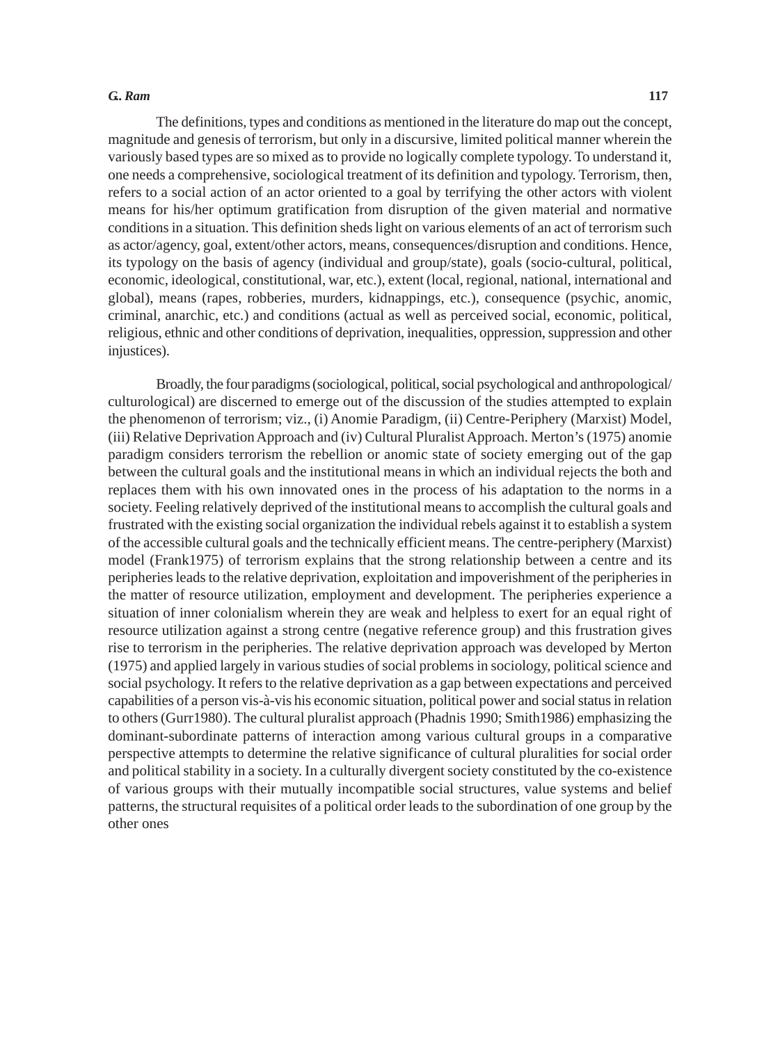The definitions, types and conditions as mentioned in the literature do map out the concept, magnitude and genesis of terrorism, but only in a discursive, limited political manner wherein the variously based types are so mixed as to provide no logically complete typology. To understand it, one needs a comprehensive, sociological treatment of its definition and typology. Terrorism, then, refers to a social action of an actor oriented to a goal by terrifying the other actors with violent means for his/her optimum gratification from disruption of the given material and normative conditions in a situation. This definition sheds light on various elements of an act of terrorism such as actor/agency, goal, extent/other actors, means, consequences/disruption and conditions. Hence, its typology on the basis of agency (individual and group/state), goals (socio-cultural, political, economic, ideological, constitutional, war, etc.), extent (local, regional, national, international and global), means (rapes, robberies, murders, kidnappings, etc.), consequence (psychic, anomic, criminal, anarchic, etc.) and conditions (actual as well as perceived social, economic, political, religious, ethnic and other conditions of deprivation, inequalities, oppression, suppression and other injustices).

Broadly, the four paradigms (sociological, political, social psychological and anthropological/ culturological) are discerned to emerge out of the discussion of the studies attempted to explain the phenomenon of terrorism; viz., (i) Anomie Paradigm, (ii) Centre-Periphery (Marxist) Model, (iii) Relative Deprivation Approach and (iv) Cultural Pluralist Approach. Merton's (1975) anomie paradigm considers terrorism the rebellion or anomic state of society emerging out of the gap between the cultural goals and the institutional means in which an individual rejects the both and replaces them with his own innovated ones in the process of his adaptation to the norms in a society. Feeling relatively deprived of the institutional means to accomplish the cultural goals and frustrated with the existing social organization the individual rebels against it to establish a system of the accessible cultural goals and the technically efficient means. The centre-periphery (Marxist) model (Frank1975) of terrorism explains that the strong relationship between a centre and its peripheries leads to the relative deprivation, exploitation and impoverishment of the peripheries in the matter of resource utilization, employment and development. The peripheries experience a situation of inner colonialism wherein they are weak and helpless to exert for an equal right of resource utilization against a strong centre (negative reference group) and this frustration gives rise to terrorism in the peripheries. The relative deprivation approach was developed by Merton (1975) and applied largely in various studies of social problems in sociology, political science and social psychology. It refers to the relative deprivation as a gap between expectations and perceived capabilities of a person vis-à-vis his economic situation, political power and social status in relation to others (Gurr1980). The cultural pluralist approach (Phadnis 1990; Smith1986) emphasizing the dominant-subordinate patterns of interaction among various cultural groups in a comparative perspective attempts to determine the relative significance of cultural pluralities for social order and political stability in a society. In a culturally divergent society constituted by the co-existence of various groups with their mutually incompatible social structures, value systems and belief patterns, the structural requisites of a political order leads to the subordination of one group by the other ones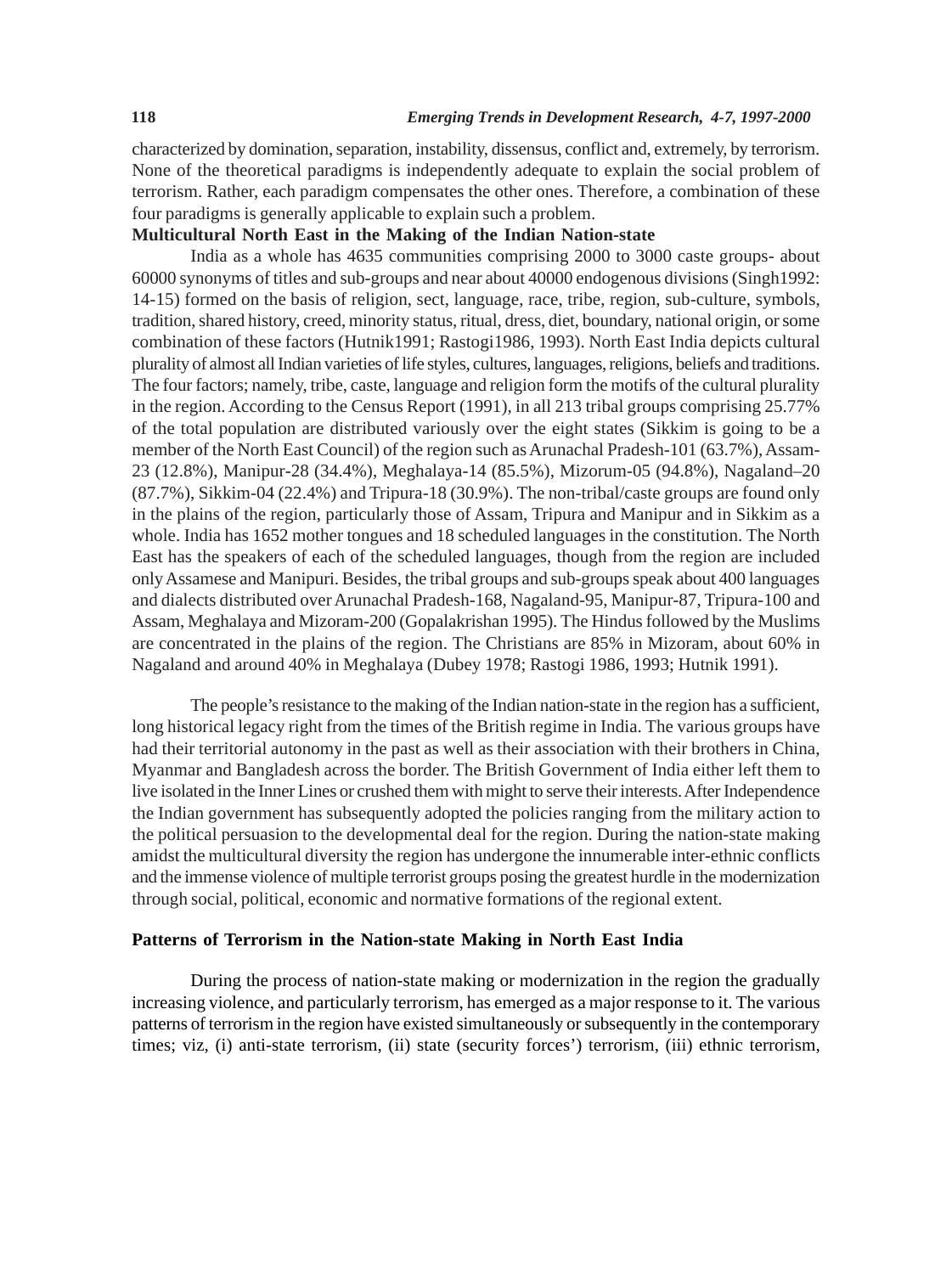characterized by domination, separation, instability, dissensus, conflict and, extremely, by terrorism. None of the theoretical paradigms is independently adequate to explain the social problem of terrorism. Rather, each paradigm compensates the other ones. Therefore, a combination of these four paradigms is generally applicable to explain such a problem.

**Multicultural North East in the Making of the Indian Nation-state**

India as a whole has 4635 communities comprising 2000 to 3000 caste groups- about 60000 synonyms of titles and sub-groups and near about 40000 endogenous divisions (Singh1992: 14-15) formed on the basis of religion, sect, language, race, tribe, region, sub-culture, symbols, tradition, shared history, creed, minority status, ritual, dress, diet, boundary, national origin, or some combination of these factors (Hutnik1991; Rastogi1986, 1993). North East India depicts cultural plurality of almost all Indian varieties of life styles, cultures, languages, religions, beliefs and traditions. The four factors; namely, tribe, caste, language and religion form the motifs of the cultural plurality in the region. According to the Census Report (1991), in all 213 tribal groups comprising 25.77% of the total population are distributed variously over the eight states (Sikkim is going to be a member of the North East Council) of the region such as Arunachal Pradesh-101 (63.7%), Assam-23 (12.8%), Manipur-28 (34.4%), Meghalaya-14 (85.5%), Mizorum-05 (94.8%), Nagaland–20 (87.7%), Sikkim-04 (22.4%) and Tripura-18 (30.9%). The non-tribal/caste groups are found only in the plains of the region, particularly those of Assam, Tripura and Manipur and in Sikkim as a whole. India has 1652 mother tongues and 18 scheduled languages in the constitution. The North East has the speakers of each of the scheduled languages, though from the region are included only Assamese and Manipuri. Besides, the tribal groups and sub-groups speak about 400 languages and dialects distributed over Arunachal Pradesh-168, Nagaland-95, Manipur-87, Tripura-100 and Assam, Meghalaya and Mizoram-200 (Gopalakrishan 1995). The Hindus followed by the Muslims are concentrated in the plains of the region. The Christians are 85% in Mizoram, about 60% in Nagaland and around 40% in Meghalaya (Dubey 1978; Rastogi 1986, 1993; Hutnik 1991).

The people's resistance to the making of the Indian nation-state in the region has a sufficient, long historical legacy right from the times of the British regime in India. The various groups have had their territorial autonomy in the past as well as their association with their brothers in China, Myanmar and Bangladesh across the border. The British Government of India either left them to live isolated in the Inner Lines or crushed them with might to serve their interests. After Independence the Indian government has subsequently adopted the policies ranging from the military action to the political persuasion to the developmental deal for the region. During the nation-state making amidst the multicultural diversity the region has undergone the innumerable inter-ethnic conflicts and the immense violence of multiple terrorist groups posing the greatest hurdle in the modernization through social, political, economic and normative formations of the regional extent.

**Patterns of Terrorism in the Nation-state Making in North East India**

During the process of nation-state making or modernization in the region the gradually increasing violence, and particularly terrorism, has emerged as a major response to it. The various patterns of terrorism in the region have existed simultaneously or subsequently in the contemporary times; viz, (i) anti-state terrorism, (ii) state (security forces') terrorism, (iii) ethnic terrorism,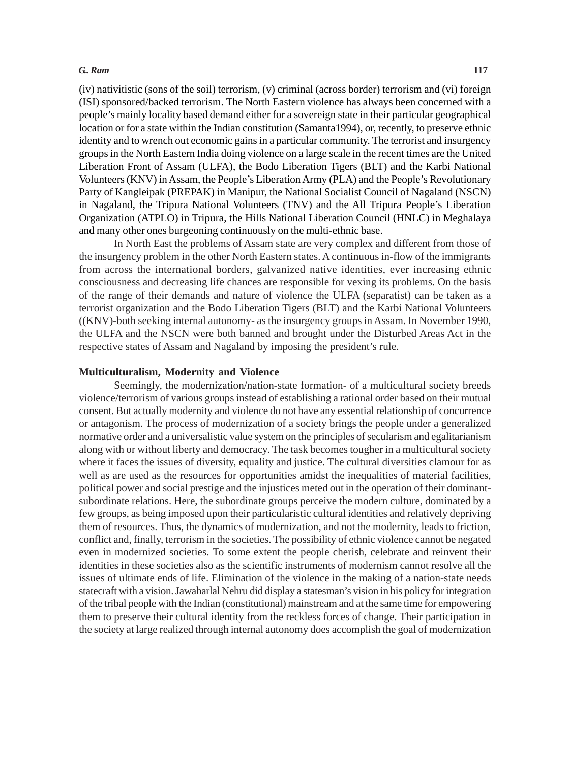(iv) nativitistic (sons of the soil) terrorism, (v) criminal (across border) terrorism and (vi) foreign (ISI) sponsored/backed terrorism. The North Eastern violence has always been concerned with a people's mainly locality based demand either for a sovereign state in their particular geographical location or for a state within the Indian constitution (Samanta1994), or, recently, to preserve ethnic identity and to wrench out economic gains in a particular community. The terrorist and insurgency groups in the North Eastern India doing violence on a large scale in the recent times are the United Liberation Front of Assam (ULFA), the Bodo Liberation Tigers (BLT) and the Karbi National Volunteers (KNV) in Assam, the People's Liberation Army (PLA) and the People's Revolutionary Party of Kangleipak (PREPAK) in Manipur, the National Socialist Council of Nagaland (NSCN) in Nagaland, the Tripura National Volunteers (TNV) and the All Tripura People's Liberation Organization (ATPLO) in Tripura, the Hills National Liberation Council (HNLC) in Meghalaya and many other ones burgeoning continuously on the multi-ethnic base.

In North East the problems of Assam state are very complex and different from those of the insurgency problem in the other North Eastern states. A continuous in-flow of the immigrants from across the international borders, galvanized native identities, ever increasing ethnic consciousness and decreasing life chances are responsible for vexing its problems. On the basis of the range of their demands and nature of violence the ULFA (separatist) can be taken as a terrorist organization and the Bodo Liberation Tigers (BLT) and the Karbi National Volunteers ((KNV)-both seeking internal autonomy- as the insurgency groups in Assam. In November 1990, the ULFA and the NSCN were both banned and brought under the Disturbed Areas Act in the respective states of Assam and Nagaland by imposing the president's rule.

**Multiculturalism, Modernity and Violence**

Seemingly, the modernization/nation-state formation- of a multicultural society breeds violence/terrorism of various groups instead of establishing a rational order based on their mutual consent. But actually modernity and violence do not have any essential relationship of concurrence or antagonism. The process of modernization of a society brings the people under a generalized normative order and a universalistic value system on the principles of secularism and egalitarianism along with or without liberty and democracy. The task becomes tougher in a multicultural society where it faces the issues of diversity, equality and justice. The cultural diversities clamour for as well as are used as the resources for opportunities amidst the inequalities of material facilities, political power and social prestige and the injustices meted out in the operation of their dominant-subordinate relations. Here, the subordinate groups perceive the modern culture, dominated by a few groups, as being imposed upon their particularistic cultural identities and relatively depriving them of resources. Thus, the dynamics of modernization, and not the modernity, leads to friction, conflict and, finally, terrorism in the societies. The possibility of ethnic violence cannot be negated even in modernized societies. To some extent the people cherish, celebrate and reinvent their identities in these societies also as the scientific instruments of modernism cannot resolve all the issues of ultimate ends of life. Elimination of the violence in the making of a nation-state needs statecraft with a vision. Jawaharlal Nehru did display a statesman's vision in his policy for integration of the tribal people with the Indian (constitutional) mainstream and at the same time for empowering them to preserve their cultural identity from the reckless forces of change. Their participation in the society at large realized through internal autonomy does accomplish the goal of modernization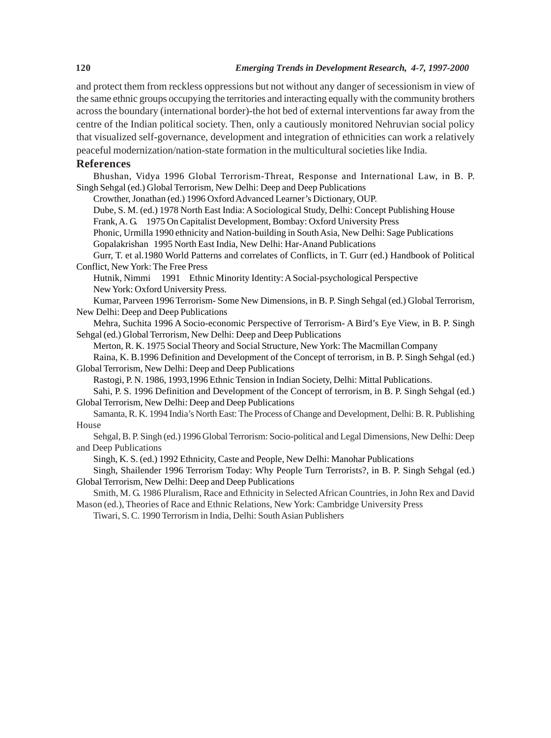and protect them from reckless oppressions but not without any danger of secessionism in view of the same ethnic groups occupying the territories and interacting equally with the community brothers across the boundary (international border)-the hot bed of external interventions far away from the centre of the Indian political society. Then, only a cautiously monitored Nehruvian social policy that visualized self-governance, development and integration of ethnicities can work a relatively peaceful modernization/nation-state formation in the multicultural societies like India.

## References

Bhushan, Vidya 1996 Global Terrorism-Threat, Response and International Law, in B. P. Singh Sehgal (ed.) Global Terrorism, New Delhi: Deep and Deep Publications

Crowther, Jonathan (ed.) 1996 Oxford Advanced Learner's Dictionary, OUP.

Dube, S. M. (ed.) 1978 North East India: A Sociological Study, Delhi: Concept Publishing House

Frank, A. G. 1975 On Capitalist Development, Bombay: Oxford University Press

Phonic, Urmilla 1990 ethnicity and Nation-building in South Asia, New Delhi: Sage Publications

Gopalakrishan 1995 North East India, New Delhi: Har-Anand Publications

Gurr, T. et al.1980 World Patterns and correlates of Conflicts, in T. Gurr (ed.) Handbook of Political Conflict, New York: The Free Press

Hutnik, Nimmi 1991 Ethnic Minority Identity: A Social-psychological Perspective New York: Oxford University Press.

Kumar, Parveen 1996 Terrorism- Some New Dimensions, in B. P. Singh Sehgal (ed.) Global Terrorism, New Delhi: Deep and Deep Publications

Mehra, Suchita 1996 A Socio-economic Perspective of Terrorism- A Bird's Eye View, in B. P. Singh Sehgal (ed.) Global Terrorism, New Delhi: Deep and Deep Publications

Merton, R. K. 1975 Social Theory and Social Structure, New York: The Macmillan Company

Raina, K. B.1996 Definition and Development of the Concept of terrorism, in B. P. Singh Sehgal (ed.) Global Terrorism, New Delhi: Deep and Deep Publications

Rastogi, P. N. 1986, 1993,1996 Ethnic Tension in Indian Society, Delhi: Mittal Publications.

Sahi, P. S. 1996 Definition and Development of the Concept of terrorism, in B. P. Singh Sehgal (ed.) Global Terrorism, New Delhi: Deep and Deep Publications

Samanta, R. K. 1994 India's North East: The Process of Change and Development, Delhi: B. R. Publishing House

Sehgal, B. P. Singh (ed.) 1996 Global Terrorism: Socio-political and Legal Dimensions, New Delhi: Deep and Deep Publications

Singh, K. S. (ed.) 1992 Ethnicity, Caste and People, New Delhi: Manohar Publications

Singh, Shailender 1996 Terrorism Today: Why People Turn Terrorists?, in B. P. Singh Sehgal (ed.) Global Terrorism, New Delhi: Deep and Deep Publications

Smith, M. G. 1986 Pluralism, Race and Ethnicity in Selected African Countries, in John Rex and David Mason (ed.), Theories of Race and Ethnic Relations, New York: Cambridge University Press

Tiwari, S. C. 1990 Terrorism in India, Delhi: South Asian Publishers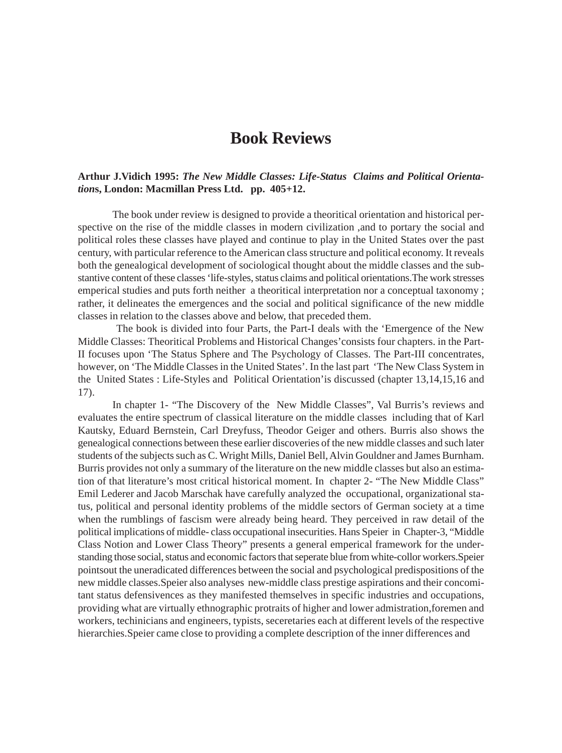# Book Reviews

**Arthur J.Vidich 1995: *The New Middle Classes: Life-Status Claims and Political Orientations*, London: Macmillan Press Ltd. pp. 405+12.**

The book under review is designed to provide a theoritical orientation and historical perspective on the rise of the middle classes in modern civilization ,and to portary the social and political roles these classes have played and continue to play in the United States over the past century, with particular reference to the American class structure and political economy. It reveals both the genealogical development of sociological thought about the middle classes and the substantive content of these classes 'life-styles, status claims and political orientations.The work stresses emperical studies and puts forth neither a theoritical interpretation nor a conceptual taxonomy ; rather, it delineates the emergences and the social and political significance of the new middle classes in relation to the classes above and below, that preceded them.

The book is divided into four Parts, the Part-I deals with the 'Emergence of the New Middle Classes: Theoritical Problems and Historical Changes'consists four chapters. in the Part-II focuses upon 'The Status Sphere and The Psychology of Classes. The Part-III concentrates, however, on 'The Middle Classes in the United States'. In the last part 'The New Class System in the United States : Life-Styles and Political Orientation'is discussed (chapter 13,14,15,16 and 17).

In chapter 1- "The Discovery of the New Middle Classes", Val Burris's reviews and evaluates the entire spectrum of classical literature on the middle classes including that of Karl Kautsky, Eduard Bernstein, Carl Dreyfuss, Theodor Geiger and others. Burris also shows the genealogical connections between these earlier discoveries of the new middle classes and such later students of the subjects such as C. Wright Mills, Daniel Bell, Alvin Gouldner and James Burnham. Burris provides not only a summary of the literature on the new middle classes but also an estimation of that literature's most critical historical moment. In chapter 2- "The New Middle Class" Emil Lederer and Jacob Marschak have carefully analyzed the occupational, organizational status, political and personal identity problems of the middle sectors of German society at a time when the rumblings of fascism were already being heard. They perceived in raw detail of the political implications of middle- class occupational insecurities. Hans Speier in Chapter-3, "Middle Class Notion and Lower Class Theory" presents a general emperical framework for the understanding those social, status and economic factors that seperate blue from white-collor workers.Speier pointsout the uneradicated differences between the social and psychological predispositions of the new middle classes.Speier also analyses new-middle class prestige aspirations and their concomitant status defensivences as they manifested themselves in specific industries and occupations, providing what are virtually ethnographic protraits of higher and lower admistration,foremen and workers, techinicians and engineers, typists, seceretaries each at different levels of the respective hierarchies.Speier came close to providing a complete description of the inner differences and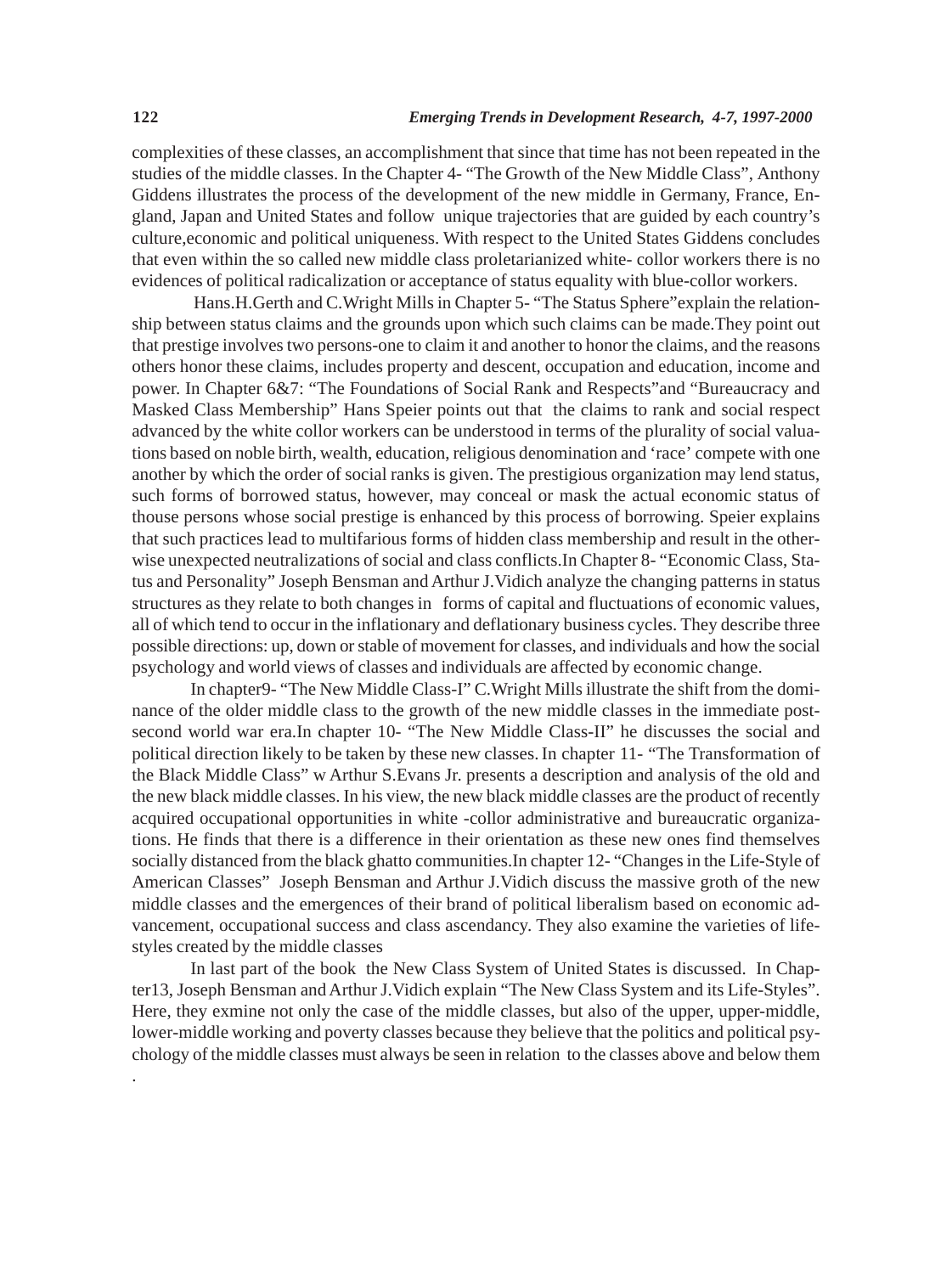complexities of these classes, an accomplishment that since that time has not been repeated in the studies of the middle classes. In the Chapter 4- "The Growth of the New Middle Class", Anthony Giddens illustrates the process of the development of the new middle in Germany, France, England, Japan and United States and follow unique trajectories that are guided by each country's culture,economic and political uniqueness. With respect to the United States Giddens concludes that even within the so called new middle class proletarianized white- collor workers there is no evidences of political radicalization or acceptance of status equality with blue-collor workers.

Hans.H.Gerth and C.Wright Mills in Chapter 5- "The Status Sphere"explain the relationship between status claims and the grounds upon which such claims can be made.They point out that prestige involves two persons-one to claim it and another to honor the claims, and the reasons others honor these claims, includes property and descent, occupation and education, income and power. In Chapter 6&7: "The Foundations of Social Rank and Respects"and "Bureaucracy and Masked Class Membership" Hans Speier points out that the claims to rank and social respect advanced by the white collor workers can be understood in terms of the plurality of social valuations based on noble birth, wealth, education, religious denomination and 'race' compete with one another by which the order of social ranks is given. The prestigious organization may lend status, such forms of borrowed status, however, may conceal or mask the actual economic status of thouse persons whose social prestige is enhanced by this process of borrowing. Speier explains that such practices lead to multifarious forms of hidden class membership and result in the otherwise unexpected neutralizations of social and class conflicts.In Chapter 8- "Economic Class, Status and Personality" Joseph Bensman and Arthur J.Vidich analyze the changing patterns in status structures as they relate to both changes in forms of capital and fluctuations of economic values, all of which tend to occur in the inflationary and deflationary business cycles. They describe three possible directions: up, down or stable of movement for classes, and individuals and how the social psychology and world views of classes and individuals are affected by economic change.

In chapter9- "The New Middle Class-I" C.Wright Mills illustrate the shift from the dominance of the older middle class to the growth of the new middle classes in the immediate post-second world war era.In chapter 10- "The New Middle Class-II" he discusses the social and political direction likely to be taken by these new classes. In chapter 11- "The Transformation of the Black Middle Class" w Arthur S.Evans Jr. presents a description and analysis of the old and the new black middle classes. In his view, the new black middle classes are the product of recently acquired occupational opportunities in white -collor administrative and bureaucratic organizations. He finds that there is a difference in their orientation as these new ones find themselves socially distanced from the black ghatto communities.In chapter 12- "Changes in the Life-Style of American Classes" Joseph Bensman and Arthur J.Vidich discuss the massive groth of the new middle classes and the emergences of their brand of political liberalism based on economic advancement, occupational success and class ascendancy. They also examine the varieties of life-styles created by the middle classes

In last part of the book the New Class System of United States is discussed. In Chapter13, Joseph Bensman and Arthur J.Vidich explain "The New Class System and its Life-Styles". Here, they exmine not only the case of the middle classes, but also of the upper, upper-middle, lower-middle working and poverty classes because they believe that the politics and political psychology of the middle classes must always be seen in relation to the classes above and below them .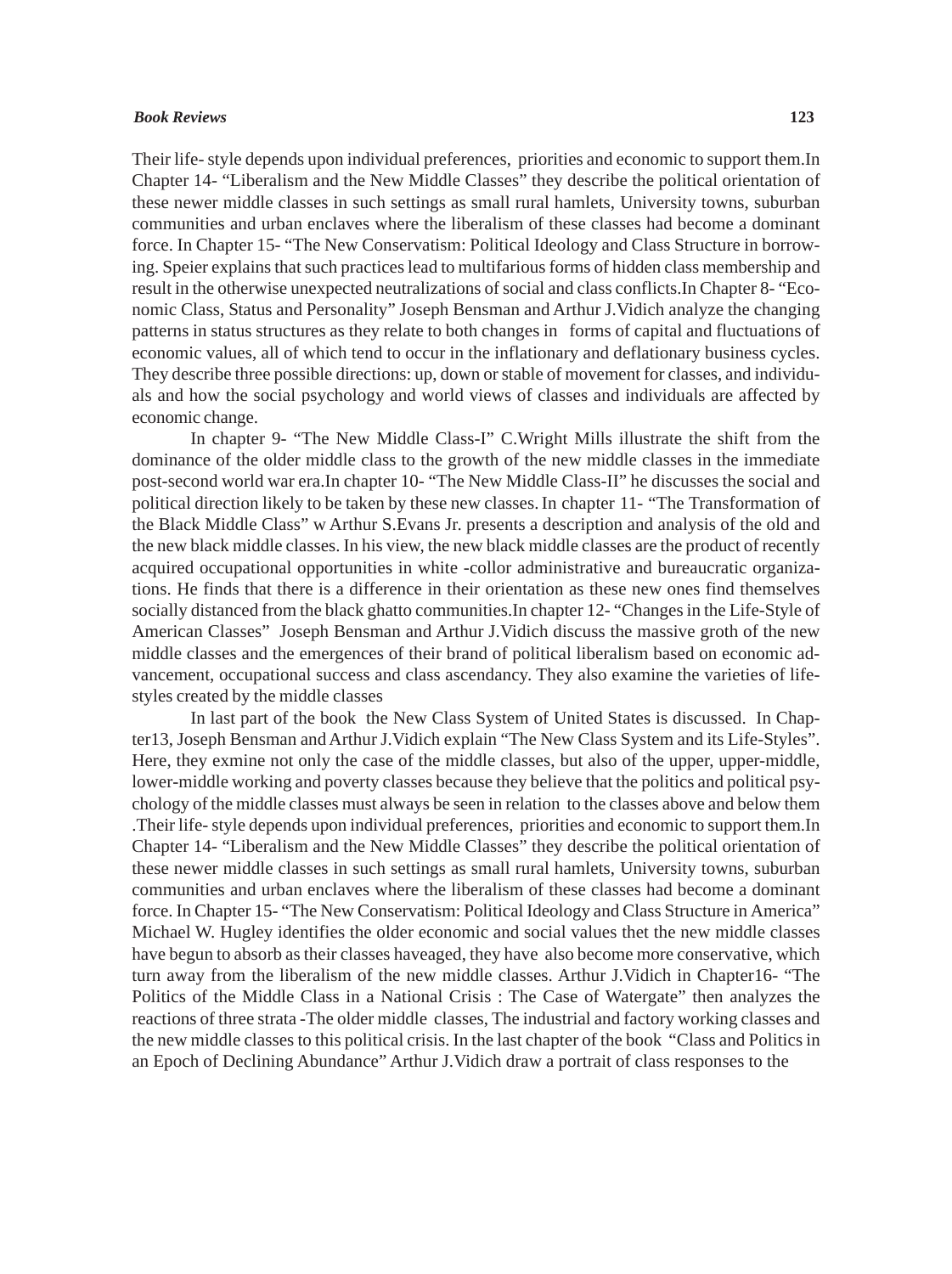Their life- style depends upon individual preferences, priorities and economic to support them.In Chapter 14- "Liberalism and the New Middle Classes" they describe the political orientation of these newer middle classes in such settings as small rural hamlets, University towns, suburban communities and urban enclaves where the liberalism of these classes had become a dominant force. In Chapter 15- "The New Conservatism: Political Ideology and Class Structure in borrowing. Speier explains that such practices lead to multifarious forms of hidden class membership and result in the otherwise unexpected neutralizations of social and class conflicts.In Chapter 8- "Economic Class, Status and Personality" Joseph Bensman and Arthur J.Vidich analyze the changing patterns in status structures as they relate to both changes in forms of capital and fluctuations of economic values, all of which tend to occur in the inflationary and deflationary business cycles. They describe three possible directions: up, down or stable of movement for classes, and individuals and how the social psychology and world views of classes and individuals are affected by economic change.

In chapter 9- "The New Middle Class-I" C.Wright Mills illustrate the shift from the dominance of the older middle class to the growth of the new middle classes in the immediate post-second world war era.In chapter 10- "The New Middle Class-II" he discusses the social and political direction likely to be taken by these new classes. In chapter 11- "The Transformation of the Black Middle Class" w Arthur S.Evans Jr. presents a description and analysis of the old and the new black middle classes. In his view, the new black middle classes are the product of recently acquired occupational opportunities in white -collor administrative and bureaucratic organizations. He finds that there is a difference in their orientation as these new ones find themselves socially distanced from the black ghatto communities.In chapter 12- "Changes in the Life-Style of American Classes" Joseph Bensman and Arthur J.Vidich discuss the massive groth of the new middle classes and the emergences of their brand of political liberalism based on economic advancement, occupational success and class ascendancy. They also examine the varieties of life-styles created by the middle classes

In last part of the book the New Class System of United States is discussed. In Chapter13, Joseph Bensman and Arthur J.Vidich explain "The New Class System and its Life-Styles". Here, they exmine not only the case of the middle classes, but also of the upper, upper-middle, lower-middle working and poverty classes because they believe that the politics and political psychology of the middle classes must always be seen in relation to the classes above and below them .Their life- style depends upon individual preferences, priorities and economic to support them.In Chapter 14- "Liberalism and the New Middle Classes" they describe the political orientation of these newer middle classes in such settings as small rural hamlets, University towns, suburban communities and urban enclaves where the liberalism of these classes had become a dominant force. In Chapter 15- "The New Conservatism: Political Ideology and Class Structure in America" Michael W. Hugley identifies the older economic and social values thet the new middle classes have begun to absorb as their classes haveaged, they have also become more conservative, which turn away from the liberalism of the new middle classes. Arthur J.Vidich in Chapter16- "The Politics of the Middle Class in a National Crisis : The Case of Watergate" then analyzes the reactions of three strata -The older middle classes, The industrial and factory working classes and the new middle classes to this political crisis. In the last chapter of the book "Class and Politics in an Epoch of Declining Abundance" Arthur J.Vidich draw a portrait of class responses to the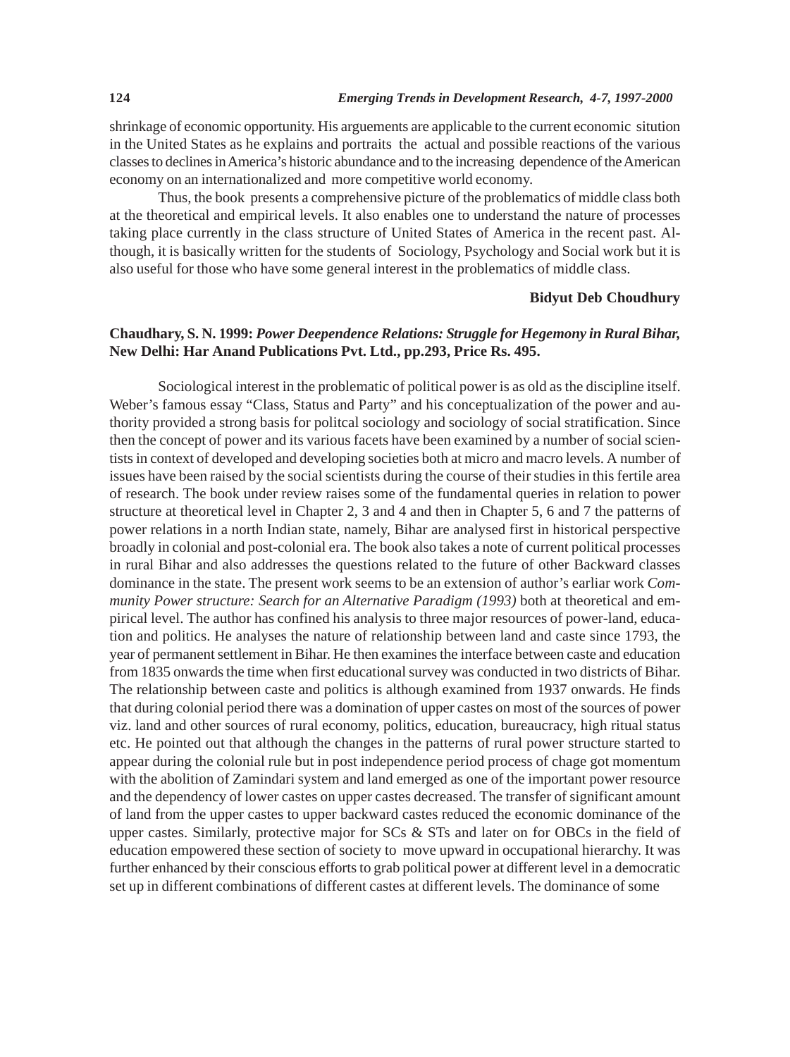shrinkage of economic opportunity. His arguements are applicable to the current economic situtation in the United States as he explains and portraits the actual and possible reactions of the various classes to declines in America's historic abundance and to the increasing dependence of the American economy on an internationalized and more competitive world economy.

Thus, the book presents a comprehensive picture of the problematics of middle class both at the theoretical and empirical levels. It also enables one to understand the nature of processes taking place currently in the class structure of United States of America in the recent past. Although, it is basically written for the students of Sociology, Psychology and Social work but it is also useful for those who have some general interest in the problematics of middle class.

**Bidyut Deb Choudhury**

**Chaudhary, S. N. 1999:** ***Power Deependence Relations: Struggle for Hegemony in Rural Bihar,*** **New Delhi: Har Anand Publications Pvt. Ltd., pp.293, Price Rs. 495.**

Sociological interest in the problematic of political power is as old as the discipline itself. Weber's famous essay "Class, Status and Party" and his conceptualization of the power and authority provided a strong basis for politcal sociology and sociology of social stratification. Since then the concept of power and its various facets have been examined by a number of social scientists in context of developed and developing societies both at micro and macro levels. A number of issues have been raised by the social scientists during the course of their studies in this fertile area of research. The book under review raises some of the fundamental queries in relation to power structure at theoretical level in Chapter 2, 3 and 4 and then in Chapter 5, 6 and 7 the patterns of power relations in a north Indian state, namely, Bihar are analysed first in historical perspective broadly in colonial and post-colonial era. The book also takes a note of current political processes in rural Bihar and also addresses the questions related to the future of other Backward classes dominance in the state. The present work seems to be an extension of author's earliar work *Community Power structure: Search for an Alternative Paradigm (1993)* both at theoretical and empirical level. The author has confined his analysis to three major resources of power-land, education and politics. He analyses the nature of relationship between land and caste since 1793, the year of permanent settlement in Bihar. He then examines the interface between caste and education from 1835 onwards the time when first educational survey was conducted in two districts of Bihar. The relationship between caste and politics is although examined from 1937 onwards. He finds that during colonial period there was a domination of upper castes on most of the sources of power viz. land and other sources of rural economy, politics, education, bureaucracy, high ritual status etc. He pointed out that although the changes in the patterns of rural power structure started to appear during the colonial rule but in post independence period process of chage got momentum with the abolition of Zamindari system and land emerged as one of the important power resource and the dependency of lower castes on upper castes decreased. The transfer of significant amount of land from the upper castes to upper backward castes reduced the economic dominance of the upper castes. Similarly, protective major for SCs & STs and later on for OBCs in the field of education empowered these section of society to move upward in occupational hierarchy. It was further enhanced by their conscious efforts to grab political power at different level in a democratic set up in different combinations of different castes at different levels. The dominance of some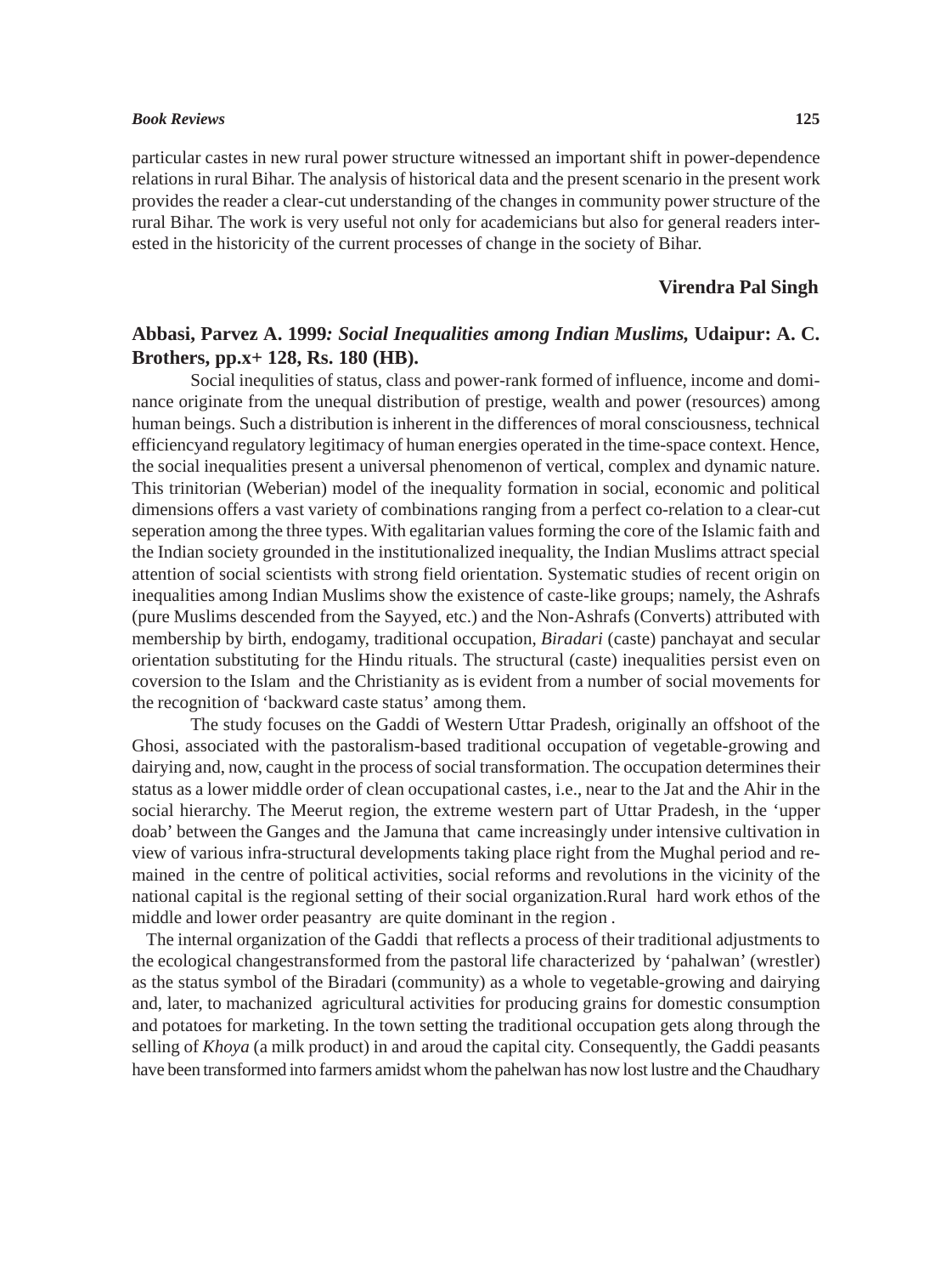particular castes in new rural power structure witnessed an important shift in power-dependence relations in rural Bihar. The analysis of historical data and the present scenario in the present work provides the reader a clear-cut understanding of the changes in community power structure of the rural Bihar. The work is very useful not only for academicians but also for general readers interested in the historicity of the current processes of change in the society of Bihar.

**Virendra Pal Singh**

**Abbasi, Parvez A. 1999*: Social Inequalities among Indian Muslims,* Udaipur: A. C. Brothers, pp.x+ 128, Rs. 180 (HB).**

Social inequlities of status, class and power-rank formed of influence, income and dominance originate from the unequal distribution of prestige, wealth and power (resources) among human beings. Such a distribution is inherent in the differences of moral consciousness, technical efficiencyand regulatory legitimacy of human energies operated in the time-space context. Hence, the social inequalities present a universal phenomenon of vertical, complex and dynamic nature. This trinitorian (Weberian) model of the inequality formation in social, economic and political dimensions offers a vast variety of combinations ranging from a perfect co-relation to a clear-cut seperation among the three types. With egalitarian values forming the core of the Islamic faith and the Indian society grounded in the institutionalized inequality, the Indian Muslims attract special attention of social scientists with strong field orientation. Systematic studies of recent origin on inequalities among Indian Muslims show the existence of caste-like groups; namely, the Ashrafs (pure Muslims descended from the Sayyed, etc.) and the Non-Ashrafs (Converts) attributed with membership by birth, endogamy, traditional occupation, *Biradari* (caste) panchayat and secular orientation substituting for the Hindu rituals. The structural (caste) inequalities persist even on coversion to the Islam and the Christianity as is evident from a number of social movements for the recognition of 'backward caste status' among them.

The study focuses on the Gaddi of Western Uttar Pradesh, originally an offshoot of the Ghosi, associated with the pastoralism-based traditional occupation of vegetable-growing and dairying and, now, caught in the process of social transformation. The occupation determines their status as a lower middle order of clean occupational castes, i.e., near to the Jat and the Ahir in the social hierarchy. The Meerut region, the extreme western part of Uttar Pradesh, in the 'upper doab' between the Ganges and the Jamuna that came increasingly under intensive cultivation in view of various infra-structural developments taking place right from the Mughal period and remained in the centre of political activities, social reforms and revolutions in the vicinity of the national capital is the regional setting of their social organization.Rural hard work ethos of the middle and lower order peasantry are quite dominant in the region .

The internal organization of the Gaddi that reflects a process of their traditional adjustments to the ecological changestransformed from the pastoral life characterized by 'pahalwan' (wrestler) as the status symbol of the Biradari (community) as a whole to vegetable-growing and dairying and, later, to machanized agricultural activities for producing grains for domestic consumption and potatoes for marketing. In the town setting the traditional occupation gets along through the selling of *Khoya* (a milk product) in and aroud the capital city. Consequently, the Gaddi peasants have been transformed into farmers amidst whom the pahelwan has now lost lustre and the Chaudhary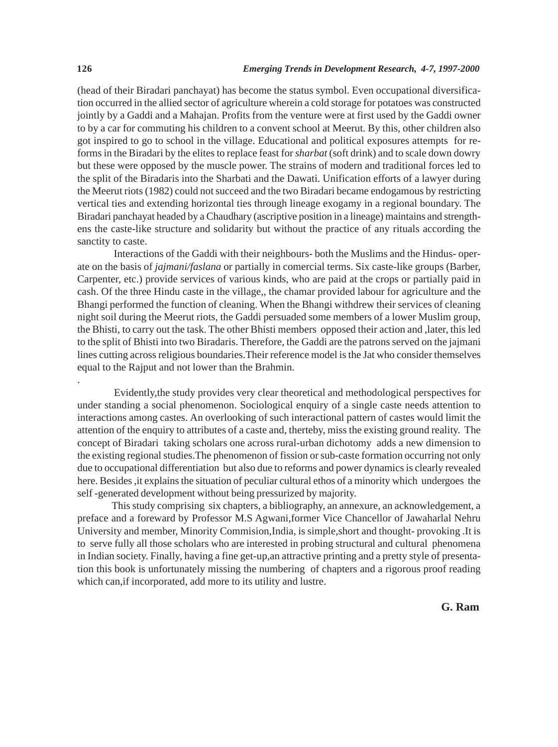(head of their Biradari panchayat) has become the status symbol. Even occupational diversification occurred in the allied sector of agriculture wherein a cold storage for potatoes was constructed jointly by a Gaddi and a Mahajan. Profits from the venture were at first used by the Gaddi owner to by a car for commuting his children to a convent school at Meerut. By this, other children also got inspired to go to school in the village. Educational and political exposures attempts for reforms in the Biradari by the elites to replace feast for *sharbat* (soft drink) and to scale down dowry but these were opposed by the muscle power. The strains of modern and traditional forces led to the split of the Biradaris into the Sharbati and the Dawati. Unification efforts of a lawyer during the Meerut riots (1982) could not succeed and the two Biradari became endogamous by restricting vertical ties and extending horizontal ties through lineage exogamy in a regional boundary. The Biradari panchayat headed by a Chaudhary (ascriptive position in a lineage) maintains and strengthens the caste-like structure and solidarity but without the practice of any rituals according the sanctity to caste.

Interactions of the Gaddi with their neighbours- both the Muslims and the Hindus- operate on the basis of *jajmani/faslana* or partially in comercial terms. Six caste-like groups (Barber, Carpenter, etc.) provide services of various kinds, who are paid at the crops or partially paid in cash. Of the three Hindu caste in the village,, the chamar provided labour for agriculture and the Bhangi performed the function of cleaning. When the Bhangi withdrew their services of cleaning night soil during the Meerut riots, the Gaddi persuaded some members of a lower Muslim group, the Bhisti, to carry out the task. The other Bhisti members opposed their action and ,later, this led to the split of Bhisti into two Biradaris. Therefore, the Gaddi are the patrons served on the jajmani lines cutting across religious boundaries.Their reference model is the Jat who consider themselves equal to the Rajput and not lower than the Brahmin.

.

Evidently,the study provides very clear theoretical and methodological perspectives for under standing a social phenomenon. Sociological enquiry of a single caste needs attention to interactions among castes. An overlooking of such interactional pattern of castes would limit the attention of the enquiry to attributes of a caste and, therteby, miss the existing ground reality. The concept of Biradari taking scholars one across rural-urban dichotomy adds a new dimension to the existing regional studies.The phenomenon of fission or sub-caste formation occurring not only due to occupational differentiation but also due to reforms and power dynamics is clearly revealed here. Besides ,it explains the situation of peculiar cultural ethos of a minority which undergoes the self -generated development without being pressurized by majority.

This study comprising six chapters, a bibliography, an annexure, an acknowledgement, a preface and a foreward by Professor M.S Agwani,former Vice Chancellor of Jawaharlal Nehru University and member, Minority Commision,India, is simple,short and thought- provoking .It is to serve fully all those scholars who are interested in probing structural and cultural phenomena in Indian society. Finally, having a fine get-up,an attractive printing and a pretty style of presentation this book is unfortunately missing the numbering of chapters and a rigorous proof reading which can,if incorporated, add more to its utility and lustre.

**G. Ram**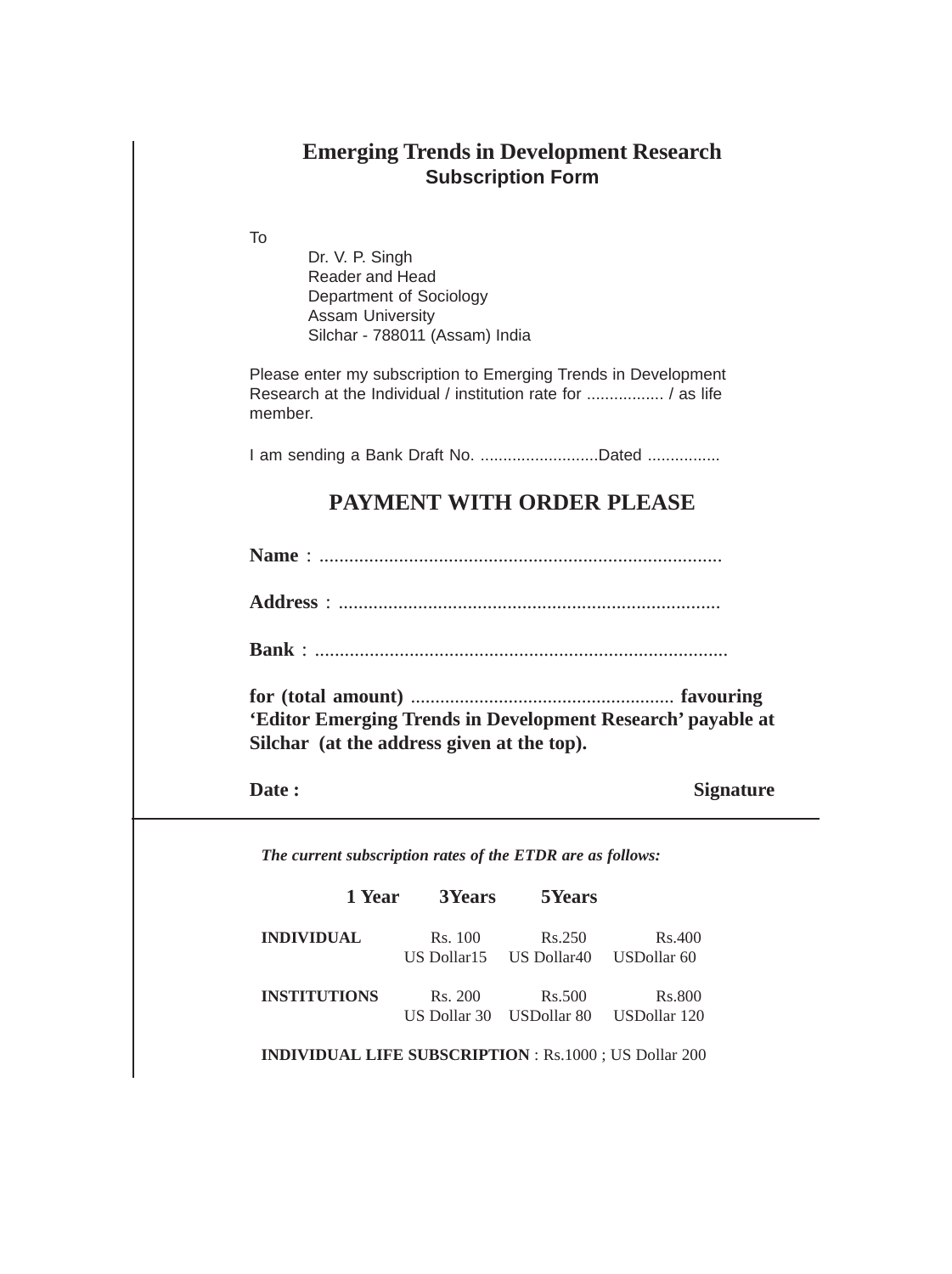# Emerging Trends in Development Research

## Subscription Form

To

Dr. V. P. Singh
Reader and Head
Department of Sociology
Assam University
Silchar - 788011 (Assam) India

Please enter my subscription to Emerging Trends in Development Research at the Individual / institution rate for ................. / as life member.

I am sending a Bank Draft No. ..........................Dated ................

## PAYMENT WITH ORDER PLEASE

**Name** : .................................................................................

**Address** : ............................................................................

**Bank** : ...................................................................................

**for (total amount)** ...................................................... **favouring 'Editor Emerging Trends in Development Research' payable at Silchar (at the address given at the top).**

**Date :** **Signature**

---

***The current subscription rates of the ETDR are as follows:***

| | **1 Year** | **3Years** | **5Years** |
|---|---|---|---|
| **INDIVIDUAL** | Rs. 100<br>US Dollar15 | Rs.250<br>US Dollar40 | Rs.400<br>USDollar 60 |
| **INSTITUTIONS** | Rs. 200<br>US Dollar 30 | Rs.500<br>USDollar 80 | Rs.800<br>USDollar 120 |

**INDIVIDUAL LIFE SUBSCRIPTION** : Rs.1000 ; US Dollar 200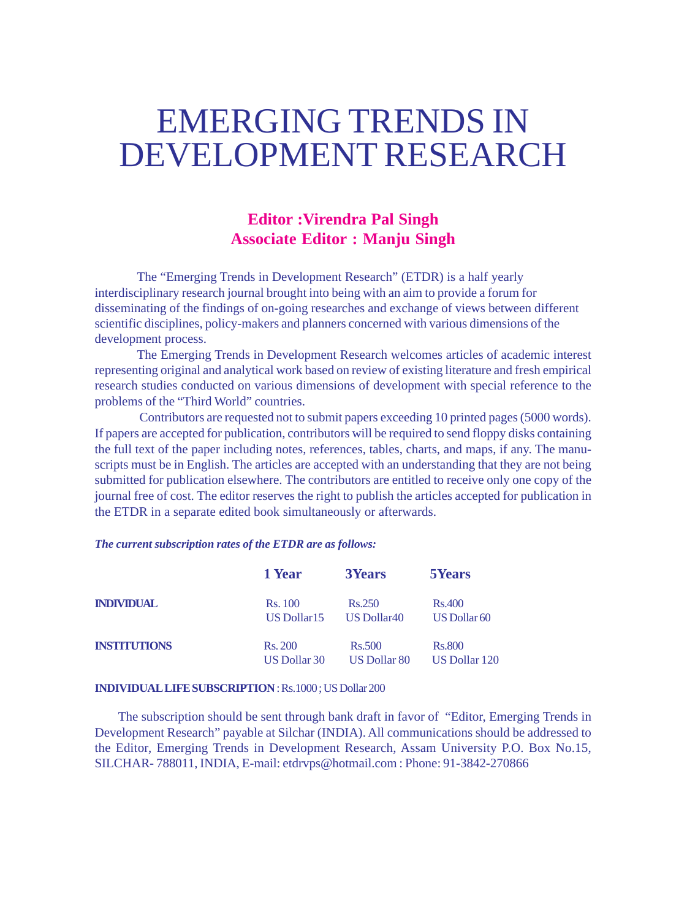# EMERGING TRENDS IN DEVELOPMENT RESEARCH

**Editor :Virendra Pal Singh**
**Associate Editor : Manju Singh**

The "Emerging Trends in Development Research" (ETDR) is a half yearly interdisciplinary research journal brought into being with an aim to provide a forum for disseminating of the findings of on-going researches and exchange of views between different scientific disciplines, policy-makers and planners concerned with various dimensions of the development process.

The Emerging Trends in Development Research welcomes articles of academic interest representing original and analytical work based on review of existing literature and fresh empirical research studies conducted on various dimensions of development with special reference to the problems of the "Third World" countries.

Contributors are requested not to submit papers exceeding 10 printed pages (5000 words). If papers are accepted for publication, contributors will be required to send floppy disks containing the full text of the paper including notes, references, tables, charts, and maps, if any. The manuscripts must be in English. The articles are accepted with an understanding that they are not being submitted for publication elsewhere. The contributors are entitled to receive only one copy of the journal free of cost. The editor reserves the right to publish the articles accepted for publication in the ETDR in a separate edited book simultaneously or afterwards.

***The current subscription rates of the ETDR are as follows:***

| | **1 Year** | **3Years** | **5Years** |
|---|---|---|---|
| **INDIVIDUAL** | Rs. 100<br>US Dollar15 | Rs.250<br>US Dollar40 | Rs.400<br>US Dollar 60 |
| **INSTITUTIONS** | Rs. 200<br>US Dollar 30 | Rs.500<br>US Dollar 80 | Rs.800<br>US Dollar 120 |

**INDIVIDUAL LIFE SUBSCRIPTION** : Rs.1000 ; US Dollar 200

The subscription should be sent through bank draft in favor of "Editor, Emerging Trends in Development Research" payable at Silchar (INDIA). All communications should be addressed to the Editor, Emerging Trends in Development Research, Assam University P.O. Box No.15, SILCHAR- 788011, INDIA, E-mail: etdrvps@hotmail.com : Phone: 91-3842-270866